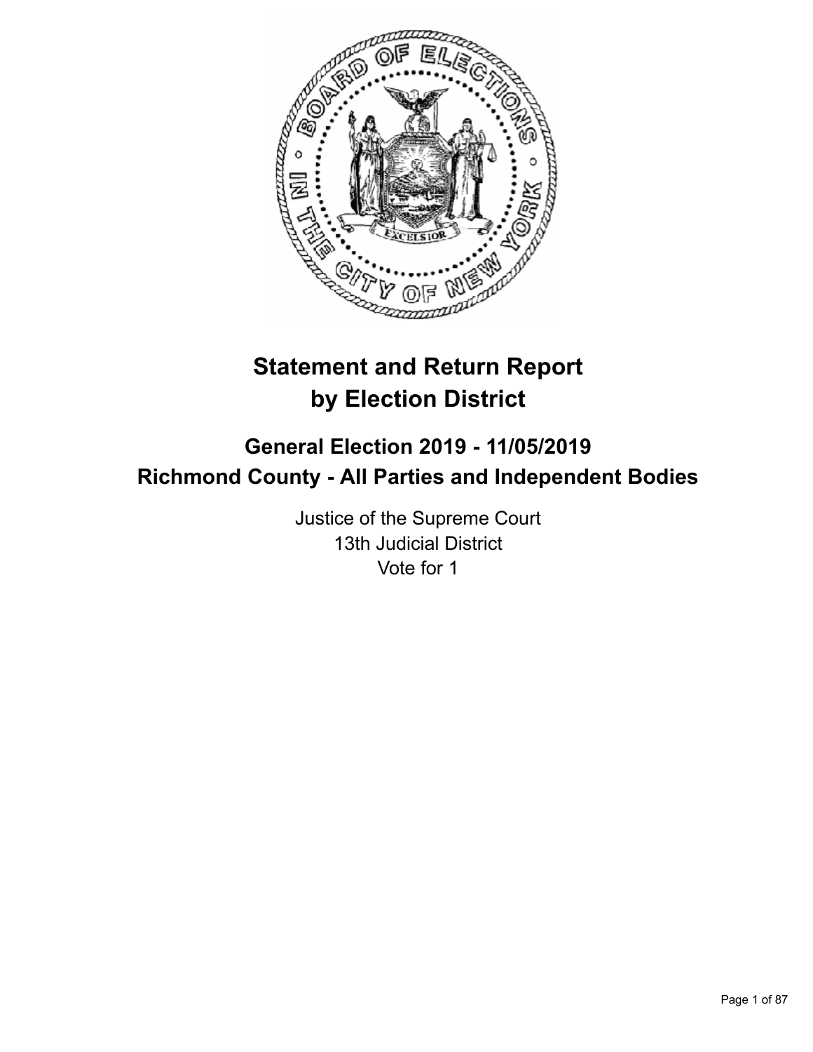# Statement and Return Report by Election District

## General Election 2019 - 11/05/2019
## Richmond County - All Parties and Independent Bodies

Justice of the Supreme Court
13th Judicial District
Vote for 1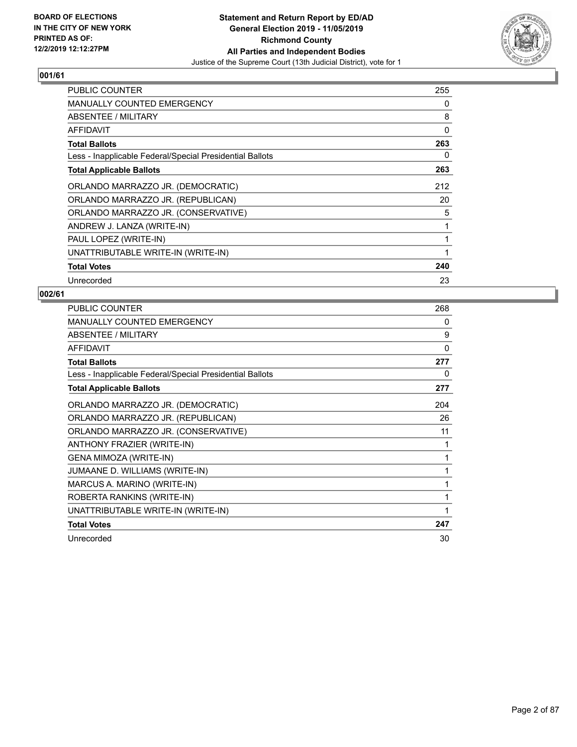BOARD OF ELECTIONS
IN THE CITY OF NEW YORK
PRINTED AS OF:
12/2/2019 12:12:27PM

**Statement and Return Report by ED/AD**
**General Election 2019 - 11/05/2019**
**Richmond County**
**All Parties and Independent Bodies**
Justice of the Supreme Court (13th Judicial District), vote for 1

### 001/61

| | |
|---|---|
| PUBLIC COUNTER | 255 |
| MANUALLY COUNTED EMERGENCY | 0 |
| ABSENTEE / MILITARY | 8 |
| AFFIDAVIT | 0 |
| **Total Ballots** | **263** |
| Less - Inapplicable Federal/Special Presidential Ballots | 0 |
| **Total Applicable Ballots** | **263** |
| ORLANDO MARRAZZO JR. (DEMOCRATIC) | 212 |
| ORLANDO MARRAZZO JR. (REPUBLICAN) | 20 |
| ORLANDO MARRAZZO JR. (CONSERVATIVE) | 5 |
| ANDREW J. LANZA (WRITE-IN) | 1 |
| PAUL LOPEZ (WRITE-IN) | 1 |
| UNATTRIBUTABLE WRITE-IN (WRITE-IN) | 1 |
| **Total Votes** | **240** |
| Unrecorded | 23 |

### 002/61

| | |
|---|---|
| PUBLIC COUNTER | 268 |
| MANUALLY COUNTED EMERGENCY | 0 |
| ABSENTEE / MILITARY | 9 |
| AFFIDAVIT | 0 |
| **Total Ballots** | **277** |
| Less - Inapplicable Federal/Special Presidential Ballots | 0 |
| **Total Applicable Ballots** | **277** |
| ORLANDO MARRAZZO JR. (DEMOCRATIC) | 204 |
| ORLANDO MARRAZZO JR. (REPUBLICAN) | 26 |
| ORLANDO MARRAZZO JR. (CONSERVATIVE) | 11 |
| ANTHONY FRAZIER (WRITE-IN) | 1 |
| GENA MIMOZA (WRITE-IN) | 1 |
| JUMAANE D. WILLIAMS (WRITE-IN) | 1 |
| MARCUS A. MARINO (WRITE-IN) | 1 |
| ROBERTA RANKINS (WRITE-IN) | 1 |
| UNATTRIBUTABLE WRITE-IN (WRITE-IN) | 1 |
| **Total Votes** | **247** |
| Unrecorded | 30 |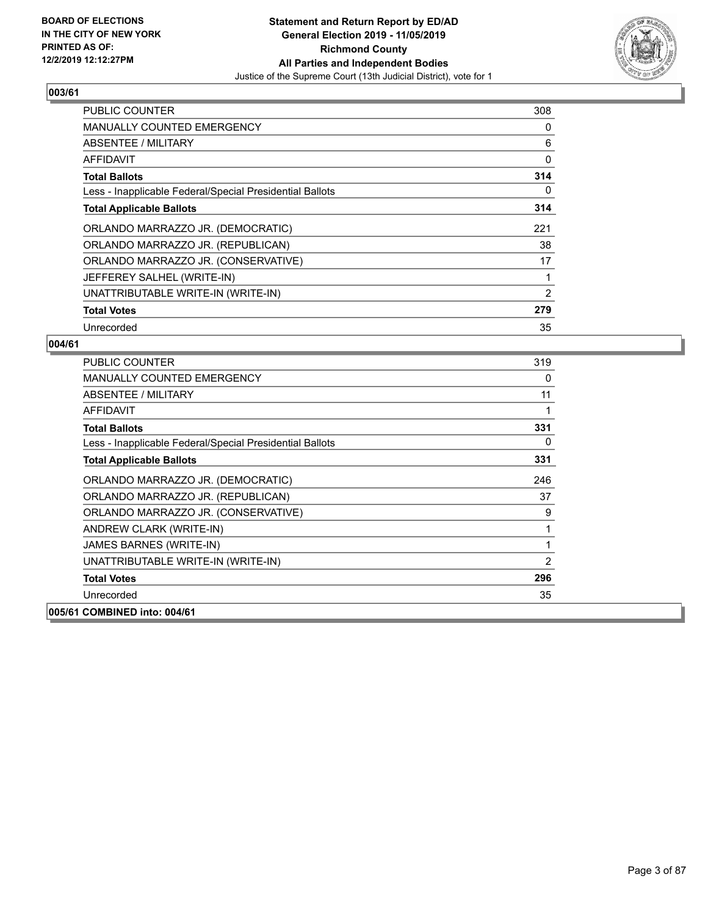**BOARD OF ELECTIONS IN THE CITY OF NEW YORK PRINTED AS OF: 12/2/2019 12:12:27PM**

**Statement and Return Report by ED/AD General Election 2019 - 11/05/2019 Richmond County All Parties and Independent Bodies**

Justice of the Supreme Court (13th Judicial District), vote for 1

## 003/61

| | |
|---|---|
| PUBLIC COUNTER | 308 |
| MANUALLY COUNTED EMERGENCY | 0 |
| ABSENTEE / MILITARY | 6 |
| AFFIDAVIT | 0 |
| **Total Ballots** | **314** |
| Less - Inapplicable Federal/Special Presidential Ballots | 0 |
| **Total Applicable Ballots** | **314** |
| ORLANDO MARRAZZO JR. (DEMOCRATIC) | 221 |
| ORLANDO MARRAZZO JR. (REPUBLICAN) | 38 |
| ORLANDO MARRAZZO JR. (CONSERVATIVE) | 17 |
| JEFFEREY SALHEL (WRITE-IN) | 1 |
| UNATTRIBUTABLE WRITE-IN (WRITE-IN) | 2 |
| **Total Votes** | **279** |
| Unrecorded | 35 |

## 004/61

| | |
|---|---|
| PUBLIC COUNTER | 319 |
| MANUALLY COUNTED EMERGENCY | 0 |
| ABSENTEE / MILITARY | 11 |
| AFFIDAVIT | 1 |
| **Total Ballots** | **331** |
| Less - Inapplicable Federal/Special Presidential Ballots | 0 |
| **Total Applicable Ballots** | **331** |
| ORLANDO MARRAZZO JR. (DEMOCRATIC) | 246 |
| ORLANDO MARRAZZO JR. (REPUBLICAN) | 37 |
| ORLANDO MARRAZZO JR. (CONSERVATIVE) | 9 |
| ANDREW CLARK (WRITE-IN) | 1 |
| JAMES BARNES (WRITE-IN) | 1 |
| UNATTRIBUTABLE WRITE-IN (WRITE-IN) | 2 |
| **Total Votes** | **296** |
| Unrecorded | 35 |

**005/61 COMBINED into: 004/61**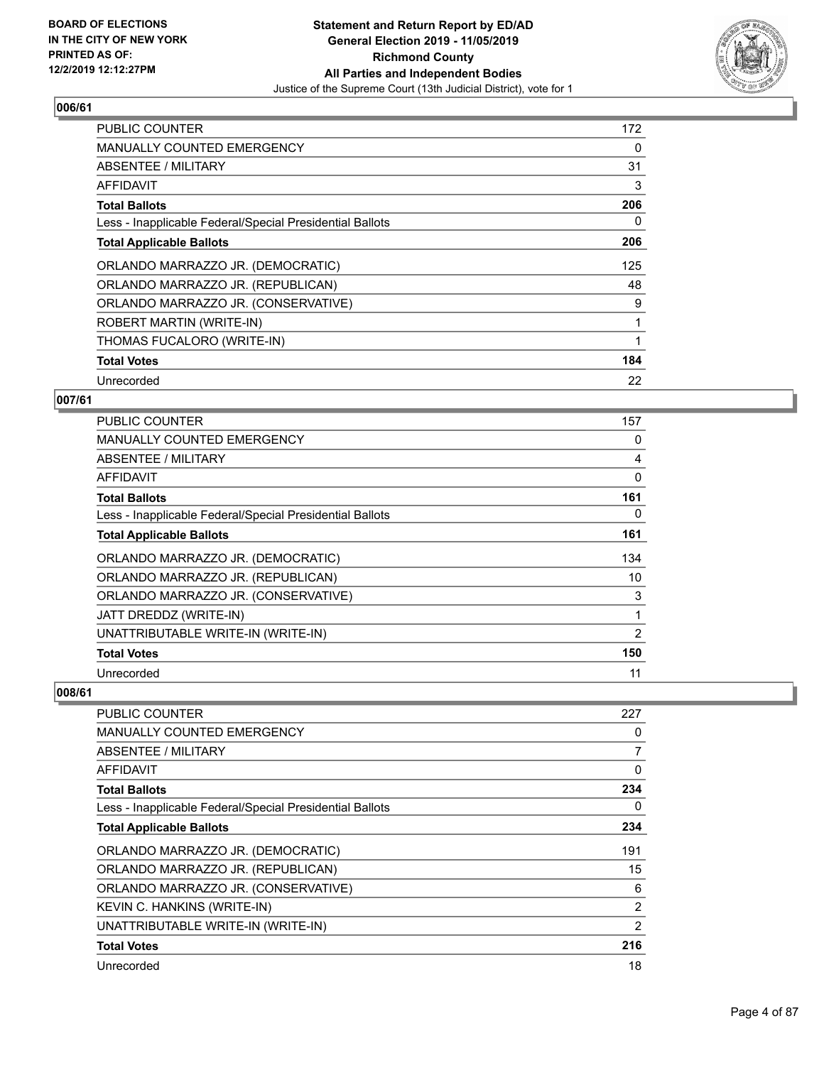## 006/61

| | |
|---|---|
| PUBLIC COUNTER | 172 |
| MANUALLY COUNTED EMERGENCY | 0 |
| ABSENTEE / MILITARY | 31 |
| AFFIDAVIT | 3 |
| **Total Ballots** | **206** |
| Less - Inapplicable Federal/Special Presidential Ballots | 0 |
| **Total Applicable Ballots** | **206** |
| ORLANDO MARRAZZO JR. (DEMOCRATIC) | 125 |
| ORLANDO MARRAZZO JR. (REPUBLICAN) | 48 |
| ORLANDO MARRAZZO JR. (CONSERVATIVE) | 9 |
| ROBERT MARTIN (WRITE-IN) | 1 |
| THOMAS FUCALORO (WRITE-IN) | 1 |
| **Total Votes** | **184** |
| Unrecorded | 22 |

## 007/61

| | |
|---|---|
| PUBLIC COUNTER | 157 |
| MANUALLY COUNTED EMERGENCY | 0 |
| ABSENTEE / MILITARY | 4 |
| AFFIDAVIT | 0 |
| **Total Ballots** | **161** |
| Less - Inapplicable Federal/Special Presidential Ballots | 0 |
| **Total Applicable Ballots** | **161** |
| ORLANDO MARRAZZO JR. (DEMOCRATIC) | 134 |
| ORLANDO MARRAZZO JR. (REPUBLICAN) | 10 |
| ORLANDO MARRAZZO JR. (CONSERVATIVE) | 3 |
| JATT DREDDZ (WRITE-IN) | 1 |
| UNATTRIBUTABLE WRITE-IN (WRITE-IN) | 2 |
| **Total Votes** | **150** |
| Unrecorded | 11 |

## 008/61

| | |
|---|---|
| PUBLIC COUNTER | 227 |
| MANUALLY COUNTED EMERGENCY | 0 |
| ABSENTEE / MILITARY | 7 |
| AFFIDAVIT | 0 |
| **Total Ballots** | **234** |
| Less - Inapplicable Federal/Special Presidential Ballots | 0 |
| **Total Applicable Ballots** | **234** |
| ORLANDO MARRAZZO JR. (DEMOCRATIC) | 191 |
| ORLANDO MARRAZZO JR. (REPUBLICAN) | 15 |
| ORLANDO MARRAZZO JR. (CONSERVATIVE) | 6 |
| KEVIN C. HANKINS (WRITE-IN) | 2 |
| UNATTRIBUTABLE WRITE-IN (WRITE-IN) | 2 |
| **Total Votes** | **216** |
| Unrecorded | 18 |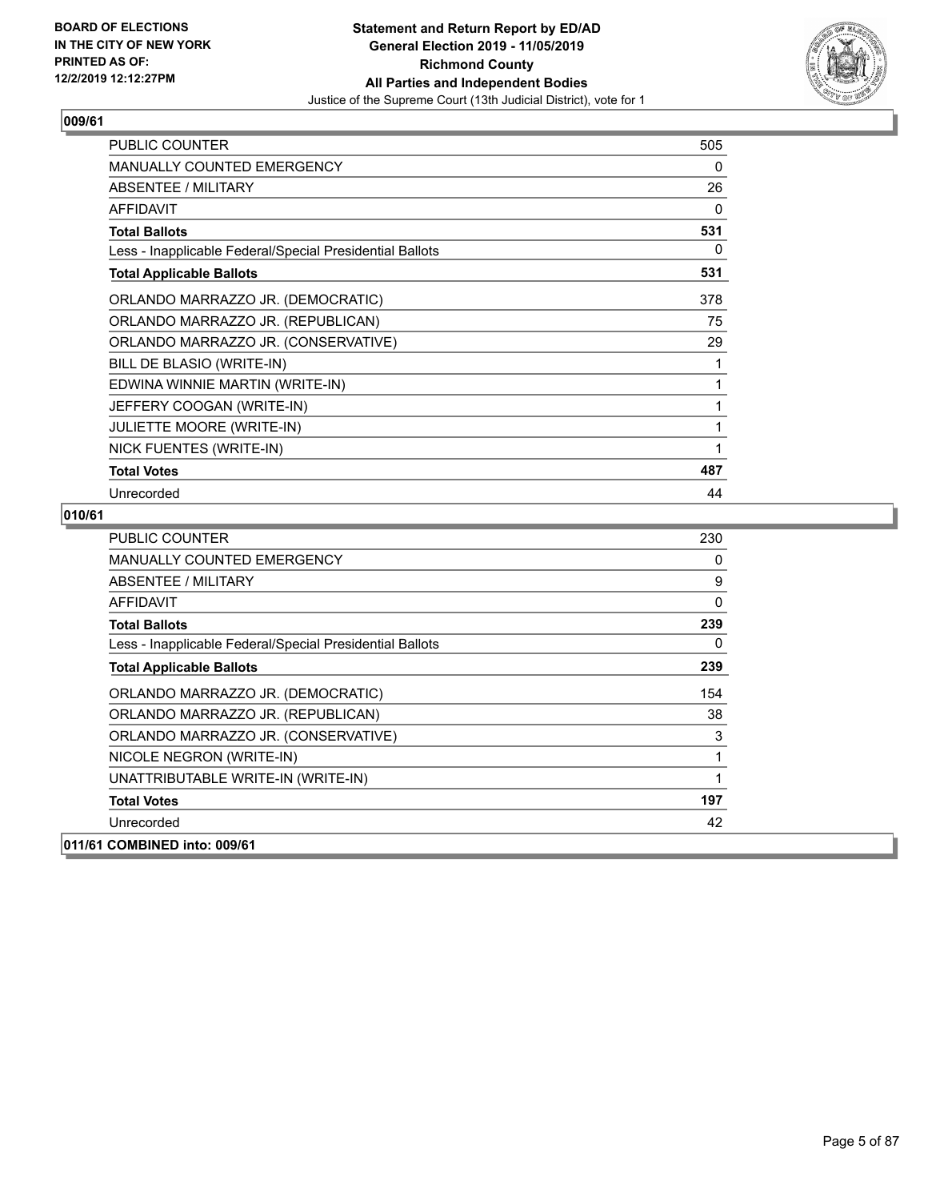## 009/61

| | |
|---|---|
| PUBLIC COUNTER | 505 |
| MANUALLY COUNTED EMERGENCY | 0 |
| ABSENTEE / MILITARY | 26 |
| AFFIDAVIT | 0 |
| **Total Ballots** | **531** |
| Less - Inapplicable Federal/Special Presidential Ballots | 0 |
| **Total Applicable Ballots** | **531** |
| ORLANDO MARRAZZO JR. (DEMOCRATIC) | 378 |
| ORLANDO MARRAZZO JR. (REPUBLICAN) | 75 |
| ORLANDO MARRAZZO JR. (CONSERVATIVE) | 29 |
| BILL DE BLASIO (WRITE-IN) | 1 |
| EDWINA WINNIE MARTIN (WRITE-IN) | 1 |
| JEFFERY COOGAN (WRITE-IN) | 1 |
| JULIETTE MOORE (WRITE-IN) | 1 |
| NICK FUENTES (WRITE-IN) | 1 |
| **Total Votes** | **487** |
| Unrecorded | 44 |

## 010/61

| | |
|---|---|
| PUBLIC COUNTER | 230 |
| MANUALLY COUNTED EMERGENCY | 0 |
| ABSENTEE / MILITARY | 9 |
| AFFIDAVIT | 0 |
| **Total Ballots** | **239** |
| Less - Inapplicable Federal/Special Presidential Ballots | 0 |
| **Total Applicable Ballots** | **239** |
| ORLANDO MARRAZZO JR. (DEMOCRATIC) | 154 |
| ORLANDO MARRAZZO JR. (REPUBLICAN) | 38 |
| ORLANDO MARRAZZO JR. (CONSERVATIVE) | 3 |
| NICOLE NEGRON (WRITE-IN) | 1 |
| UNATTRIBUTABLE WRITE-IN (WRITE-IN) | 1 |
| **Total Votes** | **197** |
| Unrecorded | 42 |

## 011/61 COMBINED into: 009/61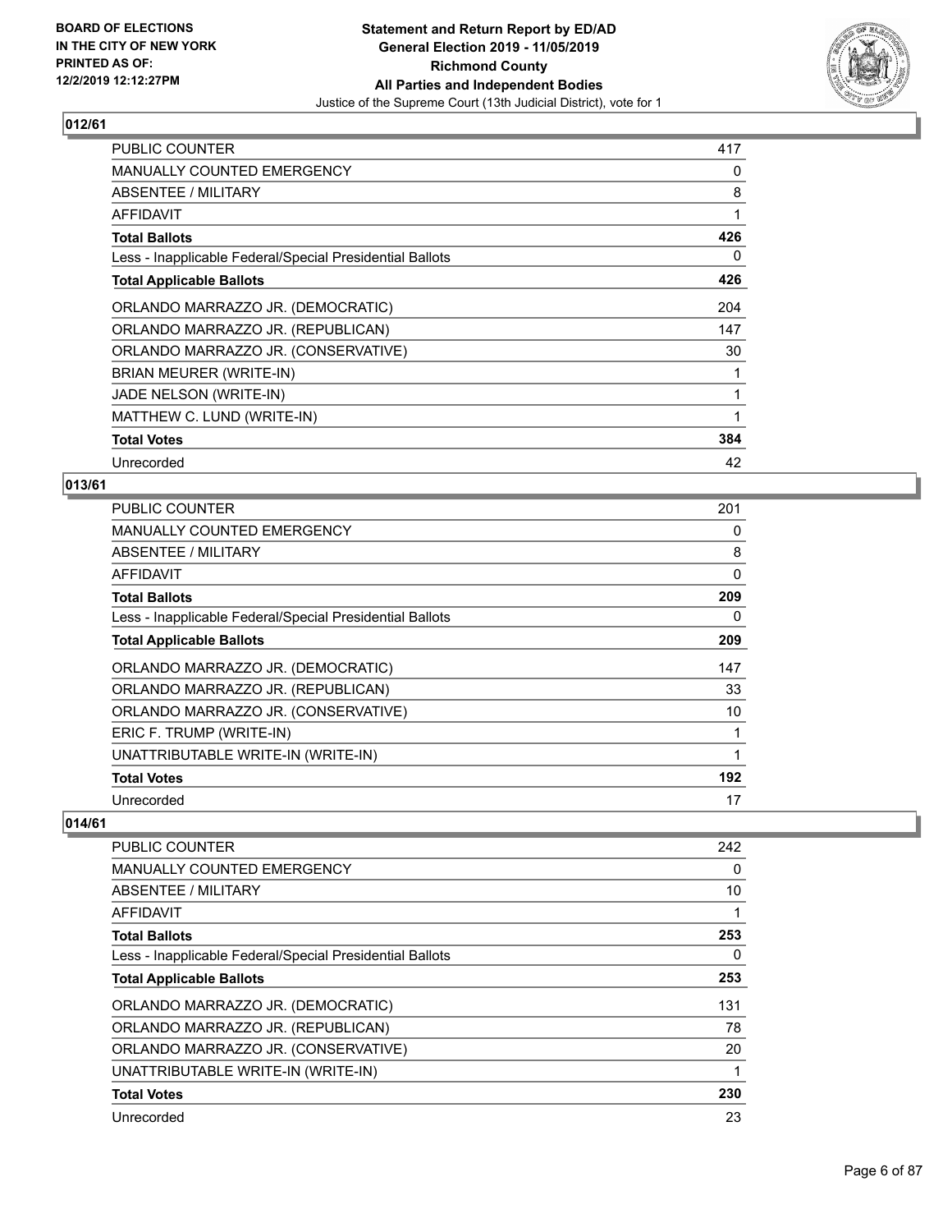## 012/61

| | |
|---|---|
| PUBLIC COUNTER | 417 |
| MANUALLY COUNTED EMERGENCY | 0 |
| ABSENTEE / MILITARY | 8 |
| AFFIDAVIT | 1 |
| **Total Ballots** | **426** |
| Less - Inapplicable Federal/Special Presidential Ballots | 0 |
| **Total Applicable Ballots** | **426** |
| ORLANDO MARRAZZO JR. (DEMOCRATIC) | 204 |
| ORLANDO MARRAZZO JR. (REPUBLICAN) | 147 |
| ORLANDO MARRAZZO JR. (CONSERVATIVE) | 30 |
| BRIAN MEURER (WRITE-IN) | 1 |
| JADE NELSON (WRITE-IN) | 1 |
| MATTHEW C. LUND (WRITE-IN) | 1 |
| **Total Votes** | **384** |
| Unrecorded | 42 |

## 013/61

| | |
|---|---|
| PUBLIC COUNTER | 201 |
| MANUALLY COUNTED EMERGENCY | 0 |
| ABSENTEE / MILITARY | 8 |
| AFFIDAVIT | 0 |
| **Total Ballots** | **209** |
| Less - Inapplicable Federal/Special Presidential Ballots | 0 |
| **Total Applicable Ballots** | **209** |
| ORLANDO MARRAZZO JR. (DEMOCRATIC) | 147 |
| ORLANDO MARRAZZO JR. (REPUBLICAN) | 33 |
| ORLANDO MARRAZZO JR. (CONSERVATIVE) | 10 |
| ERIC F. TRUMP (WRITE-IN) | 1 |
| UNATTRIBUTABLE WRITE-IN (WRITE-IN) | 1 |
| **Total Votes** | **192** |
| Unrecorded | 17 |

## 014/61

| | |
|---|---|
| PUBLIC COUNTER | 242 |
| MANUALLY COUNTED EMERGENCY | 0 |
| ABSENTEE / MILITARY | 10 |
| AFFIDAVIT | 1 |
| **Total Ballots** | **253** |
| Less - Inapplicable Federal/Special Presidential Ballots | 0 |
| **Total Applicable Ballots** | **253** |
| ORLANDO MARRAZZO JR. (DEMOCRATIC) | 131 |
| ORLANDO MARRAZZO JR. (REPUBLICAN) | 78 |
| ORLANDO MARRAZZO JR. (CONSERVATIVE) | 20 |
| UNATTRIBUTABLE WRITE-IN (WRITE-IN) | 1 |
| **Total Votes** | **230** |
| Unrecorded | 23 |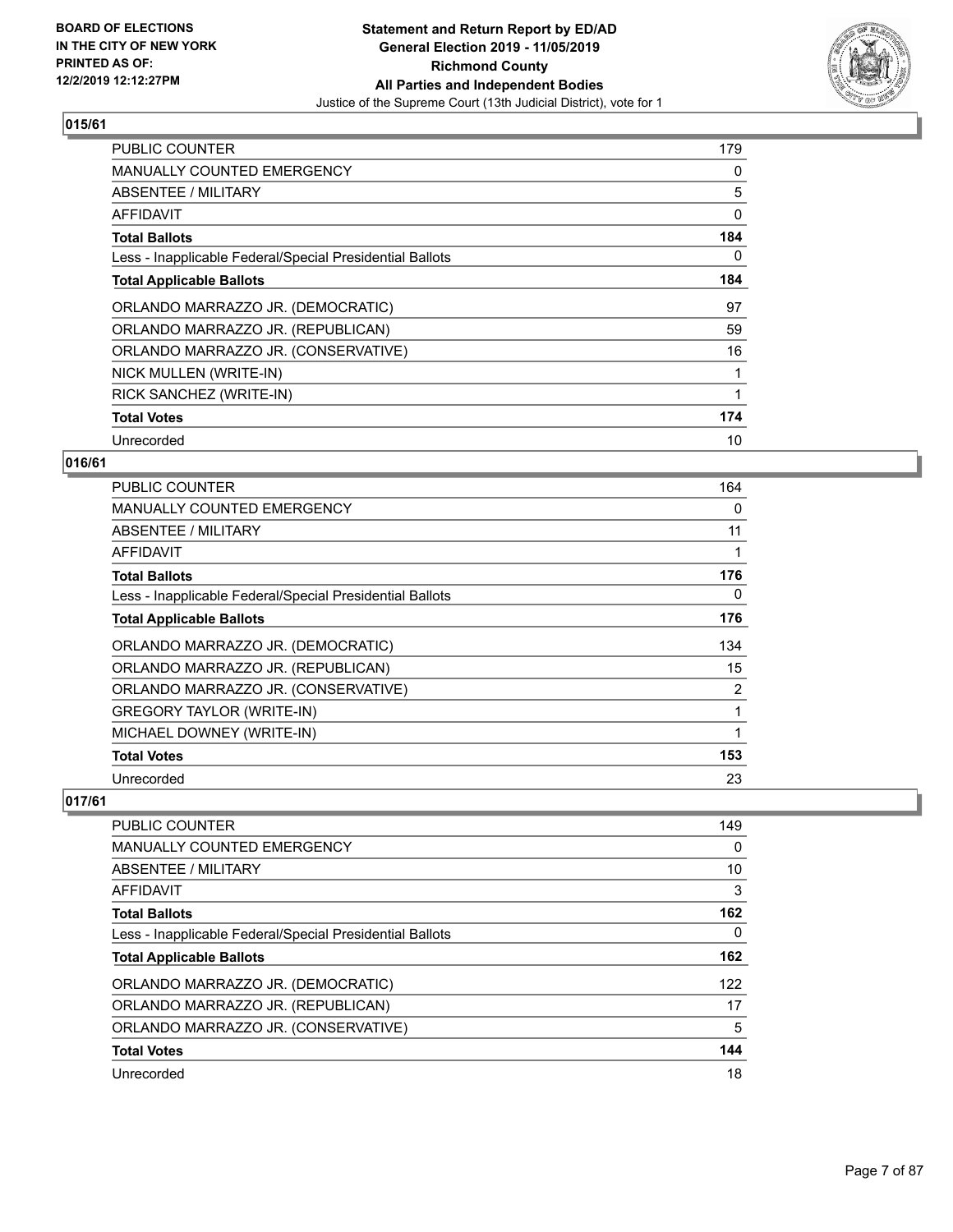## 015/61

| | |
|---|---|
| PUBLIC COUNTER | 179 |
| MANUALLY COUNTED EMERGENCY | 0 |
| ABSENTEE / MILITARY | 5 |
| AFFIDAVIT | 0 |
| **Total Ballots** | **184** |
| Less - Inapplicable Federal/Special Presidential Ballots | 0 |
| **Total Applicable Ballots** | **184** |
| ORLANDO MARRAZZO JR. (DEMOCRATIC) | 97 |
| ORLANDO MARRAZZO JR. (REPUBLICAN) | 59 |
| ORLANDO MARRAZZO JR. (CONSERVATIVE) | 16 |
| NICK MULLEN (WRITE-IN) | 1 |
| RICK SANCHEZ (WRITE-IN) | 1 |
| **Total Votes** | **174** |
| Unrecorded | 10 |

## 016/61

| | |
|---|---|
| PUBLIC COUNTER | 164 |
| MANUALLY COUNTED EMERGENCY | 0 |
| ABSENTEE / MILITARY | 11 |
| AFFIDAVIT | 1 |
| **Total Ballots** | **176** |
| Less - Inapplicable Federal/Special Presidential Ballots | 0 |
| **Total Applicable Ballots** | **176** |
| ORLANDO MARRAZZO JR. (DEMOCRATIC) | 134 |
| ORLANDO MARRAZZO JR. (REPUBLICAN) | 15 |
| ORLANDO MARRAZZO JR. (CONSERVATIVE) | 2 |
| GREGORY TAYLOR (WRITE-IN) | 1 |
| MICHAEL DOWNEY (WRITE-IN) | 1 |
| **Total Votes** | **153** |
| Unrecorded | 23 |

## 017/61

| | |
|---|---|
| PUBLIC COUNTER | 149 |
| MANUALLY COUNTED EMERGENCY | 0 |
| ABSENTEE / MILITARY | 10 |
| AFFIDAVIT | 3 |
| **Total Ballots** | **162** |
| Less - Inapplicable Federal/Special Presidential Ballots | 0 |
| **Total Applicable Ballots** | **162** |
| ORLANDO MARRAZZO JR. (DEMOCRATIC) | 122 |
| ORLANDO MARRAZZO JR. (REPUBLICAN) | 17 |
| ORLANDO MARRAZZO JR. (CONSERVATIVE) | 5 |
| **Total Votes** | **144** |
| Unrecorded | 18 |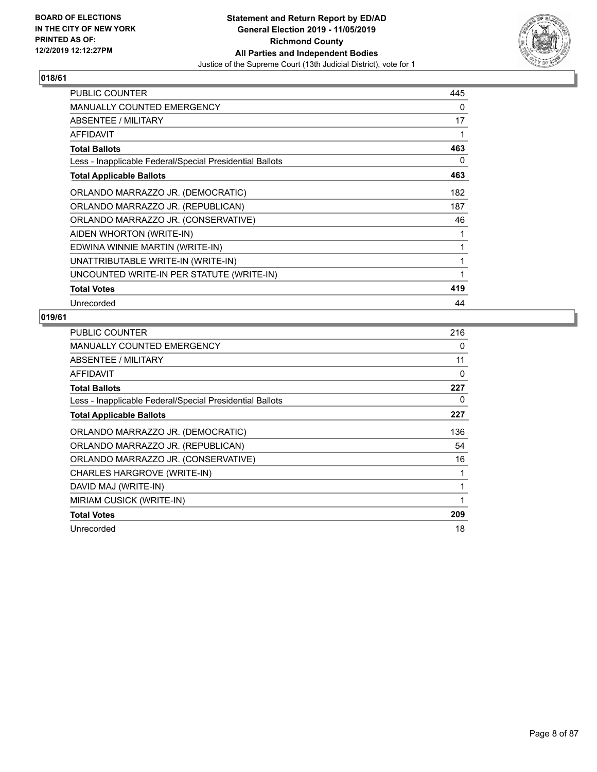**BOARD OF ELECTIONS IN THE CITY OF NEW YORK PRINTED AS OF: 12/2/2019 12:12:27PM**

**Statement and Return Report by ED/AD General Election 2019 - 11/05/2019 Richmond County All Parties and Independent Bodies**

Justice of the Supreme Court (13th Judicial District), vote for 1

## 018/61

| | |
|---|---|
| PUBLIC COUNTER | 445 |
| MANUALLY COUNTED EMERGENCY | 0 |
| ABSENTEE / MILITARY | 17 |
| AFFIDAVIT | 1 |
| **Total Ballots** | **463** |
| Less - Inapplicable Federal/Special Presidential Ballots | 0 |
| **Total Applicable Ballots** | **463** |
| ORLANDO MARRAZZO JR. (DEMOCRATIC) | 182 |
| ORLANDO MARRAZZO JR. (REPUBLICAN) | 187 |
| ORLANDO MARRAZZO JR. (CONSERVATIVE) | 46 |
| AIDEN WHORTON (WRITE-IN) | 1 |
| EDWINA WINNIE MARTIN (WRITE-IN) | 1 |
| UNATTRIBUTABLE WRITE-IN (WRITE-IN) | 1 |
| UNCOUNTED WRITE-IN PER STATUTE (WRITE-IN) | 1 |
| **Total Votes** | **419** |
| Unrecorded | 44 |

## 019/61

| | |
|---|---|
| PUBLIC COUNTER | 216 |
| MANUALLY COUNTED EMERGENCY | 0 |
| ABSENTEE / MILITARY | 11 |
| AFFIDAVIT | 0 |
| **Total Ballots** | **227** |
| Less - Inapplicable Federal/Special Presidential Ballots | 0 |
| **Total Applicable Ballots** | **227** |
| ORLANDO MARRAZZO JR. (DEMOCRATIC) | 136 |
| ORLANDO MARRAZZO JR. (REPUBLICAN) | 54 |
| ORLANDO MARRAZZO JR. (CONSERVATIVE) | 16 |
| CHARLES HARGROVE (WRITE-IN) | 1 |
| DAVID MAJ (WRITE-IN) | 1 |
| MIRIAM CUSICK (WRITE-IN) | 1 |
| **Total Votes** | **209** |
| Unrecorded | 18 |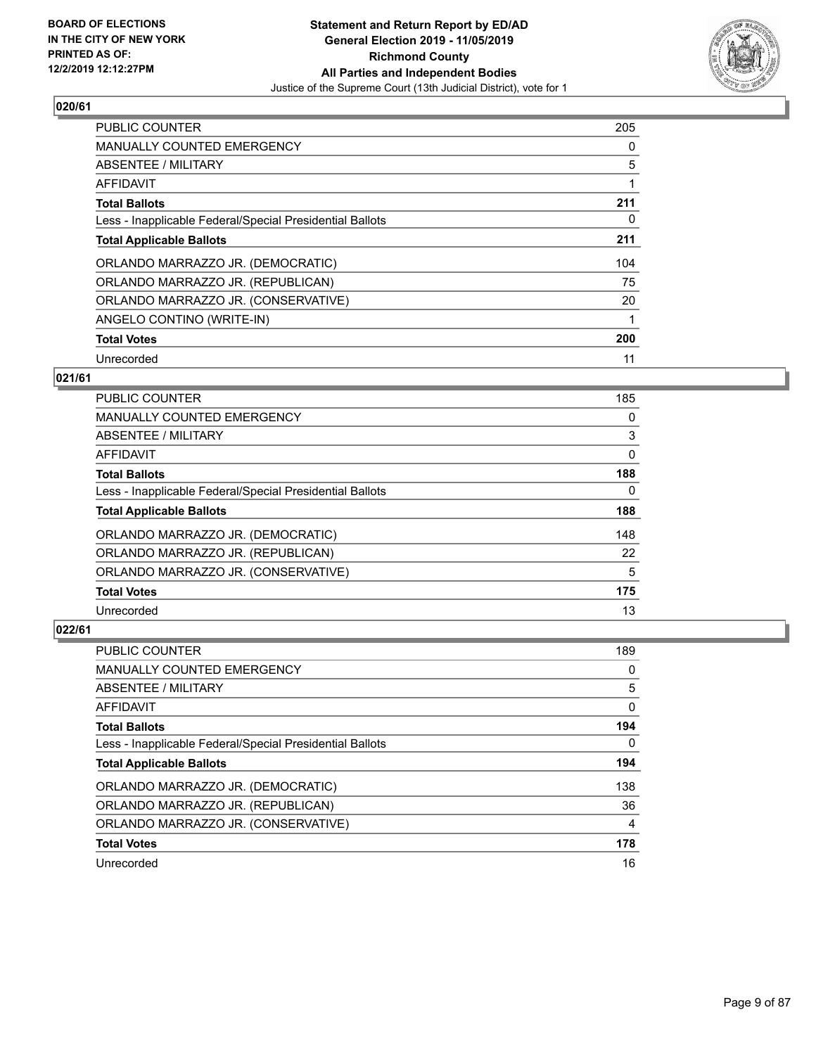## 020/61

| | |
|---|---|
| PUBLIC COUNTER | 205 |
| MANUALLY COUNTED EMERGENCY | 0 |
| ABSENTEE / MILITARY | 5 |
| AFFIDAVIT | 1 |
| **Total Ballots** | **211** |
| Less - Inapplicable Federal/Special Presidential Ballots | 0 |
| **Total Applicable Ballots** | **211** |
| ORLANDO MARRAZZO JR. (DEMOCRATIC) | 104 |
| ORLANDO MARRAZZO JR. (REPUBLICAN) | 75 |
| ORLANDO MARRAZZO JR. (CONSERVATIVE) | 20 |
| ANGELO CONTINO (WRITE-IN) | 1 |
| **Total Votes** | **200** |
| Unrecorded | 11 |

## 021/61

| | |
|---|---|
| PUBLIC COUNTER | 185 |
| MANUALLY COUNTED EMERGENCY | 0 |
| ABSENTEE / MILITARY | 3 |
| AFFIDAVIT | 0 |
| **Total Ballots** | **188** |
| Less - Inapplicable Federal/Special Presidential Ballots | 0 |
| **Total Applicable Ballots** | **188** |
| ORLANDO MARRAZZO JR. (DEMOCRATIC) | 148 |
| ORLANDO MARRAZZO JR. (REPUBLICAN) | 22 |
| ORLANDO MARRAZZO JR. (CONSERVATIVE) | 5 |
| **Total Votes** | **175** |
| Unrecorded | 13 |

## 022/61

| | |
|---|---|
| PUBLIC COUNTER | 189 |
| MANUALLY COUNTED EMERGENCY | 0 |
| ABSENTEE / MILITARY | 5 |
| AFFIDAVIT | 0 |
| **Total Ballots** | **194** |
| Less - Inapplicable Federal/Special Presidential Ballots | 0 |
| **Total Applicable Ballots** | **194** |
| ORLANDO MARRAZZO JR. (DEMOCRATIC) | 138 |
| ORLANDO MARRAZZO JR. (REPUBLICAN) | 36 |
| ORLANDO MARRAZZO JR. (CONSERVATIVE) | 4 |
| **Total Votes** | **178** |
| Unrecorded | 16 |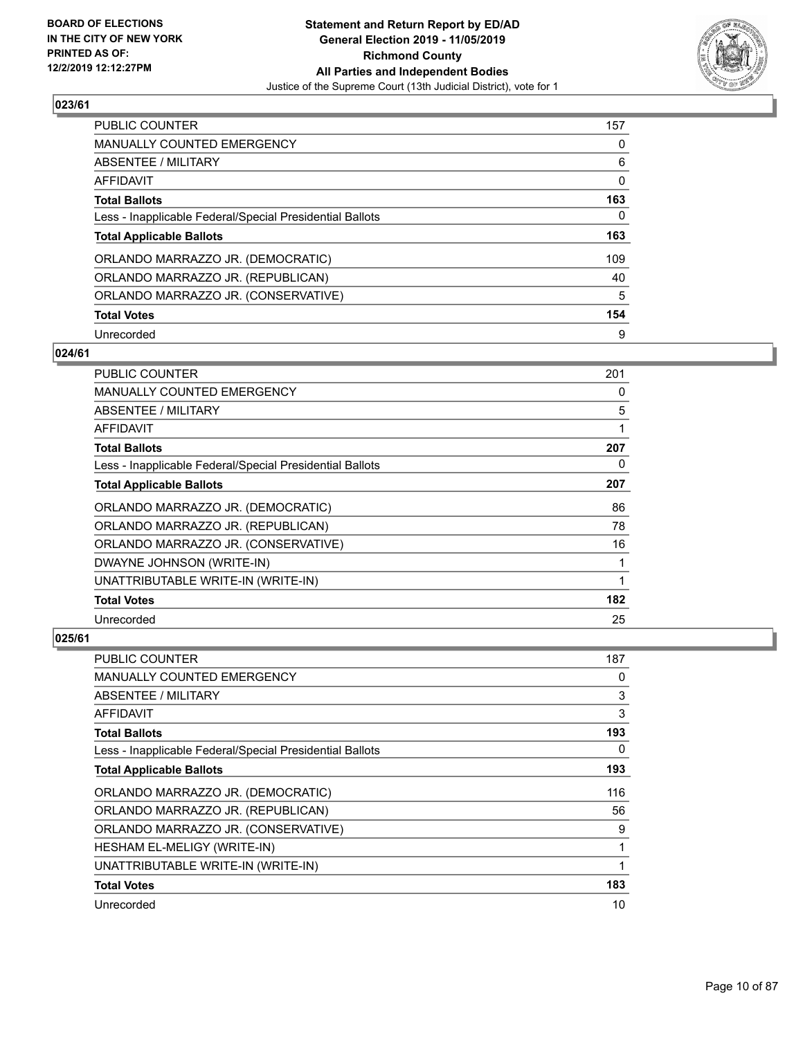**BOARD OF ELECTIONS IN THE CITY OF NEW YORK PRINTED AS OF: 12/2/2019 12:12:27PM**

**Statement and Return Report by ED/AD General Election 2019 - 11/05/2019 Richmond County All Parties and Independent Bodies**
Justice of the Supreme Court (13th Judicial District), vote for 1

## 023/61

| | |
|---|---|
| PUBLIC COUNTER | 157 |
| MANUALLY COUNTED EMERGENCY | 0 |
| ABSENTEE / MILITARY | 6 |
| AFFIDAVIT | 0 |
| **Total Ballots** | **163** |
| Less - Inapplicable Federal/Special Presidential Ballots | 0 |
| **Total Applicable Ballots** | **163** |
| ORLANDO MARRAZZO JR. (DEMOCRATIC) | 109 |
| ORLANDO MARRAZZO JR. (REPUBLICAN) | 40 |
| ORLANDO MARRAZZO JR. (CONSERVATIVE) | 5 |
| **Total Votes** | **154** |
| Unrecorded | 9 |

## 024/61

| | |
|---|---|
| PUBLIC COUNTER | 201 |
| MANUALLY COUNTED EMERGENCY | 0 |
| ABSENTEE / MILITARY | 5 |
| AFFIDAVIT | 1 |
| **Total Ballots** | **207** |
| Less - Inapplicable Federal/Special Presidential Ballots | 0 |
| **Total Applicable Ballots** | **207** |
| ORLANDO MARRAZZO JR. (DEMOCRATIC) | 86 |
| ORLANDO MARRAZZO JR. (REPUBLICAN) | 78 |
| ORLANDO MARRAZZO JR. (CONSERVATIVE) | 16 |
| DWAYNE JOHNSON (WRITE-IN) | 1 |
| UNATTRIBUTABLE WRITE-IN (WRITE-IN) | 1 |
| **Total Votes** | **182** |
| Unrecorded | 25 |

## 025/61

| | |
|---|---|
| PUBLIC COUNTER | 187 |
| MANUALLY COUNTED EMERGENCY | 0 |
| ABSENTEE / MILITARY | 3 |
| AFFIDAVIT | 3 |
| **Total Ballots** | **193** |
| Less - Inapplicable Federal/Special Presidential Ballots | 0 |
| **Total Applicable Ballots** | **193** |
| ORLANDO MARRAZZO JR. (DEMOCRATIC) | 116 |
| ORLANDO MARRAZZO JR. (REPUBLICAN) | 56 |
| ORLANDO MARRAZZO JR. (CONSERVATIVE) | 9 |
| HESHAM EL-MELIGY (WRITE-IN) | 1 |
| UNATTRIBUTABLE WRITE-IN (WRITE-IN) | 1 |
| **Total Votes** | **183** |
| Unrecorded | 10 |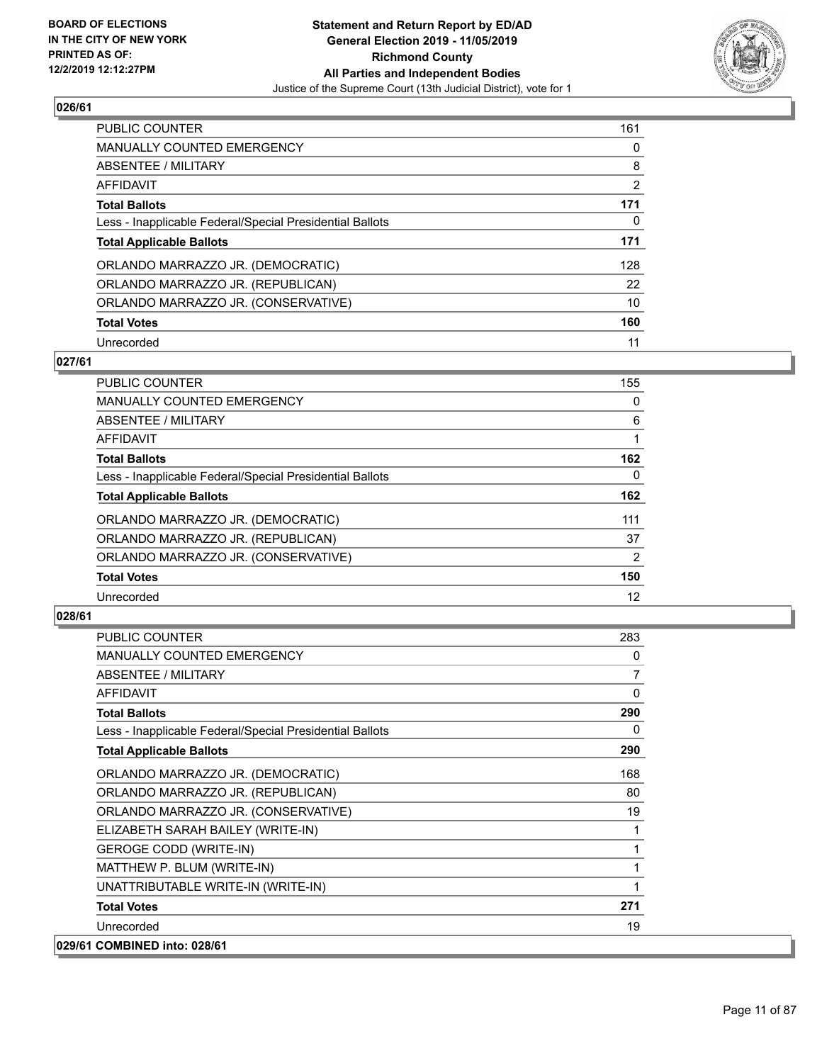### 026/61

| | |
|---|---|
| PUBLIC COUNTER | 161 |
| MANUALLY COUNTED EMERGENCY | 0 |
| ABSENTEE / MILITARY | 8 |
| AFFIDAVIT | 2 |
| **Total Ballots** | **171** |
| Less - Inapplicable Federal/Special Presidential Ballots | 0 |
| **Total Applicable Ballots** | **171** |
| ORLANDO MARRAZZO JR. (DEMOCRATIC) | 128 |
| ORLANDO MARRAZZO JR. (REPUBLICAN) | 22 |
| ORLANDO MARRAZZO JR. (CONSERVATIVE) | 10 |
| **Total Votes** | **160** |
| Unrecorded | 11 |

### 027/61

| | |
|---|---|
| PUBLIC COUNTER | 155 |
| MANUALLY COUNTED EMERGENCY | 0 |
| ABSENTEE / MILITARY | 6 |
| AFFIDAVIT | 1 |
| **Total Ballots** | **162** |
| Less - Inapplicable Federal/Special Presidential Ballots | 0 |
| **Total Applicable Ballots** | **162** |
| ORLANDO MARRAZZO JR. (DEMOCRATIC) | 111 |
| ORLANDO MARRAZZO JR. (REPUBLICAN) | 37 |
| ORLANDO MARRAZZO JR. (CONSERVATIVE) | 2 |
| **Total Votes** | **150** |
| Unrecorded | 12 |

### 028/61

| | |
|---|---|
| PUBLIC COUNTER | 283 |
| MANUALLY COUNTED EMERGENCY | 0 |
| ABSENTEE / MILITARY | 7 |
| AFFIDAVIT | 0 |
| **Total Ballots** | **290** |
| Less - Inapplicable Federal/Special Presidential Ballots | 0 |
| **Total Applicable Ballots** | **290** |
| ORLANDO MARRAZZO JR. (DEMOCRATIC) | 168 |
| ORLANDO MARRAZZO JR. (REPUBLICAN) | 80 |
| ORLANDO MARRAZZO JR. (CONSERVATIVE) | 19 |
| ELIZABETH SARAH BAILEY (WRITE-IN) | 1 |
| GEROGE CODD (WRITE-IN) | 1 |
| MATTHEW P. BLUM (WRITE-IN) | 1 |
| UNATTRIBUTABLE WRITE-IN (WRITE-IN) | 1 |
| **Total Votes** | **271** |
| Unrecorded | 19 |

### 029/61 COMBINED into: 028/61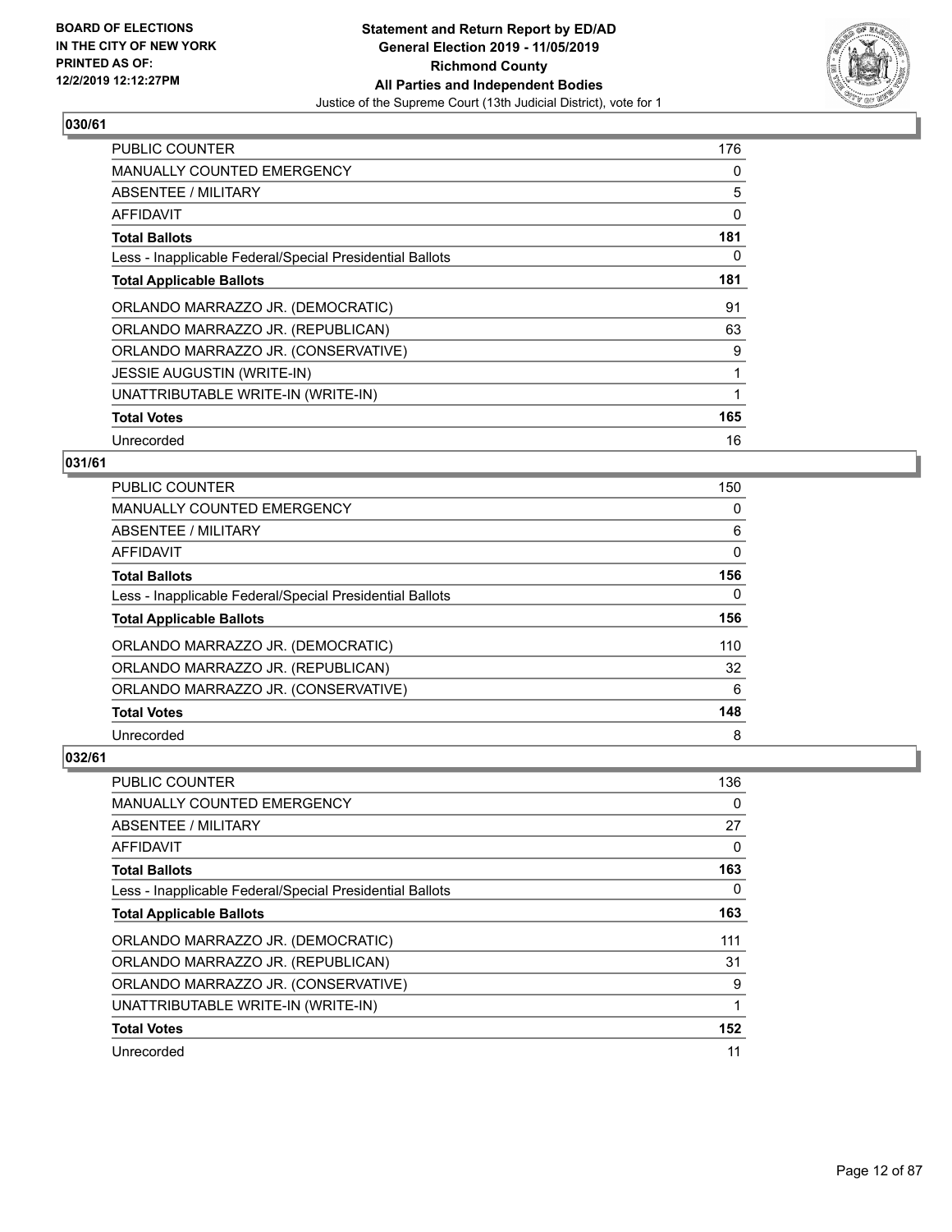## 030/61

| | |
|---|---|
| PUBLIC COUNTER | 176 |
| MANUALLY COUNTED EMERGENCY | 0 |
| ABSENTEE / MILITARY | 5 |
| AFFIDAVIT | 0 |
| **Total Ballots** | **181** |
| Less - Inapplicable Federal/Special Presidential Ballots | 0 |
| **Total Applicable Ballots** | **181** |
| ORLANDO MARRAZZO JR. (DEMOCRATIC) | 91 |
| ORLANDO MARRAZZO JR. (REPUBLICAN) | 63 |
| ORLANDO MARRAZZO JR. (CONSERVATIVE) | 9 |
| JESSIE AUGUSTIN (WRITE-IN) | 1 |
| UNATTRIBUTABLE WRITE-IN (WRITE-IN) | 1 |
| **Total Votes** | **165** |
| Unrecorded | 16 |

## 031/61

| | |
|---|---|
| PUBLIC COUNTER | 150 |
| MANUALLY COUNTED EMERGENCY | 0 |
| ABSENTEE / MILITARY | 6 |
| AFFIDAVIT | 0 |
| **Total Ballots** | **156** |
| Less - Inapplicable Federal/Special Presidential Ballots | 0 |
| **Total Applicable Ballots** | **156** |
| ORLANDO MARRAZZO JR. (DEMOCRATIC) | 110 |
| ORLANDO MARRAZZO JR. (REPUBLICAN) | 32 |
| ORLANDO MARRAZZO JR. (CONSERVATIVE) | 6 |
| **Total Votes** | **148** |
| Unrecorded | 8 |

## 032/61

| | |
|---|---|
| PUBLIC COUNTER | 136 |
| MANUALLY COUNTED EMERGENCY | 0 |
| ABSENTEE / MILITARY | 27 |
| AFFIDAVIT | 0 |
| **Total Ballots** | **163** |
| Less - Inapplicable Federal/Special Presidential Ballots | 0 |
| **Total Applicable Ballots** | **163** |
| ORLANDO MARRAZZO JR. (DEMOCRATIC) | 111 |
| ORLANDO MARRAZZO JR. (REPUBLICAN) | 31 |
| ORLANDO MARRAZZO JR. (CONSERVATIVE) | 9 |
| UNATTRIBUTABLE WRITE-IN (WRITE-IN) | 1 |
| **Total Votes** | **152** |
| Unrecorded | 11 |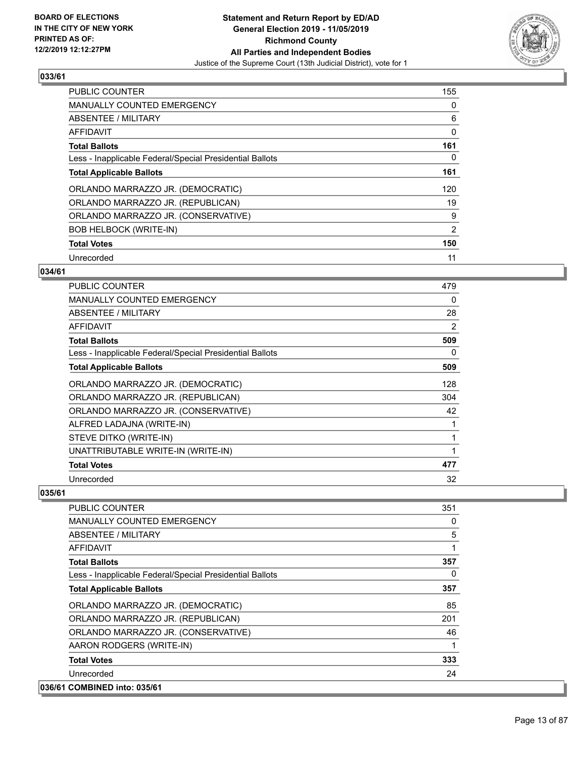### 033/61

| | |
|---|---|
| PUBLIC COUNTER | 155 |
| MANUALLY COUNTED EMERGENCY | 0 |
| ABSENTEE / MILITARY | 6 |
| AFFIDAVIT | 0 |
| **Total Ballots** | **161** |
| Less - Inapplicable Federal/Special Presidential Ballots | 0 |
| **Total Applicable Ballots** | **161** |
| ORLANDO MARRAZZO JR. (DEMOCRATIC) | 120 |
| ORLANDO MARRAZZO JR. (REPUBLICAN) | 19 |
| ORLANDO MARRAZZO JR. (CONSERVATIVE) | 9 |
| BOB HELBOCK (WRITE-IN) | 2 |
| **Total Votes** | **150** |
| Unrecorded | 11 |

### 034/61

| | |
|---|---|
| PUBLIC COUNTER | 479 |
| MANUALLY COUNTED EMERGENCY | 0 |
| ABSENTEE / MILITARY | 28 |
| AFFIDAVIT | 2 |
| **Total Ballots** | **509** |
| Less - Inapplicable Federal/Special Presidential Ballots | 0 |
| **Total Applicable Ballots** | **509** |
| ORLANDO MARRAZZO JR. (DEMOCRATIC) | 128 |
| ORLANDO MARRAZZO JR. (REPUBLICAN) | 304 |
| ORLANDO MARRAZZO JR. (CONSERVATIVE) | 42 |
| ALFRED LADAJNA (WRITE-IN) | 1 |
| STEVE DITKO (WRITE-IN) | 1 |
| UNATTRIBUTABLE WRITE-IN (WRITE-IN) | 1 |
| **Total Votes** | **477** |
| Unrecorded | 32 |

### 035/61

| | |
|---|---|
| PUBLIC COUNTER | 351 |
| MANUALLY COUNTED EMERGENCY | 0 |
| ABSENTEE / MILITARY | 5 |
| AFFIDAVIT | 1 |
| **Total Ballots** | **357** |
| Less - Inapplicable Federal/Special Presidential Ballots | 0 |
| **Total Applicable Ballots** | **357** |
| ORLANDO MARRAZZO JR. (DEMOCRATIC) | 85 |
| ORLANDO MARRAZZO JR. (REPUBLICAN) | 201 |
| ORLANDO MARRAZZO JR. (CONSERVATIVE) | 46 |
| AARON RODGERS (WRITE-IN) | 1 |
| **Total Votes** | **333** |
| Unrecorded | 24 |

### 036/61 COMBINED into: 035/61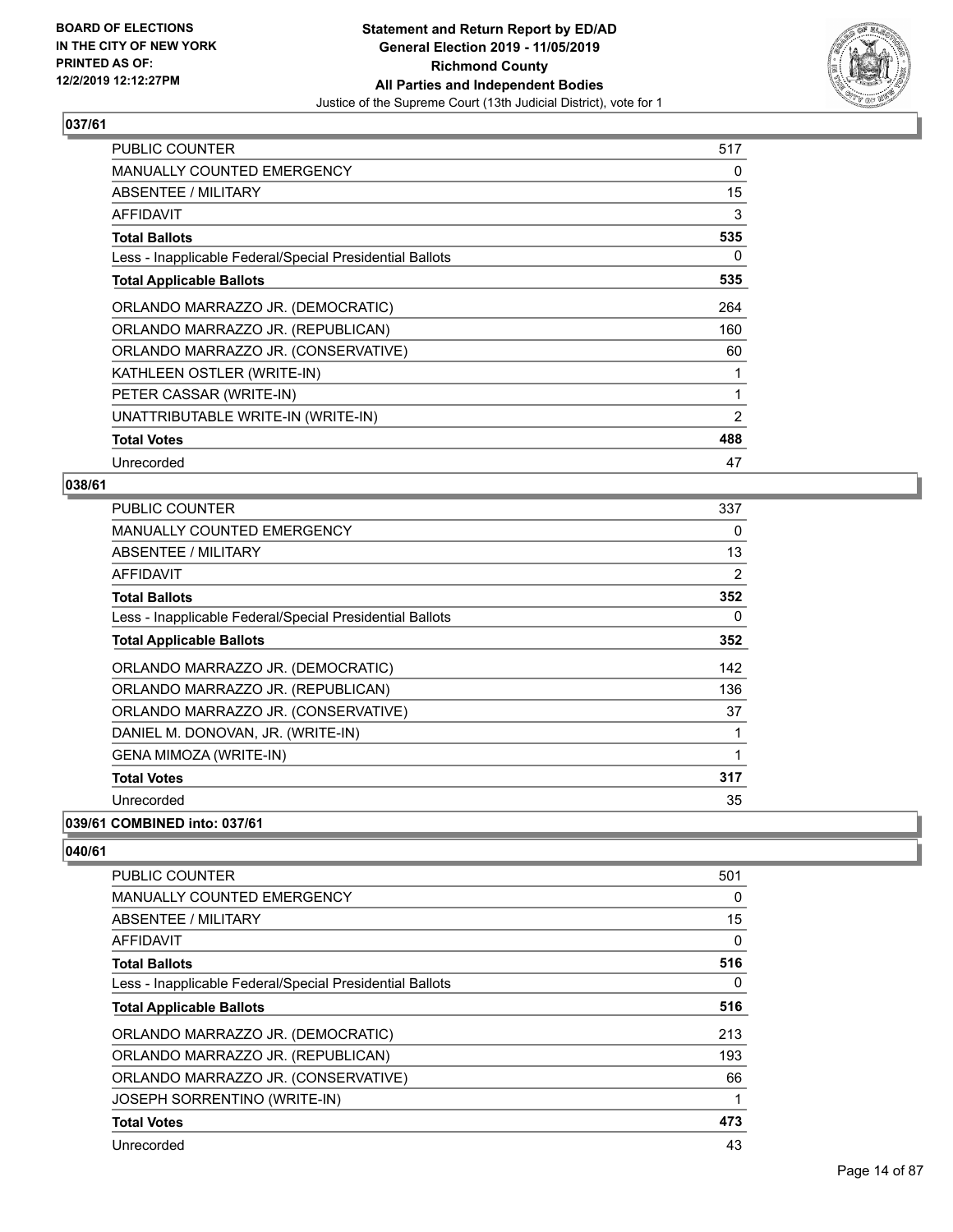**Statement and Return Report by ED/AD**
**General Election 2019 - 11/05/2019**
**Richmond County**
**All Parties and Independent Bodies**
Justice of the Supreme Court (13th Judicial District), vote for 1

BOARD OF ELECTIONS IN THE CITY OF NEW YORK PRINTED AS OF: 12/2/2019 12:12:27PM

### 037/61

| | |
|---|---|
| PUBLIC COUNTER | 517 |
| MANUALLY COUNTED EMERGENCY | 0 |
| ABSENTEE / MILITARY | 15 |
| AFFIDAVIT | 3 |
| **Total Ballots** | **535** |
| Less - Inapplicable Federal/Special Presidential Ballots | 0 |
| **Total Applicable Ballots** | **535** |
| ORLANDO MARRAZZO JR. (DEMOCRATIC) | 264 |
| ORLANDO MARRAZZO JR. (REPUBLICAN) | 160 |
| ORLANDO MARRAZZO JR. (CONSERVATIVE) | 60 |
| KATHLEEN OSTLER (WRITE-IN) | 1 |
| PETER CASSAR (WRITE-IN) | 1 |
| UNATTRIBUTABLE WRITE-IN (WRITE-IN) | 2 |
| **Total Votes** | **488** |
| Unrecorded | 47 |

### 038/61

| | |
|---|---|
| PUBLIC COUNTER | 337 |
| MANUALLY COUNTED EMERGENCY | 0 |
| ABSENTEE / MILITARY | 13 |
| AFFIDAVIT | 2 |
| **Total Ballots** | **352** |
| Less - Inapplicable Federal/Special Presidential Ballots | 0 |
| **Total Applicable Ballots** | **352** |
| ORLANDO MARRAZZO JR. (DEMOCRATIC) | 142 |
| ORLANDO MARRAZZO JR. (REPUBLICAN) | 136 |
| ORLANDO MARRAZZO JR. (CONSERVATIVE) | 37 |
| DANIEL M. DONOVAN, JR. (WRITE-IN) | 1 |
| GENA MIMOZA (WRITE-IN) | 1 |
| **Total Votes** | **317** |
| Unrecorded | 35 |

### 039/61 COMBINED into: 037/61

### 040/61

| | |
|---|---|
| PUBLIC COUNTER | 501 |
| MANUALLY COUNTED EMERGENCY | 0 |
| ABSENTEE / MILITARY | 15 |
| AFFIDAVIT | 0 |
| **Total Ballots** | **516** |
| Less - Inapplicable Federal/Special Presidential Ballots | 0 |
| **Total Applicable Ballots** | **516** |
| ORLANDO MARRAZZO JR. (DEMOCRATIC) | 213 |
| ORLANDO MARRAZZO JR. (REPUBLICAN) | 193 |
| ORLANDO MARRAZZO JR. (CONSERVATIVE) | 66 |
| JOSEPH SORRENTINO (WRITE-IN) | 1 |
| **Total Votes** | **473** |
| Unrecorded | 43 |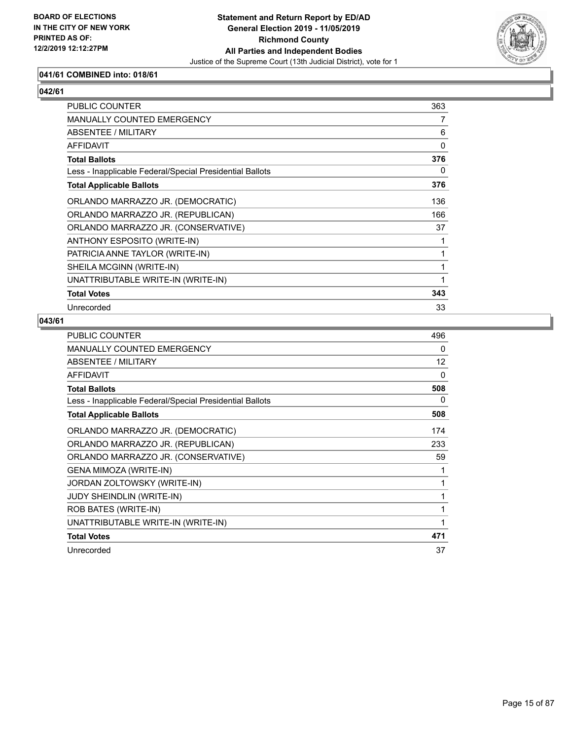BOARD OF ELECTIONS
IN THE CITY OF NEW YORK
PRINTED AS OF:
12/2/2019 12:12:27PM

**Statement and Return Report by ED/AD**
**General Election 2019 - 11/05/2019**
**Richmond County**
**All Parties and Independent Bodies**
Justice of the Supreme Court (13th Judicial District), vote for 1

### 041/61 COMBINED into: 018/61

### 042/61

| | |
|---|---|
| PUBLIC COUNTER | 363 |
| MANUALLY COUNTED EMERGENCY | 7 |
| ABSENTEE / MILITARY | 6 |
| AFFIDAVIT | 0 |
| **Total Ballots** | **376** |
| Less - Inapplicable Federal/Special Presidential Ballots | 0 |
| **Total Applicable Ballots** | **376** |
| ORLANDO MARRAZZO JR. (DEMOCRATIC) | 136 |
| ORLANDO MARRAZZO JR. (REPUBLICAN) | 166 |
| ORLANDO MARRAZZO JR. (CONSERVATIVE) | 37 |
| ANTHONY ESPOSITO (WRITE-IN) | 1 |
| PATRICIA ANNE TAYLOR (WRITE-IN) | 1 |
| SHEILA MCGINN (WRITE-IN) | 1 |
| UNATTRIBUTABLE WRITE-IN (WRITE-IN) | 1 |
| **Total Votes** | **343** |
| Unrecorded | 33 |

### 043/61

| | |
|---|---|
| PUBLIC COUNTER | 496 |
| MANUALLY COUNTED EMERGENCY | 0 |
| ABSENTEE / MILITARY | 12 |
| AFFIDAVIT | 0 |
| **Total Ballots** | **508** |
| Less - Inapplicable Federal/Special Presidential Ballots | 0 |
| **Total Applicable Ballots** | **508** |
| ORLANDO MARRAZZO JR. (DEMOCRATIC) | 174 |
| ORLANDO MARRAZZO JR. (REPUBLICAN) | 233 |
| ORLANDO MARRAZZO JR. (CONSERVATIVE) | 59 |
| GENA MIMOZA (WRITE-IN) | 1 |
| JORDAN ZOLTOWSKY (WRITE-IN) | 1 |
| JUDY SHEINDLIN (WRITE-IN) | 1 |
| ROB BATES (WRITE-IN) | 1 |
| UNATTRIBUTABLE WRITE-IN (WRITE-IN) | 1 |
| **Total Votes** | **471** |
| Unrecorded | 37 |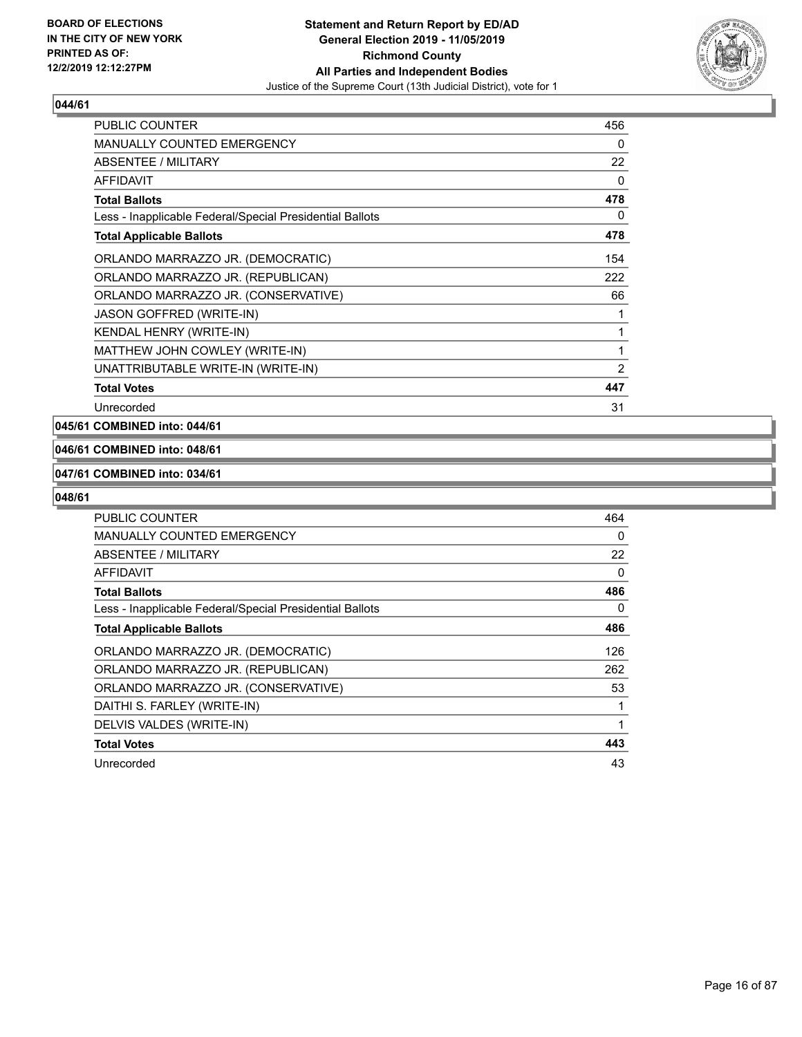BOARD OF ELECTIONS
IN THE CITY OF NEW YORK
PRINTED AS OF:
12/2/2019 12:12:27PM

**Statement and Return Report by ED/AD**
**General Election 2019 - 11/05/2019**
**Richmond County**
**All Parties and Independent Bodies**
Justice of the Supreme Court (13th Judicial District), vote for 1

### 044/61

| | |
|---|---|
| PUBLIC COUNTER | 456 |
| MANUALLY COUNTED EMERGENCY | 0 |
| ABSENTEE / MILITARY | 22 |
| AFFIDAVIT | 0 |
| **Total Ballots** | **478** |
| Less - Inapplicable Federal/Special Presidential Ballots | 0 |
| **Total Applicable Ballots** | **478** |
| ORLANDO MARRAZZO JR. (DEMOCRATIC) | 154 |
| ORLANDO MARRAZZO JR. (REPUBLICAN) | 222 |
| ORLANDO MARRAZZO JR. (CONSERVATIVE) | 66 |
| JASON GOFFRED (WRITE-IN) | 1 |
| KENDAL HENRY (WRITE-IN) | 1 |
| MATTHEW JOHN COWLEY (WRITE-IN) | 1 |
| UNATTRIBUTABLE WRITE-IN (WRITE-IN) | 2 |
| **Total Votes** | **447** |
| Unrecorded | 31 |

### 045/61 COMBINED into: 044/61

### 046/61 COMBINED into: 048/61

### 047/61 COMBINED into: 034/61

### 048/61

| | |
|---|---|
| PUBLIC COUNTER | 464 |
| MANUALLY COUNTED EMERGENCY | 0 |
| ABSENTEE / MILITARY | 22 |
| AFFIDAVIT | 0 |
| **Total Ballots** | **486** |
| Less - Inapplicable Federal/Special Presidential Ballots | 0 |
| **Total Applicable Ballots** | **486** |
| ORLANDO MARRAZZO JR. (DEMOCRATIC) | 126 |
| ORLANDO MARRAZZO JR. (REPUBLICAN) | 262 |
| ORLANDO MARRAZZO JR. (CONSERVATIVE) | 53 |
| DAITHI S. FARLEY (WRITE-IN) | 1 |
| DELVIS VALDES (WRITE-IN) | 1 |
| **Total Votes** | **443** |
| Unrecorded | 43 |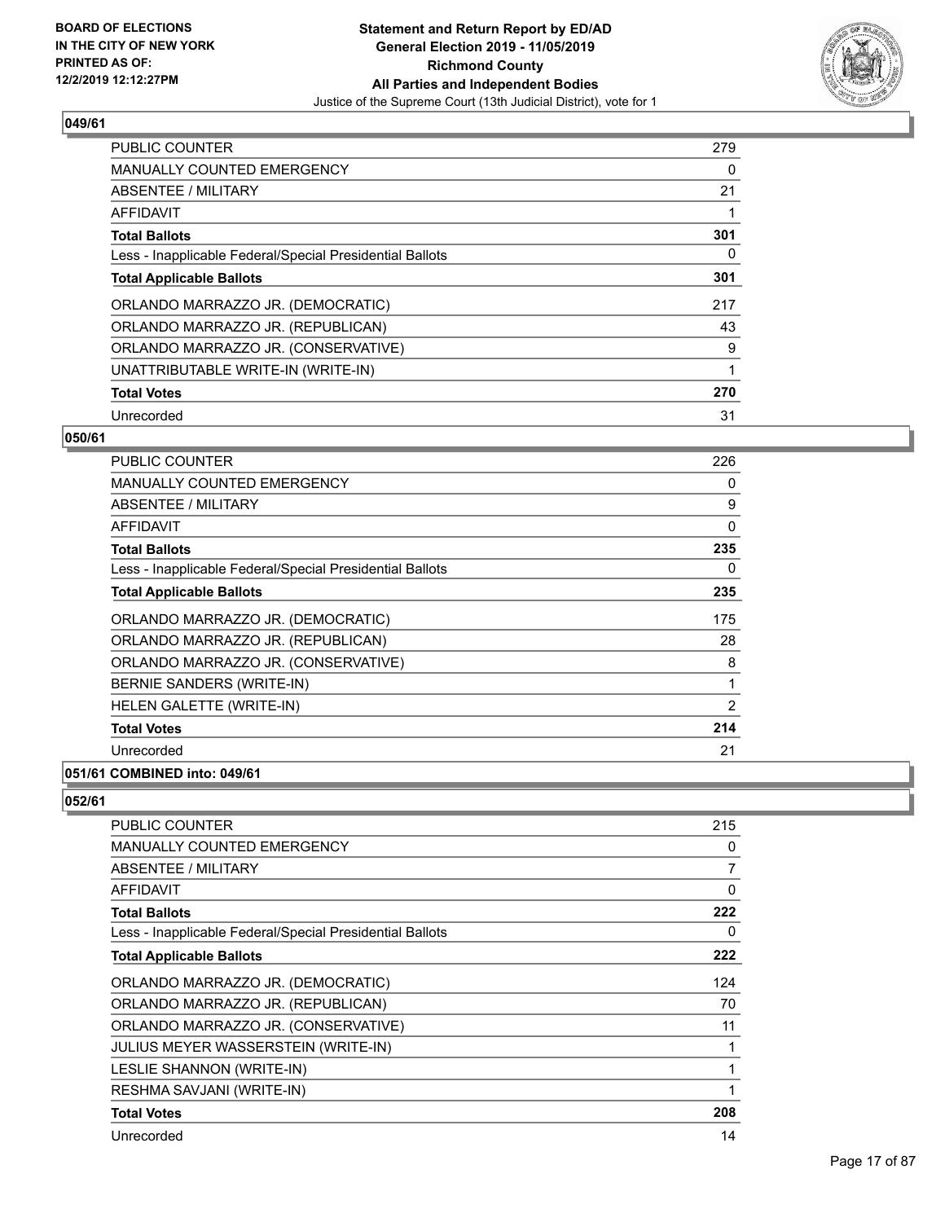**BOARD OF ELECTIONS IN THE CITY OF NEW YORK PRINTED AS OF: 12/2/2019 12:12:27PM**

**Statement and Return Report by ED/AD General Election 2019 - 11/05/2019 Richmond County All Parties and Independent Bodies**
Justice of the Supreme Court (13th Judicial District), vote for 1

### 049/61

| | |
|---|---|
| PUBLIC COUNTER | 279 |
| MANUALLY COUNTED EMERGENCY | 0 |
| ABSENTEE / MILITARY | 21 |
| AFFIDAVIT | 1 |
| **Total Ballots** | **301** |
| Less - Inapplicable Federal/Special Presidential Ballots | 0 |
| **Total Applicable Ballots** | **301** |
| ORLANDO MARRAZZO JR. (DEMOCRATIC) | 217 |
| ORLANDO MARRAZZO JR. (REPUBLICAN) | 43 |
| ORLANDO MARRAZZO JR. (CONSERVATIVE) | 9 |
| UNATTRIBUTABLE WRITE-IN (WRITE-IN) | 1 |
| **Total Votes** | **270** |
| Unrecorded | 31 |

### 050/61

| | |
|---|---|
| PUBLIC COUNTER | 226 |
| MANUALLY COUNTED EMERGENCY | 0 |
| ABSENTEE / MILITARY | 9 |
| AFFIDAVIT | 0 |
| **Total Ballots** | **235** |
| Less - Inapplicable Federal/Special Presidential Ballots | 0 |
| **Total Applicable Ballots** | **235** |
| ORLANDO MARRAZZO JR. (DEMOCRATIC) | 175 |
| ORLANDO MARRAZZO JR. (REPUBLICAN) | 28 |
| ORLANDO MARRAZZO JR. (CONSERVATIVE) | 8 |
| BERNIE SANDERS (WRITE-IN) | 1 |
| HELEN GALETTE (WRITE-IN) | 2 |
| **Total Votes** | **214** |
| Unrecorded | 21 |

### 051/61 COMBINED into: 049/61

### 052/61

| | |
|---|---|
| PUBLIC COUNTER | 215 |
| MANUALLY COUNTED EMERGENCY | 0 |
| ABSENTEE / MILITARY | 7 |
| AFFIDAVIT | 0 |
| **Total Ballots** | **222** |
| Less - Inapplicable Federal/Special Presidential Ballots | 0 |
| **Total Applicable Ballots** | **222** |
| ORLANDO MARRAZZO JR. (DEMOCRATIC) | 124 |
| ORLANDO MARRAZZO JR. (REPUBLICAN) | 70 |
| ORLANDO MARRAZZO JR. (CONSERVATIVE) | 11 |
| JULIUS MEYER WASSERSTEIN (WRITE-IN) | 1 |
| LESLIE SHANNON (WRITE-IN) | 1 |
| RESHMA SAVJANI (WRITE-IN) | 1 |
| **Total Votes** | **208** |
| Unrecorded | 14 |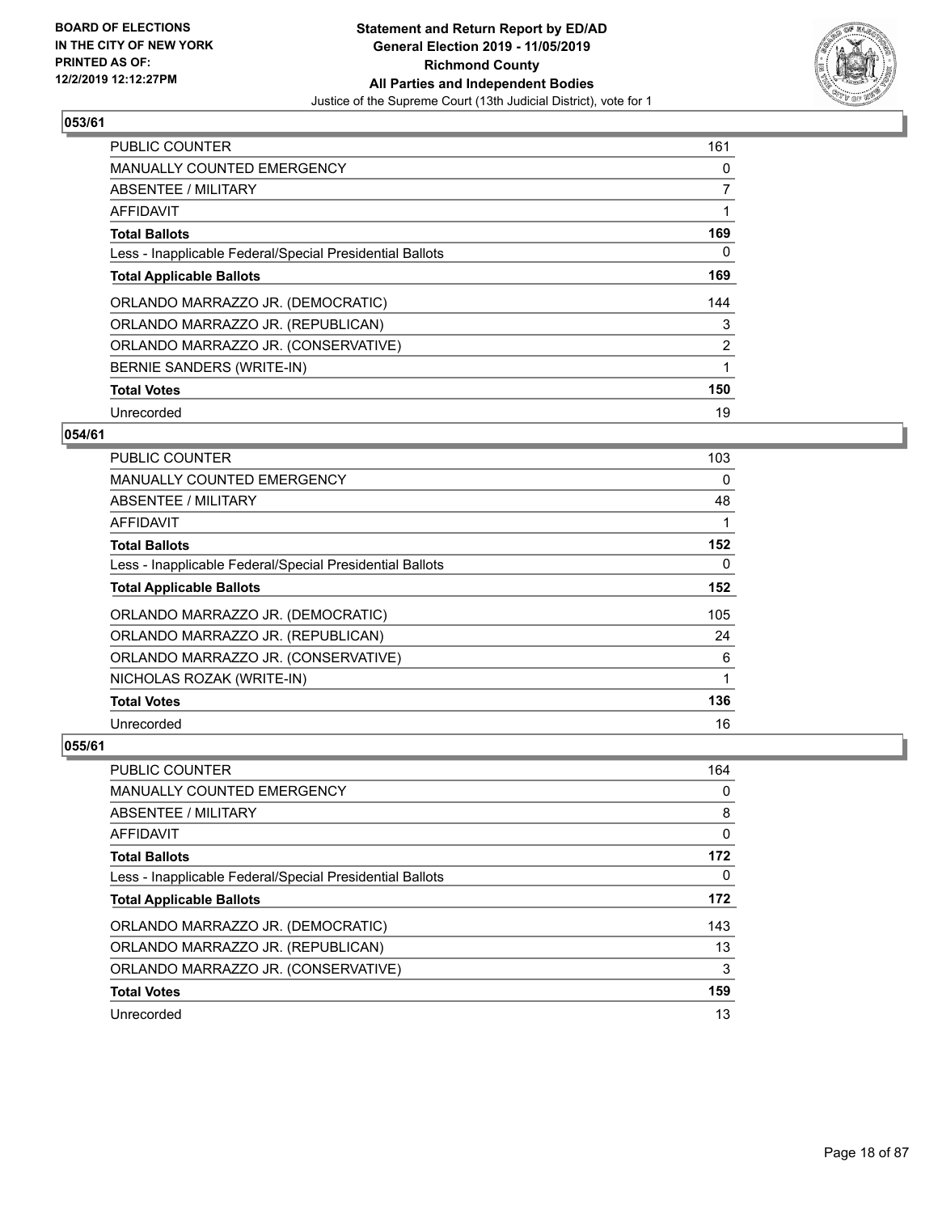**BOARD OF ELECTIONS IN THE CITY OF NEW YORK PRINTED AS OF: 12/2/2019 12:12:27PM**

**Statement and Return Report by ED/AD General Election 2019 - 11/05/2019 Richmond County All Parties and Independent Bodies**

Justice of the Supreme Court (13th Judicial District), vote for 1

## 053/61

| | |
|---|---|
| PUBLIC COUNTER | 161 |
| MANUALLY COUNTED EMERGENCY | 0 |
| ABSENTEE / MILITARY | 7 |
| AFFIDAVIT | 1 |
| **Total Ballots** | **169** |
| Less - Inapplicable Federal/Special Presidential Ballots | 0 |
| **Total Applicable Ballots** | **169** |
| ORLANDO MARRAZZO JR. (DEMOCRATIC) | 144 |
| ORLANDO MARRAZZO JR. (REPUBLICAN) | 3 |
| ORLANDO MARRAZZO JR. (CONSERVATIVE) | 2 |
| BERNIE SANDERS (WRITE-IN) | 1 |
| **Total Votes** | **150** |
| Unrecorded | 19 |

## 054/61

| | |
|---|---|
| PUBLIC COUNTER | 103 |
| MANUALLY COUNTED EMERGENCY | 0 |
| ABSENTEE / MILITARY | 48 |
| AFFIDAVIT | 1 |
| **Total Ballots** | **152** |
| Less - Inapplicable Federal/Special Presidential Ballots | 0 |
| **Total Applicable Ballots** | **152** |
| ORLANDO MARRAZZO JR. (DEMOCRATIC) | 105 |
| ORLANDO MARRAZZO JR. (REPUBLICAN) | 24 |
| ORLANDO MARRAZZO JR. (CONSERVATIVE) | 6 |
| NICHOLAS ROZAK (WRITE-IN) | 1 |
| **Total Votes** | **136** |
| Unrecorded | 16 |

## 055/61

| | |
|---|---|
| PUBLIC COUNTER | 164 |
| MANUALLY COUNTED EMERGENCY | 0 |
| ABSENTEE / MILITARY | 8 |
| AFFIDAVIT | 0 |
| **Total Ballots** | **172** |
| Less - Inapplicable Federal/Special Presidential Ballots | 0 |
| **Total Applicable Ballots** | **172** |
| ORLANDO MARRAZZO JR. (DEMOCRATIC) | 143 |
| ORLANDO MARRAZZO JR. (REPUBLICAN) | 13 |
| ORLANDO MARRAZZO JR. (CONSERVATIVE) | 3 |
| **Total Votes** | **159** |
| Unrecorded | 13 |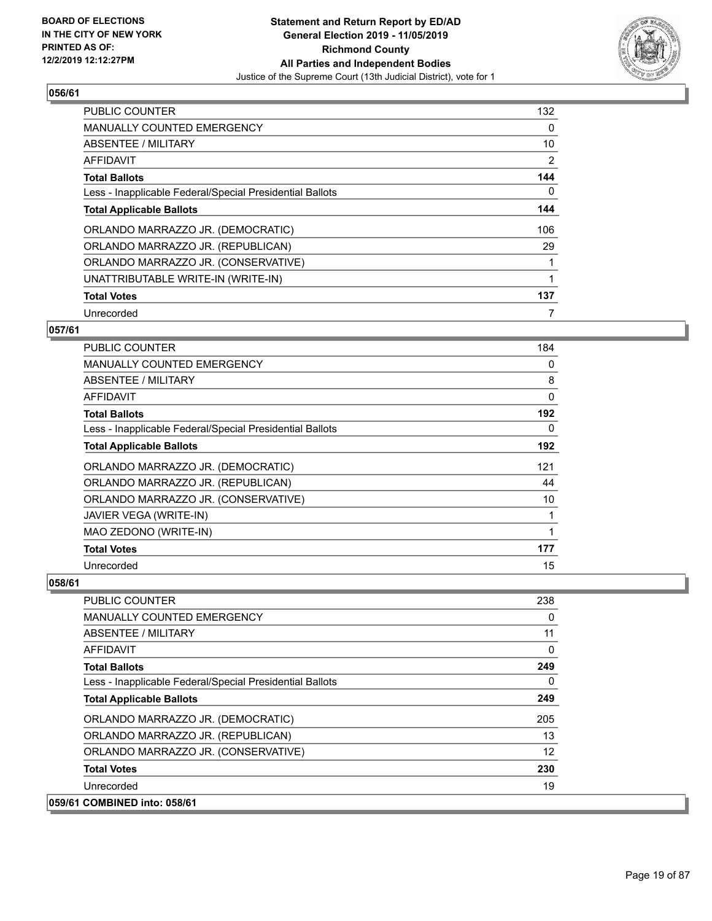**BOARD OF ELECTIONS IN THE CITY OF NEW YORK PRINTED AS OF: 12/2/2019 12:12:27PM**

**Statement and Return Report by ED/AD General Election 2019 - 11/05/2019 Richmond County All Parties and Independent Bodies**
Justice of the Supreme Court (13th Judicial District), vote for 1

## 056/61

| | |
|---|---|
| PUBLIC COUNTER | 132 |
| MANUALLY COUNTED EMERGENCY | 0 |
| ABSENTEE / MILITARY | 10 |
| AFFIDAVIT | 2 |
| **Total Ballots** | **144** |
| Less - Inapplicable Federal/Special Presidential Ballots | 0 |
| **Total Applicable Ballots** | **144** |
| ORLANDO MARRAZZO JR. (DEMOCRATIC) | 106 |
| ORLANDO MARRAZZO JR. (REPUBLICAN) | 29 |
| ORLANDO MARRAZZO JR. (CONSERVATIVE) | 1 |
| UNATTRIBUTABLE WRITE-IN (WRITE-IN) | 1 |
| **Total Votes** | **137** |
| Unrecorded | 7 |

## 057/61

| | |
|---|---|
| PUBLIC COUNTER | 184 |
| MANUALLY COUNTED EMERGENCY | 0 |
| ABSENTEE / MILITARY | 8 |
| AFFIDAVIT | 0 |
| **Total Ballots** | **192** |
| Less - Inapplicable Federal/Special Presidential Ballots | 0 |
| **Total Applicable Ballots** | **192** |
| ORLANDO MARRAZZO JR. (DEMOCRATIC) | 121 |
| ORLANDO MARRAZZO JR. (REPUBLICAN) | 44 |
| ORLANDO MARRAZZO JR. (CONSERVATIVE) | 10 |
| JAVIER VEGA (WRITE-IN) | 1 |
| MAO ZEDONO (WRITE-IN) | 1 |
| **Total Votes** | **177** |
| Unrecorded | 15 |

## 058/61

| | |
|---|---|
| PUBLIC COUNTER | 238 |
| MANUALLY COUNTED EMERGENCY | 0 |
| ABSENTEE / MILITARY | 11 |
| AFFIDAVIT | 0 |
| **Total Ballots** | **249** |
| Less - Inapplicable Federal/Special Presidential Ballots | 0 |
| **Total Applicable Ballots** | **249** |
| ORLANDO MARRAZZO JR. (DEMOCRATIC) | 205 |
| ORLANDO MARRAZZO JR. (REPUBLICAN) | 13 |
| ORLANDO MARRAZZO JR. (CONSERVATIVE) | 12 |
| **Total Votes** | **230** |
| Unrecorded | 19 |

## 059/61 COMBINED into: 058/61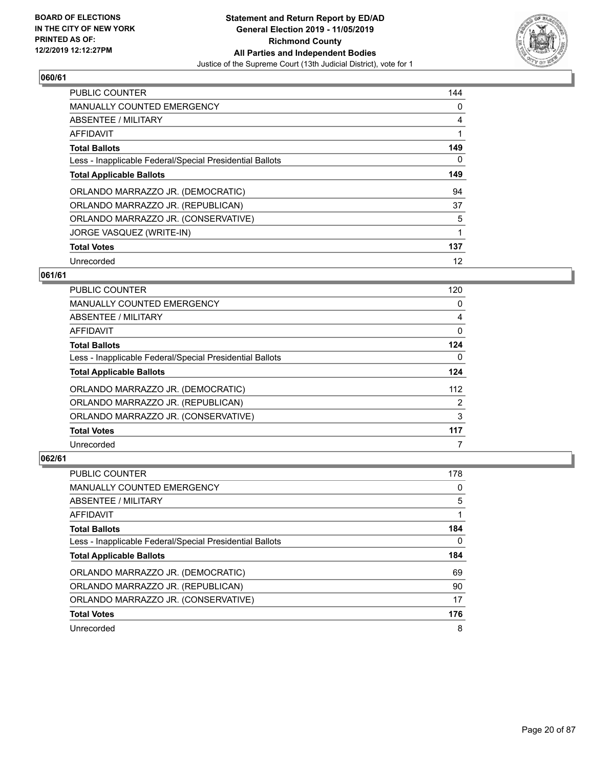**BOARD OF ELECTIONS IN THE CITY OF NEW YORK PRINTED AS OF: 12/2/2019 12:12:27PM**

**Statement and Return Report by ED/AD**
**General Election 2019 - 11/05/2019**
**Richmond County**
**All Parties and Independent Bodies**
Justice of the Supreme Court (13th Judicial District), vote for 1

## 060/61

| | |
|---|---|
| PUBLIC COUNTER | 144 |
| MANUALLY COUNTED EMERGENCY | 0 |
| ABSENTEE / MILITARY | 4 |
| AFFIDAVIT | 1 |
| **Total Ballots** | **149** |
| Less - Inapplicable Federal/Special Presidential Ballots | 0 |
| **Total Applicable Ballots** | **149** |
| ORLANDO MARRAZZO JR. (DEMOCRATIC) | 94 |
| ORLANDO MARRAZZO JR. (REPUBLICAN) | 37 |
| ORLANDO MARRAZZO JR. (CONSERVATIVE) | 5 |
| JORGE VASQUEZ (WRITE-IN) | 1 |
| **Total Votes** | **137** |
| Unrecorded | 12 |

## 061/61

| | |
|---|---|
| PUBLIC COUNTER | 120 |
| MANUALLY COUNTED EMERGENCY | 0 |
| ABSENTEE / MILITARY | 4 |
| AFFIDAVIT | 0 |
| **Total Ballots** | **124** |
| Less - Inapplicable Federal/Special Presidential Ballots | 0 |
| **Total Applicable Ballots** | **124** |
| ORLANDO MARRAZZO JR. (DEMOCRATIC) | 112 |
| ORLANDO MARRAZZO JR. (REPUBLICAN) | 2 |
| ORLANDO MARRAZZO JR. (CONSERVATIVE) | 3 |
| **Total Votes** | **117** |
| Unrecorded | 7 |

## 062/61

| | |
|---|---|
| PUBLIC COUNTER | 178 |
| MANUALLY COUNTED EMERGENCY | 0 |
| ABSENTEE / MILITARY | 5 |
| AFFIDAVIT | 1 |
| **Total Ballots** | **184** |
| Less - Inapplicable Federal/Special Presidential Ballots | 0 |
| **Total Applicable Ballots** | **184** |
| ORLANDO MARRAZZO JR. (DEMOCRATIC) | 69 |
| ORLANDO MARRAZZO JR. (REPUBLICAN) | 90 |
| ORLANDO MARRAZZO JR. (CONSERVATIVE) | 17 |
| **Total Votes** | **176** |
| Unrecorded | 8 |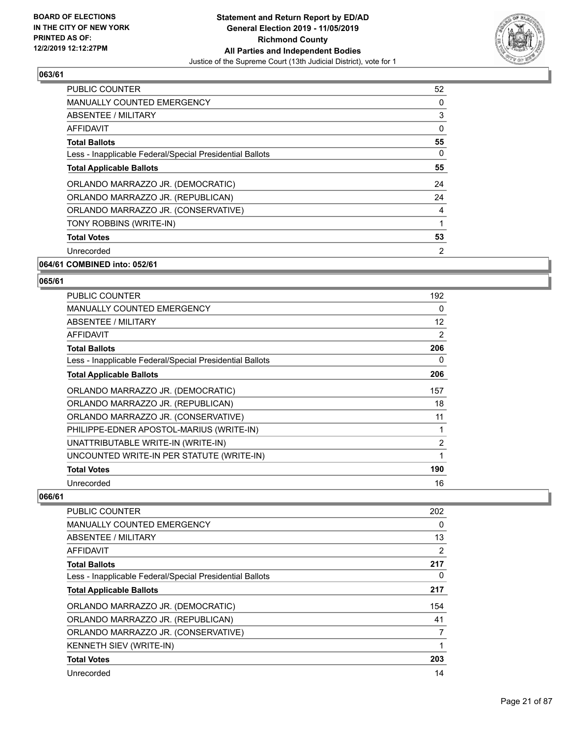## 063/61

| | |
|---|---|
| PUBLIC COUNTER | 52 |
| MANUALLY COUNTED EMERGENCY | 0 |
| ABSENTEE / MILITARY | 3 |
| AFFIDAVIT | 0 |
| **Total Ballots** | **55** |
| Less - Inapplicable Federal/Special Presidential Ballots | 0 |
| **Total Applicable Ballots** | **55** |
| ORLANDO MARRAZZO JR. (DEMOCRATIC) | 24 |
| ORLANDO MARRAZZO JR. (REPUBLICAN) | 24 |
| ORLANDO MARRAZZO JR. (CONSERVATIVE) | 4 |
| TONY ROBBINS (WRITE-IN) | 1 |
| **Total Votes** | **53** |
| Unrecorded | 2 |

## 064/61 COMBINED into: 052/61

## 065/61

| | |
|---|---|
| PUBLIC COUNTER | 192 |
| MANUALLY COUNTED EMERGENCY | 0 |
| ABSENTEE / MILITARY | 12 |
| AFFIDAVIT | 2 |
| **Total Ballots** | **206** |
| Less - Inapplicable Federal/Special Presidential Ballots | 0 |
| **Total Applicable Ballots** | **206** |
| ORLANDO MARRAZZO JR. (DEMOCRATIC) | 157 |
| ORLANDO MARRAZZO JR. (REPUBLICAN) | 18 |
| ORLANDO MARRAZZO JR. (CONSERVATIVE) | 11 |
| PHILIPPE-EDNER APOSTOL-MARIUS (WRITE-IN) | 1 |
| UNATTRIBUTABLE WRITE-IN (WRITE-IN) | 2 |
| UNCOUNTED WRITE-IN PER STATUTE (WRITE-IN) | 1 |
| **Total Votes** | **190** |
| Unrecorded | 16 |

## 066/61

| | |
|---|---|
| PUBLIC COUNTER | 202 |
| MANUALLY COUNTED EMERGENCY | 0 |
| ABSENTEE / MILITARY | 13 |
| AFFIDAVIT | 2 |
| **Total Ballots** | **217** |
| Less - Inapplicable Federal/Special Presidential Ballots | 0 |
| **Total Applicable Ballots** | **217** |
| ORLANDO MARRAZZO JR. (DEMOCRATIC) | 154 |
| ORLANDO MARRAZZO JR. (REPUBLICAN) | 41 |
| ORLANDO MARRAZZO JR. (CONSERVATIVE) | 7 |
| KENNETH SIEV (WRITE-IN) | 1 |
| **Total Votes** | **203** |
| Unrecorded | 14 |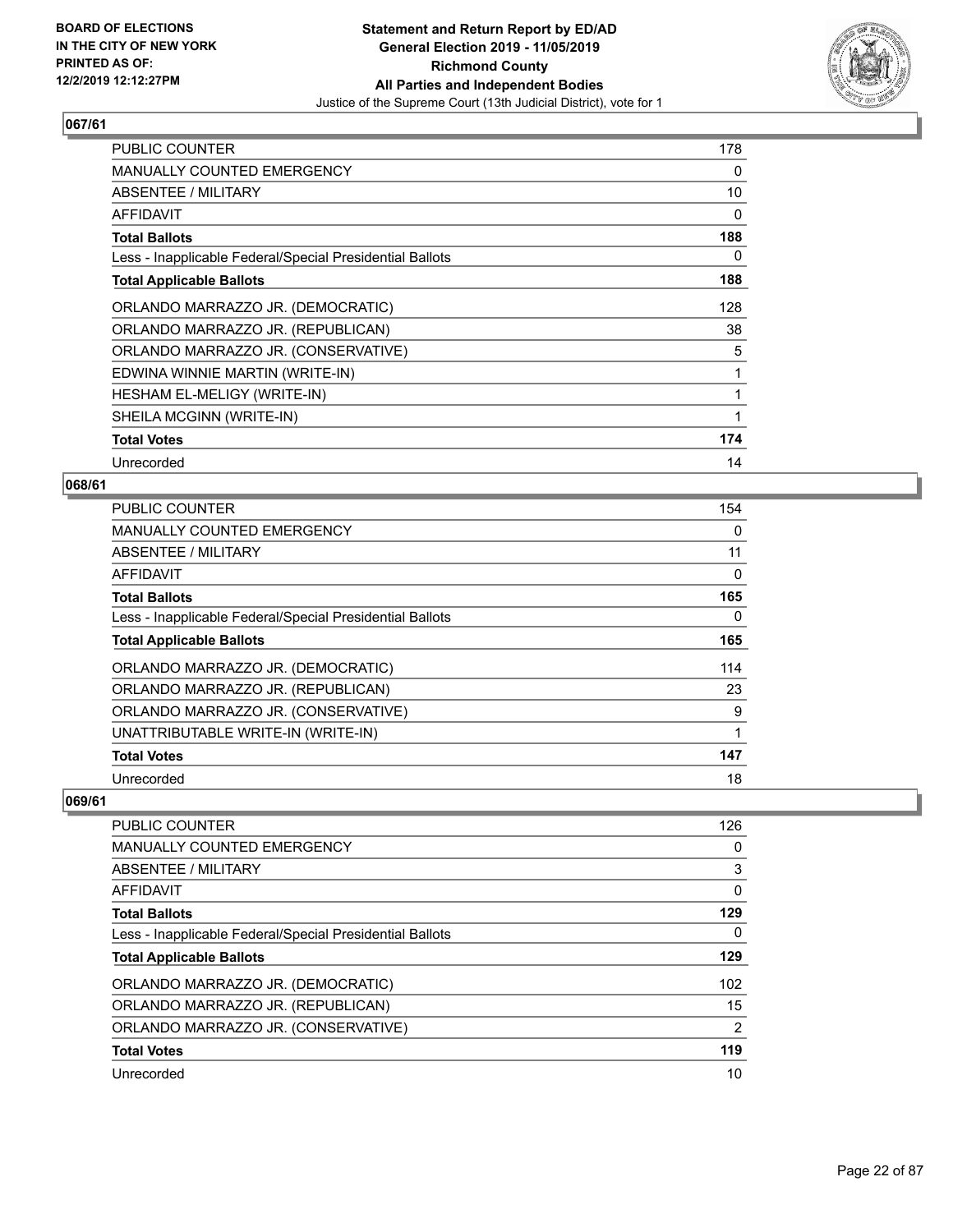## 067/61

| | |
|---|---|
| PUBLIC COUNTER | 178 |
| MANUALLY COUNTED EMERGENCY | 0 |
| ABSENTEE / MILITARY | 10 |
| AFFIDAVIT | 0 |
| **Total Ballots** | **188** |
| Less - Inapplicable Federal/Special Presidential Ballots | 0 |
| **Total Applicable Ballots** | **188** |
| ORLANDO MARRAZZO JR. (DEMOCRATIC) | 128 |
| ORLANDO MARRAZZO JR. (REPUBLICAN) | 38 |
| ORLANDO MARRAZZO JR. (CONSERVATIVE) | 5 |
| EDWINA WINNIE MARTIN (WRITE-IN) | 1 |
| HESHAM EL-MELIGY (WRITE-IN) | 1 |
| SHEILA MCGINN (WRITE-IN) | 1 |
| **Total Votes** | **174** |
| Unrecorded | 14 |

## 068/61

| | |
|---|---|
| PUBLIC COUNTER | 154 |
| MANUALLY COUNTED EMERGENCY | 0 |
| ABSENTEE / MILITARY | 11 |
| AFFIDAVIT | 0 |
| **Total Ballots** | **165** |
| Less - Inapplicable Federal/Special Presidential Ballots | 0 |
| **Total Applicable Ballots** | **165** |
| ORLANDO MARRAZZO JR. (DEMOCRATIC) | 114 |
| ORLANDO MARRAZZO JR. (REPUBLICAN) | 23 |
| ORLANDO MARRAZZO JR. (CONSERVATIVE) | 9 |
| UNATTRIBUTABLE WRITE-IN (WRITE-IN) | 1 |
| **Total Votes** | **147** |
| Unrecorded | 18 |

## 069/61

| | |
|---|---|
| PUBLIC COUNTER | 126 |
| MANUALLY COUNTED EMERGENCY | 0 |
| ABSENTEE / MILITARY | 3 |
| AFFIDAVIT | 0 |
| **Total Ballots** | **129** |
| Less - Inapplicable Federal/Special Presidential Ballots | 0 |
| **Total Applicable Ballots** | **129** |
| ORLANDO MARRAZZO JR. (DEMOCRATIC) | 102 |
| ORLANDO MARRAZZO JR. (REPUBLICAN) | 15 |
| ORLANDO MARRAZZO JR. (CONSERVATIVE) | 2 |
| **Total Votes** | **119** |
| Unrecorded | 10 |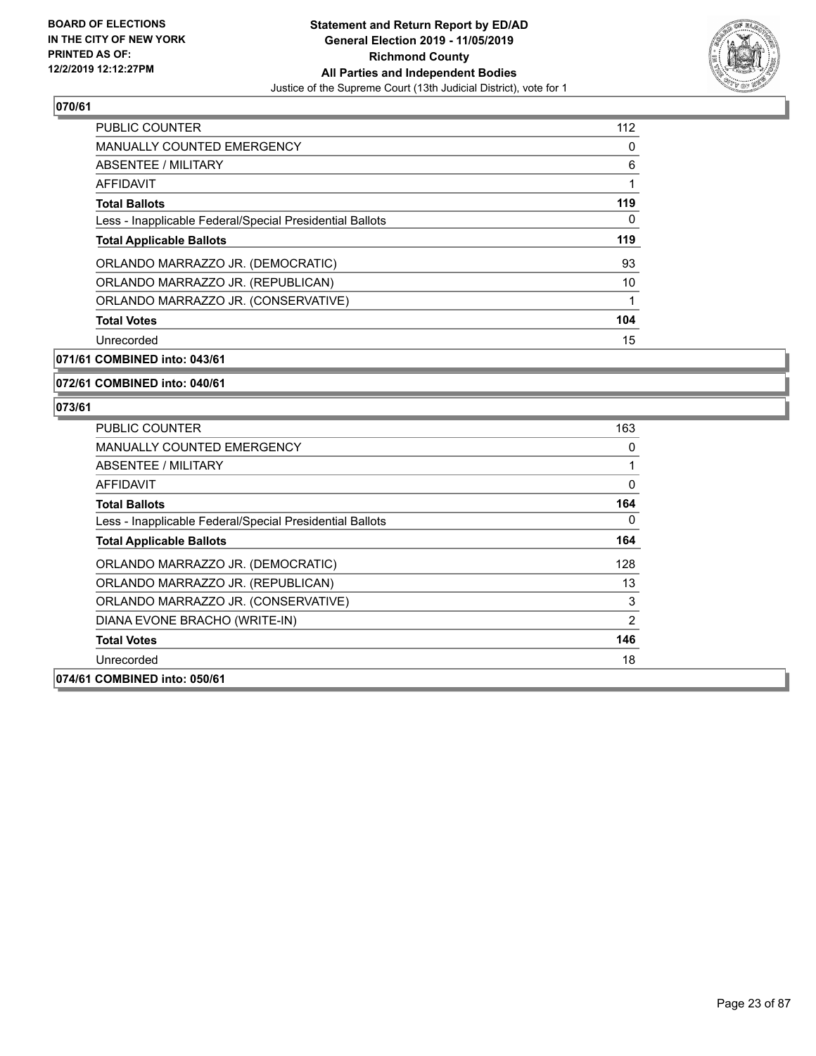### 070/61

| | |
|---|---|
| PUBLIC COUNTER | 112 |
| MANUALLY COUNTED EMERGENCY | 0 |
| ABSENTEE / MILITARY | 6 |
| AFFIDAVIT | 1 |
| **Total Ballots** | **119** |
| Less - Inapplicable Federal/Special Presidential Ballots | 0 |
| **Total Applicable Ballots** | **119** |
| ORLANDO MARRAZZO JR. (DEMOCRATIC) | 93 |
| ORLANDO MARRAZZO JR. (REPUBLICAN) | 10 |
| ORLANDO MARRAZZO JR. (CONSERVATIVE) | 1 |
| **Total Votes** | **104** |
| Unrecorded | 15 |

### 071/61 COMBINED into: 043/61

### 072/61 COMBINED into: 040/61

### 073/61

| | |
|---|---|
| PUBLIC COUNTER | 163 |
| MANUALLY COUNTED EMERGENCY | 0 |
| ABSENTEE / MILITARY | 1 |
| AFFIDAVIT | 0 |
| **Total Ballots** | **164** |
| Less - Inapplicable Federal/Special Presidential Ballots | 0 |
| **Total Applicable Ballots** | **164** |
| ORLANDO MARRAZZO JR. (DEMOCRATIC) | 128 |
| ORLANDO MARRAZZO JR. (REPUBLICAN) | 13 |
| ORLANDO MARRAZZO JR. (CONSERVATIVE) | 3 |
| DIANA EVONE BRACHO (WRITE-IN) | 2 |
| **Total Votes** | **146** |
| Unrecorded | 18 |

### 074/61 COMBINED into: 050/61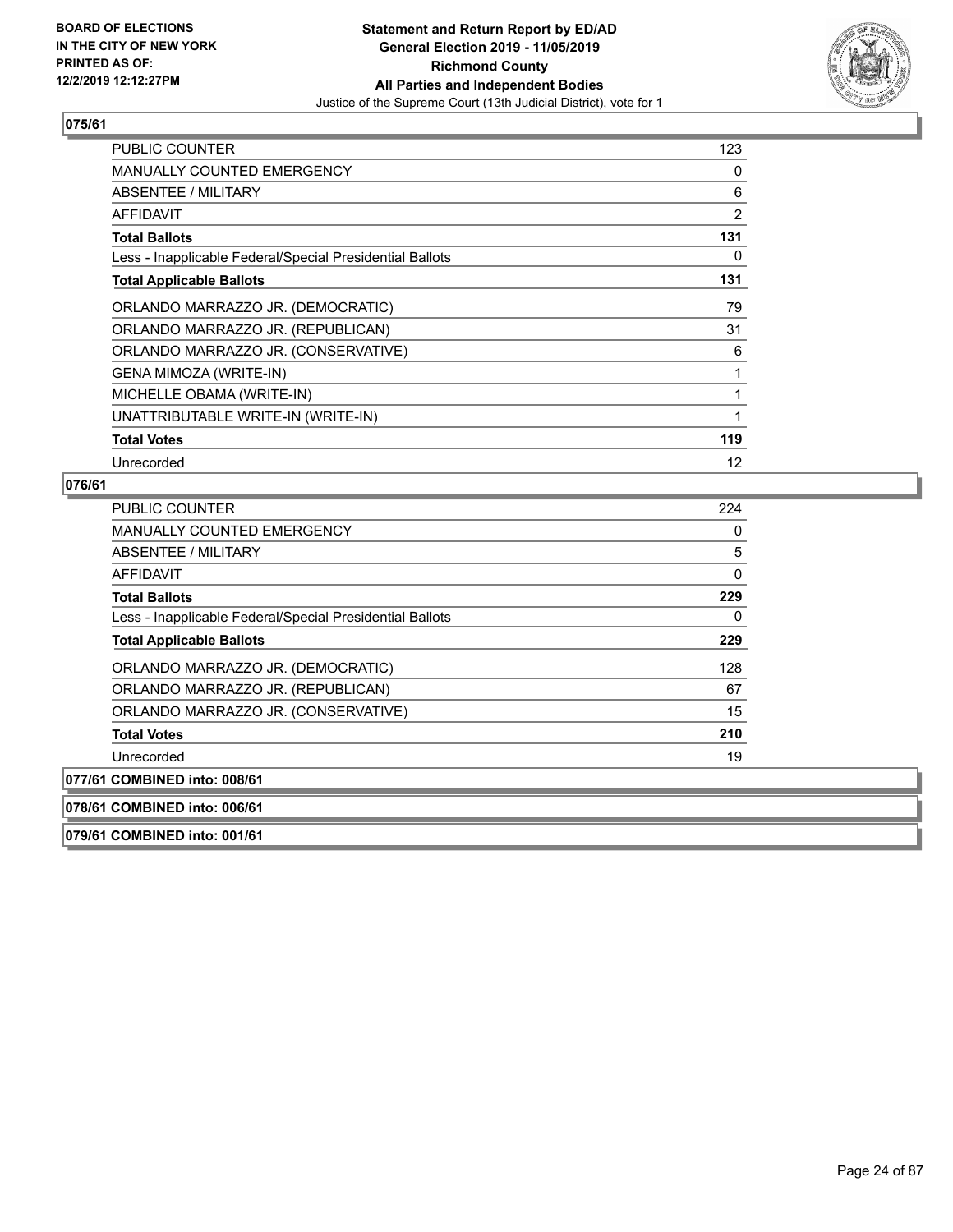BOARD OF ELECTIONS IN THE CITY OF NEW YORK PRINTED AS OF: 12/2/2019 12:12:27PM

**Statement and Return Report by ED/AD**
**General Election 2019 - 11/05/2019**
**Richmond County**
**All Parties and Independent Bodies**
Justice of the Supreme Court (13th Judicial District), vote for 1

### 075/61

| | |
|---|---|
| PUBLIC COUNTER | 123 |
| MANUALLY COUNTED EMERGENCY | 0 |
| ABSENTEE / MILITARY | 6 |
| AFFIDAVIT | 2 |
| **Total Ballots** | **131** |
| Less - Inapplicable Federal/Special Presidential Ballots | 0 |
| **Total Applicable Ballots** | **131** |
| ORLANDO MARRAZZO JR. (DEMOCRATIC) | 79 |
| ORLANDO MARRAZZO JR. (REPUBLICAN) | 31 |
| ORLANDO MARRAZZO JR. (CONSERVATIVE) | 6 |
| GENA MIMOZA (WRITE-IN) | 1 |
| MICHELLE OBAMA (WRITE-IN) | 1 |
| UNATTRIBUTABLE WRITE-IN (WRITE-IN) | 1 |
| **Total Votes** | **119** |
| Unrecorded | 12 |

### 076/61

| | |
|---|---|
| PUBLIC COUNTER | 224 |
| MANUALLY COUNTED EMERGENCY | 0 |
| ABSENTEE / MILITARY | 5 |
| AFFIDAVIT | 0 |
| **Total Ballots** | **229** |
| Less - Inapplicable Federal/Special Presidential Ballots | 0 |
| **Total Applicable Ballots** | **229** |
| ORLANDO MARRAZZO JR. (DEMOCRATIC) | 128 |
| ORLANDO MARRAZZO JR. (REPUBLICAN) | 67 |
| ORLANDO MARRAZZO JR. (CONSERVATIVE) | 15 |
| **Total Votes** | **210** |
| Unrecorded | 19 |

### 077/61 COMBINED into: 008/61

### 078/61 COMBINED into: 006/61

### 079/61 COMBINED into: 001/61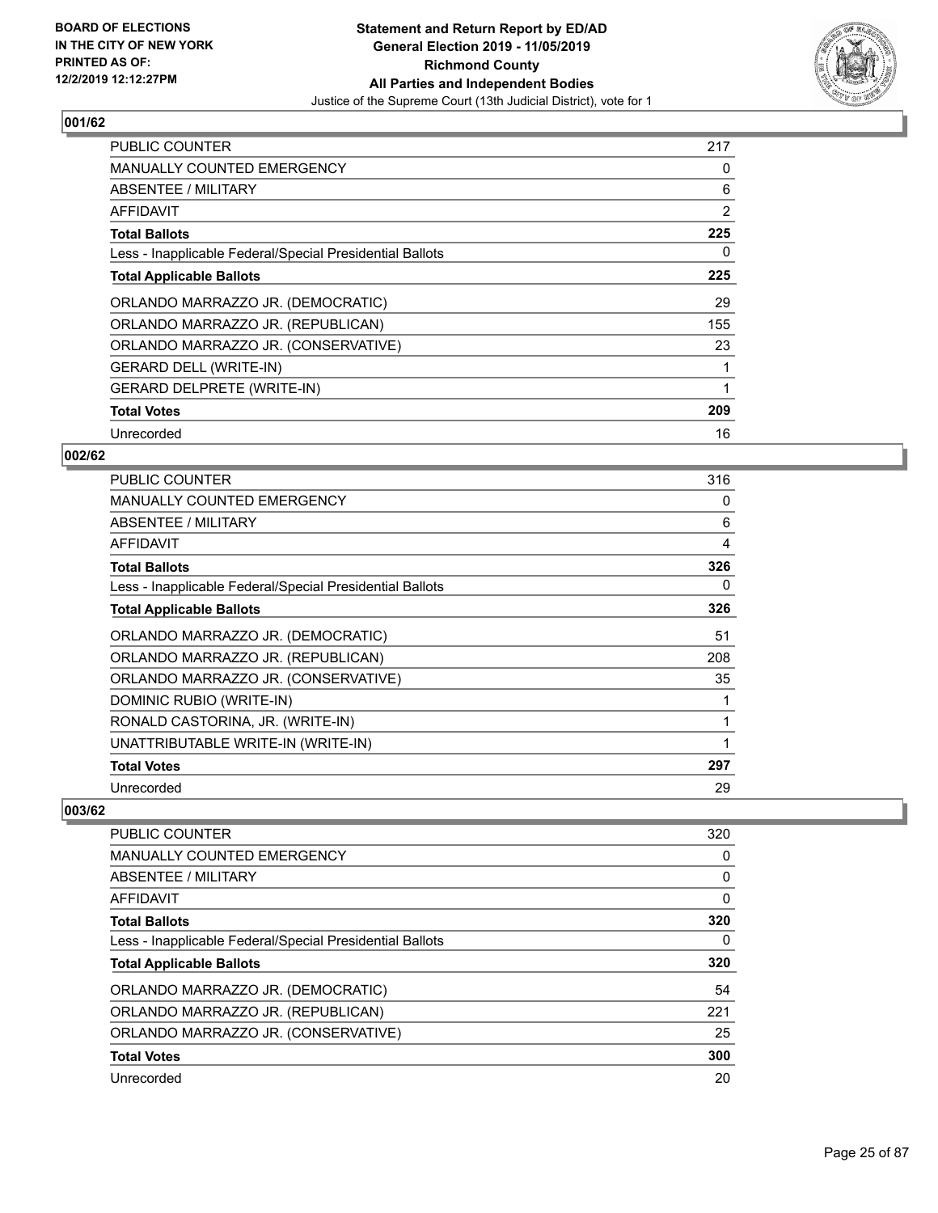**BOARD OF ELECTIONS IN THE CITY OF NEW YORK PRINTED AS OF: 12/2/2019 12:12:27PM**

**Statement and Return Report by ED/AD General Election 2019 - 11/05/2019 Richmond County All Parties and Independent Bodies**

Justice of the Supreme Court (13th Judicial District), vote for 1

## 001/62

| | |
|---|---|
| PUBLIC COUNTER | 217 |
| MANUALLY COUNTED EMERGENCY | 0 |
| ABSENTEE / MILITARY | 6 |
| AFFIDAVIT | 2 |
| **Total Ballots** | **225** |
| Less - Inapplicable Federal/Special Presidential Ballots | 0 |
| **Total Applicable Ballots** | **225** |
| ORLANDO MARRAZZO JR. (DEMOCRATIC) | 29 |
| ORLANDO MARRAZZO JR. (REPUBLICAN) | 155 |
| ORLANDO MARRAZZO JR. (CONSERVATIVE) | 23 |
| GERARD DELL (WRITE-IN) | 1 |
| GERARD DELPRETE (WRITE-IN) | 1 |
| **Total Votes** | **209** |
| Unrecorded | 16 |

## 002/62

| | |
|---|---|
| PUBLIC COUNTER | 316 |
| MANUALLY COUNTED EMERGENCY | 0 |
| ABSENTEE / MILITARY | 6 |
| AFFIDAVIT | 4 |
| **Total Ballots** | **326** |
| Less - Inapplicable Federal/Special Presidential Ballots | 0 |
| **Total Applicable Ballots** | **326** |
| ORLANDO MARRAZZO JR. (DEMOCRATIC) | 51 |
| ORLANDO MARRAZZO JR. (REPUBLICAN) | 208 |
| ORLANDO MARRAZZO JR. (CONSERVATIVE) | 35 |
| DOMINIC RUBIO (WRITE-IN) | 1 |
| RONALD CASTORINA, JR. (WRITE-IN) | 1 |
| UNATTRIBUTABLE WRITE-IN (WRITE-IN) | 1 |
| **Total Votes** | **297** |
| Unrecorded | 29 |

## 003/62

| | |
|---|---|
| PUBLIC COUNTER | 320 |
| MANUALLY COUNTED EMERGENCY | 0 |
| ABSENTEE / MILITARY | 0 |
| AFFIDAVIT | 0 |
| **Total Ballots** | **320** |
| Less - Inapplicable Federal/Special Presidential Ballots | 0 |
| **Total Applicable Ballots** | **320** |
| ORLANDO MARRAZZO JR. (DEMOCRATIC) | 54 |
| ORLANDO MARRAZZO JR. (REPUBLICAN) | 221 |
| ORLANDO MARRAZZO JR. (CONSERVATIVE) | 25 |
| **Total Votes** | **300** |
| Unrecorded | 20 |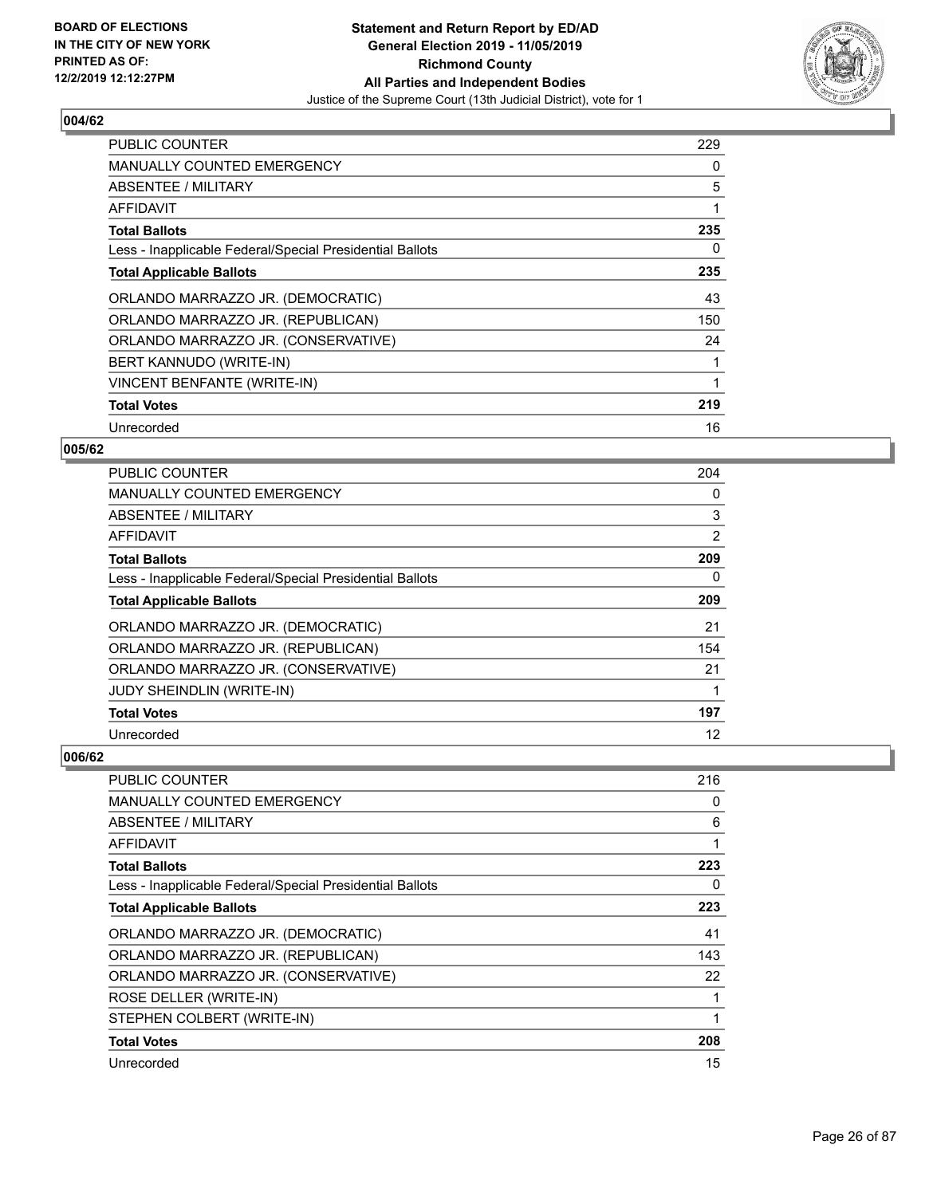## 004/62

| | |
|---|---|
| PUBLIC COUNTER | 229 |
| MANUALLY COUNTED EMERGENCY | 0 |
| ABSENTEE / MILITARY | 5 |
| AFFIDAVIT | 1 |
| **Total Ballots** | **235** |
| Less - Inapplicable Federal/Special Presidential Ballots | 0 |
| **Total Applicable Ballots** | **235** |
| ORLANDO MARRAZZO JR. (DEMOCRATIC) | 43 |
| ORLANDO MARRAZZO JR. (REPUBLICAN) | 150 |
| ORLANDO MARRAZZO JR. (CONSERVATIVE) | 24 |
| BERT KANNUDO (WRITE-IN) | 1 |
| VINCENT BENFANTE (WRITE-IN) | 1 |
| **Total Votes** | **219** |
| Unrecorded | 16 |

## 005/62

| | |
|---|---|
| PUBLIC COUNTER | 204 |
| MANUALLY COUNTED EMERGENCY | 0 |
| ABSENTEE / MILITARY | 3 |
| AFFIDAVIT | 2 |
| **Total Ballots** | **209** |
| Less - Inapplicable Federal/Special Presidential Ballots | 0 |
| **Total Applicable Ballots** | **209** |
| ORLANDO MARRAZZO JR. (DEMOCRATIC) | 21 |
| ORLANDO MARRAZZO JR. (REPUBLICAN) | 154 |
| ORLANDO MARRAZZO JR. (CONSERVATIVE) | 21 |
| JUDY SHEINDLIN (WRITE-IN) | 1 |
| **Total Votes** | **197** |
| Unrecorded | 12 |

## 006/62

| | |
|---|---|
| PUBLIC COUNTER | 216 |
| MANUALLY COUNTED EMERGENCY | 0 |
| ABSENTEE / MILITARY | 6 |
| AFFIDAVIT | 1 |
| **Total Ballots** | **223** |
| Less - Inapplicable Federal/Special Presidential Ballots | 0 |
| **Total Applicable Ballots** | **223** |
| ORLANDO MARRAZZO JR. (DEMOCRATIC) | 41 |
| ORLANDO MARRAZZO JR. (REPUBLICAN) | 143 |
| ORLANDO MARRAZZO JR. (CONSERVATIVE) | 22 |
| ROSE DELLER (WRITE-IN) | 1 |
| STEPHEN COLBERT (WRITE-IN) | 1 |
| **Total Votes** | **208** |
| Unrecorded | 15 |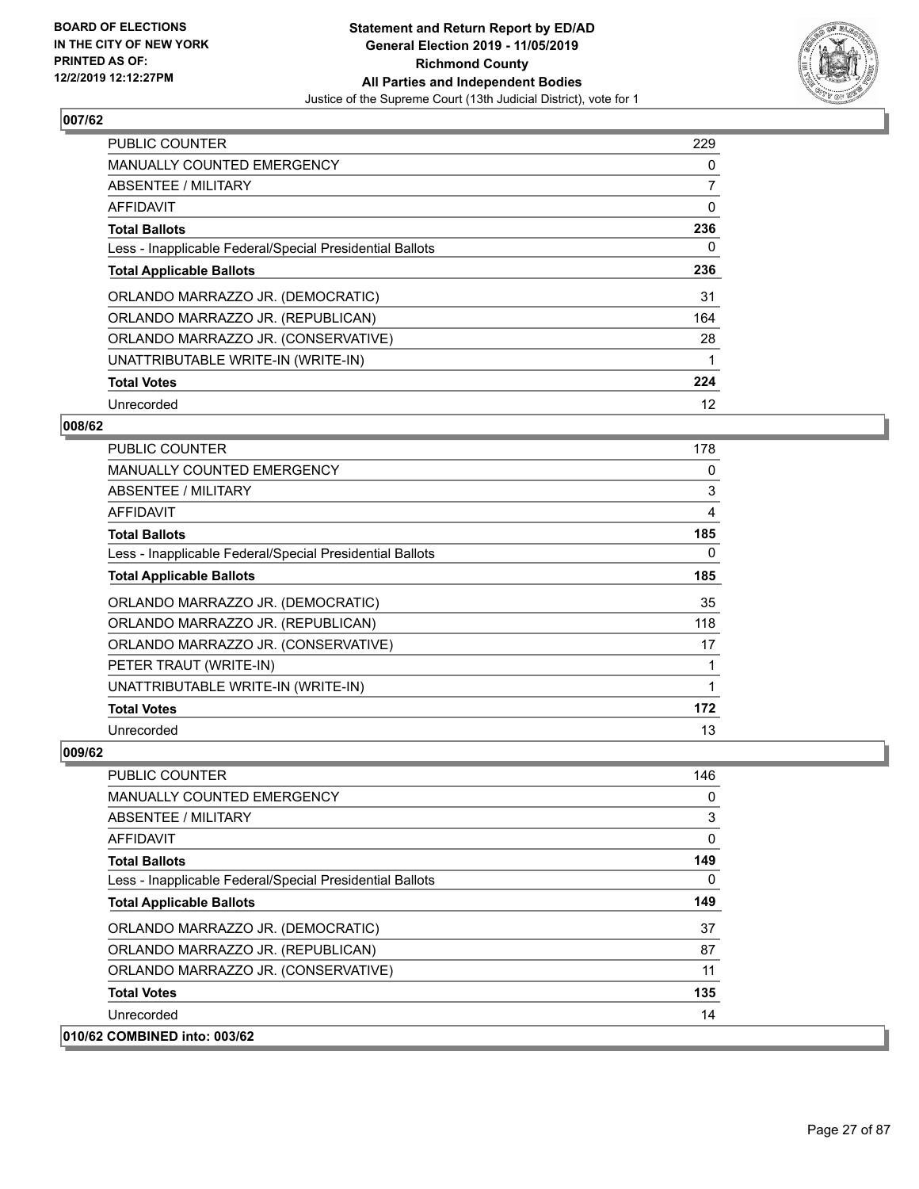BOARD OF ELECTIONS
IN THE CITY OF NEW YORK
PRINTED AS OF:
12/2/2019 12:12:27PM

**Statement and Return Report by ED/AD**
**General Election 2019 - 11/05/2019**
**Richmond County**
**All Parties and Independent Bodies**
Justice of the Supreme Court (13th Judicial District), vote for 1

## 007/62

| | |
|---|---|
| PUBLIC COUNTER | 229 |
| MANUALLY COUNTED EMERGENCY | 0 |
| ABSENTEE / MILITARY | 7 |
| AFFIDAVIT | 0 |
| **Total Ballots** | **236** |
| Less - Inapplicable Federal/Special Presidential Ballots | 0 |
| **Total Applicable Ballots** | **236** |
| ORLANDO MARRAZZO JR. (DEMOCRATIC) | 31 |
| ORLANDO MARRAZZO JR. (REPUBLICAN) | 164 |
| ORLANDO MARRAZZO JR. (CONSERVATIVE) | 28 |
| UNATTRIBUTABLE WRITE-IN (WRITE-IN) | 1 |
| **Total Votes** | **224** |
| Unrecorded | 12 |

## 008/62

| | |
|---|---|
| PUBLIC COUNTER | 178 |
| MANUALLY COUNTED EMERGENCY | 0 |
| ABSENTEE / MILITARY | 3 |
| AFFIDAVIT | 4 |
| **Total Ballots** | **185** |
| Less - Inapplicable Federal/Special Presidential Ballots | 0 |
| **Total Applicable Ballots** | **185** |
| ORLANDO MARRAZZO JR. (DEMOCRATIC) | 35 |
| ORLANDO MARRAZZO JR. (REPUBLICAN) | 118 |
| ORLANDO MARRAZZO JR. (CONSERVATIVE) | 17 |
| PETER TRAUT (WRITE-IN) | 1 |
| UNATTRIBUTABLE WRITE-IN (WRITE-IN) | 1 |
| **Total Votes** | **172** |
| Unrecorded | 13 |

## 009/62

| | |
|---|---|
| PUBLIC COUNTER | 146 |
| MANUALLY COUNTED EMERGENCY | 0 |
| ABSENTEE / MILITARY | 3 |
| AFFIDAVIT | 0 |
| **Total Ballots** | **149** |
| Less - Inapplicable Federal/Special Presidential Ballots | 0 |
| **Total Applicable Ballots** | **149** |
| ORLANDO MARRAZZO JR. (DEMOCRATIC) | 37 |
| ORLANDO MARRAZZO JR. (REPUBLICAN) | 87 |
| ORLANDO MARRAZZO JR. (CONSERVATIVE) | 11 |
| **Total Votes** | **135** |
| Unrecorded | 14 |

## 010/62 COMBINED into: 003/62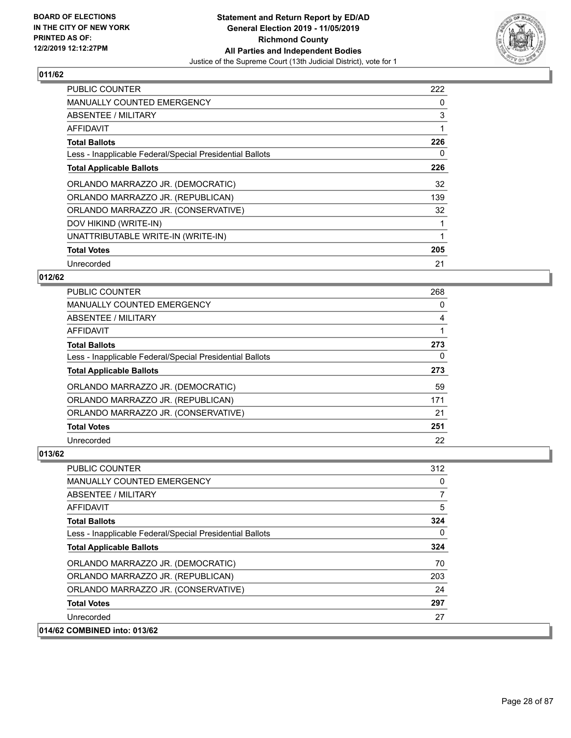BOARD OF ELECTIONS
IN THE CITY OF NEW YORK
PRINTED AS OF:
12/2/2019 12:12:27PM

**Statement and Return Report by ED/AD**
**General Election 2019 - 11/05/2019**
**Richmond County**
**All Parties and Independent Bodies**
Justice of the Supreme Court (13th Judicial District), vote for 1

### 011/62

| | |
|---|---|
| PUBLIC COUNTER | 222 |
| MANUALLY COUNTED EMERGENCY | 0 |
| ABSENTEE / MILITARY | 3 |
| AFFIDAVIT | 1 |
| **Total Ballots** | **226** |
| Less - Inapplicable Federal/Special Presidential Ballots | 0 |
| **Total Applicable Ballots** | **226** |
| ORLANDO MARRAZZO JR. (DEMOCRATIC) | 32 |
| ORLANDO MARRAZZO JR. (REPUBLICAN) | 139 |
| ORLANDO MARRAZZO JR. (CONSERVATIVE) | 32 |
| DOV HIKIND (WRITE-IN) | 1 |
| UNATTRIBUTABLE WRITE-IN (WRITE-IN) | 1 |
| **Total Votes** | **205** |
| Unrecorded | 21 |

### 012/62

| | |
|---|---|
| PUBLIC COUNTER | 268 |
| MANUALLY COUNTED EMERGENCY | 0 |
| ABSENTEE / MILITARY | 4 |
| AFFIDAVIT | 1 |
| **Total Ballots** | **273** |
| Less - Inapplicable Federal/Special Presidential Ballots | 0 |
| **Total Applicable Ballots** | **273** |
| ORLANDO MARRAZZO JR. (DEMOCRATIC) | 59 |
| ORLANDO MARRAZZO JR. (REPUBLICAN) | 171 |
| ORLANDO MARRAZZO JR. (CONSERVATIVE) | 21 |
| **Total Votes** | **251** |
| Unrecorded | 22 |

### 013/62

| | |
|---|---|
| PUBLIC COUNTER | 312 |
| MANUALLY COUNTED EMERGENCY | 0 |
| ABSENTEE / MILITARY | 7 |
| AFFIDAVIT | 5 |
| **Total Ballots** | **324** |
| Less - Inapplicable Federal/Special Presidential Ballots | 0 |
| **Total Applicable Ballots** | **324** |
| ORLANDO MARRAZZO JR. (DEMOCRATIC) | 70 |
| ORLANDO MARRAZZO JR. (REPUBLICAN) | 203 |
| ORLANDO MARRAZZO JR. (CONSERVATIVE) | 24 |
| **Total Votes** | **297** |
| Unrecorded | 27 |

### 014/62 COMBINED into: 013/62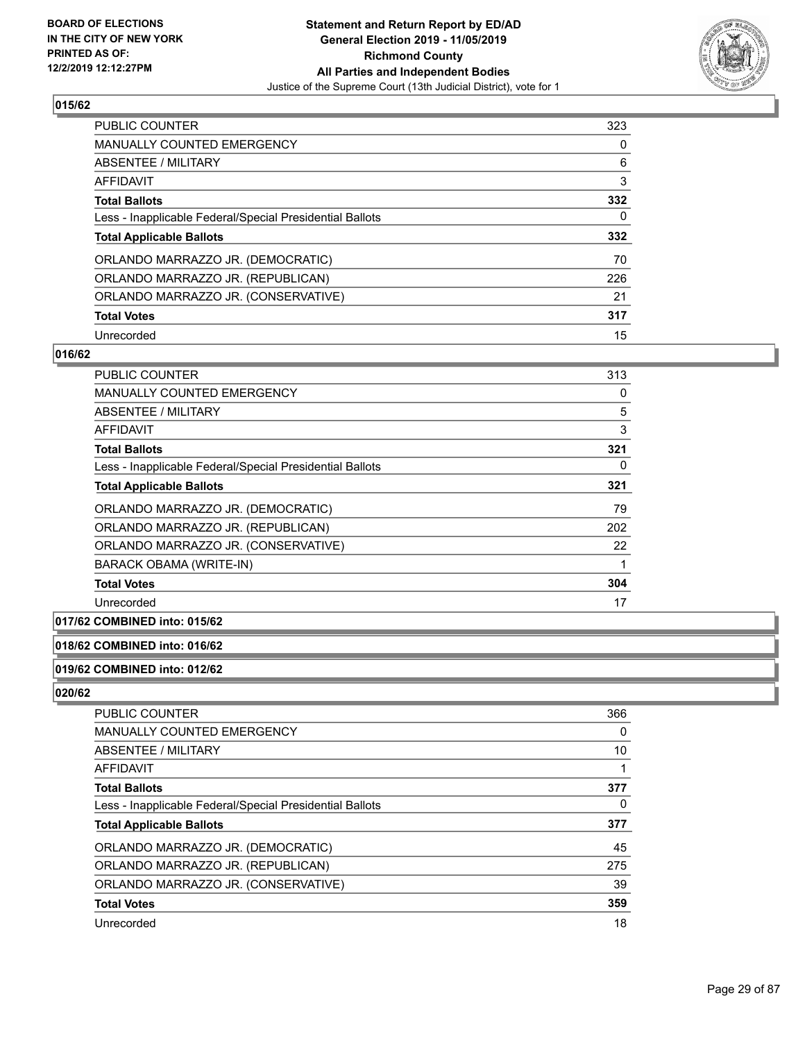**BOARD OF ELECTIONS IN THE CITY OF NEW YORK PRINTED AS OF: 12/2/2019 12:12:27PM**

# Statement and Return Report by ED/AD
## General Election 2019 - 11/05/2019
## Richmond County
## All Parties and Independent Bodies
Justice of the Supreme Court (13th Judicial District), vote for 1

### 015/62

| | |
|---|---|
| PUBLIC COUNTER | 323 |
| MANUALLY COUNTED EMERGENCY | 0 |
| ABSENTEE / MILITARY | 6 |
| AFFIDAVIT | 3 |
| **Total Ballots** | **332** |
| Less - Inapplicable Federal/Special Presidential Ballots | 0 |
| **Total Applicable Ballots** | **332** |
| ORLANDO MARRAZZO JR. (DEMOCRATIC) | 70 |
| ORLANDO MARRAZZO JR. (REPUBLICAN) | 226 |
| ORLANDO MARRAZZO JR. (CONSERVATIVE) | 21 |
| **Total Votes** | **317** |
| Unrecorded | 15 |

### 016/62

| | |
|---|---|
| PUBLIC COUNTER | 313 |
| MANUALLY COUNTED EMERGENCY | 0 |
| ABSENTEE / MILITARY | 5 |
| AFFIDAVIT | 3 |
| **Total Ballots** | **321** |
| Less - Inapplicable Federal/Special Presidential Ballots | 0 |
| **Total Applicable Ballots** | **321** |
| ORLANDO MARRAZZO JR. (DEMOCRATIC) | 79 |
| ORLANDO MARRAZZO JR. (REPUBLICAN) | 202 |
| ORLANDO MARRAZZO JR. (CONSERVATIVE) | 22 |
| BARACK OBAMA (WRITE-IN) | 1 |
| **Total Votes** | **304** |
| Unrecorded | 17 |

### 017/62 COMBINED into: 015/62

### 018/62 COMBINED into: 016/62

### 019/62 COMBINED into: 012/62

### 020/62

| | |
|---|---|
| PUBLIC COUNTER | 366 |
| MANUALLY COUNTED EMERGENCY | 0 |
| ABSENTEE / MILITARY | 10 |
| AFFIDAVIT | 1 |
| **Total Ballots** | **377** |
| Less - Inapplicable Federal/Special Presidential Ballots | 0 |
| **Total Applicable Ballots** | **377** |
| ORLANDO MARRAZZO JR. (DEMOCRATIC) | 45 |
| ORLANDO MARRAZZO JR. (REPUBLICAN) | 275 |
| ORLANDO MARRAZZO JR. (CONSERVATIVE) | 39 |
| **Total Votes** | **359** |
| Unrecorded | 18 |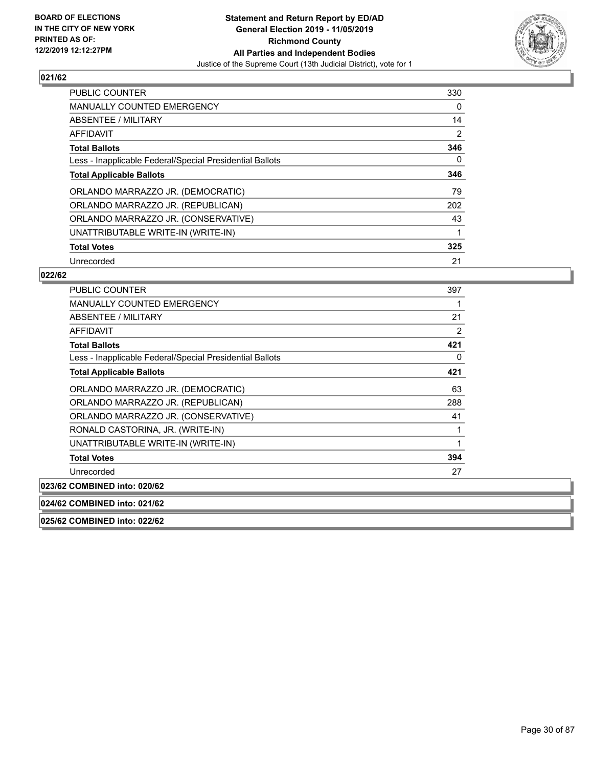### 021/62

| | |
|---|---|
| PUBLIC COUNTER | 330 |
| MANUALLY COUNTED EMERGENCY | 0 |
| ABSENTEE / MILITARY | 14 |
| AFFIDAVIT | 2 |
| **Total Ballots** | **346** |
| Less - Inapplicable Federal/Special Presidential Ballots | 0 |
| **Total Applicable Ballots** | **346** |
| ORLANDO MARRAZZO JR. (DEMOCRATIC) | 79 |
| ORLANDO MARRAZZO JR. (REPUBLICAN) | 202 |
| ORLANDO MARRAZZO JR. (CONSERVATIVE) | 43 |
| UNATTRIBUTABLE WRITE-IN (WRITE-IN) | 1 |
| **Total Votes** | **325** |
| Unrecorded | 21 |

### 022/62

| | |
|---|---|
| PUBLIC COUNTER | 397 |
| MANUALLY COUNTED EMERGENCY | 1 |
| ABSENTEE / MILITARY | 21 |
| AFFIDAVIT | 2 |
| **Total Ballots** | **421** |
| Less - Inapplicable Federal/Special Presidential Ballots | 0 |
| **Total Applicable Ballots** | **421** |
| ORLANDO MARRAZZO JR. (DEMOCRATIC) | 63 |
| ORLANDO MARRAZZO JR. (REPUBLICAN) | 288 |
| ORLANDO MARRAZZO JR. (CONSERVATIVE) | 41 |
| RONALD CASTORINA, JR. (WRITE-IN) | 1 |
| UNATTRIBUTABLE WRITE-IN (WRITE-IN) | 1 |
| **Total Votes** | **394** |
| Unrecorded | 27 |

**023/62 COMBINED into: 020/62**

**024/62 COMBINED into: 021/62**

**025/62 COMBINED into: 022/62**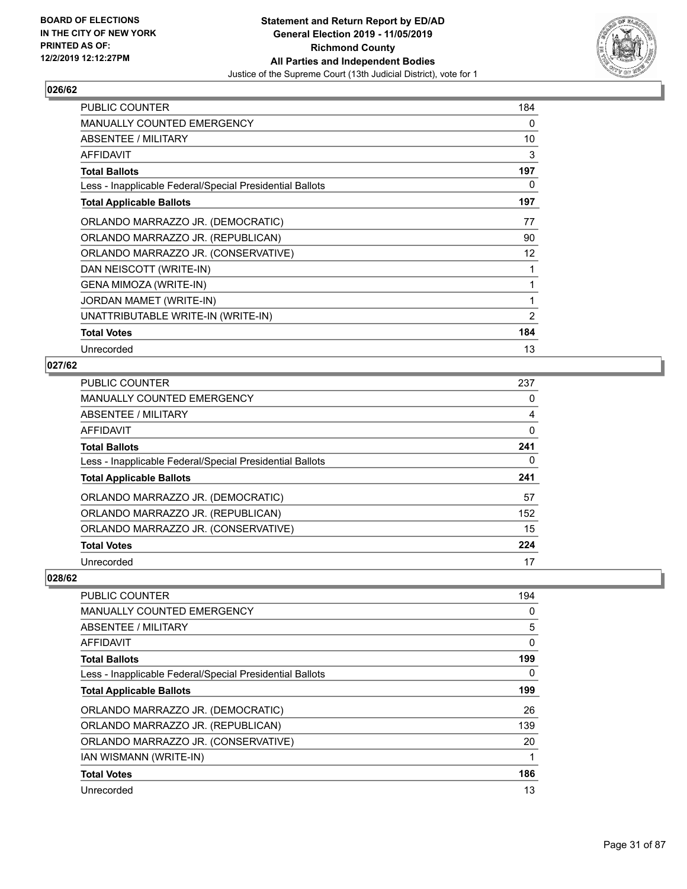BOARD OF ELECTIONS
IN THE CITY OF NEW YORK
PRINTED AS OF:
12/2/2019 12:12:27PM

**Statement and Return Report by ED/AD**
**General Election 2019 - 11/05/2019**
**Richmond County**
**All Parties and Independent Bodies**
Justice of the Supreme Court (13th Judicial District), vote for 1

## 026/62

| | |
|---|---|
| PUBLIC COUNTER | 184 |
| MANUALLY COUNTED EMERGENCY | 0 |
| ABSENTEE / MILITARY | 10 |
| AFFIDAVIT | 3 |
| **Total Ballots** | **197** |
| Less - Inapplicable Federal/Special Presidential Ballots | 0 |
| **Total Applicable Ballots** | **197** |
| ORLANDO MARRAZZO JR. (DEMOCRATIC) | 77 |
| ORLANDO MARRAZZO JR. (REPUBLICAN) | 90 |
| ORLANDO MARRAZZO JR. (CONSERVATIVE) | 12 |
| DAN NEISCOTT (WRITE-IN) | 1 |
| GENA MIMOZA (WRITE-IN) | 1 |
| JORDAN MAMET (WRITE-IN) | 1 |
| UNATTRIBUTABLE WRITE-IN (WRITE-IN) | 2 |
| **Total Votes** | **184** |
| Unrecorded | 13 |

## 027/62

| | |
|---|---|
| PUBLIC COUNTER | 237 |
| MANUALLY COUNTED EMERGENCY | 0 |
| ABSENTEE / MILITARY | 4 |
| AFFIDAVIT | 0 |
| **Total Ballots** | **241** |
| Less - Inapplicable Federal/Special Presidential Ballots | 0 |
| **Total Applicable Ballots** | **241** |
| ORLANDO MARRAZZO JR. (DEMOCRATIC) | 57 |
| ORLANDO MARRAZZO JR. (REPUBLICAN) | 152 |
| ORLANDO MARRAZZO JR. (CONSERVATIVE) | 15 |
| **Total Votes** | **224** |
| Unrecorded | 17 |

## 028/62

| | |
|---|---|
| PUBLIC COUNTER | 194 |
| MANUALLY COUNTED EMERGENCY | 0 |
| ABSENTEE / MILITARY | 5 |
| AFFIDAVIT | 0 |
| **Total Ballots** | **199** |
| Less - Inapplicable Federal/Special Presidential Ballots | 0 |
| **Total Applicable Ballots** | **199** |
| ORLANDO MARRAZZO JR. (DEMOCRATIC) | 26 |
| ORLANDO MARRAZZO JR. (REPUBLICAN) | 139 |
| ORLANDO MARRAZZO JR. (CONSERVATIVE) | 20 |
| IAN WISMANN (WRITE-IN) | 1 |
| **Total Votes** | **186** |
| Unrecorded | 13 |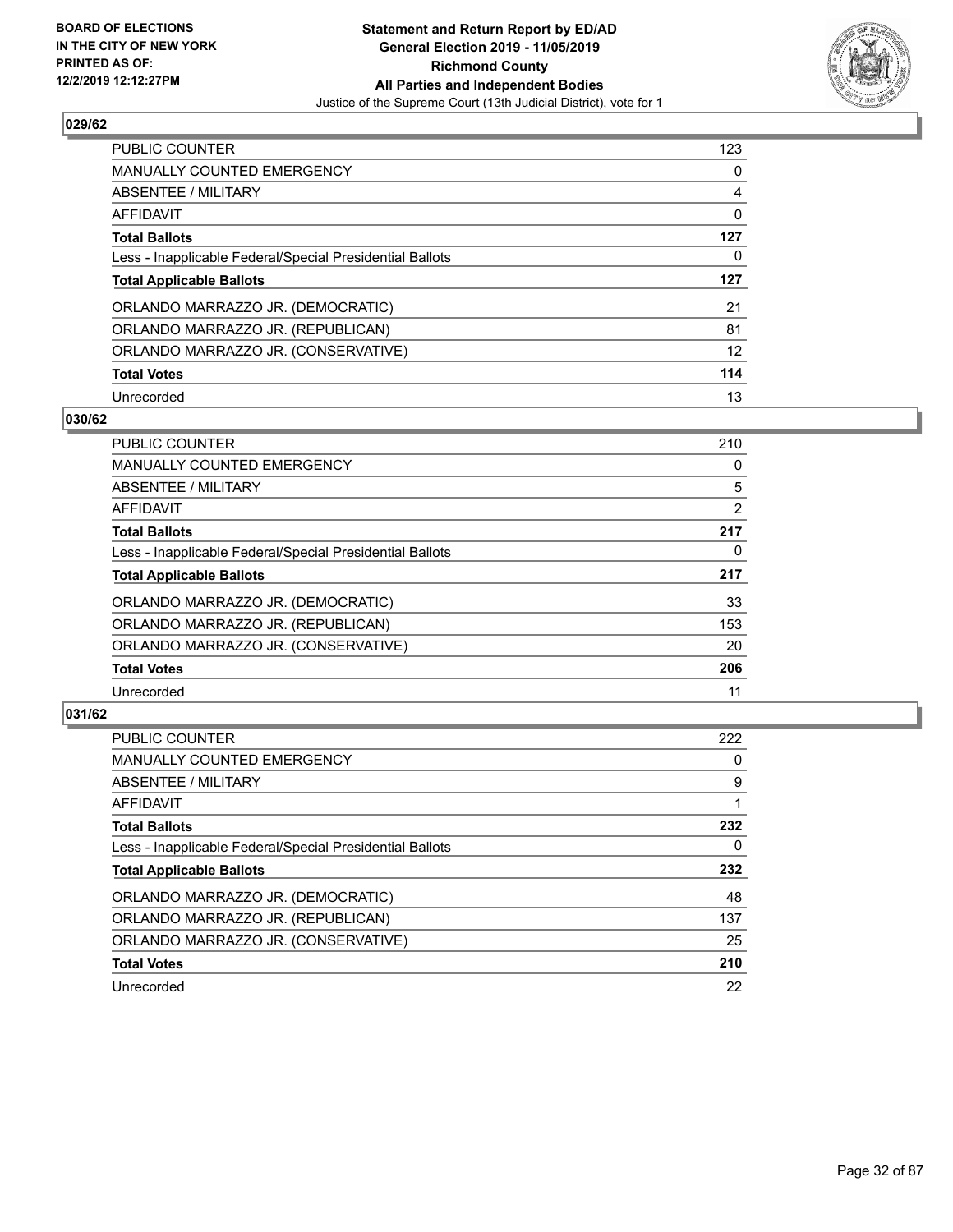**BOARD OF ELECTIONS IN THE CITY OF NEW YORK PRINTED AS OF: 12/2/2019 12:12:27PM**

**Statement and Return Report by ED/AD**
**General Election 2019 - 11/05/2019**
**Richmond County**
**All Parties and Independent Bodies**
Justice of the Supreme Court (13th Judicial District), vote for 1

### 029/62

| | |
|---|---|
| PUBLIC COUNTER | 123 |
| MANUALLY COUNTED EMERGENCY | 0 |
| ABSENTEE / MILITARY | 4 |
| AFFIDAVIT | 0 |
| **Total Ballots** | **127** |
| Less - Inapplicable Federal/Special Presidential Ballots | 0 |
| **Total Applicable Ballots** | **127** |
| ORLANDO MARRAZZO JR. (DEMOCRATIC) | 21 |
| ORLANDO MARRAZZO JR. (REPUBLICAN) | 81 |
| ORLANDO MARRAZZO JR. (CONSERVATIVE) | 12 |
| **Total Votes** | **114** |
| Unrecorded | 13 |

### 030/62

| | |
|---|---|
| PUBLIC COUNTER | 210 |
| MANUALLY COUNTED EMERGENCY | 0 |
| ABSENTEE / MILITARY | 5 |
| AFFIDAVIT | 2 |
| **Total Ballots** | **217** |
| Less - Inapplicable Federal/Special Presidential Ballots | 0 |
| **Total Applicable Ballots** | **217** |
| ORLANDO MARRAZZO JR. (DEMOCRATIC) | 33 |
| ORLANDO MARRAZZO JR. (REPUBLICAN) | 153 |
| ORLANDO MARRAZZO JR. (CONSERVATIVE) | 20 |
| **Total Votes** | **206** |
| Unrecorded | 11 |

### 031/62

| | |
|---|---|
| PUBLIC COUNTER | 222 |
| MANUALLY COUNTED EMERGENCY | 0 |
| ABSENTEE / MILITARY | 9 |
| AFFIDAVIT | 1 |
| **Total Ballots** | **232** |
| Less - Inapplicable Federal/Special Presidential Ballots | 0 |
| **Total Applicable Ballots** | **232** |
| ORLANDO MARRAZZO JR. (DEMOCRATIC) | 48 |
| ORLANDO MARRAZZO JR. (REPUBLICAN) | 137 |
| ORLANDO MARRAZZO JR. (CONSERVATIVE) | 25 |
| **Total Votes** | **210** |
| Unrecorded | 22 |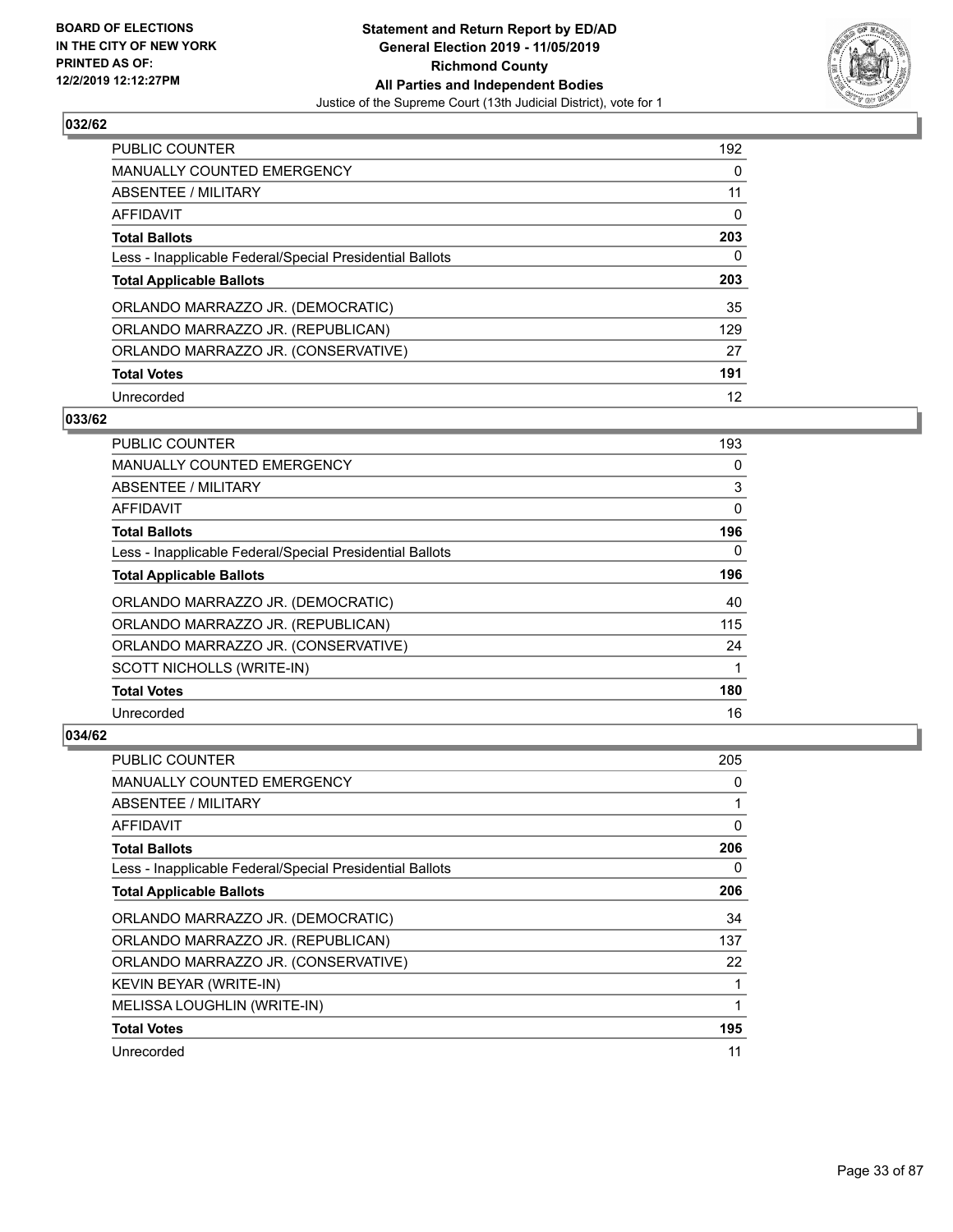## 032/62

| | |
|---|---|
| PUBLIC COUNTER | 192 |
| MANUALLY COUNTED EMERGENCY | 0 |
| ABSENTEE / MILITARY | 11 |
| AFFIDAVIT | 0 |
| **Total Ballots** | **203** |
| Less - Inapplicable Federal/Special Presidential Ballots | 0 |
| **Total Applicable Ballots** | **203** |
| ORLANDO MARRAZZO JR. (DEMOCRATIC) | 35 |
| ORLANDO MARRAZZO JR. (REPUBLICAN) | 129 |
| ORLANDO MARRAZZO JR. (CONSERVATIVE) | 27 |
| **Total Votes** | **191** |
| Unrecorded | 12 |

## 033/62

| | |
|---|---|
| PUBLIC COUNTER | 193 |
| MANUALLY COUNTED EMERGENCY | 0 |
| ABSENTEE / MILITARY | 3 |
| AFFIDAVIT | 0 |
| **Total Ballots** | **196** |
| Less - Inapplicable Federal/Special Presidential Ballots | 0 |
| **Total Applicable Ballots** | **196** |
| ORLANDO MARRAZZO JR. (DEMOCRATIC) | 40 |
| ORLANDO MARRAZZO JR. (REPUBLICAN) | 115 |
| ORLANDO MARRAZZO JR. (CONSERVATIVE) | 24 |
| SCOTT NICHOLLS (WRITE-IN) | 1 |
| **Total Votes** | **180** |
| Unrecorded | 16 |

## 034/62

| | |
|---|---|
| PUBLIC COUNTER | 205 |
| MANUALLY COUNTED EMERGENCY | 0 |
| ABSENTEE / MILITARY | 1 |
| AFFIDAVIT | 0 |
| **Total Ballots** | **206** |
| Less - Inapplicable Federal/Special Presidential Ballots | 0 |
| **Total Applicable Ballots** | **206** |
| ORLANDO MARRAZZO JR. (DEMOCRATIC) | 34 |
| ORLANDO MARRAZZO JR. (REPUBLICAN) | 137 |
| ORLANDO MARRAZZO JR. (CONSERVATIVE) | 22 |
| KEVIN BEYAR (WRITE-IN) | 1 |
| MELISSA LOUGHLIN (WRITE-IN) | 1 |
| **Total Votes** | **195** |
| Unrecorded | 11 |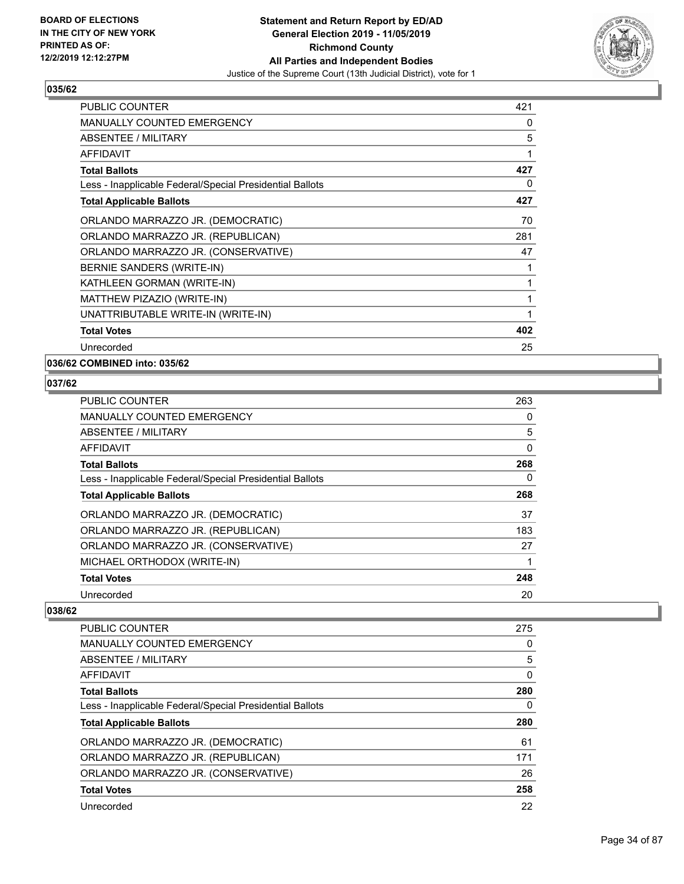## 035/62

| | |
|---|---|
| PUBLIC COUNTER | 421 |
| MANUALLY COUNTED EMERGENCY | 0 |
| ABSENTEE / MILITARY | 5 |
| AFFIDAVIT | 1 |
| **Total Ballots** | **427** |
| Less - Inapplicable Federal/Special Presidential Ballots | 0 |
| **Total Applicable Ballots** | **427** |
| ORLANDO MARRAZZO JR. (DEMOCRATIC) | 70 |
| ORLANDO MARRAZZO JR. (REPUBLICAN) | 281 |
| ORLANDO MARRAZZO JR. (CONSERVATIVE) | 47 |
| BERNIE SANDERS (WRITE-IN) | 1 |
| KATHLEEN GORMAN (WRITE-IN) | 1 |
| MATTHEW PIZAZIO (WRITE-IN) | 1 |
| UNATTRIBUTABLE WRITE-IN (WRITE-IN) | 1 |
| **Total Votes** | **402** |
| Unrecorded | 25 |

## 036/62 COMBINED into: 035/62

## 037/62

| | |
|---|---|
| PUBLIC COUNTER | 263 |
| MANUALLY COUNTED EMERGENCY | 0 |
| ABSENTEE / MILITARY | 5 |
| AFFIDAVIT | 0 |
| **Total Ballots** | **268** |
| Less - Inapplicable Federal/Special Presidential Ballots | 0 |
| **Total Applicable Ballots** | **268** |
| ORLANDO MARRAZZO JR. (DEMOCRATIC) | 37 |
| ORLANDO MARRAZZO JR. (REPUBLICAN) | 183 |
| ORLANDO MARRAZZO JR. (CONSERVATIVE) | 27 |
| MICHAEL ORTHODOX (WRITE-IN) | 1 |
| **Total Votes** | **248** |
| Unrecorded | 20 |

## 038/62

| | |
|---|---|
| PUBLIC COUNTER | 275 |
| MANUALLY COUNTED EMERGENCY | 0 |
| ABSENTEE / MILITARY | 5 |
| AFFIDAVIT | 0 |
| **Total Ballots** | **280** |
| Less - Inapplicable Federal/Special Presidential Ballots | 0 |
| **Total Applicable Ballots** | **280** |
| ORLANDO MARRAZZO JR. (DEMOCRATIC) | 61 |
| ORLANDO MARRAZZO JR. (REPUBLICAN) | 171 |
| ORLANDO MARRAZZO JR. (CONSERVATIVE) | 26 |
| **Total Votes** | **258** |
| Unrecorded | 22 |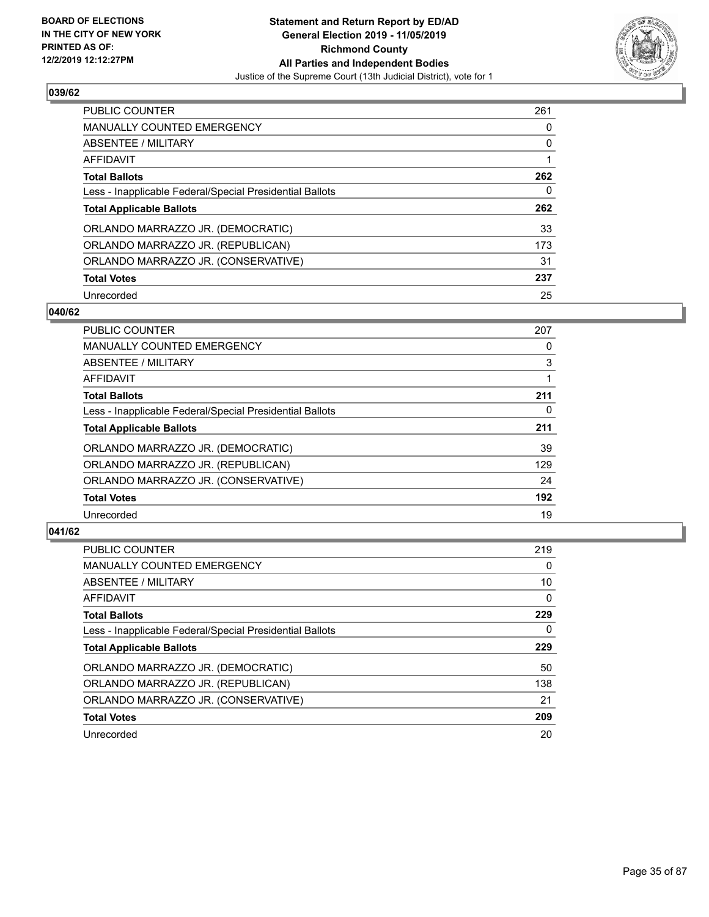**BOARD OF ELECTIONS IN THE CITY OF NEW YORK PRINTED AS OF: 12/2/2019 12:12:27PM**

**Statement and Return Report by ED/AD General Election 2019 - 11/05/2019 Richmond County All Parties and Independent Bodies**

Justice of the Supreme Court (13th Judicial District), vote for 1

### 039/62

| | |
|---|---|
| PUBLIC COUNTER | 261 |
| MANUALLY COUNTED EMERGENCY | 0 |
| ABSENTEE / MILITARY | 0 |
| AFFIDAVIT | 1 |
| **Total Ballots** | **262** |
| Less - Inapplicable Federal/Special Presidential Ballots | 0 |
| **Total Applicable Ballots** | **262** |
| ORLANDO MARRAZZO JR. (DEMOCRATIC) | 33 |
| ORLANDO MARRAZZO JR. (REPUBLICAN) | 173 |
| ORLANDO MARRAZZO JR. (CONSERVATIVE) | 31 |
| **Total Votes** | **237** |
| Unrecorded | 25 |

### 040/62

| | |
|---|---|
| PUBLIC COUNTER | 207 |
| MANUALLY COUNTED EMERGENCY | 0 |
| ABSENTEE / MILITARY | 3 |
| AFFIDAVIT | 1 |
| **Total Ballots** | **211** |
| Less - Inapplicable Federal/Special Presidential Ballots | 0 |
| **Total Applicable Ballots** | **211** |
| ORLANDO MARRAZZO JR. (DEMOCRATIC) | 39 |
| ORLANDO MARRAZZO JR. (REPUBLICAN) | 129 |
| ORLANDO MARRAZZO JR. (CONSERVATIVE) | 24 |
| **Total Votes** | **192** |
| Unrecorded | 19 |

### 041/62

| | |
|---|---|
| PUBLIC COUNTER | 219 |
| MANUALLY COUNTED EMERGENCY | 0 |
| ABSENTEE / MILITARY | 10 |
| AFFIDAVIT | 0 |
| **Total Ballots** | **229** |
| Less - Inapplicable Federal/Special Presidential Ballots | 0 |
| **Total Applicable Ballots** | **229** |
| ORLANDO MARRAZZO JR. (DEMOCRATIC) | 50 |
| ORLANDO MARRAZZO JR. (REPUBLICAN) | 138 |
| ORLANDO MARRAZZO JR. (CONSERVATIVE) | 21 |
| **Total Votes** | **209** |
| Unrecorded | 20 |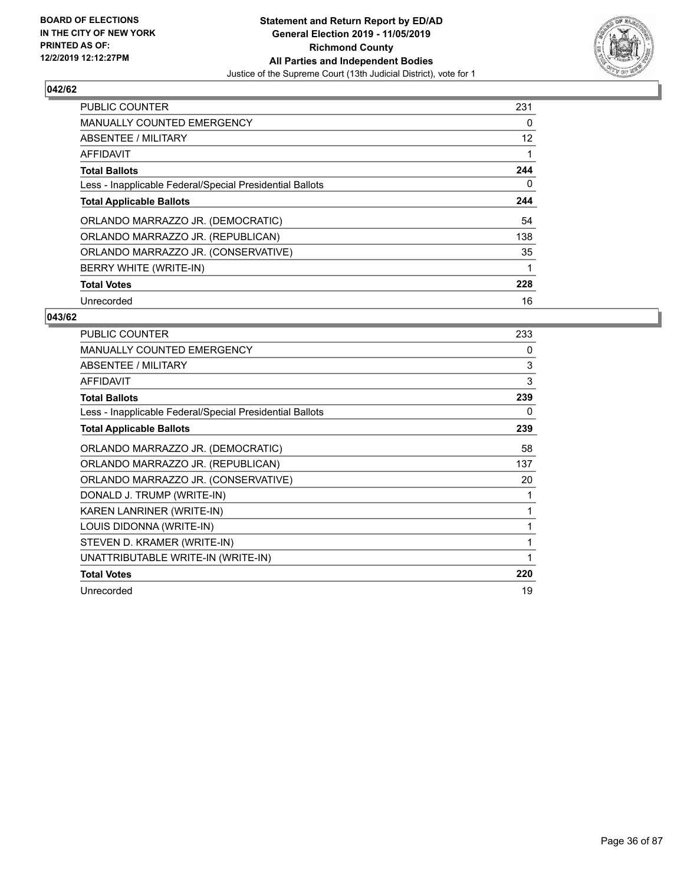BOARD OF ELECTIONS
IN THE CITY OF NEW YORK
PRINTED AS OF:
12/2/2019 12:12:27PM

**Statement and Return Report by ED/AD**
**General Election 2019 - 11/05/2019**
**Richmond County**
**All Parties and Independent Bodies**
Justice of the Supreme Court (13th Judicial District), vote for 1

### 042/62

| | |
|---|---|
| PUBLIC COUNTER | 231 |
| MANUALLY COUNTED EMERGENCY | 0 |
| ABSENTEE / MILITARY | 12 |
| AFFIDAVIT | 1 |
| **Total Ballots** | **244** |
| Less - Inapplicable Federal/Special Presidential Ballots | 0 |
| **Total Applicable Ballots** | **244** |
| ORLANDO MARRAZZO JR. (DEMOCRATIC) | 54 |
| ORLANDO MARRAZZO JR. (REPUBLICAN) | 138 |
| ORLANDO MARRAZZO JR. (CONSERVATIVE) | 35 |
| BERRY WHITE (WRITE-IN) | 1 |
| **Total Votes** | **228** |
| Unrecorded | 16 |

### 043/62

| | |
|---|---|
| PUBLIC COUNTER | 233 |
| MANUALLY COUNTED EMERGENCY | 0 |
| ABSENTEE / MILITARY | 3 |
| AFFIDAVIT | 3 |
| **Total Ballots** | **239** |
| Less - Inapplicable Federal/Special Presidential Ballots | 0 |
| **Total Applicable Ballots** | **239** |
| ORLANDO MARRAZZO JR. (DEMOCRATIC) | 58 |
| ORLANDO MARRAZZO JR. (REPUBLICAN) | 137 |
| ORLANDO MARRAZZO JR. (CONSERVATIVE) | 20 |
| DONALD J. TRUMP (WRITE-IN) | 1 |
| KAREN LANRINER (WRITE-IN) | 1 |
| LOUIS DIDONNA (WRITE-IN) | 1 |
| STEVEN D. KRAMER (WRITE-IN) | 1 |
| UNATTRIBUTABLE WRITE-IN (WRITE-IN) | 1 |
| **Total Votes** | **220** |
| Unrecorded | 19 |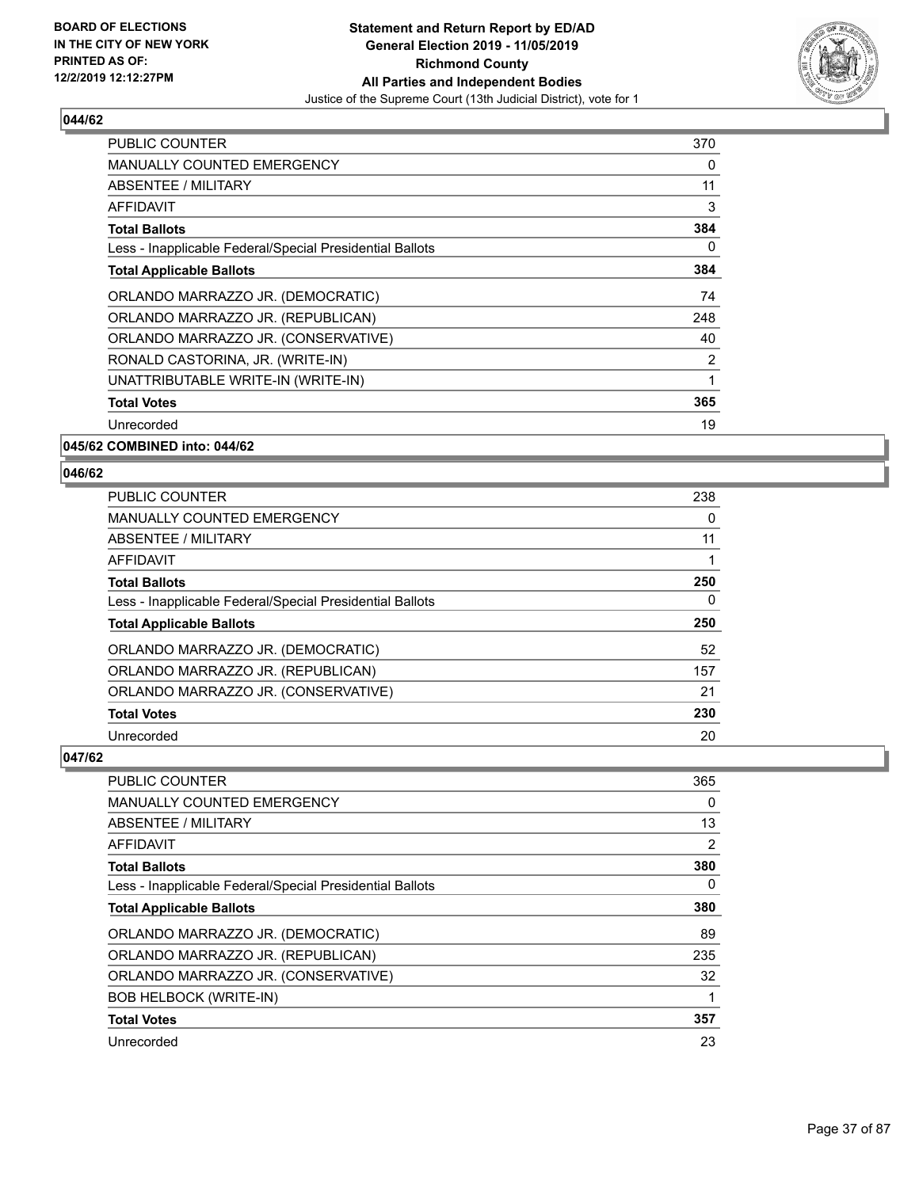### 044/62

| | |
|---|---|
| PUBLIC COUNTER | 370 |
| MANUALLY COUNTED EMERGENCY | 0 |
| ABSENTEE / MILITARY | 11 |
| AFFIDAVIT | 3 |
| **Total Ballots** | **384** |
| Less - Inapplicable Federal/Special Presidential Ballots | 0 |
| **Total Applicable Ballots** | **384** |
| ORLANDO MARRAZZO JR. (DEMOCRATIC) | 74 |
| ORLANDO MARRAZZO JR. (REPUBLICAN) | 248 |
| ORLANDO MARRAZZO JR. (CONSERVATIVE) | 40 |
| RONALD CASTORINA, JR. (WRITE-IN) | 2 |
| UNATTRIBUTABLE WRITE-IN (WRITE-IN) | 1 |
| **Total Votes** | **365** |
| Unrecorded | 19 |

### 045/62 COMBINED into: 044/62

### 046/62

| | |
|---|---|
| PUBLIC COUNTER | 238 |
| MANUALLY COUNTED EMERGENCY | 0 |
| ABSENTEE / MILITARY | 11 |
| AFFIDAVIT | 1 |
| **Total Ballots** | **250** |
| Less - Inapplicable Federal/Special Presidential Ballots | 0 |
| **Total Applicable Ballots** | **250** |
| ORLANDO MARRAZZO JR. (DEMOCRATIC) | 52 |
| ORLANDO MARRAZZO JR. (REPUBLICAN) | 157 |
| ORLANDO MARRAZZO JR. (CONSERVATIVE) | 21 |
| **Total Votes** | **230** |
| Unrecorded | 20 |

### 047/62

| | |
|---|---|
| PUBLIC COUNTER | 365 |
| MANUALLY COUNTED EMERGENCY | 0 |
| ABSENTEE / MILITARY | 13 |
| AFFIDAVIT | 2 |
| **Total Ballots** | **380** |
| Less - Inapplicable Federal/Special Presidential Ballots | 0 |
| **Total Applicable Ballots** | **380** |
| ORLANDO MARRAZZO JR. (DEMOCRATIC) | 89 |
| ORLANDO MARRAZZO JR. (REPUBLICAN) | 235 |
| ORLANDO MARRAZZO JR. (CONSERVATIVE) | 32 |
| BOB HELBOCK (WRITE-IN) | 1 |
| **Total Votes** | **357** |
| Unrecorded | 23 |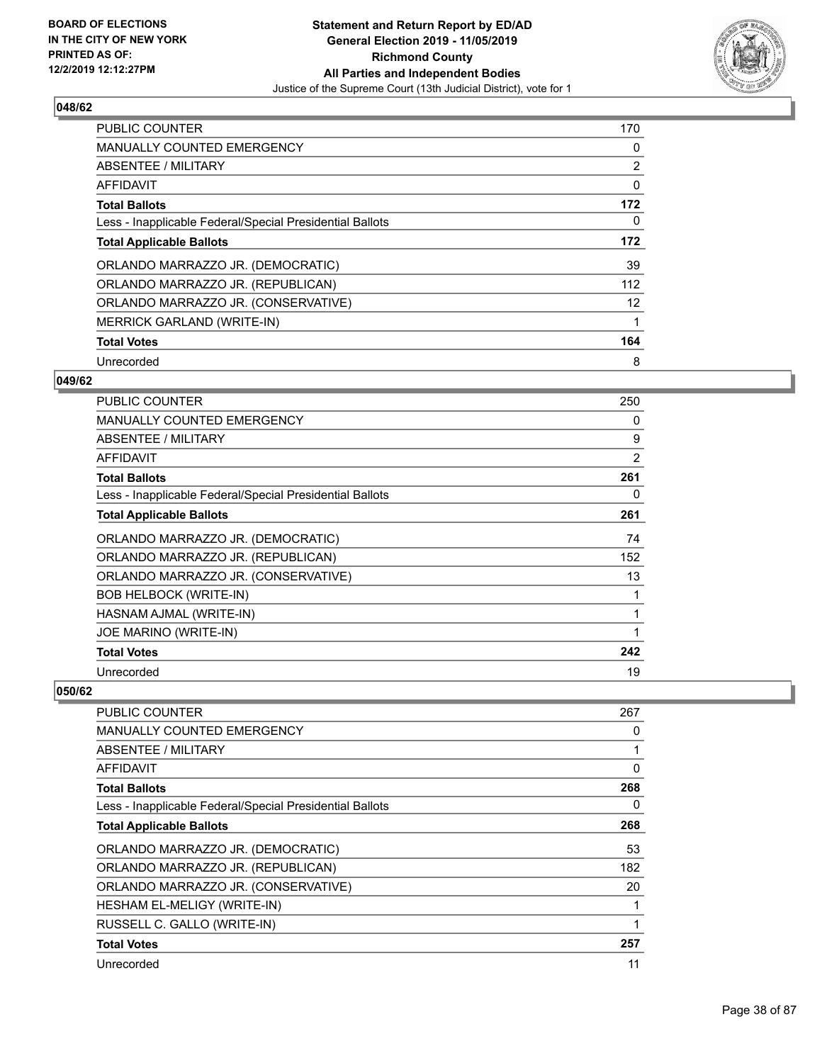## 048/62

| | |
|---|---|
| PUBLIC COUNTER | 170 |
| MANUALLY COUNTED EMERGENCY | 0 |
| ABSENTEE / MILITARY | 2 |
| AFFIDAVIT | 0 |
| **Total Ballots** | **172** |
| Less - Inapplicable Federal/Special Presidential Ballots | 0 |
| **Total Applicable Ballots** | **172** |
| ORLANDO MARRAZZO JR. (DEMOCRATIC) | 39 |
| ORLANDO MARRAZZO JR. (REPUBLICAN) | 112 |
| ORLANDO MARRAZZO JR. (CONSERVATIVE) | 12 |
| MERRICK GARLAND (WRITE-IN) | 1 |
| **Total Votes** | **164** |
| Unrecorded | 8 |

## 049/62

| | |
|---|---|
| PUBLIC COUNTER | 250 |
| MANUALLY COUNTED EMERGENCY | 0 |
| ABSENTEE / MILITARY | 9 |
| AFFIDAVIT | 2 |
| **Total Ballots** | **261** |
| Less - Inapplicable Federal/Special Presidential Ballots | 0 |
| **Total Applicable Ballots** | **261** |
| ORLANDO MARRAZZO JR. (DEMOCRATIC) | 74 |
| ORLANDO MARRAZZO JR. (REPUBLICAN) | 152 |
| ORLANDO MARRAZZO JR. (CONSERVATIVE) | 13 |
| BOB HELBOCK (WRITE-IN) | 1 |
| HASNAM AJMAL (WRITE-IN) | 1 |
| JOE MARINO (WRITE-IN) | 1 |
| **Total Votes** | **242** |
| Unrecorded | 19 |

## 050/62

| | |
|---|---|
| PUBLIC COUNTER | 267 |
| MANUALLY COUNTED EMERGENCY | 0 |
| ABSENTEE / MILITARY | 1 |
| AFFIDAVIT | 0 |
| **Total Ballots** | **268** |
| Less - Inapplicable Federal/Special Presidential Ballots | 0 |
| **Total Applicable Ballots** | **268** |
| ORLANDO MARRAZZO JR. (DEMOCRATIC) | 53 |
| ORLANDO MARRAZZO JR. (REPUBLICAN) | 182 |
| ORLANDO MARRAZZO JR. (CONSERVATIVE) | 20 |
| HESHAM EL-MELIGY (WRITE-IN) | 1 |
| RUSSELL C. GALLO (WRITE-IN) | 1 |
| **Total Votes** | **257** |
| Unrecorded | 11 |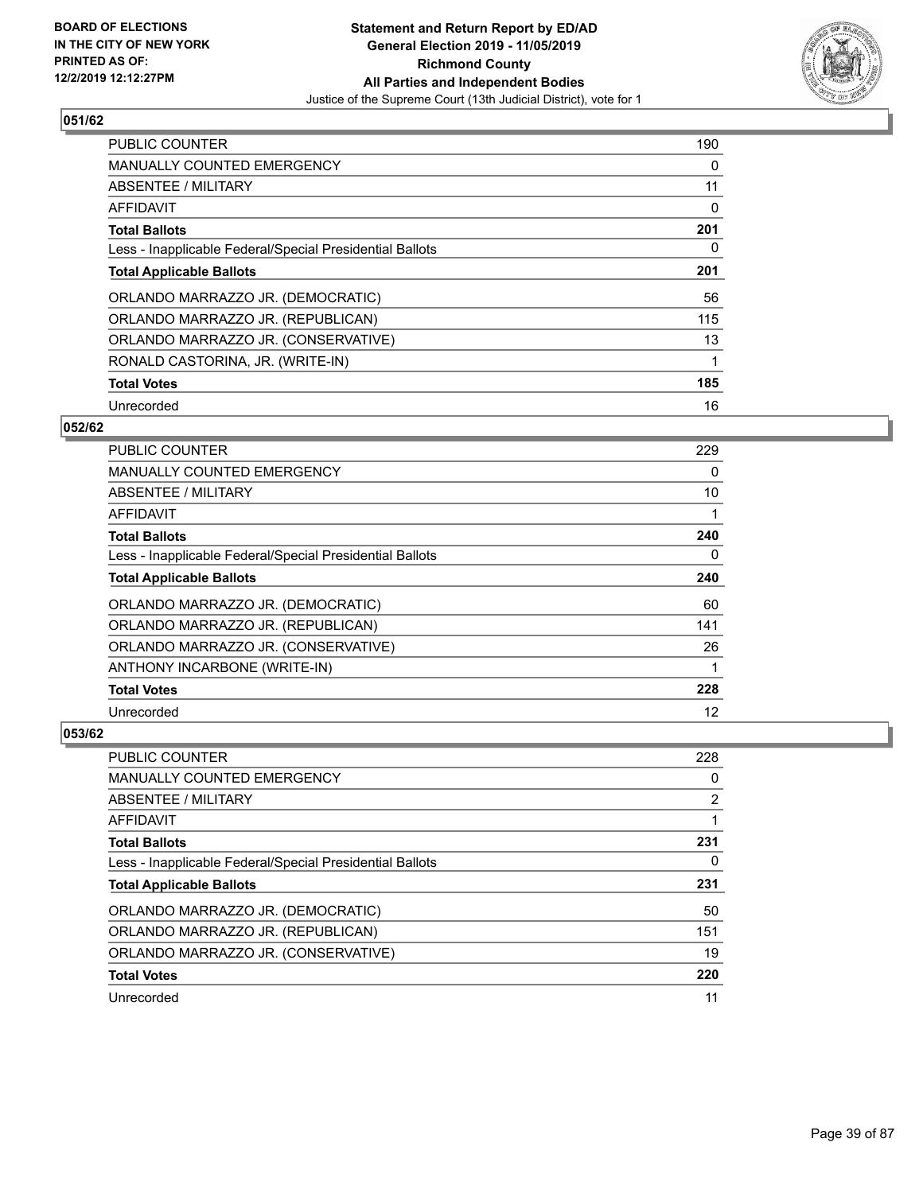BOARD OF ELECTIONS
IN THE CITY OF NEW YORK
PRINTED AS OF:
12/2/2019 12:12:27PM

**Statement and Return Report by ED/AD**
**General Election 2019 - 11/05/2019**
**Richmond County**
**All Parties and Independent Bodies**
Justice of the Supreme Court (13th Judicial District), vote for 1

### 051/62

| | |
|---|---|
| PUBLIC COUNTER | 190 |
| MANUALLY COUNTED EMERGENCY | 0 |
| ABSENTEE / MILITARY | 11 |
| AFFIDAVIT | 0 |
| **Total Ballots** | **201** |
| Less - Inapplicable Federal/Special Presidential Ballots | 0 |
| **Total Applicable Ballots** | **201** |
| ORLANDO MARRAZZO JR. (DEMOCRATIC) | 56 |
| ORLANDO MARRAZZO JR. (REPUBLICAN) | 115 |
| ORLANDO MARRAZZO JR. (CONSERVATIVE) | 13 |
| RONALD CASTORINA, JR. (WRITE-IN) | 1 |
| **Total Votes** | **185** |
| Unrecorded | 16 |

### 052/62

| | |
|---|---|
| PUBLIC COUNTER | 229 |
| MANUALLY COUNTED EMERGENCY | 0 |
| ABSENTEE / MILITARY | 10 |
| AFFIDAVIT | 1 |
| **Total Ballots** | **240** |
| Less - Inapplicable Federal/Special Presidential Ballots | 0 |
| **Total Applicable Ballots** | **240** |
| ORLANDO MARRAZZO JR. (DEMOCRATIC) | 60 |
| ORLANDO MARRAZZO JR. (REPUBLICAN) | 141 |
| ORLANDO MARRAZZO JR. (CONSERVATIVE) | 26 |
| ANTHONY INCARBONE (WRITE-IN) | 1 |
| **Total Votes** | **228** |
| Unrecorded | 12 |

### 053/62

| | |
|---|---|
| PUBLIC COUNTER | 228 |
| MANUALLY COUNTED EMERGENCY | 0 |
| ABSENTEE / MILITARY | 2 |
| AFFIDAVIT | 1 |
| **Total Ballots** | **231** |
| Less - Inapplicable Federal/Special Presidential Ballots | 0 |
| **Total Applicable Ballots** | **231** |
| ORLANDO MARRAZZO JR. (DEMOCRATIC) | 50 |
| ORLANDO MARRAZZO JR. (REPUBLICAN) | 151 |
| ORLANDO MARRAZZO JR. (CONSERVATIVE) | 19 |
| **Total Votes** | **220** |
| Unrecorded | 11 |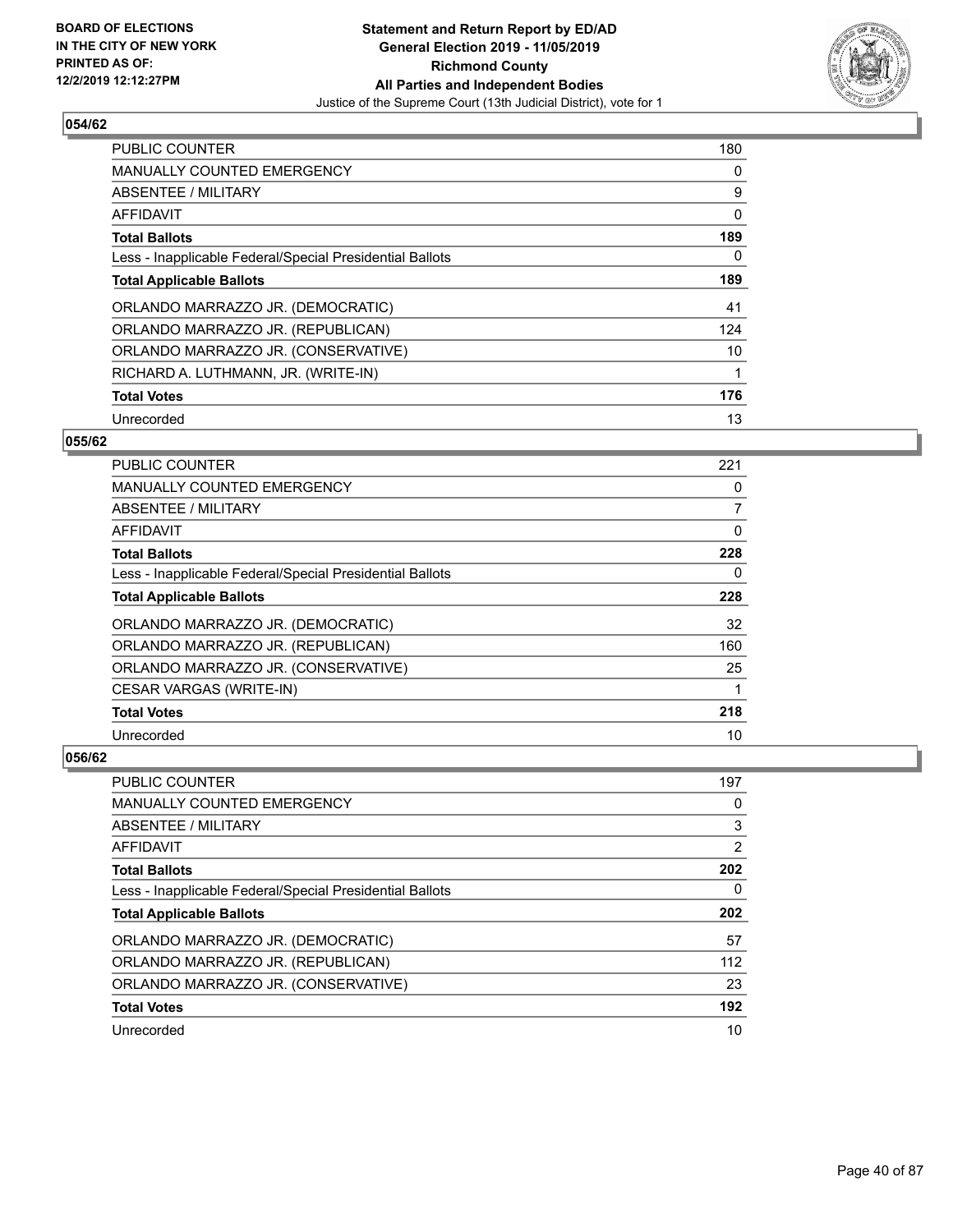**BOARD OF ELECTIONS IN THE CITY OF NEW YORK PRINTED AS OF: 12/2/2019 12:12:27PM**

**Statement and Return Report by ED/AD General Election 2019 - 11/05/2019 Richmond County All Parties and Independent Bodies**

Justice of the Supreme Court (13th Judicial District), vote for 1

## 054/62

| | |
|---|---|
| PUBLIC COUNTER | 180 |
| MANUALLY COUNTED EMERGENCY | 0 |
| ABSENTEE / MILITARY | 9 |
| AFFIDAVIT | 0 |
| **Total Ballots** | **189** |
| Less - Inapplicable Federal/Special Presidential Ballots | 0 |
| **Total Applicable Ballots** | **189** |
| ORLANDO MARRAZZO JR. (DEMOCRATIC) | 41 |
| ORLANDO MARRAZZO JR. (REPUBLICAN) | 124 |
| ORLANDO MARRAZZO JR. (CONSERVATIVE) | 10 |
| RICHARD A. LUTHMANN, JR. (WRITE-IN) | 1 |
| **Total Votes** | **176** |
| Unrecorded | 13 |

## 055/62

| | |
|---|---|
| PUBLIC COUNTER | 221 |
| MANUALLY COUNTED EMERGENCY | 0 |
| ABSENTEE / MILITARY | 7 |
| AFFIDAVIT | 0 |
| **Total Ballots** | **228** |
| Less - Inapplicable Federal/Special Presidential Ballots | 0 |
| **Total Applicable Ballots** | **228** |
| ORLANDO MARRAZZO JR. (DEMOCRATIC) | 32 |
| ORLANDO MARRAZZO JR. (REPUBLICAN) | 160 |
| ORLANDO MARRAZZO JR. (CONSERVATIVE) | 25 |
| CESAR VARGAS (WRITE-IN) | 1 |
| **Total Votes** | **218** |
| Unrecorded | 10 |

## 056/62

| | |
|---|---|
| PUBLIC COUNTER | 197 |
| MANUALLY COUNTED EMERGENCY | 0 |
| ABSENTEE / MILITARY | 3 |
| AFFIDAVIT | 2 |
| **Total Ballots** | **202** |
| Less - Inapplicable Federal/Special Presidential Ballots | 0 |
| **Total Applicable Ballots** | **202** |
| ORLANDO MARRAZZO JR. (DEMOCRATIC) | 57 |
| ORLANDO MARRAZZO JR. (REPUBLICAN) | 112 |
| ORLANDO MARRAZZO JR. (CONSERVATIVE) | 23 |
| **Total Votes** | **192** |
| Unrecorded | 10 |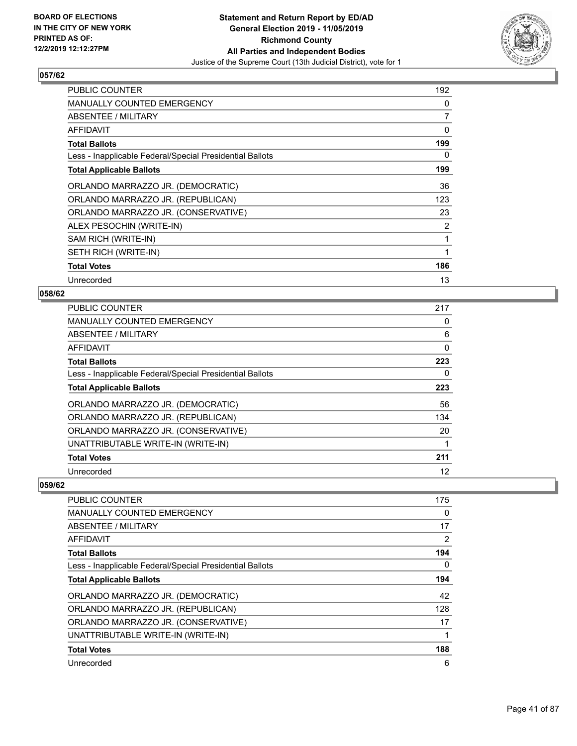**Statement and Return Report by ED/AD**
**General Election 2019 - 11/05/2019**
**Richmond County**
**All Parties and Independent Bodies**
Justice of the Supreme Court (13th Judicial District), vote for 1

BOARD OF ELECTIONS
IN THE CITY OF NEW YORK
PRINTED AS OF:
12/2/2019 12:12:27PM

## 057/62

| | |
|---|---|
| PUBLIC COUNTER | 192 |
| MANUALLY COUNTED EMERGENCY | 0 |
| ABSENTEE / MILITARY | 7 |
| AFFIDAVIT | 0 |
| **Total Ballots** | **199** |
| Less - Inapplicable Federal/Special Presidential Ballots | 0 |
| **Total Applicable Ballots** | **199** |
| ORLANDO MARRAZZO JR. (DEMOCRATIC) | 36 |
| ORLANDO MARRAZZO JR. (REPUBLICAN) | 123 |
| ORLANDO MARRAZZO JR. (CONSERVATIVE) | 23 |
| ALEX PESOCHIN (WRITE-IN) | 2 |
| SAM RICH (WRITE-IN) | 1 |
| SETH RICH (WRITE-IN) | 1 |
| **Total Votes** | **186** |
| Unrecorded | 13 |

## 058/62

| | |
|---|---|
| PUBLIC COUNTER | 217 |
| MANUALLY COUNTED EMERGENCY | 0 |
| ABSENTEE / MILITARY | 6 |
| AFFIDAVIT | 0 |
| **Total Ballots** | **223** |
| Less - Inapplicable Federal/Special Presidential Ballots | 0 |
| **Total Applicable Ballots** | **223** |
| ORLANDO MARRAZZO JR. (DEMOCRATIC) | 56 |
| ORLANDO MARRAZZO JR. (REPUBLICAN) | 134 |
| ORLANDO MARRAZZO JR. (CONSERVATIVE) | 20 |
| UNATTRIBUTABLE WRITE-IN (WRITE-IN) | 1 |
| **Total Votes** | **211** |
| Unrecorded | 12 |

## 059/62

| | |
|---|---|
| PUBLIC COUNTER | 175 |
| MANUALLY COUNTED EMERGENCY | 0 |
| ABSENTEE / MILITARY | 17 |
| AFFIDAVIT | 2 |
| **Total Ballots** | **194** |
| Less - Inapplicable Federal/Special Presidential Ballots | 0 |
| **Total Applicable Ballots** | **194** |
| ORLANDO MARRAZZO JR. (DEMOCRATIC) | 42 |
| ORLANDO MARRAZZO JR. (REPUBLICAN) | 128 |
| ORLANDO MARRAZZO JR. (CONSERVATIVE) | 17 |
| UNATTRIBUTABLE WRITE-IN (WRITE-IN) | 1 |
| **Total Votes** | **188** |
| Unrecorded | 6 |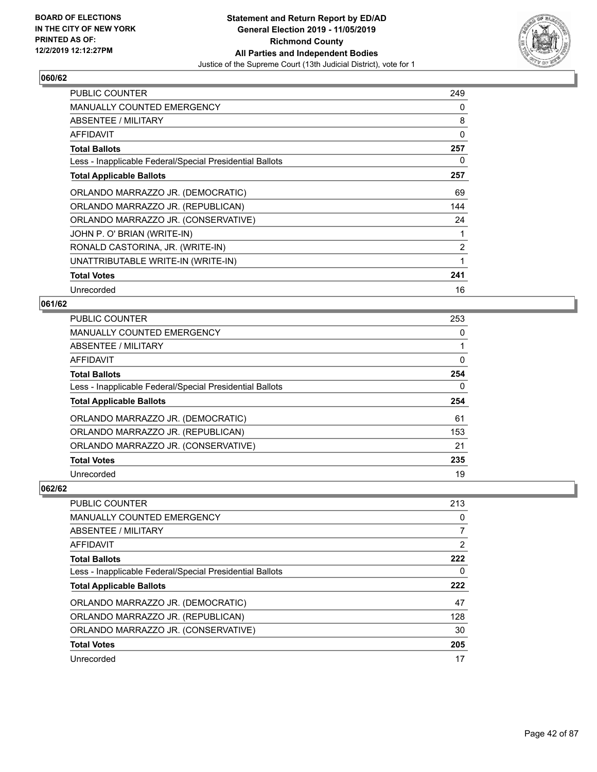## 060/62

| | |
|---|---|
| PUBLIC COUNTER | 249 |
| MANUALLY COUNTED EMERGENCY | 0 |
| ABSENTEE / MILITARY | 8 |
| AFFIDAVIT | 0 |
| **Total Ballots** | **257** |
| Less - Inapplicable Federal/Special Presidential Ballots | 0 |
| **Total Applicable Ballots** | **257** |
| ORLANDO MARRAZZO JR. (DEMOCRATIC) | 69 |
| ORLANDO MARRAZZO JR. (REPUBLICAN) | 144 |
| ORLANDO MARRAZZO JR. (CONSERVATIVE) | 24 |
| JOHN P. O' BRIAN (WRITE-IN) | 1 |
| RONALD CASTORINA, JR. (WRITE-IN) | 2 |
| UNATTRIBUTABLE WRITE-IN (WRITE-IN) | 1 |
| **Total Votes** | **241** |
| Unrecorded | 16 |

## 061/62

| | |
|---|---|
| PUBLIC COUNTER | 253 |
| MANUALLY COUNTED EMERGENCY | 0 |
| ABSENTEE / MILITARY | 1 |
| AFFIDAVIT | 0 |
| **Total Ballots** | **254** |
| Less - Inapplicable Federal/Special Presidential Ballots | 0 |
| **Total Applicable Ballots** | **254** |
| ORLANDO MARRAZZO JR. (DEMOCRATIC) | 61 |
| ORLANDO MARRAZZO JR. (REPUBLICAN) | 153 |
| ORLANDO MARRAZZO JR. (CONSERVATIVE) | 21 |
| **Total Votes** | **235** |
| Unrecorded | 19 |

## 062/62

| | |
|---|---|
| PUBLIC COUNTER | 213 |
| MANUALLY COUNTED EMERGENCY | 0 |
| ABSENTEE / MILITARY | 7 |
| AFFIDAVIT | 2 |
| **Total Ballots** | **222** |
| Less - Inapplicable Federal/Special Presidential Ballots | 0 |
| **Total Applicable Ballots** | **222** |
| ORLANDO MARRAZZO JR. (DEMOCRATIC) | 47 |
| ORLANDO MARRAZZO JR. (REPUBLICAN) | 128 |
| ORLANDO MARRAZZO JR. (CONSERVATIVE) | 30 |
| **Total Votes** | **205** |
| Unrecorded | 17 |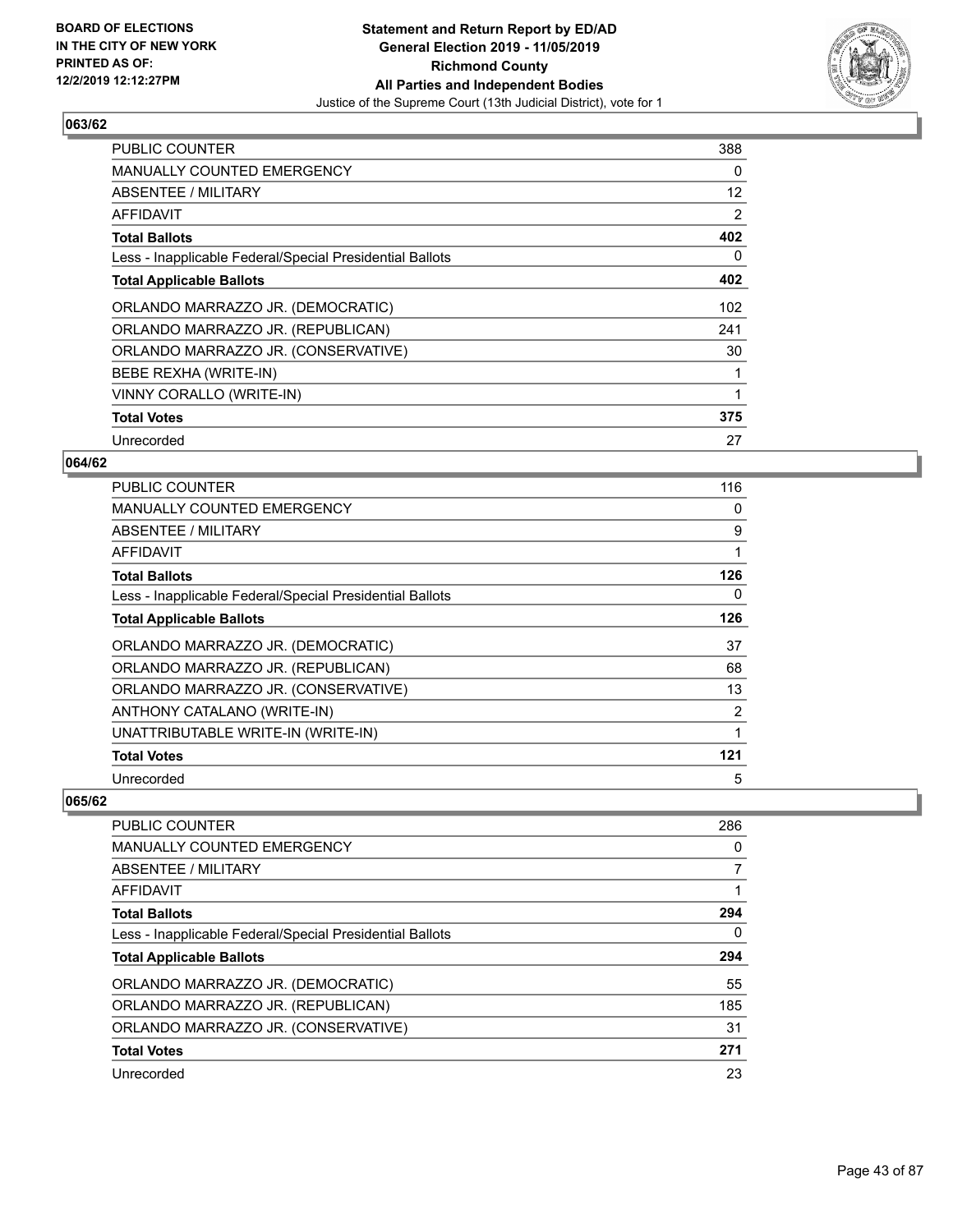**BOARD OF ELECTIONS IN THE CITY OF NEW YORK PRINTED AS OF: 12/2/2019 12:12:27PM**

# Statement and Return Report by ED/AD General Election 2019 - 11/05/2019 Richmond County All Parties and Independent Bodies

Justice of the Supreme Court (13th Judicial District), vote for 1

## 063/62

| | |
|---|---|
| PUBLIC COUNTER | 388 |
| MANUALLY COUNTED EMERGENCY | 0 |
| ABSENTEE / MILITARY | 12 |
| AFFIDAVIT | 2 |
| **Total Ballots** | **402** |
| Less - Inapplicable Federal/Special Presidential Ballots | 0 |
| **Total Applicable Ballots** | **402** |
| ORLANDO MARRAZZO JR. (DEMOCRATIC) | 102 |
| ORLANDO MARRAZZO JR. (REPUBLICAN) | 241 |
| ORLANDO MARRAZZO JR. (CONSERVATIVE) | 30 |
| BEBE REXHA (WRITE-IN) | 1 |
| VINNY CORALLO (WRITE-IN) | 1 |
| **Total Votes** | **375** |
| Unrecorded | 27 |

## 064/62

| | |
|---|---|
| PUBLIC COUNTER | 116 |
| MANUALLY COUNTED EMERGENCY | 0 |
| ABSENTEE / MILITARY | 9 |
| AFFIDAVIT | 1 |
| **Total Ballots** | **126** |
| Less - Inapplicable Federal/Special Presidential Ballots | 0 |
| **Total Applicable Ballots** | **126** |
| ORLANDO MARRAZZO JR. (DEMOCRATIC) | 37 |
| ORLANDO MARRAZZO JR. (REPUBLICAN) | 68 |
| ORLANDO MARRAZZO JR. (CONSERVATIVE) | 13 |
| ANTHONY CATALANO (WRITE-IN) | 2 |
| UNATTRIBUTABLE WRITE-IN (WRITE-IN) | 1 |
| **Total Votes** | **121** |
| Unrecorded | 5 |

## 065/62

| | |
|---|---|
| PUBLIC COUNTER | 286 |
| MANUALLY COUNTED EMERGENCY | 0 |
| ABSENTEE / MILITARY | 7 |
| AFFIDAVIT | 1 |
| **Total Ballots** | **294** |
| Less - Inapplicable Federal/Special Presidential Ballots | 0 |
| **Total Applicable Ballots** | **294** |
| ORLANDO MARRAZZO JR. (DEMOCRATIC) | 55 |
| ORLANDO MARRAZZO JR. (REPUBLICAN) | 185 |
| ORLANDO MARRAZZO JR. (CONSERVATIVE) | 31 |
| **Total Votes** | **271** |
| Unrecorded | 23 |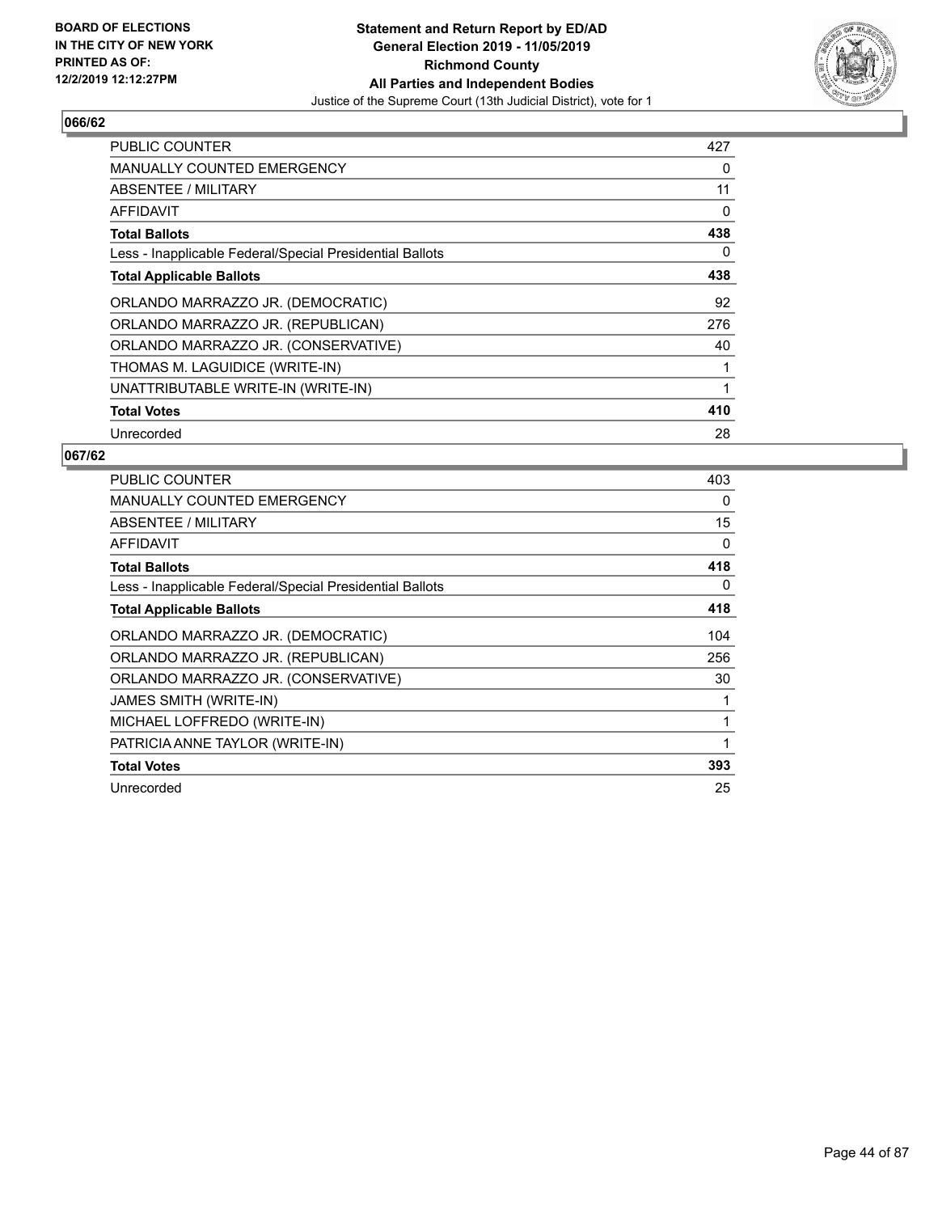**BOARD OF ELECTIONS IN THE CITY OF NEW YORK PRINTED AS OF: 12/2/2019 12:12:27PM**

# Statement and Return Report by ED/AD
## General Election 2019 - 11/05/2019
## Richmond County
## All Parties and Independent Bodies
Justice of the Supreme Court (13th Judicial District), vote for 1

### 066/62

| | |
|---|---|
| PUBLIC COUNTER | 427 |
| MANUALLY COUNTED EMERGENCY | 0 |
| ABSENTEE / MILITARY | 11 |
| AFFIDAVIT | 0 |
| **Total Ballots** | **438** |
| Less - Inapplicable Federal/Special Presidential Ballots | 0 |
| **Total Applicable Ballots** | **438** |
| ORLANDO MARRAZZO JR. (DEMOCRATIC) | 92 |
| ORLANDO MARRAZZO JR. (REPUBLICAN) | 276 |
| ORLANDO MARRAZZO JR. (CONSERVATIVE) | 40 |
| THOMAS M. LAGUIDICE (WRITE-IN) | 1 |
| UNATTRIBUTABLE WRITE-IN (WRITE-IN) | 1 |
| **Total Votes** | **410** |
| Unrecorded | 28 |

### 067/62

| | |
|---|---|
| PUBLIC COUNTER | 403 |
| MANUALLY COUNTED EMERGENCY | 0 |
| ABSENTEE / MILITARY | 15 |
| AFFIDAVIT | 0 |
| **Total Ballots** | **418** |
| Less - Inapplicable Federal/Special Presidential Ballots | 0 |
| **Total Applicable Ballots** | **418** |
| ORLANDO MARRAZZO JR. (DEMOCRATIC) | 104 |
| ORLANDO MARRAZZO JR. (REPUBLICAN) | 256 |
| ORLANDO MARRAZZO JR. (CONSERVATIVE) | 30 |
| JAMES SMITH (WRITE-IN) | 1 |
| MICHAEL LOFFREDO (WRITE-IN) | 1 |
| PATRICIA ANNE TAYLOR (WRITE-IN) | 1 |
| **Total Votes** | **393** |
| Unrecorded | 25 |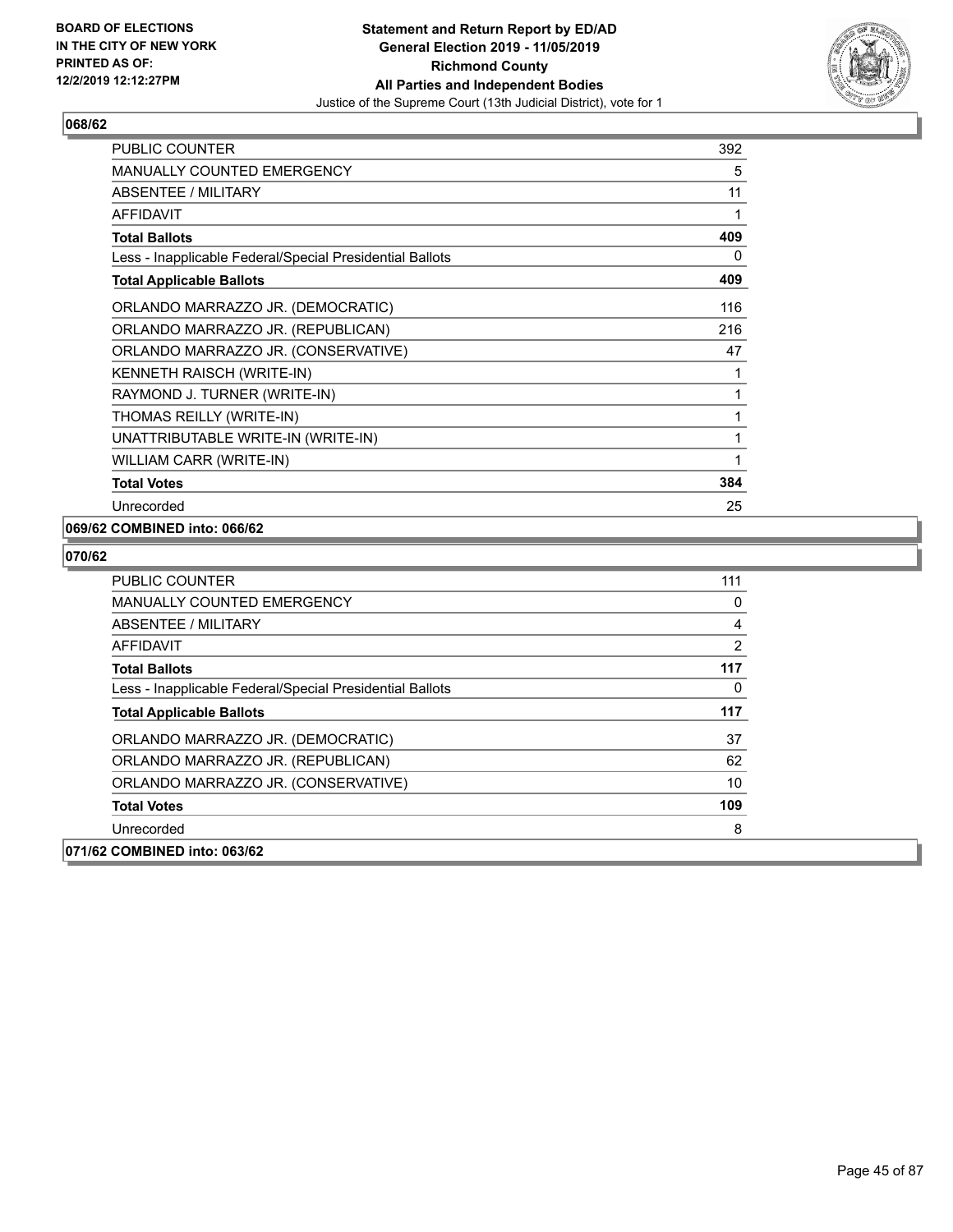## 068/62

| | |
|---|---|
| PUBLIC COUNTER | 392 |
| MANUALLY COUNTED EMERGENCY | 5 |
| ABSENTEE / MILITARY | 11 |
| AFFIDAVIT | 1 |
| **Total Ballots** | **409** |
| Less - Inapplicable Federal/Special Presidential Ballots | 0 |
| **Total Applicable Ballots** | **409** |
| ORLANDO MARRAZZO JR. (DEMOCRATIC) | 116 |
| ORLANDO MARRAZZO JR. (REPUBLICAN) | 216 |
| ORLANDO MARRAZZO JR. (CONSERVATIVE) | 47 |
| KENNETH RAISCH (WRITE-IN) | 1 |
| RAYMOND J. TURNER (WRITE-IN) | 1 |
| THOMAS REILLY (WRITE-IN) | 1 |
| UNATTRIBUTABLE WRITE-IN (WRITE-IN) | 1 |
| WILLIAM CARR (WRITE-IN) | 1 |
| **Total Votes** | **384** |
| Unrecorded | 25 |

## 069/62 COMBINED into: 066/62

## 070/62

| | |
|---|---|
| PUBLIC COUNTER | 111 |
| MANUALLY COUNTED EMERGENCY | 0 |
| ABSENTEE / MILITARY | 4 |
| AFFIDAVIT | 2 |
| **Total Ballots** | **117** |
| Less - Inapplicable Federal/Special Presidential Ballots | 0 |
| **Total Applicable Ballots** | **117** |
| ORLANDO MARRAZZO JR. (DEMOCRATIC) | 37 |
| ORLANDO MARRAZZO JR. (REPUBLICAN) | 62 |
| ORLANDO MARRAZZO JR. (CONSERVATIVE) | 10 |
| **Total Votes** | **109** |
| Unrecorded | 8 |

## 071/62 COMBINED into: 063/62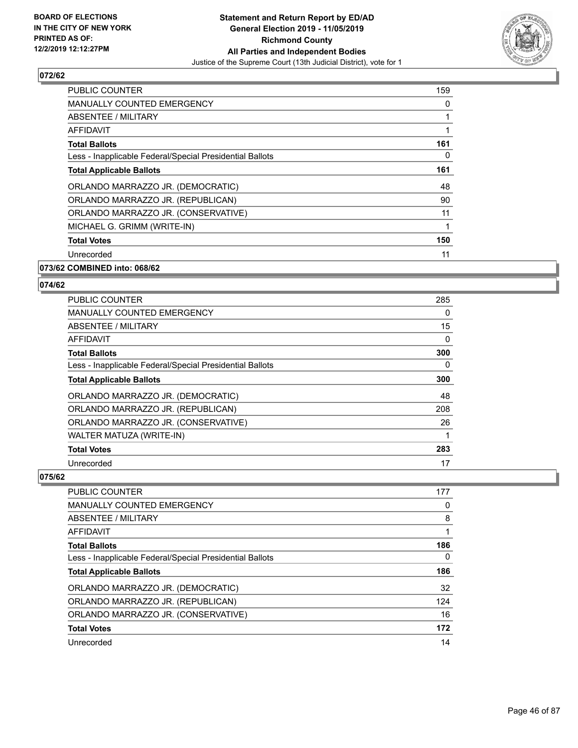## 072/62

| | |
|---|---|
| PUBLIC COUNTER | 159 |
| MANUALLY COUNTED EMERGENCY | 0 |
| ABSENTEE / MILITARY | 1 |
| AFFIDAVIT | 1 |
| **Total Ballots** | **161** |
| Less - Inapplicable Federal/Special Presidential Ballots | 0 |
| **Total Applicable Ballots** | **161** |
| ORLANDO MARRAZZO JR. (DEMOCRATIC) | 48 |
| ORLANDO MARRAZZO JR. (REPUBLICAN) | 90 |
| ORLANDO MARRAZZO JR. (CONSERVATIVE) | 11 |
| MICHAEL G. GRIMM (WRITE-IN) | 1 |
| **Total Votes** | **150** |
| Unrecorded | 11 |

## 073/62 COMBINED into: 068/62

## 074/62

| | |
|---|---|
| PUBLIC COUNTER | 285 |
| MANUALLY COUNTED EMERGENCY | 0 |
| ABSENTEE / MILITARY | 15 |
| AFFIDAVIT | 0 |
| **Total Ballots** | **300** |
| Less - Inapplicable Federal/Special Presidential Ballots | 0 |
| **Total Applicable Ballots** | **300** |
| ORLANDO MARRAZZO JR. (DEMOCRATIC) | 48 |
| ORLANDO MARRAZZO JR. (REPUBLICAN) | 208 |
| ORLANDO MARRAZZO JR. (CONSERVATIVE) | 26 |
| WALTER MATUZA (WRITE-IN) | 1 |
| **Total Votes** | **283** |
| Unrecorded | 17 |

## 075/62

| | |
|---|---|
| PUBLIC COUNTER | 177 |
| MANUALLY COUNTED EMERGENCY | 0 |
| ABSENTEE / MILITARY | 8 |
| AFFIDAVIT | 1 |
| **Total Ballots** | **186** |
| Less - Inapplicable Federal/Special Presidential Ballots | 0 |
| **Total Applicable Ballots** | **186** |
| ORLANDO MARRAZZO JR. (DEMOCRATIC) | 32 |
| ORLANDO MARRAZZO JR. (REPUBLICAN) | 124 |
| ORLANDO MARRAZZO JR. (CONSERVATIVE) | 16 |
| **Total Votes** | **172** |
| Unrecorded | 14 |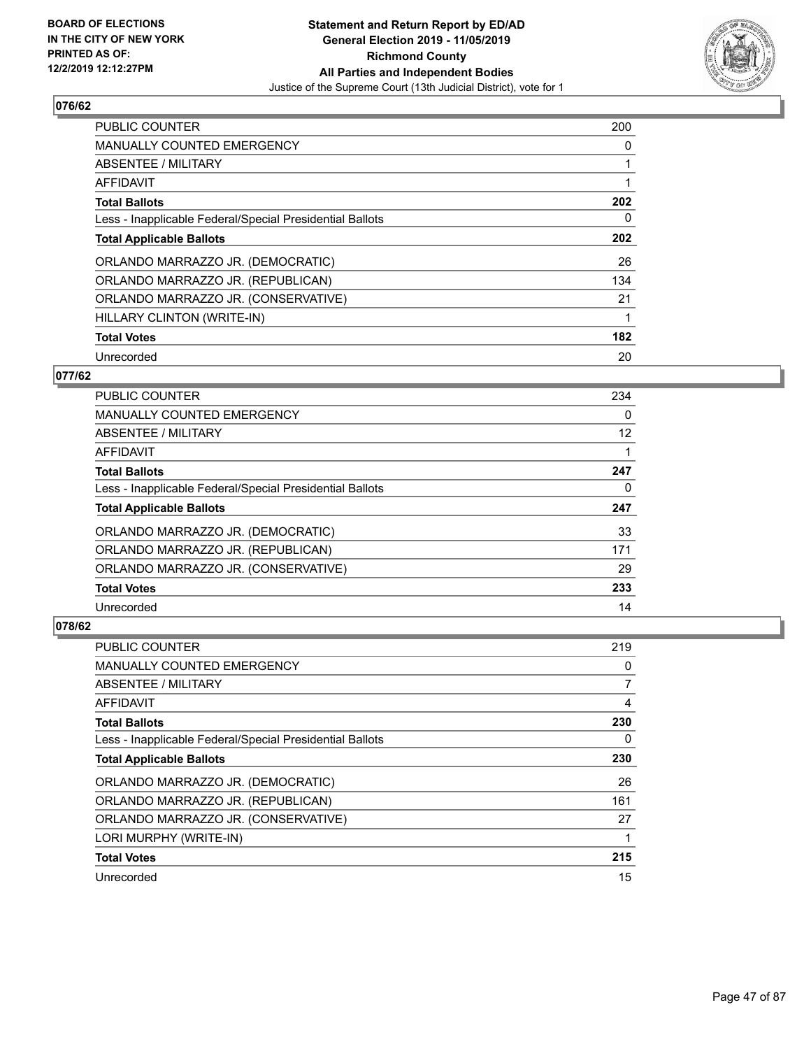**BOARD OF ELECTIONS IN THE CITY OF NEW YORK PRINTED AS OF: 12/2/2019 12:12:27PM**

**Statement and Return Report by ED/AD General Election 2019 - 11/05/2019 Richmond County All Parties and Independent Bodies**
Justice of the Supreme Court (13th Judicial District), vote for 1

## 076/62

| | |
|---|---|
| PUBLIC COUNTER | 200 |
| MANUALLY COUNTED EMERGENCY | 0 |
| ABSENTEE / MILITARY | 1 |
| AFFIDAVIT | 1 |
| **Total Ballots** | **202** |
| Less - Inapplicable Federal/Special Presidential Ballots | 0 |
| **Total Applicable Ballots** | **202** |
| ORLANDO MARRAZZO JR. (DEMOCRATIC) | 26 |
| ORLANDO MARRAZZO JR. (REPUBLICAN) | 134 |
| ORLANDO MARRAZZO JR. (CONSERVATIVE) | 21 |
| HILLARY CLINTON (WRITE-IN) | 1 |
| **Total Votes** | **182** |
| Unrecorded | 20 |

## 077/62

| | |
|---|---|
| PUBLIC COUNTER | 234 |
| MANUALLY COUNTED EMERGENCY | 0 |
| ABSENTEE / MILITARY | 12 |
| AFFIDAVIT | 1 |
| **Total Ballots** | **247** |
| Less - Inapplicable Federal/Special Presidential Ballots | 0 |
| **Total Applicable Ballots** | **247** |
| ORLANDO MARRAZZO JR. (DEMOCRATIC) | 33 |
| ORLANDO MARRAZZO JR. (REPUBLICAN) | 171 |
| ORLANDO MARRAZZO JR. (CONSERVATIVE) | 29 |
| **Total Votes** | **233** |
| Unrecorded | 14 |

## 078/62

| | |
|---|---|
| PUBLIC COUNTER | 219 |
| MANUALLY COUNTED EMERGENCY | 0 |
| ABSENTEE / MILITARY | 7 |
| AFFIDAVIT | 4 |
| **Total Ballots** | **230** |
| Less - Inapplicable Federal/Special Presidential Ballots | 0 |
| **Total Applicable Ballots** | **230** |
| ORLANDO MARRAZZO JR. (DEMOCRATIC) | 26 |
| ORLANDO MARRAZZO JR. (REPUBLICAN) | 161 |
| ORLANDO MARRAZZO JR. (CONSERVATIVE) | 27 |
| LORI MURPHY (WRITE-IN) | 1 |
| **Total Votes** | **215** |
| Unrecorded | 15 |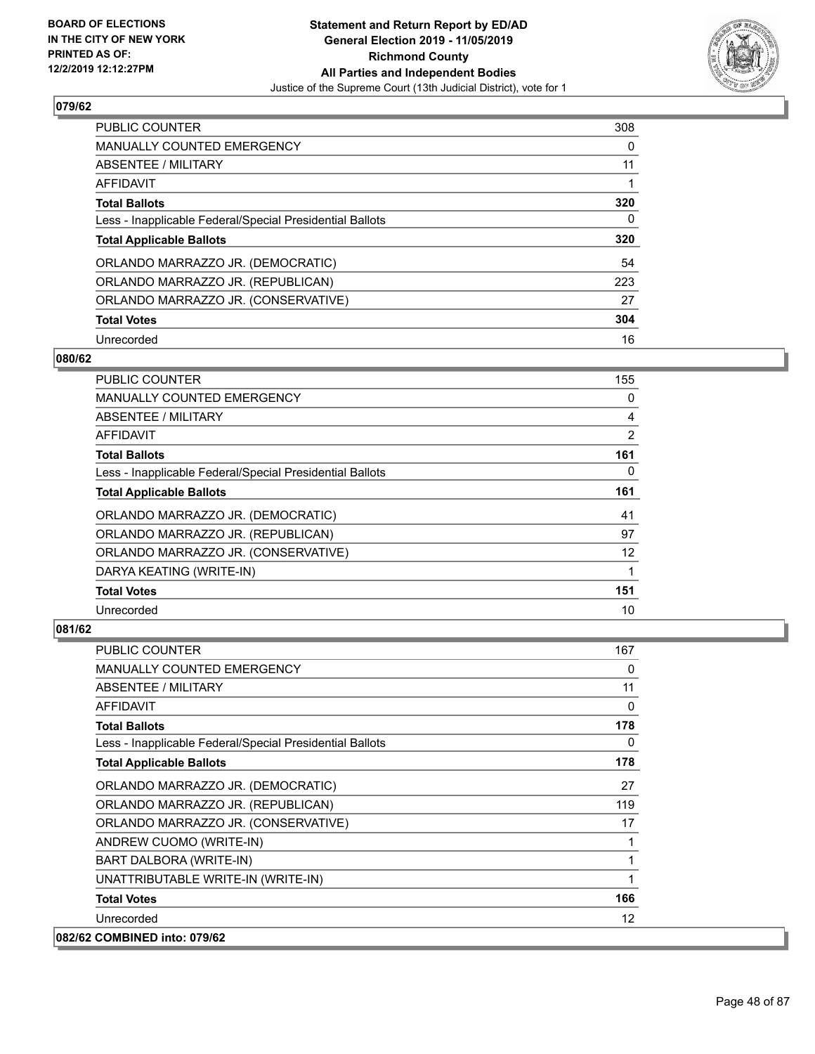**BOARD OF ELECTIONS IN THE CITY OF NEW YORK PRINTED AS OF: 12/2/2019 12:12:27PM**

**Statement and Return Report by ED/AD General Election 2019 - 11/05/2019 Richmond County All Parties and Independent Bodies**

Justice of the Supreme Court (13th Judicial District), vote for 1

## 079/62

| | |
|---|---|
| PUBLIC COUNTER | 308 |
| MANUALLY COUNTED EMERGENCY | 0 |
| ABSENTEE / MILITARY | 11 |
| AFFIDAVIT | 1 |
| **Total Ballots** | **320** |
| Less - Inapplicable Federal/Special Presidential Ballots | 0 |
| **Total Applicable Ballots** | **320** |
| ORLANDO MARRAZZO JR. (DEMOCRATIC) | 54 |
| ORLANDO MARRAZZO JR. (REPUBLICAN) | 223 |
| ORLANDO MARRAZZO JR. (CONSERVATIVE) | 27 |
| **Total Votes** | **304** |
| Unrecorded | 16 |

## 080/62

| | |
|---|---|
| PUBLIC COUNTER | 155 |
| MANUALLY COUNTED EMERGENCY | 0 |
| ABSENTEE / MILITARY | 4 |
| AFFIDAVIT | 2 |
| **Total Ballots** | **161** |
| Less - Inapplicable Federal/Special Presidential Ballots | 0 |
| **Total Applicable Ballots** | **161** |
| ORLANDO MARRAZZO JR. (DEMOCRATIC) | 41 |
| ORLANDO MARRAZZO JR. (REPUBLICAN) | 97 |
| ORLANDO MARRAZZO JR. (CONSERVATIVE) | 12 |
| DARYA KEATING (WRITE-IN) | 1 |
| **Total Votes** | **151** |
| Unrecorded | 10 |

## 081/62

| | |
|---|---|
| PUBLIC COUNTER | 167 |
| MANUALLY COUNTED EMERGENCY | 0 |
| ABSENTEE / MILITARY | 11 |
| AFFIDAVIT | 0 |
| **Total Ballots** | **178** |
| Less - Inapplicable Federal/Special Presidential Ballots | 0 |
| **Total Applicable Ballots** | **178** |
| ORLANDO MARRAZZO JR. (DEMOCRATIC) | 27 |
| ORLANDO MARRAZZO JR. (REPUBLICAN) | 119 |
| ORLANDO MARRAZZO JR. (CONSERVATIVE) | 17 |
| ANDREW CUOMO (WRITE-IN) | 1 |
| BART DALBORA (WRITE-IN) | 1 |
| UNATTRIBUTABLE WRITE-IN (WRITE-IN) | 1 |
| **Total Votes** | **166** |
| Unrecorded | 12 |

## 082/62 COMBINED into: 079/62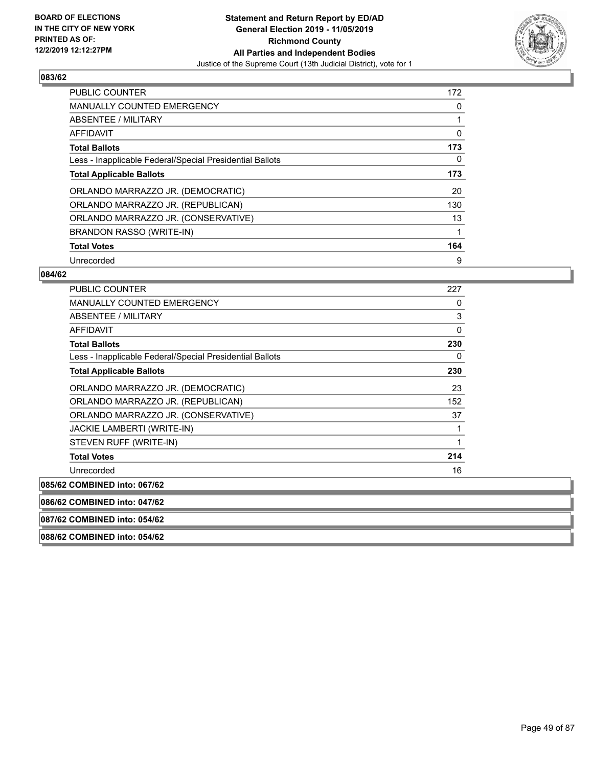**BOARD OF ELECTIONS IN THE CITY OF NEW YORK PRINTED AS OF: 12/2/2019 12:12:27PM**

**Statement and Return Report by ED/AD**
**General Election 2019 - 11/05/2019**
**Richmond County**
**All Parties and Independent Bodies**
Justice of the Supreme Court (13th Judicial District), vote for 1

### 083/62

| | |
|---|---|
| PUBLIC COUNTER | 172 |
| MANUALLY COUNTED EMERGENCY | 0 |
| ABSENTEE / MILITARY | 1 |
| AFFIDAVIT | 0 |
| **Total Ballots** | **173** |
| Less - Inapplicable Federal/Special Presidential Ballots | 0 |
| **Total Applicable Ballots** | **173** |
| ORLANDO MARRAZZO JR. (DEMOCRATIC) | 20 |
| ORLANDO MARRAZZO JR. (REPUBLICAN) | 130 |
| ORLANDO MARRAZZO JR. (CONSERVATIVE) | 13 |
| BRANDON RASSO (WRITE-IN) | 1 |
| **Total Votes** | **164** |
| Unrecorded | 9 |

### 084/62

| | |
|---|---|
| PUBLIC COUNTER | 227 |
| MANUALLY COUNTED EMERGENCY | 0 |
| ABSENTEE / MILITARY | 3 |
| AFFIDAVIT | 0 |
| **Total Ballots** | **230** |
| Less - Inapplicable Federal/Special Presidential Ballots | 0 |
| **Total Applicable Ballots** | **230** |
| ORLANDO MARRAZZO JR. (DEMOCRATIC) | 23 |
| ORLANDO MARRAZZO JR. (REPUBLICAN) | 152 |
| ORLANDO MARRAZZO JR. (CONSERVATIVE) | 37 |
| JACKIE LAMBERTI (WRITE-IN) | 1 |
| STEVEN RUFF (WRITE-IN) | 1 |
| **Total Votes** | **214** |
| Unrecorded | 16 |

### 085/62 COMBINED into: 067/62

### 086/62 COMBINED into: 047/62

### 087/62 COMBINED into: 054/62

### 088/62 COMBINED into: 054/62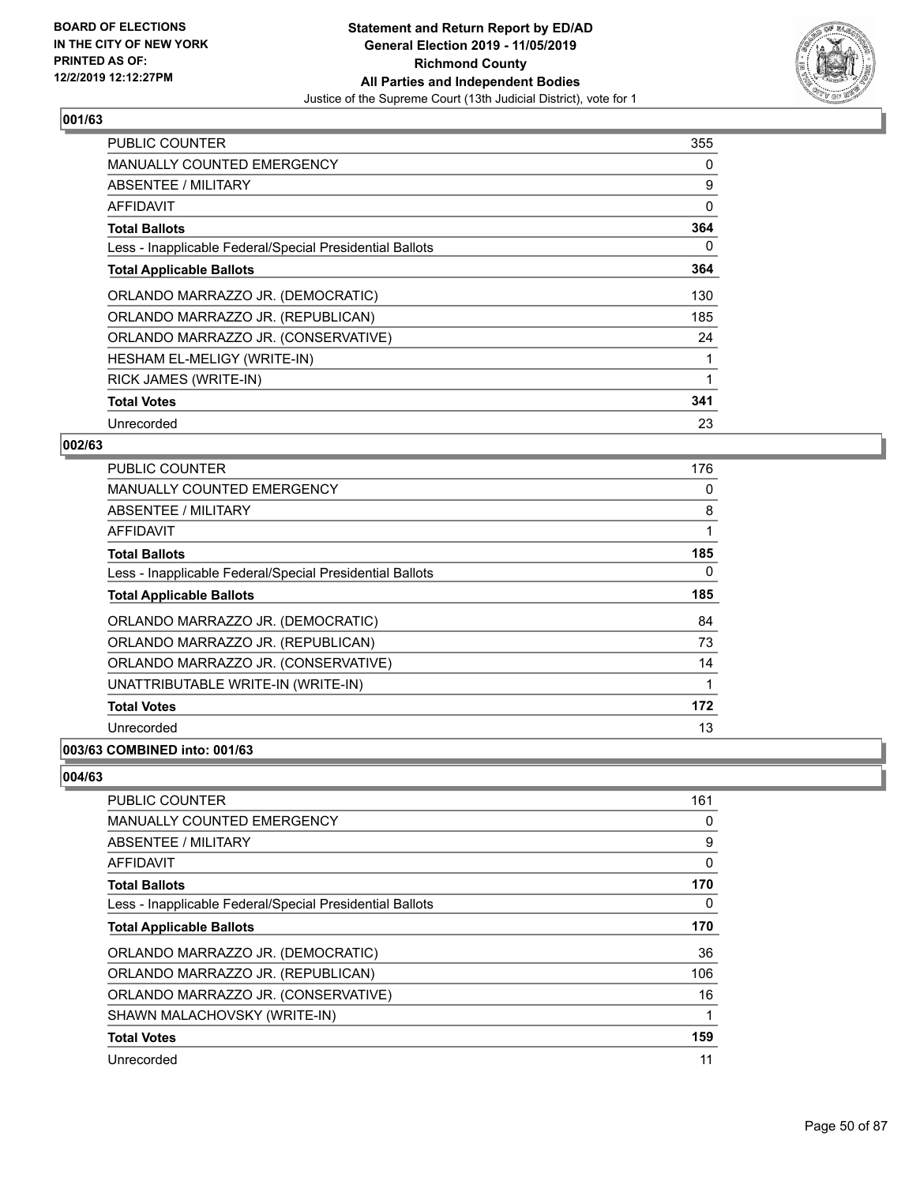## 001/63

| | |
|---|---|
| PUBLIC COUNTER | 355 |
| MANUALLY COUNTED EMERGENCY | 0 |
| ABSENTEE / MILITARY | 9 |
| AFFIDAVIT | 0 |
| **Total Ballots** | **364** |
| Less - Inapplicable Federal/Special Presidential Ballots | 0 |
| **Total Applicable Ballots** | **364** |
| ORLANDO MARRAZZO JR. (DEMOCRATIC) | 130 |
| ORLANDO MARRAZZO JR. (REPUBLICAN) | 185 |
| ORLANDO MARRAZZO JR. (CONSERVATIVE) | 24 |
| HESHAM EL-MELIGY (WRITE-IN) | 1 |
| RICK JAMES (WRITE-IN) | 1 |
| **Total Votes** | **341** |
| Unrecorded | 23 |

## 002/63

| | |
|---|---|
| PUBLIC COUNTER | 176 |
| MANUALLY COUNTED EMERGENCY | 0 |
| ABSENTEE / MILITARY | 8 |
| AFFIDAVIT | 1 |
| **Total Ballots** | **185** |
| Less - Inapplicable Federal/Special Presidential Ballots | 0 |
| **Total Applicable Ballots** | **185** |
| ORLANDO MARRAZZO JR. (DEMOCRATIC) | 84 |
| ORLANDO MARRAZZO JR. (REPUBLICAN) | 73 |
| ORLANDO MARRAZZO JR. (CONSERVATIVE) | 14 |
| UNATTRIBUTABLE WRITE-IN (WRITE-IN) | 1 |
| **Total Votes** | **172** |
| Unrecorded | 13 |

## 003/63 COMBINED into: 001/63

## 004/63

| | |
|---|---|
| PUBLIC COUNTER | 161 |
| MANUALLY COUNTED EMERGENCY | 0 |
| ABSENTEE / MILITARY | 9 |
| AFFIDAVIT | 0 |
| **Total Ballots** | **170** |
| Less - Inapplicable Federal/Special Presidential Ballots | 0 |
| **Total Applicable Ballots** | **170** |
| ORLANDO MARRAZZO JR. (DEMOCRATIC) | 36 |
| ORLANDO MARRAZZO JR. (REPUBLICAN) | 106 |
| ORLANDO MARRAZZO JR. (CONSERVATIVE) | 16 |
| SHAWN MALACHOVSKY (WRITE-IN) | 1 |
| **Total Votes** | **159** |
| Unrecorded | 11 |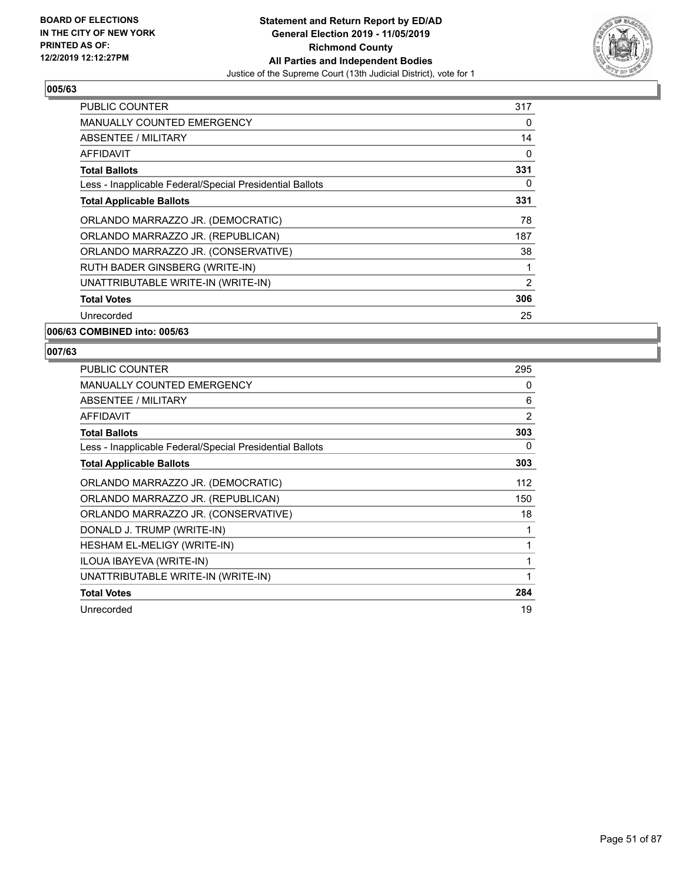**BOARD OF ELECTIONS IN THE CITY OF NEW YORK PRINTED AS OF: 12/2/2019 12:12:27PM**

**Statement and Return Report by ED/AD General Election 2019 - 11/05/2019 Richmond County All Parties and Independent Bodies**

Justice of the Supreme Court (13th Judicial District), vote for 1

### 005/63

| | |
|---|---|
| PUBLIC COUNTER | 317 |
| MANUALLY COUNTED EMERGENCY | 0 |
| ABSENTEE / MILITARY | 14 |
| AFFIDAVIT | 0 |
| **Total Ballots** | **331** |
| Less - Inapplicable Federal/Special Presidential Ballots | 0 |
| **Total Applicable Ballots** | **331** |
| ORLANDO MARRAZZO JR. (DEMOCRATIC) | 78 |
| ORLANDO MARRAZZO JR. (REPUBLICAN) | 187 |
| ORLANDO MARRAZZO JR. (CONSERVATIVE) | 38 |
| RUTH BADER GINSBERG (WRITE-IN) | 1 |
| UNATTRIBUTABLE WRITE-IN (WRITE-IN) | 2 |
| **Total Votes** | **306** |
| Unrecorded | 25 |

### 006/63 COMBINED into: 005/63

### 007/63

| | |
|---|---|
| PUBLIC COUNTER | 295 |
| MANUALLY COUNTED EMERGENCY | 0 |
| ABSENTEE / MILITARY | 6 |
| AFFIDAVIT | 2 |
| **Total Ballots** | **303** |
| Less - Inapplicable Federal/Special Presidential Ballots | 0 |
| **Total Applicable Ballots** | **303** |
| ORLANDO MARRAZZO JR. (DEMOCRATIC) | 112 |
| ORLANDO MARRAZZO JR. (REPUBLICAN) | 150 |
| ORLANDO MARRAZZO JR. (CONSERVATIVE) | 18 |
| DONALD J. TRUMP (WRITE-IN) | 1 |
| HESHAM EL-MELIGY (WRITE-IN) | 1 |
| ILOUA IBAYEVA (WRITE-IN) | 1 |
| UNATTRIBUTABLE WRITE-IN (WRITE-IN) | 1 |
| **Total Votes** | **284** |
| Unrecorded | 19 |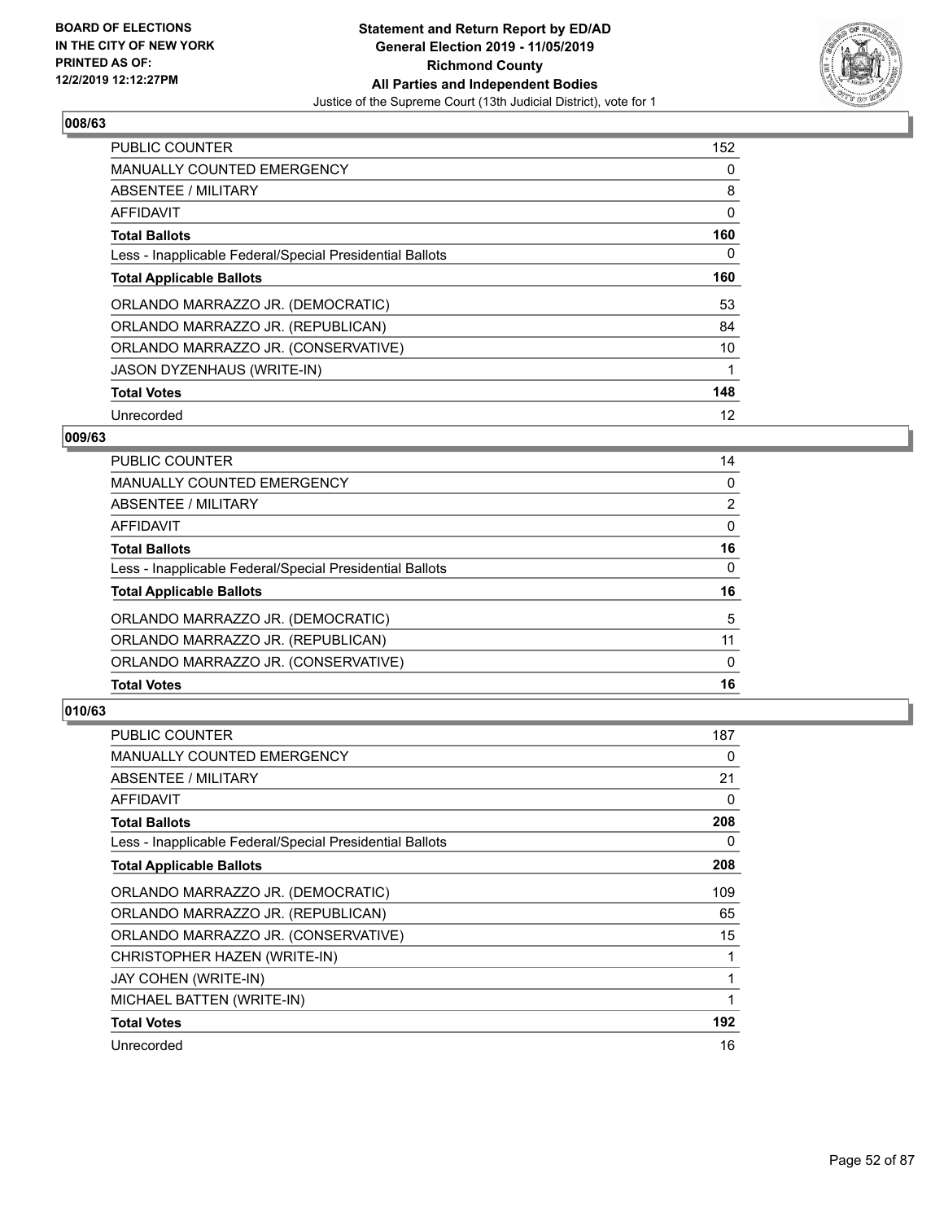### 008/63

| | |
|---|---|
| PUBLIC COUNTER | 152 |
| MANUALLY COUNTED EMERGENCY | 0 |
| ABSENTEE / MILITARY | 8 |
| AFFIDAVIT | 0 |
| **Total Ballots** | **160** |
| Less - Inapplicable Federal/Special Presidential Ballots | 0 |
| **Total Applicable Ballots** | **160** |
| ORLANDO MARRAZZO JR. (DEMOCRATIC) | 53 |
| ORLANDO MARRAZZO JR. (REPUBLICAN) | 84 |
| ORLANDO MARRAZZO JR. (CONSERVATIVE) | 10 |
| JASON DYZENHAUS (WRITE-IN) | 1 |
| **Total Votes** | **148** |
| Unrecorded | 12 |

### 009/63

| | |
|---|---|
| PUBLIC COUNTER | 14 |
| MANUALLY COUNTED EMERGENCY | 0 |
| ABSENTEE / MILITARY | 2 |
| AFFIDAVIT | 0 |
| **Total Ballots** | **16** |
| Less - Inapplicable Federal/Special Presidential Ballots | 0 |
| **Total Applicable Ballots** | **16** |
| ORLANDO MARRAZZO JR. (DEMOCRATIC) | 5 |
| ORLANDO MARRAZZO JR. (REPUBLICAN) | 11 |
| ORLANDO MARRAZZO JR. (CONSERVATIVE) | 0 |
| **Total Votes** | **16** |

### 010/63

| | |
|---|---|
| PUBLIC COUNTER | 187 |
| MANUALLY COUNTED EMERGENCY | 0 |
| ABSENTEE / MILITARY | 21 |
| AFFIDAVIT | 0 |
| **Total Ballots** | **208** |
| Less - Inapplicable Federal/Special Presidential Ballots | 0 |
| **Total Applicable Ballots** | **208** |
| ORLANDO MARRAZZO JR. (DEMOCRATIC) | 109 |
| ORLANDO MARRAZZO JR. (REPUBLICAN) | 65 |
| ORLANDO MARRAZZO JR. (CONSERVATIVE) | 15 |
| CHRISTOPHER HAZEN (WRITE-IN) | 1 |
| JAY COHEN (WRITE-IN) | 1 |
| MICHAEL BATTEN (WRITE-IN) | 1 |
| **Total Votes** | **192** |
| Unrecorded | 16 |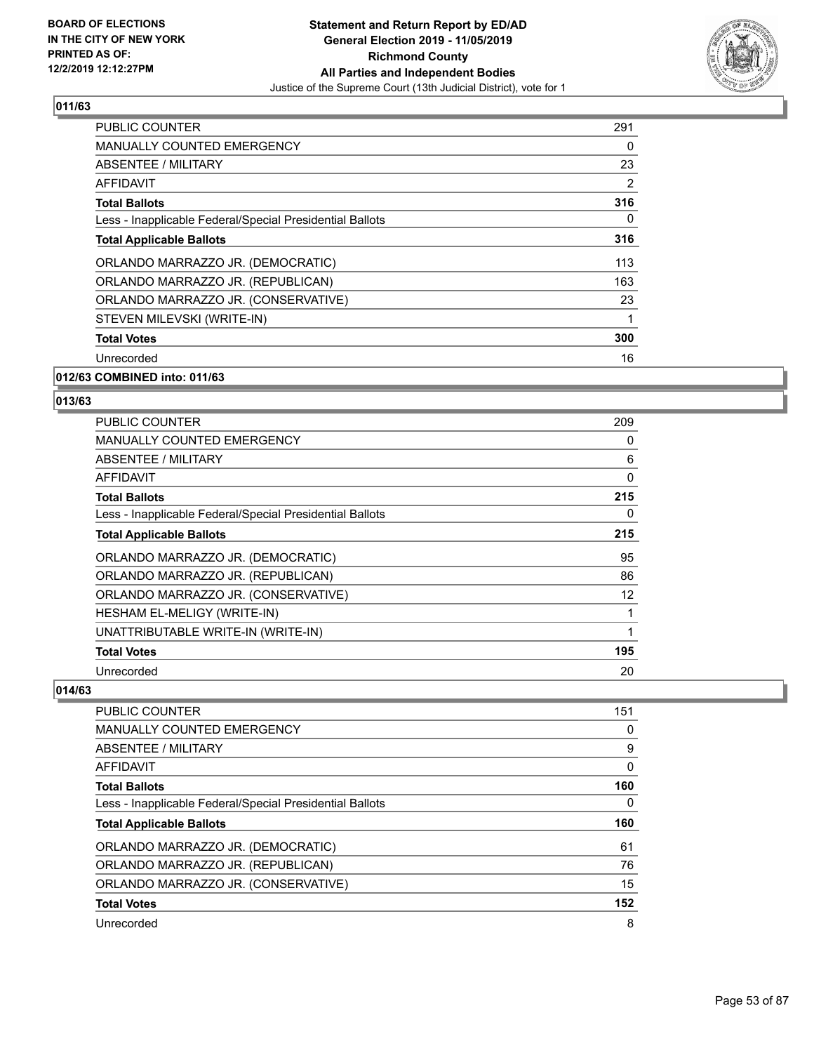## 011/63

| | |
|---|---|
| PUBLIC COUNTER | 291 |
| MANUALLY COUNTED EMERGENCY | 0 |
| ABSENTEE / MILITARY | 23 |
| AFFIDAVIT | 2 |
| **Total Ballots** | **316** |
| Less - Inapplicable Federal/Special Presidential Ballots | 0 |
| **Total Applicable Ballots** | **316** |
| ORLANDO MARRAZZO JR. (DEMOCRATIC) | 113 |
| ORLANDO MARRAZZO JR. (REPUBLICAN) | 163 |
| ORLANDO MARRAZZO JR. (CONSERVATIVE) | 23 |
| STEVEN MILEVSKI (WRITE-IN) | 1 |
| **Total Votes** | **300** |
| Unrecorded | 16 |

## 012/63 COMBINED into: 011/63

## 013/63

| | |
|---|---|
| PUBLIC COUNTER | 209 |
| MANUALLY COUNTED EMERGENCY | 0 |
| ABSENTEE / MILITARY | 6 |
| AFFIDAVIT | 0 |
| **Total Ballots** | **215** |
| Less - Inapplicable Federal/Special Presidential Ballots | 0 |
| **Total Applicable Ballots** | **215** |
| ORLANDO MARRAZZO JR. (DEMOCRATIC) | 95 |
| ORLANDO MARRAZZO JR. (REPUBLICAN) | 86 |
| ORLANDO MARRAZZO JR. (CONSERVATIVE) | 12 |
| HESHAM EL-MELIGY (WRITE-IN) | 1 |
| UNATTRIBUTABLE WRITE-IN (WRITE-IN) | 1 |
| **Total Votes** | **195** |
| Unrecorded | 20 |

## 014/63

| | |
|---|---|
| PUBLIC COUNTER | 151 |
| MANUALLY COUNTED EMERGENCY | 0 |
| ABSENTEE / MILITARY | 9 |
| AFFIDAVIT | 0 |
| **Total Ballots** | **160** |
| Less - Inapplicable Federal/Special Presidential Ballots | 0 |
| **Total Applicable Ballots** | **160** |
| ORLANDO MARRAZZO JR. (DEMOCRATIC) | 61 |
| ORLANDO MARRAZZO JR. (REPUBLICAN) | 76 |
| ORLANDO MARRAZZO JR. (CONSERVATIVE) | 15 |
| **Total Votes** | **152** |
| Unrecorded | 8 |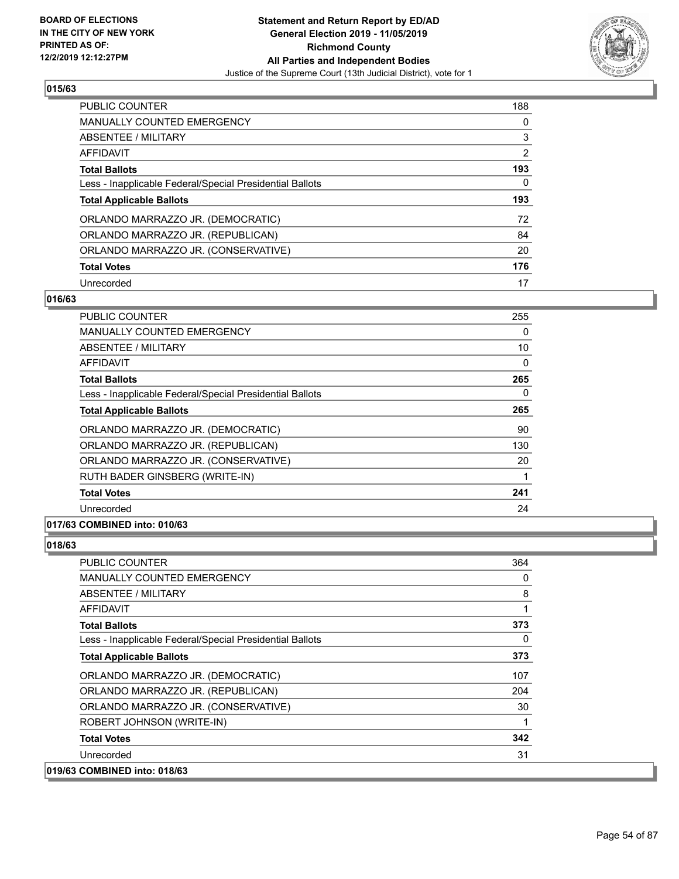## 015/63

| | |
|---|---|
| PUBLIC COUNTER | 188 |
| MANUALLY COUNTED EMERGENCY | 0 |
| ABSENTEE / MILITARY | 3 |
| AFFIDAVIT | 2 |
| **Total Ballots** | **193** |
| Less - Inapplicable Federal/Special Presidential Ballots | 0 |
| **Total Applicable Ballots** | **193** |
| ORLANDO MARRAZZO JR. (DEMOCRATIC) | 72 |
| ORLANDO MARRAZZO JR. (REPUBLICAN) | 84 |
| ORLANDO MARRAZZO JR. (CONSERVATIVE) | 20 |
| **Total Votes** | **176** |
| Unrecorded | 17 |

## 016/63

| | |
|---|---|
| PUBLIC COUNTER | 255 |
| MANUALLY COUNTED EMERGENCY | 0 |
| ABSENTEE / MILITARY | 10 |
| AFFIDAVIT | 0 |
| **Total Ballots** | **265** |
| Less - Inapplicable Federal/Special Presidential Ballots | 0 |
| **Total Applicable Ballots** | **265** |
| ORLANDO MARRAZZO JR. (DEMOCRATIC) | 90 |
| ORLANDO MARRAZZO JR. (REPUBLICAN) | 130 |
| ORLANDO MARRAZZO JR. (CONSERVATIVE) | 20 |
| RUTH BADER GINSBERG (WRITE-IN) | 1 |
| **Total Votes** | **241** |
| Unrecorded | 24 |

## 017/63 COMBINED into: 010/63

## 018/63

| | |
|---|---|
| PUBLIC COUNTER | 364 |
| MANUALLY COUNTED EMERGENCY | 0 |
| ABSENTEE / MILITARY | 8 |
| AFFIDAVIT | 1 |
| **Total Ballots** | **373** |
| Less - Inapplicable Federal/Special Presidential Ballots | 0 |
| **Total Applicable Ballots** | **373** |
| ORLANDO MARRAZZO JR. (DEMOCRATIC) | 107 |
| ORLANDO MARRAZZO JR. (REPUBLICAN) | 204 |
| ORLANDO MARRAZZO JR. (CONSERVATIVE) | 30 |
| ROBERT JOHNSON (WRITE-IN) | 1 |
| **Total Votes** | **342** |
| Unrecorded | 31 |

## 019/63 COMBINED into: 018/63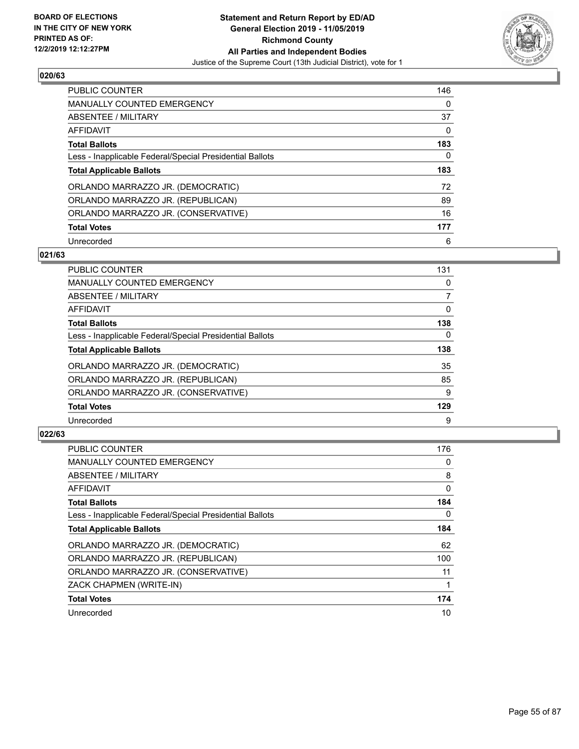**Statement and Return Report by ED/AD**
**General Election 2019 - 11/05/2019**
**Richmond County**
**All Parties and Independent Bodies**
Justice of the Supreme Court (13th Judicial District), vote for 1

BOARD OF ELECTIONS
IN THE CITY OF NEW YORK
PRINTED AS OF:
12/2/2019 12:12:27PM

### 020/63

| | |
|---|---|
| PUBLIC COUNTER | 146 |
| MANUALLY COUNTED EMERGENCY | 0 |
| ABSENTEE / MILITARY | 37 |
| AFFIDAVIT | 0 |
| **Total Ballots** | **183** |
| Less - Inapplicable Federal/Special Presidential Ballots | 0 |
| **Total Applicable Ballots** | **183** |
| ORLANDO MARRAZZO JR. (DEMOCRATIC) | 72 |
| ORLANDO MARRAZZO JR. (REPUBLICAN) | 89 |
| ORLANDO MARRAZZO JR. (CONSERVATIVE) | 16 |
| **Total Votes** | **177** |
| Unrecorded | 6 |

### 021/63

| | |
|---|---|
| PUBLIC COUNTER | 131 |
| MANUALLY COUNTED EMERGENCY | 0 |
| ABSENTEE / MILITARY | 7 |
| AFFIDAVIT | 0 |
| **Total Ballots** | **138** |
| Less - Inapplicable Federal/Special Presidential Ballots | 0 |
| **Total Applicable Ballots** | **138** |
| ORLANDO MARRAZZO JR. (DEMOCRATIC) | 35 |
| ORLANDO MARRAZZO JR. (REPUBLICAN) | 85 |
| ORLANDO MARRAZZO JR. (CONSERVATIVE) | 9 |
| **Total Votes** | **129** |
| Unrecorded | 9 |

### 022/63

| | |
|---|---|
| PUBLIC COUNTER | 176 |
| MANUALLY COUNTED EMERGENCY | 0 |
| ABSENTEE / MILITARY | 8 |
| AFFIDAVIT | 0 |
| **Total Ballots** | **184** |
| Less - Inapplicable Federal/Special Presidential Ballots | 0 |
| **Total Applicable Ballots** | **184** |
| ORLANDO MARRAZZO JR. (DEMOCRATIC) | 62 |
| ORLANDO MARRAZZO JR. (REPUBLICAN) | 100 |
| ORLANDO MARRAZZO JR. (CONSERVATIVE) | 11 |
| ZACK CHAPMEN (WRITE-IN) | 1 |
| **Total Votes** | **174** |
| Unrecorded | 10 |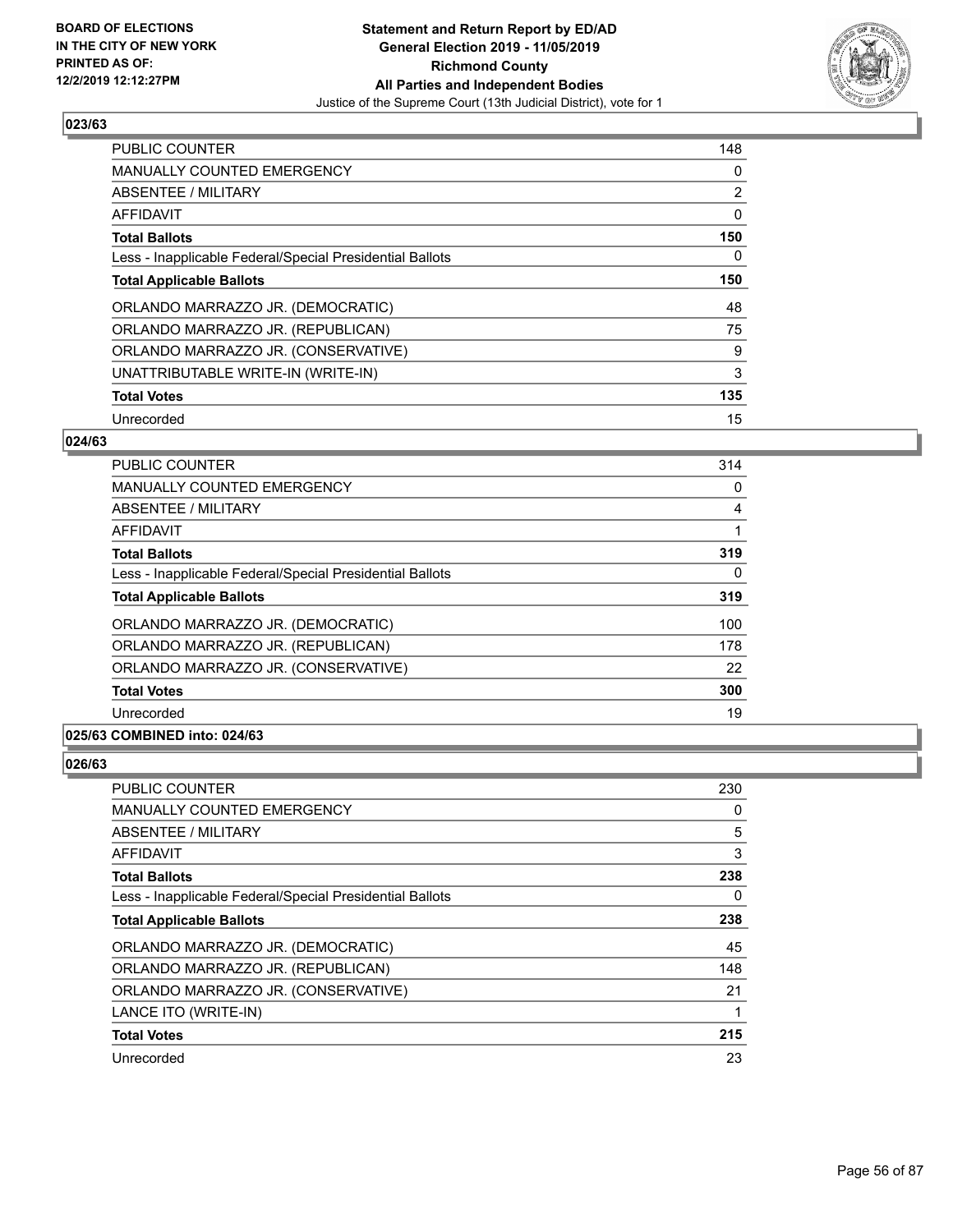**BOARD OF ELECTIONS IN THE CITY OF NEW YORK PRINTED AS OF: 12/2/2019 12:12:27PM**

**Statement and Return Report by ED/AD General Election 2019 - 11/05/2019 Richmond County All Parties and Independent Bodies**

Justice of the Supreme Court (13th Judicial District), vote for 1

### 023/63

| | |
|---|---|
| PUBLIC COUNTER | 148 |
| MANUALLY COUNTED EMERGENCY | 0 |
| ABSENTEE / MILITARY | 2 |
| AFFIDAVIT | 0 |
| **Total Ballots** | **150** |
| Less - Inapplicable Federal/Special Presidential Ballots | 0 |
| **Total Applicable Ballots** | **150** |
| ORLANDO MARRAZZO JR. (DEMOCRATIC) | 48 |
| ORLANDO MARRAZZO JR. (REPUBLICAN) | 75 |
| ORLANDO MARRAZZO JR. (CONSERVATIVE) | 9 |
| UNATTRIBUTABLE WRITE-IN (WRITE-IN) | 3 |
| **Total Votes** | **135** |
| Unrecorded | 15 |

### 024/63

| | |
|---|---|
| PUBLIC COUNTER | 314 |
| MANUALLY COUNTED EMERGENCY | 0 |
| ABSENTEE / MILITARY | 4 |
| AFFIDAVIT | 1 |
| **Total Ballots** | **319** |
| Less - Inapplicable Federal/Special Presidential Ballots | 0 |
| **Total Applicable Ballots** | **319** |
| ORLANDO MARRAZZO JR. (DEMOCRATIC) | 100 |
| ORLANDO MARRAZZO JR. (REPUBLICAN) | 178 |
| ORLANDO MARRAZZO JR. (CONSERVATIVE) | 22 |
| **Total Votes** | **300** |
| Unrecorded | 19 |

### 025/63 COMBINED into: 024/63

### 026/63

| | |
|---|---|
| PUBLIC COUNTER | 230 |
| MANUALLY COUNTED EMERGENCY | 0 |
| ABSENTEE / MILITARY | 5 |
| AFFIDAVIT | 3 |
| **Total Ballots** | **238** |
| Less - Inapplicable Federal/Special Presidential Ballots | 0 |
| **Total Applicable Ballots** | **238** |
| ORLANDO MARRAZZO JR. (DEMOCRATIC) | 45 |
| ORLANDO MARRAZZO JR. (REPUBLICAN) | 148 |
| ORLANDO MARRAZZO JR. (CONSERVATIVE) | 21 |
| LANCE ITO (WRITE-IN) | 1 |
| **Total Votes** | **215** |
| Unrecorded | 23 |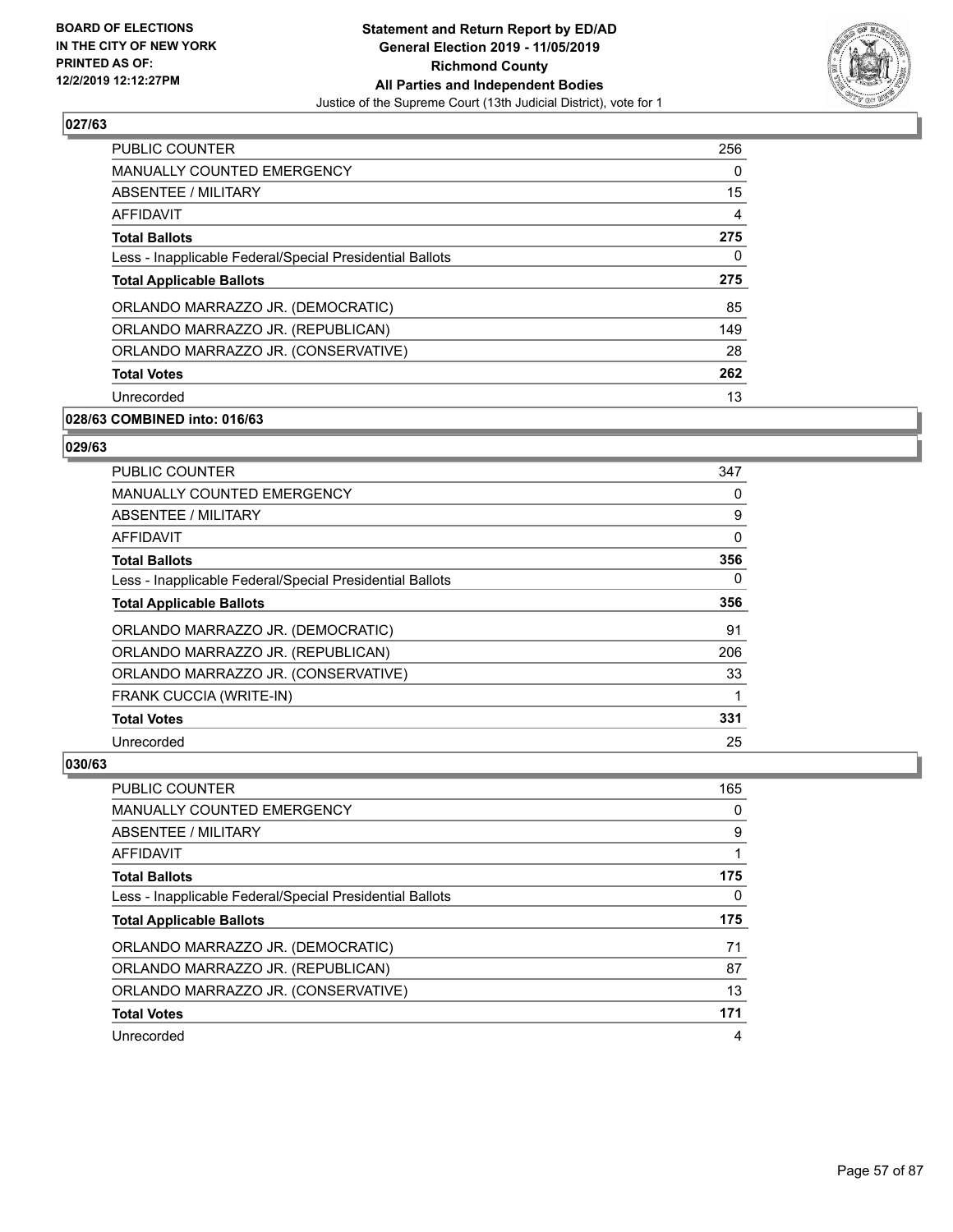### 027/63

| | |
|---|---|
| PUBLIC COUNTER | 256 |
| MANUALLY COUNTED EMERGENCY | 0 |
| ABSENTEE / MILITARY | 15 |
| AFFIDAVIT | 4 |
| **Total Ballots** | **275** |
| Less - Inapplicable Federal/Special Presidential Ballots | 0 |
| **Total Applicable Ballots** | **275** |
| ORLANDO MARRAZZO JR. (DEMOCRATIC) | 85 |
| ORLANDO MARRAZZO JR. (REPUBLICAN) | 149 |
| ORLANDO MARRAZZO JR. (CONSERVATIVE) | 28 |
| **Total Votes** | **262** |
| Unrecorded | 13 |

### 028/63 COMBINED into: 016/63

### 029/63

| | |
|---|---|
| PUBLIC COUNTER | 347 |
| MANUALLY COUNTED EMERGENCY | 0 |
| ABSENTEE / MILITARY | 9 |
| AFFIDAVIT | 0 |
| **Total Ballots** | **356** |
| Less - Inapplicable Federal/Special Presidential Ballots | 0 |
| **Total Applicable Ballots** | **356** |
| ORLANDO MARRAZZO JR. (DEMOCRATIC) | 91 |
| ORLANDO MARRAZZO JR. (REPUBLICAN) | 206 |
| ORLANDO MARRAZZO JR. (CONSERVATIVE) | 33 |
| FRANK CUCCIA (WRITE-IN) | 1 |
| **Total Votes** | **331** |
| Unrecorded | 25 |

### 030/63

| | |
|---|---|
| PUBLIC COUNTER | 165 |
| MANUALLY COUNTED EMERGENCY | 0 |
| ABSENTEE / MILITARY | 9 |
| AFFIDAVIT | 1 |
| **Total Ballots** | **175** |
| Less - Inapplicable Federal/Special Presidential Ballots | 0 |
| **Total Applicable Ballots** | **175** |
| ORLANDO MARRAZZO JR. (DEMOCRATIC) | 71 |
| ORLANDO MARRAZZO JR. (REPUBLICAN) | 87 |
| ORLANDO MARRAZZO JR. (CONSERVATIVE) | 13 |
| **Total Votes** | **171** |
| Unrecorded | 4 |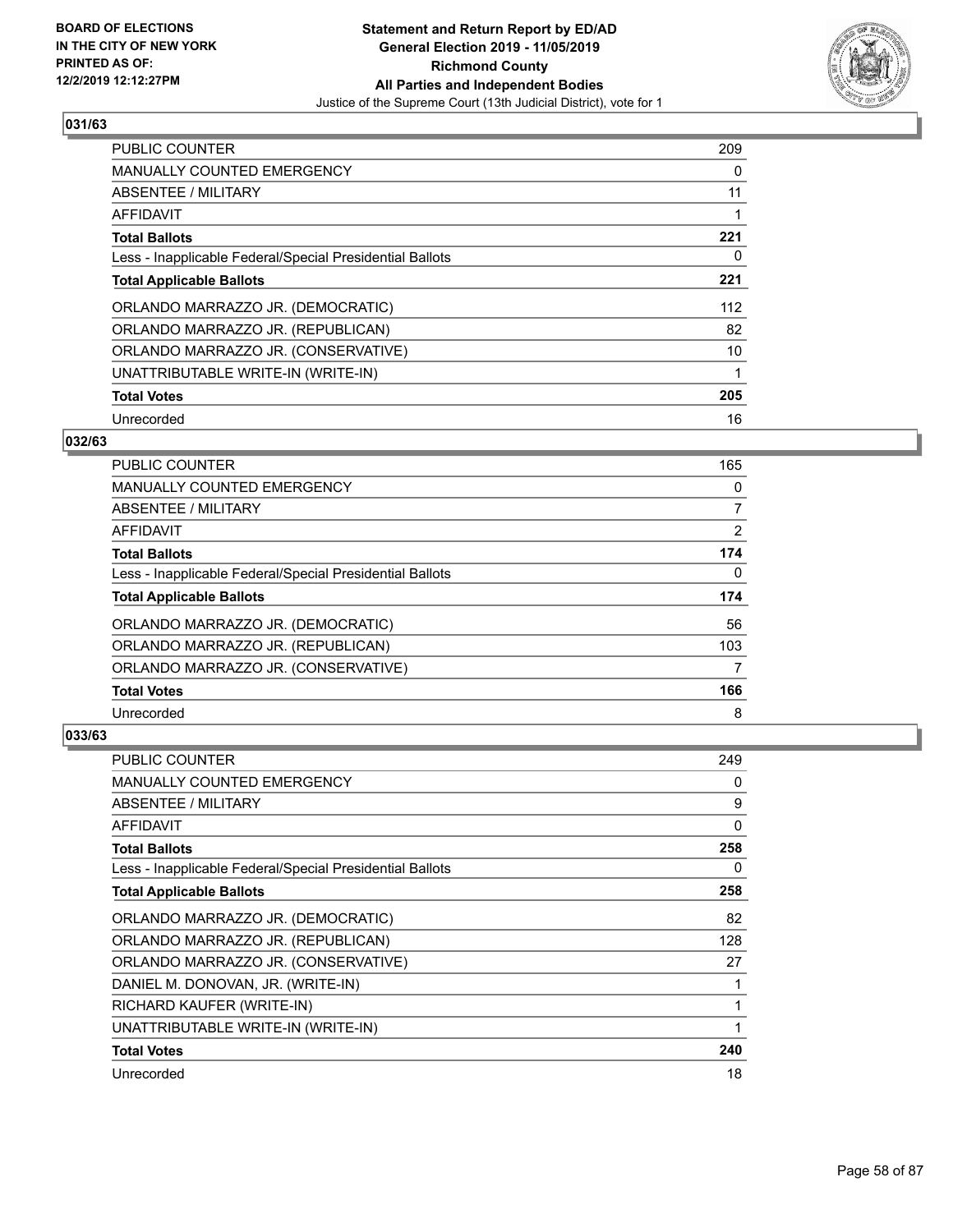**Statement and Return Report by ED/AD**
**General Election 2019 - 11/05/2019**
**Richmond County**
**All Parties and Independent Bodies**
Justice of the Supreme Court (13th Judicial District), vote for 1

BOARD OF ELECTIONS
IN THE CITY OF NEW YORK
PRINTED AS OF:
12/2/2019 12:12:27PM

### 031/63

| | |
|---|---|
| PUBLIC COUNTER | 209 |
| MANUALLY COUNTED EMERGENCY | 0 |
| ABSENTEE / MILITARY | 11 |
| AFFIDAVIT | 1 |
| **Total Ballots** | **221** |
| Less - Inapplicable Federal/Special Presidential Ballots | 0 |
| **Total Applicable Ballots** | **221** |
| ORLANDO MARRAZZO JR. (DEMOCRATIC) | 112 |
| ORLANDO MARRAZZO JR. (REPUBLICAN) | 82 |
| ORLANDO MARRAZZO JR. (CONSERVATIVE) | 10 |
| UNATTRIBUTABLE WRITE-IN (WRITE-IN) | 1 |
| **Total Votes** | **205** |
| Unrecorded | 16 |

### 032/63

| | |
|---|---|
| PUBLIC COUNTER | 165 |
| MANUALLY COUNTED EMERGENCY | 0 |
| ABSENTEE / MILITARY | 7 |
| AFFIDAVIT | 2 |
| **Total Ballots** | **174** |
| Less - Inapplicable Federal/Special Presidential Ballots | 0 |
| **Total Applicable Ballots** | **174** |
| ORLANDO MARRAZZO JR. (DEMOCRATIC) | 56 |
| ORLANDO MARRAZZO JR. (REPUBLICAN) | 103 |
| ORLANDO MARRAZZO JR. (CONSERVATIVE) | 7 |
| **Total Votes** | **166** |
| Unrecorded | 8 |

### 033/63

| | |
|---|---|
| PUBLIC COUNTER | 249 |
| MANUALLY COUNTED EMERGENCY | 0 |
| ABSENTEE / MILITARY | 9 |
| AFFIDAVIT | 0 |
| **Total Ballots** | **258** |
| Less - Inapplicable Federal/Special Presidential Ballots | 0 |
| **Total Applicable Ballots** | **258** |
| ORLANDO MARRAZZO JR. (DEMOCRATIC) | 82 |
| ORLANDO MARRAZZO JR. (REPUBLICAN) | 128 |
| ORLANDO MARRAZZO JR. (CONSERVATIVE) | 27 |
| DANIEL M. DONOVAN, JR. (WRITE-IN) | 1 |
| RICHARD KAUFER (WRITE-IN) | 1 |
| UNATTRIBUTABLE WRITE-IN (WRITE-IN) | 1 |
| **Total Votes** | **240** |
| Unrecorded | 18 |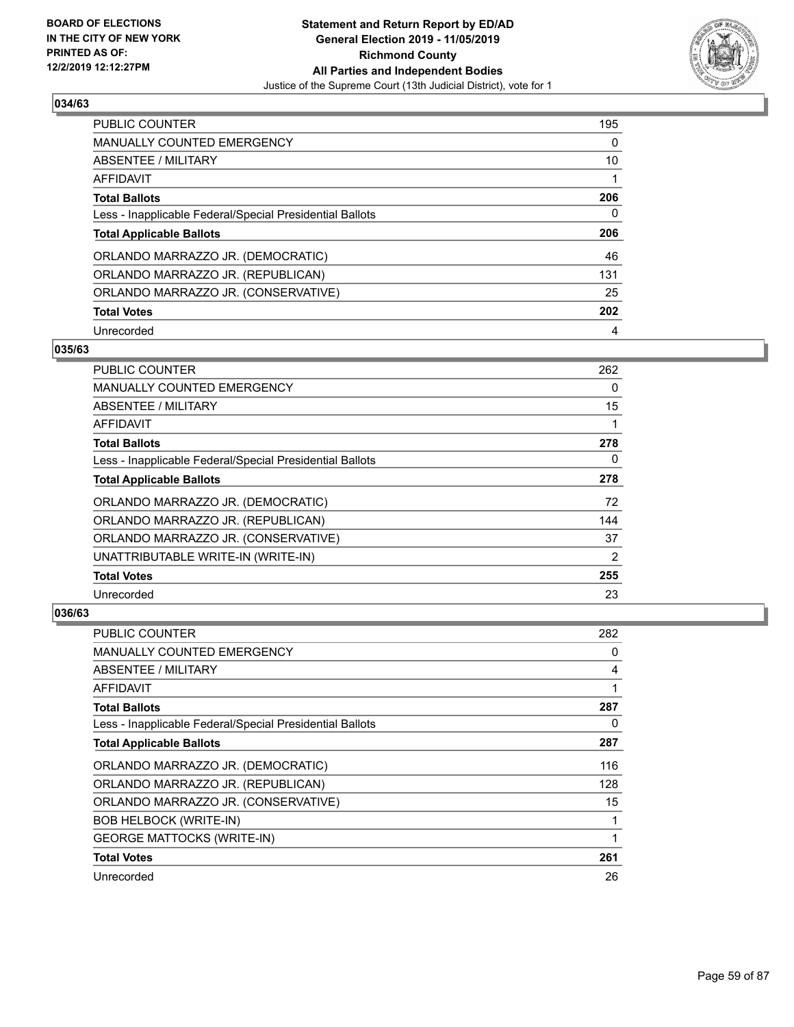**Statement and Return Report by ED/AD**
**General Election 2019 - 11/05/2019**
**Richmond County**
**All Parties and Independent Bodies**
Justice of the Supreme Court (13th Judicial District), vote for 1

BOARD OF ELECTIONS IN THE CITY OF NEW YORK PRINTED AS OF: 12/2/2019 12:12:27PM

### 034/63

| | |
|---|---|
| PUBLIC COUNTER | 195 |
| MANUALLY COUNTED EMERGENCY | 0 |
| ABSENTEE / MILITARY | 10 |
| AFFIDAVIT | 1 |
| **Total Ballots** | **206** |
| Less - Inapplicable Federal/Special Presidential Ballots | 0 |
| **Total Applicable Ballots** | **206** |
| ORLANDO MARRAZZO JR. (DEMOCRATIC) | 46 |
| ORLANDO MARRAZZO JR. (REPUBLICAN) | 131 |
| ORLANDO MARRAZZO JR. (CONSERVATIVE) | 25 |
| **Total Votes** | **202** |
| Unrecorded | 4 |

### 035/63

| | |
|---|---|
| PUBLIC COUNTER | 262 |
| MANUALLY COUNTED EMERGENCY | 0 |
| ABSENTEE / MILITARY | 15 |
| AFFIDAVIT | 1 |
| **Total Ballots** | **278** |
| Less - Inapplicable Federal/Special Presidential Ballots | 0 |
| **Total Applicable Ballots** | **278** |
| ORLANDO MARRAZZO JR. (DEMOCRATIC) | 72 |
| ORLANDO MARRAZZO JR. (REPUBLICAN) | 144 |
| ORLANDO MARRAZZO JR. (CONSERVATIVE) | 37 |
| UNATTRIBUTABLE WRITE-IN (WRITE-IN) | 2 |
| **Total Votes** | **255** |
| Unrecorded | 23 |

### 036/63

| | |
|---|---|
| PUBLIC COUNTER | 282 |
| MANUALLY COUNTED EMERGENCY | 0 |
| ABSENTEE / MILITARY | 4 |
| AFFIDAVIT | 1 |
| **Total Ballots** | **287** |
| Less - Inapplicable Federal/Special Presidential Ballots | 0 |
| **Total Applicable Ballots** | **287** |
| ORLANDO MARRAZZO JR. (DEMOCRATIC) | 116 |
| ORLANDO MARRAZZO JR. (REPUBLICAN) | 128 |
| ORLANDO MARRAZZO JR. (CONSERVATIVE) | 15 |
| BOB HELBOCK (WRITE-IN) | 1 |
| GEORGE MATTOCKS (WRITE-IN) | 1 |
| **Total Votes** | **261** |
| Unrecorded | 26 |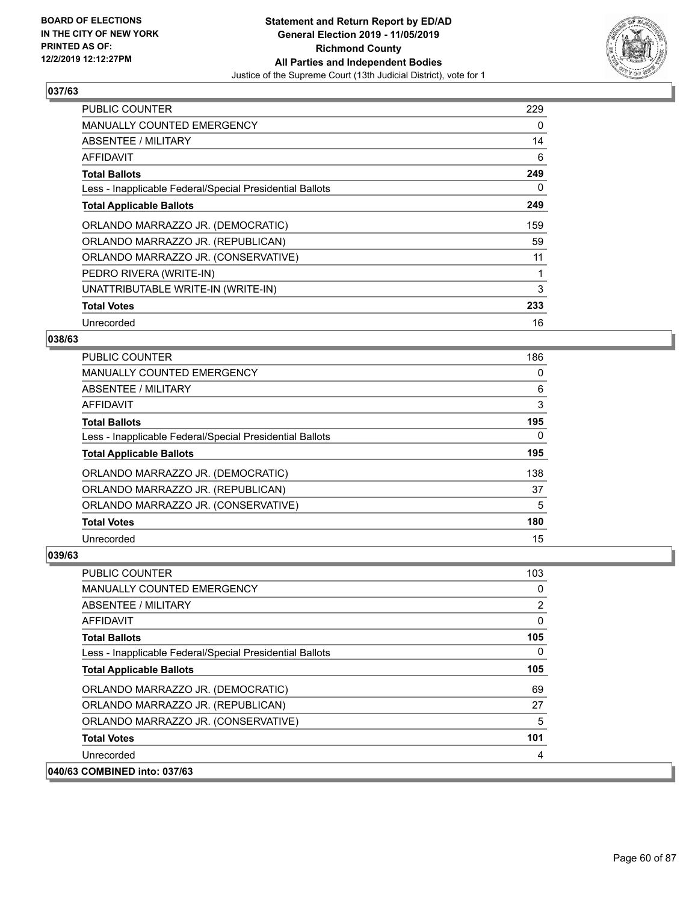**BOARD OF ELECTIONS IN THE CITY OF NEW YORK PRINTED AS OF: 12/2/2019 12:12:27PM**

**Statement and Return Report by ED/AD General Election 2019 - 11/05/2019 Richmond County All Parties and Independent Bodies**

Justice of the Supreme Court (13th Judicial District), vote for 1

### 037/63

| | |
|---|---|
| PUBLIC COUNTER | 229 |
| MANUALLY COUNTED EMERGENCY | 0 |
| ABSENTEE / MILITARY | 14 |
| AFFIDAVIT | 6 |
| **Total Ballots** | **249** |
| Less - Inapplicable Federal/Special Presidential Ballots | 0 |
| **Total Applicable Ballots** | **249** |
| ORLANDO MARRAZZO JR. (DEMOCRATIC) | 159 |
| ORLANDO MARRAZZO JR. (REPUBLICAN) | 59 |
| ORLANDO MARRAZZO JR. (CONSERVATIVE) | 11 |
| PEDRO RIVERA (WRITE-IN) | 1 |
| UNATTRIBUTABLE WRITE-IN (WRITE-IN) | 3 |
| **Total Votes** | **233** |
| Unrecorded | 16 |

### 038/63

| | |
|---|---|
| PUBLIC COUNTER | 186 |
| MANUALLY COUNTED EMERGENCY | 0 |
| ABSENTEE / MILITARY | 6 |
| AFFIDAVIT | 3 |
| **Total Ballots** | **195** |
| Less - Inapplicable Federal/Special Presidential Ballots | 0 |
| **Total Applicable Ballots** | **195** |
| ORLANDO MARRAZZO JR. (DEMOCRATIC) | 138 |
| ORLANDO MARRAZZO JR. (REPUBLICAN) | 37 |
| ORLANDO MARRAZZO JR. (CONSERVATIVE) | 5 |
| **Total Votes** | **180** |
| Unrecorded | 15 |

### 039/63

| | |
|---|---|
| PUBLIC COUNTER | 103 |
| MANUALLY COUNTED EMERGENCY | 0 |
| ABSENTEE / MILITARY | 2 |
| AFFIDAVIT | 0 |
| **Total Ballots** | **105** |
| Less - Inapplicable Federal/Special Presidential Ballots | 0 |
| **Total Applicable Ballots** | **105** |
| ORLANDO MARRAZZO JR. (DEMOCRATIC) | 69 |
| ORLANDO MARRAZZO JR. (REPUBLICAN) | 27 |
| ORLANDO MARRAZZO JR. (CONSERVATIVE) | 5 |
| **Total Votes** | **101** |
| Unrecorded | 4 |

### 040/63 COMBINED into: 037/63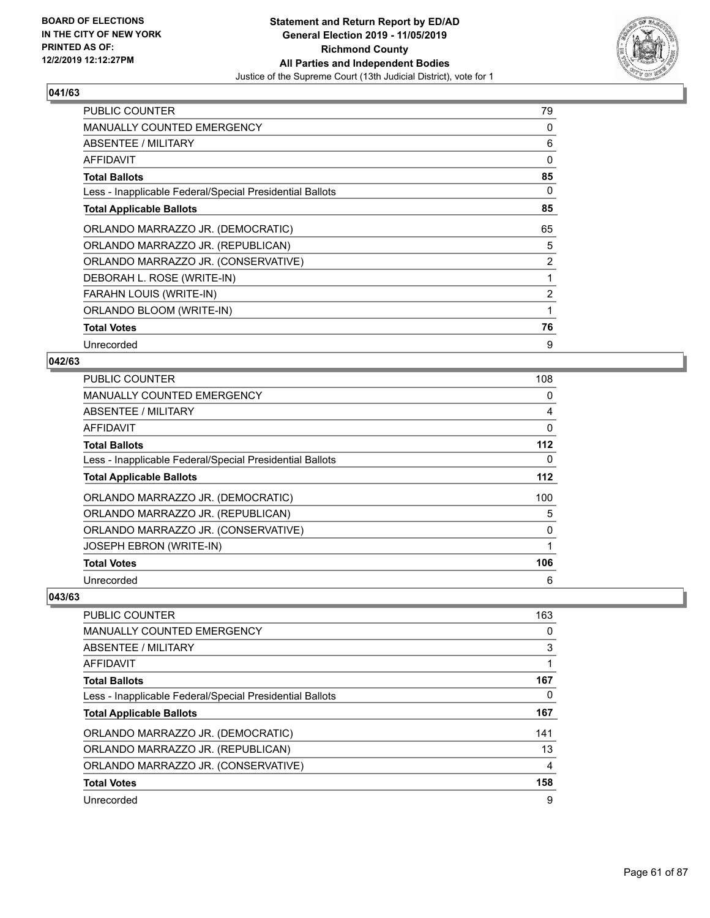### 041/63

| | |
|---|---|
| PUBLIC COUNTER | 79 |
| MANUALLY COUNTED EMERGENCY | 0 |
| ABSENTEE / MILITARY | 6 |
| AFFIDAVIT | 0 |
| **Total Ballots** | **85** |
| Less - Inapplicable Federal/Special Presidential Ballots | 0 |
| **Total Applicable Ballots** | **85** |
| ORLANDO MARRAZZO JR. (DEMOCRATIC) | 65 |
| ORLANDO MARRAZZO JR. (REPUBLICAN) | 5 |
| ORLANDO MARRAZZO JR. (CONSERVATIVE) | 2 |
| DEBORAH L. ROSE (WRITE-IN) | 1 |
| FARAHN LOUIS (WRITE-IN) | 2 |
| ORLANDO BLOOM (WRITE-IN) | 1 |
| **Total Votes** | **76** |
| Unrecorded | 9 |

### 042/63

| | |
|---|---|
| PUBLIC COUNTER | 108 |
| MANUALLY COUNTED EMERGENCY | 0 |
| ABSENTEE / MILITARY | 4 |
| AFFIDAVIT | 0 |
| **Total Ballots** | **112** |
| Less - Inapplicable Federal/Special Presidential Ballots | 0 |
| **Total Applicable Ballots** | **112** |
| ORLANDO MARRAZZO JR. (DEMOCRATIC) | 100 |
| ORLANDO MARRAZZO JR. (REPUBLICAN) | 5 |
| ORLANDO MARRAZZO JR. (CONSERVATIVE) | 0 |
| JOSEPH EBRON (WRITE-IN) | 1 |
| **Total Votes** | **106** |
| Unrecorded | 6 |

### 043/63

| | |
|---|---|
| PUBLIC COUNTER | 163 |
| MANUALLY COUNTED EMERGENCY | 0 |
| ABSENTEE / MILITARY | 3 |
| AFFIDAVIT | 1 |
| **Total Ballots** | **167** |
| Less - Inapplicable Federal/Special Presidential Ballots | 0 |
| **Total Applicable Ballots** | **167** |
| ORLANDO MARRAZZO JR. (DEMOCRATIC) | 141 |
| ORLANDO MARRAZZO JR. (REPUBLICAN) | 13 |
| ORLANDO MARRAZZO JR. (CONSERVATIVE) | 4 |
| **Total Votes** | **158** |
| Unrecorded | 9 |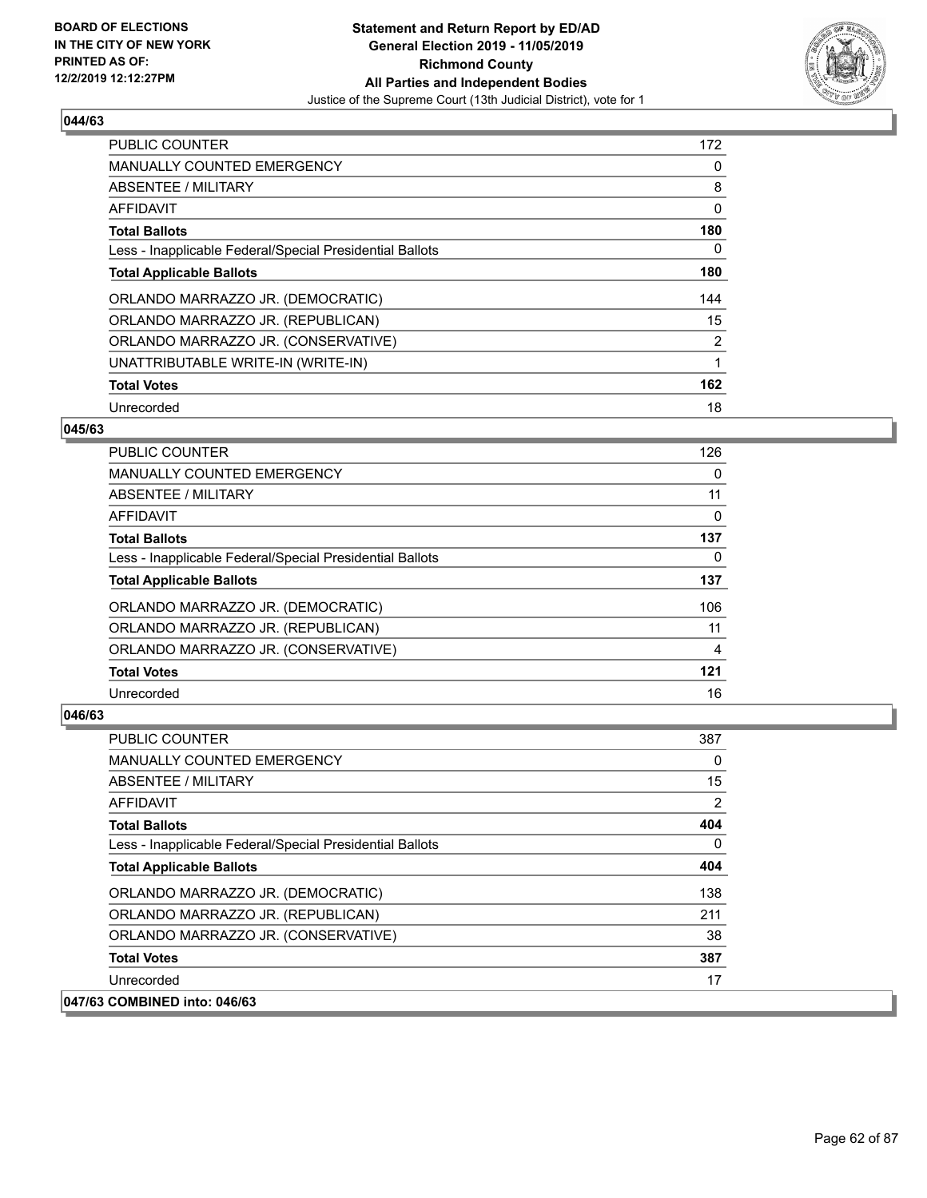BOARD OF ELECTIONS
IN THE CITY OF NEW YORK
PRINTED AS OF:
12/2/2019 12:12:27PM

**Statement and Return Report by ED/AD**
**General Election 2019 - 11/05/2019**
**Richmond County**
**All Parties and Independent Bodies**
Justice of the Supreme Court (13th Judicial District), vote for 1

### 044/63

| | |
|---|---|
| PUBLIC COUNTER | 172 |
| MANUALLY COUNTED EMERGENCY | 0 |
| ABSENTEE / MILITARY | 8 |
| AFFIDAVIT | 0 |
| **Total Ballots** | **180** |
| Less - Inapplicable Federal/Special Presidential Ballots | 0 |
| **Total Applicable Ballots** | **180** |
| ORLANDO MARRAZZO JR. (DEMOCRATIC) | 144 |
| ORLANDO MARRAZZO JR. (REPUBLICAN) | 15 |
| ORLANDO MARRAZZO JR. (CONSERVATIVE) | 2 |
| UNATTRIBUTABLE WRITE-IN (WRITE-IN) | 1 |
| **Total Votes** | **162** |
| Unrecorded | 18 |

### 045/63

| | |
|---|---|
| PUBLIC COUNTER | 126 |
| MANUALLY COUNTED EMERGENCY | 0 |
| ABSENTEE / MILITARY | 11 |
| AFFIDAVIT | 0 |
| **Total Ballots** | **137** |
| Less - Inapplicable Federal/Special Presidential Ballots | 0 |
| **Total Applicable Ballots** | **137** |
| ORLANDO MARRAZZO JR. (DEMOCRATIC) | 106 |
| ORLANDO MARRAZZO JR. (REPUBLICAN) | 11 |
| ORLANDO MARRAZZO JR. (CONSERVATIVE) | 4 |
| **Total Votes** | **121** |
| Unrecorded | 16 |

### 046/63

| | |
|---|---|
| PUBLIC COUNTER | 387 |
| MANUALLY COUNTED EMERGENCY | 0 |
| ABSENTEE / MILITARY | 15 |
| AFFIDAVIT | 2 |
| **Total Ballots** | **404** |
| Less - Inapplicable Federal/Special Presidential Ballots | 0 |
| **Total Applicable Ballots** | **404** |
| ORLANDO MARRAZZO JR. (DEMOCRATIC) | 138 |
| ORLANDO MARRAZZO JR. (REPUBLICAN) | 211 |
| ORLANDO MARRAZZO JR. (CONSERVATIVE) | 38 |
| **Total Votes** | **387** |
| Unrecorded | 17 |

### 047/63 COMBINED into: 046/63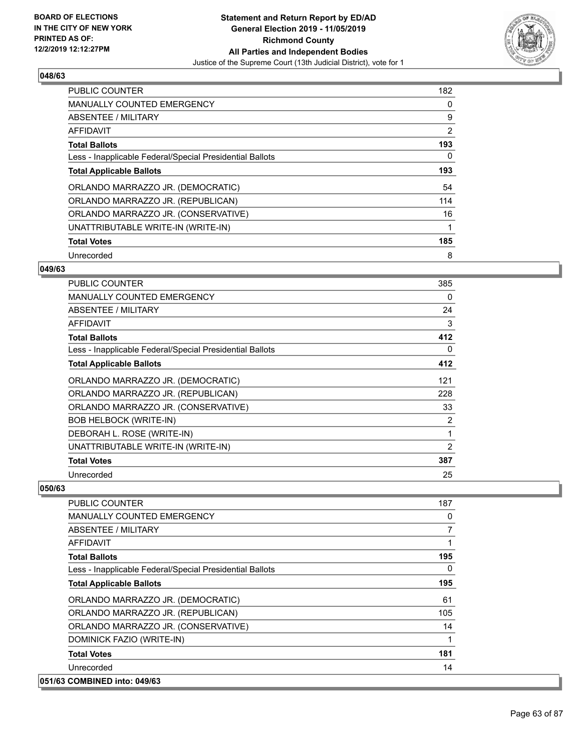## 048/63

| | |
|---|---|
| PUBLIC COUNTER | 182 |
| MANUALLY COUNTED EMERGENCY | 0 |
| ABSENTEE / MILITARY | 9 |
| AFFIDAVIT | 2 |
| **Total Ballots** | **193** |
| Less - Inapplicable Federal/Special Presidential Ballots | 0 |
| **Total Applicable Ballots** | **193** |
| ORLANDO MARRAZZO JR. (DEMOCRATIC) | 54 |
| ORLANDO MARRAZZO JR. (REPUBLICAN) | 114 |
| ORLANDO MARRAZZO JR. (CONSERVATIVE) | 16 |
| UNATTRIBUTABLE WRITE-IN (WRITE-IN) | 1 |
| **Total Votes** | **185** |
| Unrecorded | 8 |

## 049/63

| | |
|---|---|
| PUBLIC COUNTER | 385 |
| MANUALLY COUNTED EMERGENCY | 0 |
| ABSENTEE / MILITARY | 24 |
| AFFIDAVIT | 3 |
| **Total Ballots** | **412** |
| Less - Inapplicable Federal/Special Presidential Ballots | 0 |
| **Total Applicable Ballots** | **412** |
| ORLANDO MARRAZZO JR. (DEMOCRATIC) | 121 |
| ORLANDO MARRAZZO JR. (REPUBLICAN) | 228 |
| ORLANDO MARRAZZO JR. (CONSERVATIVE) | 33 |
| BOB HELBOCK (WRITE-IN) | 2 |
| DEBORAH L. ROSE (WRITE-IN) | 1 |
| UNATTRIBUTABLE WRITE-IN (WRITE-IN) | 2 |
| **Total Votes** | **387** |
| Unrecorded | 25 |

## 050/63

| | |
|---|---|
| PUBLIC COUNTER | 187 |
| MANUALLY COUNTED EMERGENCY | 0 |
| ABSENTEE / MILITARY | 7 |
| AFFIDAVIT | 1 |
| **Total Ballots** | **195** |
| Less - Inapplicable Federal/Special Presidential Ballots | 0 |
| **Total Applicable Ballots** | **195** |
| ORLANDO MARRAZZO JR. (DEMOCRATIC) | 61 |
| ORLANDO MARRAZZO JR. (REPUBLICAN) | 105 |
| ORLANDO MARRAZZO JR. (CONSERVATIVE) | 14 |
| DOMINICK FAZIO (WRITE-IN) | 1 |
| **Total Votes** | **181** |
| Unrecorded | 14 |

## 051/63 COMBINED into: 049/63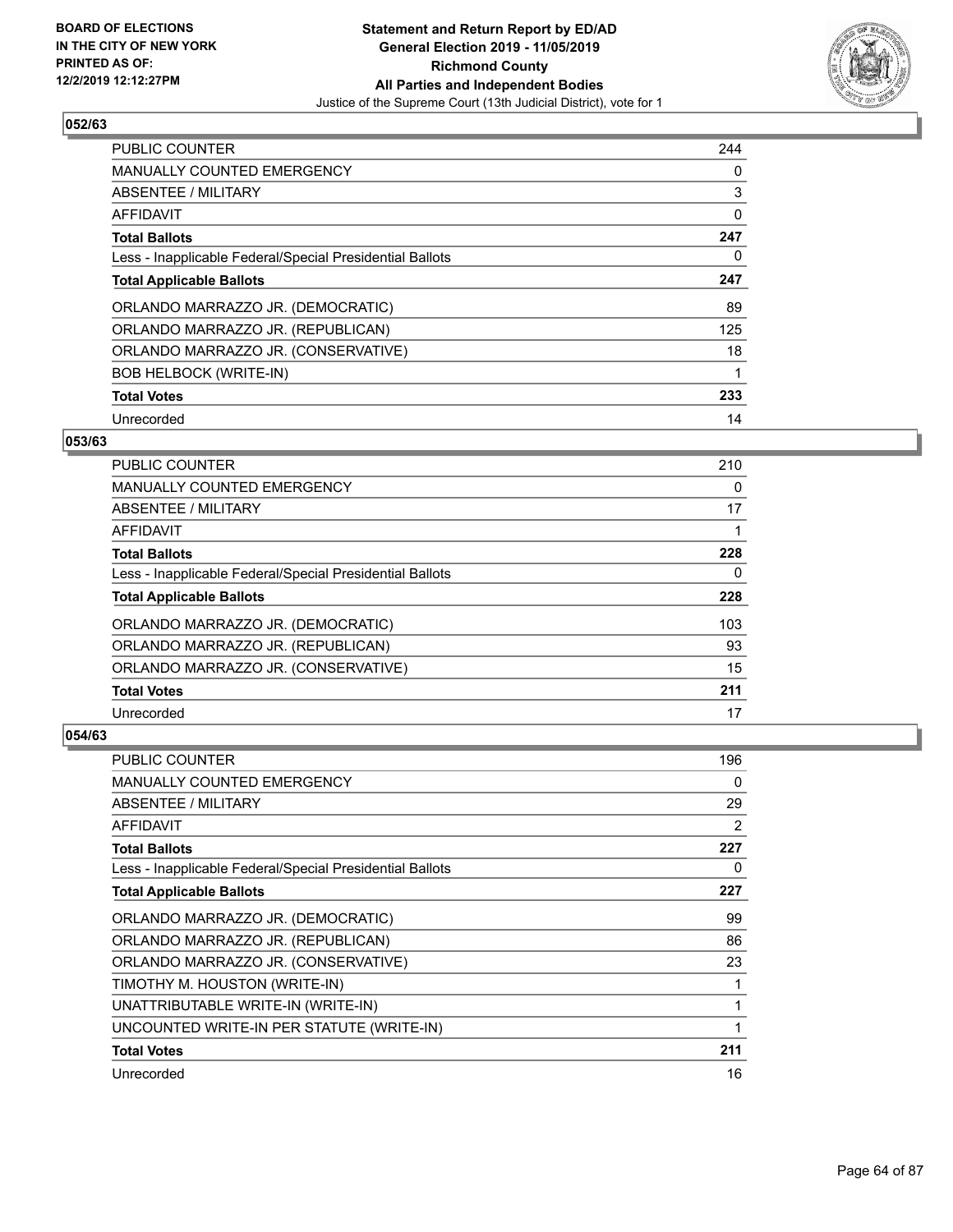**BOARD OF ELECTIONS IN THE CITY OF NEW YORK PRINTED AS OF: 12/2/2019 12:12:27PM**

**Statement and Return Report by ED/AD General Election 2019 - 11/05/2019 Richmond County All Parties and Independent Bodies**

Justice of the Supreme Court (13th Judicial District), vote for 1

### 052/63

| | |
|---|---|
| PUBLIC COUNTER | 244 |
| MANUALLY COUNTED EMERGENCY | 0 |
| ABSENTEE / MILITARY | 3 |
| AFFIDAVIT | 0 |
| **Total Ballots** | **247** |
| Less - Inapplicable Federal/Special Presidential Ballots | 0 |
| **Total Applicable Ballots** | **247** |
| ORLANDO MARRAZZO JR. (DEMOCRATIC) | 89 |
| ORLANDO MARRAZZO JR. (REPUBLICAN) | 125 |
| ORLANDO MARRAZZO JR. (CONSERVATIVE) | 18 |
| BOB HELBOCK (WRITE-IN) | 1 |
| **Total Votes** | **233** |
| Unrecorded | 14 |

### 053/63

| | |
|---|---|
| PUBLIC COUNTER | 210 |
| MANUALLY COUNTED EMERGENCY | 0 |
| ABSENTEE / MILITARY | 17 |
| AFFIDAVIT | 1 |
| **Total Ballots** | **228** |
| Less - Inapplicable Federal/Special Presidential Ballots | 0 |
| **Total Applicable Ballots** | **228** |
| ORLANDO MARRAZZO JR. (DEMOCRATIC) | 103 |
| ORLANDO MARRAZZO JR. (REPUBLICAN) | 93 |
| ORLANDO MARRAZZO JR. (CONSERVATIVE) | 15 |
| **Total Votes** | **211** |
| Unrecorded | 17 |

### 054/63

| | |
|---|---|
| PUBLIC COUNTER | 196 |
| MANUALLY COUNTED EMERGENCY | 0 |
| ABSENTEE / MILITARY | 29 |
| AFFIDAVIT | 2 |
| **Total Ballots** | **227** |
| Less - Inapplicable Federal/Special Presidential Ballots | 0 |
| **Total Applicable Ballots** | **227** |
| ORLANDO MARRAZZO JR. (DEMOCRATIC) | 99 |
| ORLANDO MARRAZZO JR. (REPUBLICAN) | 86 |
| ORLANDO MARRAZZO JR. (CONSERVATIVE) | 23 |
| TIMOTHY M. HOUSTON (WRITE-IN) | 1 |
| UNATTRIBUTABLE WRITE-IN (WRITE-IN) | 1 |
| UNCOUNTED WRITE-IN PER STATUTE (WRITE-IN) | 1 |
| **Total Votes** | **211** |
| Unrecorded | 16 |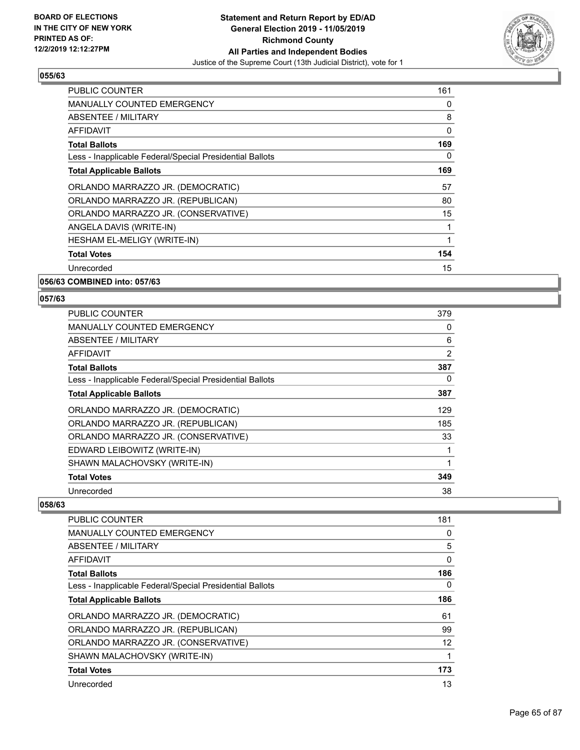**Statement and Return Report by ED/AD**
**General Election 2019 - 11/05/2019**
**Richmond County**
**All Parties and Independent Bodies**
Justice of the Supreme Court (13th Judicial District), vote for 1

BOARD OF ELECTIONS IN THE CITY OF NEW YORK PRINTED AS OF: 12/2/2019 12:12:27PM

### 055/63

| | |
|---|---|
| PUBLIC COUNTER | 161 |
| MANUALLY COUNTED EMERGENCY | 0 |
| ABSENTEE / MILITARY | 8 |
| AFFIDAVIT | 0 |
| **Total Ballots** | **169** |
| Less - Inapplicable Federal/Special Presidential Ballots | 0 |
| **Total Applicable Ballots** | **169** |
| ORLANDO MARRAZZO JR. (DEMOCRATIC) | 57 |
| ORLANDO MARRAZZO JR. (REPUBLICAN) | 80 |
| ORLANDO MARRAZZO JR. (CONSERVATIVE) | 15 |
| ANGELA DAVIS (WRITE-IN) | 1 |
| HESHAM EL-MELIGY (WRITE-IN) | 1 |
| **Total Votes** | **154** |
| Unrecorded | 15 |

### 056/63 COMBINED into: 057/63

### 057/63

| | |
|---|---|
| PUBLIC COUNTER | 379 |
| MANUALLY COUNTED EMERGENCY | 0 |
| ABSENTEE / MILITARY | 6 |
| AFFIDAVIT | 2 |
| **Total Ballots** | **387** |
| Less - Inapplicable Federal/Special Presidential Ballots | 0 |
| **Total Applicable Ballots** | **387** |
| ORLANDO MARRAZZO JR. (DEMOCRATIC) | 129 |
| ORLANDO MARRAZZO JR. (REPUBLICAN) | 185 |
| ORLANDO MARRAZZO JR. (CONSERVATIVE) | 33 |
| EDWARD LEIBOWITZ (WRITE-IN) | 1 |
| SHAWN MALACHOVSKY (WRITE-IN) | 1 |
| **Total Votes** | **349** |
| Unrecorded | 38 |

### 058/63

| | |
|---|---|
| PUBLIC COUNTER | 181 |
| MANUALLY COUNTED EMERGENCY | 0 |
| ABSENTEE / MILITARY | 5 |
| AFFIDAVIT | 0 |
| **Total Ballots** | **186** |
| Less - Inapplicable Federal/Special Presidential Ballots | 0 |
| **Total Applicable Ballots** | **186** |
| ORLANDO MARRAZZO JR. (DEMOCRATIC) | 61 |
| ORLANDO MARRAZZO JR. (REPUBLICAN) | 99 |
| ORLANDO MARRAZZO JR. (CONSERVATIVE) | 12 |
| SHAWN MALACHOVSKY (WRITE-IN) | 1 |
| **Total Votes** | **173** |
| Unrecorded | 13 |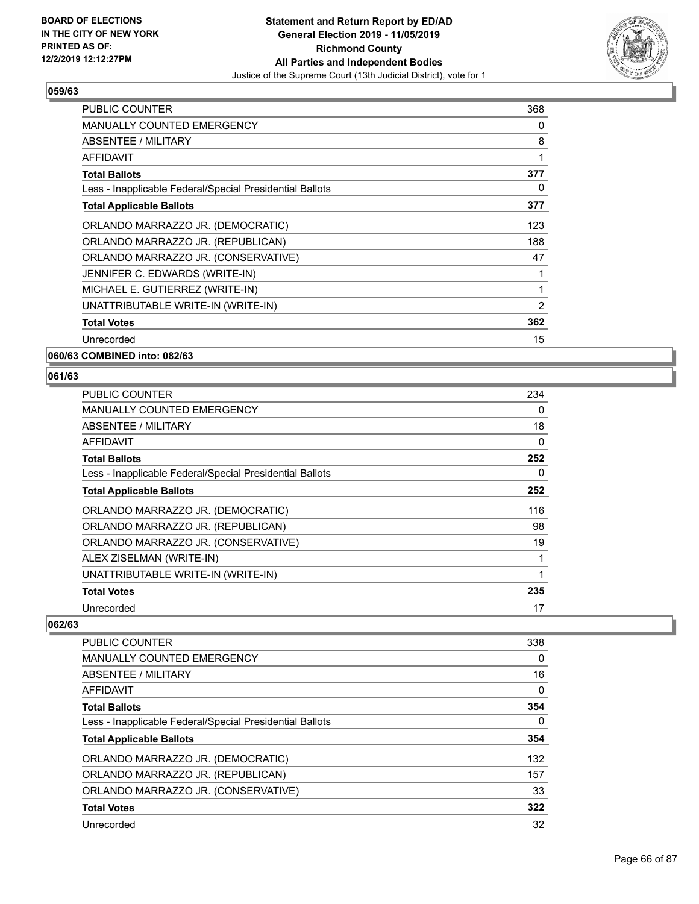**BOARD OF ELECTIONS IN THE CITY OF NEW YORK PRINTED AS OF: 12/2/2019 12:12:27PM**

**Statement and Return Report by ED/AD General Election 2019 - 11/05/2019 Richmond County All Parties and Independent Bodies**

Justice of the Supreme Court (13th Judicial District), vote for 1

### 059/63

| | |
|---|---|
| PUBLIC COUNTER | 368 |
| MANUALLY COUNTED EMERGENCY | 0 |
| ABSENTEE / MILITARY | 8 |
| AFFIDAVIT | 1 |
| **Total Ballots** | **377** |
| Less - Inapplicable Federal/Special Presidential Ballots | 0 |
| **Total Applicable Ballots** | **377** |
| ORLANDO MARRAZZO JR. (DEMOCRATIC) | 123 |
| ORLANDO MARRAZZO JR. (REPUBLICAN) | 188 |
| ORLANDO MARRAZZO JR. (CONSERVATIVE) | 47 |
| JENNIFER C. EDWARDS (WRITE-IN) | 1 |
| MICHAEL E. GUTIERREZ (WRITE-IN) | 1 |
| UNATTRIBUTABLE WRITE-IN (WRITE-IN) | 2 |
| **Total Votes** | **362** |
| Unrecorded | 15 |

### 060/63 COMBINED into: 082/63

### 061/63

| | |
|---|---|
| PUBLIC COUNTER | 234 |
| MANUALLY COUNTED EMERGENCY | 0 |
| ABSENTEE / MILITARY | 18 |
| AFFIDAVIT | 0 |
| **Total Ballots** | **252** |
| Less - Inapplicable Federal/Special Presidential Ballots | 0 |
| **Total Applicable Ballots** | **252** |
| ORLANDO MARRAZZO JR. (DEMOCRATIC) | 116 |
| ORLANDO MARRAZZO JR. (REPUBLICAN) | 98 |
| ORLANDO MARRAZZO JR. (CONSERVATIVE) | 19 |
| ALEX ZISELMAN (WRITE-IN) | 1 |
| UNATTRIBUTABLE WRITE-IN (WRITE-IN) | 1 |
| **Total Votes** | **235** |
| Unrecorded | 17 |

### 062/63

| | |
|---|---|
| PUBLIC COUNTER | 338 |
| MANUALLY COUNTED EMERGENCY | 0 |
| ABSENTEE / MILITARY | 16 |
| AFFIDAVIT | 0 |
| **Total Ballots** | **354** |
| Less - Inapplicable Federal/Special Presidential Ballots | 0 |
| **Total Applicable Ballots** | **354** |
| ORLANDO MARRAZZO JR. (DEMOCRATIC) | 132 |
| ORLANDO MARRAZZO JR. (REPUBLICAN) | 157 |
| ORLANDO MARRAZZO JR. (CONSERVATIVE) | 33 |
| **Total Votes** | **322** |
| Unrecorded | 32 |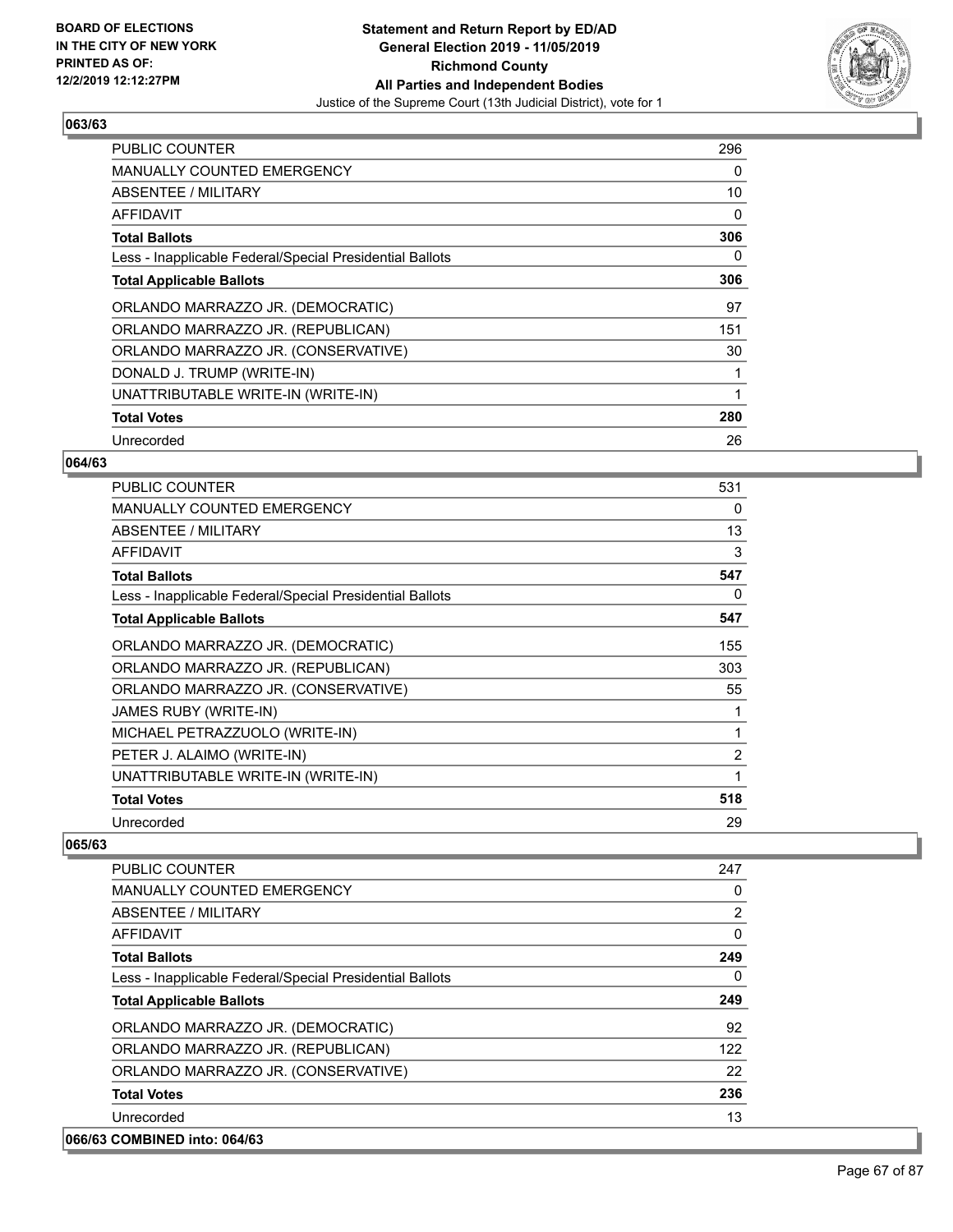BOARD OF ELECTIONS IN THE CITY OF NEW YORK PRINTED AS OF: 12/2/2019 12:12:27PM

**Statement and Return Report by ED/AD**
**General Election 2019 - 11/05/2019**
**Richmond County**
**All Parties and Independent Bodies**
Justice of the Supreme Court (13th Judicial District), vote for 1

### 063/63

| | |
|---|---|
| PUBLIC COUNTER | 296 |
| MANUALLY COUNTED EMERGENCY | 0 |
| ABSENTEE / MILITARY | 10 |
| AFFIDAVIT | 0 |
| **Total Ballots** | **306** |
| Less - Inapplicable Federal/Special Presidential Ballots | 0 |
| **Total Applicable Ballots** | **306** |
| ORLANDO MARRAZZO JR. (DEMOCRATIC) | 97 |
| ORLANDO MARRAZZO JR. (REPUBLICAN) | 151 |
| ORLANDO MARRAZZO JR. (CONSERVATIVE) | 30 |
| DONALD J. TRUMP (WRITE-IN) | 1 |
| UNATTRIBUTABLE WRITE-IN (WRITE-IN) | 1 |
| **Total Votes** | **280** |
| Unrecorded | 26 |

### 064/63

| | |
|---|---|
| PUBLIC COUNTER | 531 |
| MANUALLY COUNTED EMERGENCY | 0 |
| ABSENTEE / MILITARY | 13 |
| AFFIDAVIT | 3 |
| **Total Ballots** | **547** |
| Less - Inapplicable Federal/Special Presidential Ballots | 0 |
| **Total Applicable Ballots** | **547** |
| ORLANDO MARRAZZO JR. (DEMOCRATIC) | 155 |
| ORLANDO MARRAZZO JR. (REPUBLICAN) | 303 |
| ORLANDO MARRAZZO JR. (CONSERVATIVE) | 55 |
| JAMES RUBY (WRITE-IN) | 1 |
| MICHAEL PETRAZZUOLO (WRITE-IN) | 1 |
| PETER J. ALAIMO (WRITE-IN) | 2 |
| UNATTRIBUTABLE WRITE-IN (WRITE-IN) | 1 |
| **Total Votes** | **518** |
| Unrecorded | 29 |

### 065/63

| | |
|---|---|
| PUBLIC COUNTER | 247 |
| MANUALLY COUNTED EMERGENCY | 0 |
| ABSENTEE / MILITARY | 2 |
| AFFIDAVIT | 0 |
| **Total Ballots** | **249** |
| Less - Inapplicable Federal/Special Presidential Ballots | 0 |
| **Total Applicable Ballots** | **249** |
| ORLANDO MARRAZZO JR. (DEMOCRATIC) | 92 |
| ORLANDO MARRAZZO JR. (REPUBLICAN) | 122 |
| ORLANDO MARRAZZO JR. (CONSERVATIVE) | 22 |
| **Total Votes** | **236** |
| Unrecorded | 13 |

### 066/63 COMBINED into: 064/63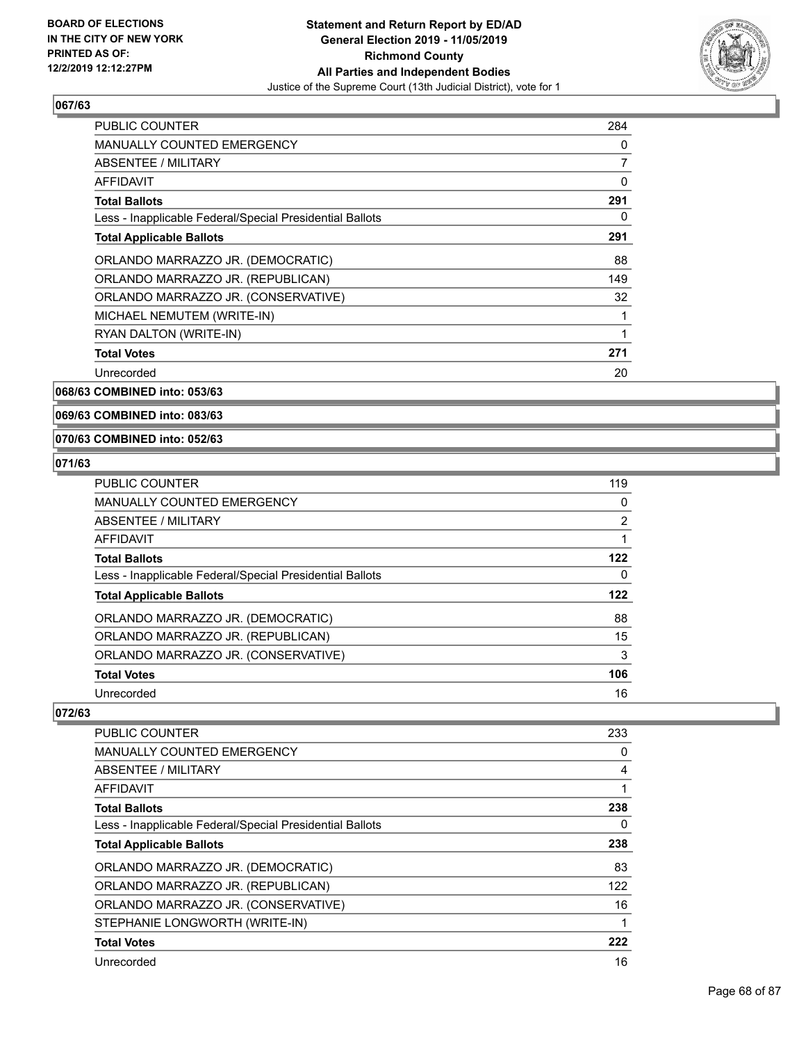### 067/63

| | |
|---|---|
| PUBLIC COUNTER | 284 |
| MANUALLY COUNTED EMERGENCY | 0 |
| ABSENTEE / MILITARY | 7 |
| AFFIDAVIT | 0 |
| **Total Ballots** | **291** |
| Less - Inapplicable Federal/Special Presidential Ballots | 0 |
| **Total Applicable Ballots** | **291** |
| ORLANDO MARRAZZO JR. (DEMOCRATIC) | 88 |
| ORLANDO MARRAZZO JR. (REPUBLICAN) | 149 |
| ORLANDO MARRAZZO JR. (CONSERVATIVE) | 32 |
| MICHAEL NEMUTEM (WRITE-IN) | 1 |
| RYAN DALTON (WRITE-IN) | 1 |
| **Total Votes** | **271** |
| Unrecorded | 20 |

### 068/63 COMBINED into: 053/63

### 069/63 COMBINED into: 083/63

### 070/63 COMBINED into: 052/63

### 071/63

| | |
|---|---|
| PUBLIC COUNTER | 119 |
| MANUALLY COUNTED EMERGENCY | 0 |
| ABSENTEE / MILITARY | 2 |
| AFFIDAVIT | 1 |
| **Total Ballots** | **122** |
| Less - Inapplicable Federal/Special Presidential Ballots | 0 |
| **Total Applicable Ballots** | **122** |
| ORLANDO MARRAZZO JR. (DEMOCRATIC) | 88 |
| ORLANDO MARRAZZO JR. (REPUBLICAN) | 15 |
| ORLANDO MARRAZZO JR. (CONSERVATIVE) | 3 |
| **Total Votes** | **106** |
| Unrecorded | 16 |

### 072/63

| | |
|---|---|
| PUBLIC COUNTER | 233 |
| MANUALLY COUNTED EMERGENCY | 0 |
| ABSENTEE / MILITARY | 4 |
| AFFIDAVIT | 1 |
| **Total Ballots** | **238** |
| Less - Inapplicable Federal/Special Presidential Ballots | 0 |
| **Total Applicable Ballots** | **238** |
| ORLANDO MARRAZZO JR. (DEMOCRATIC) | 83 |
| ORLANDO MARRAZZO JR. (REPUBLICAN) | 122 |
| ORLANDO MARRAZZO JR. (CONSERVATIVE) | 16 |
| STEPHANIE LONGWORTH (WRITE-IN) | 1 |
| **Total Votes** | **222** |
| Unrecorded | 16 |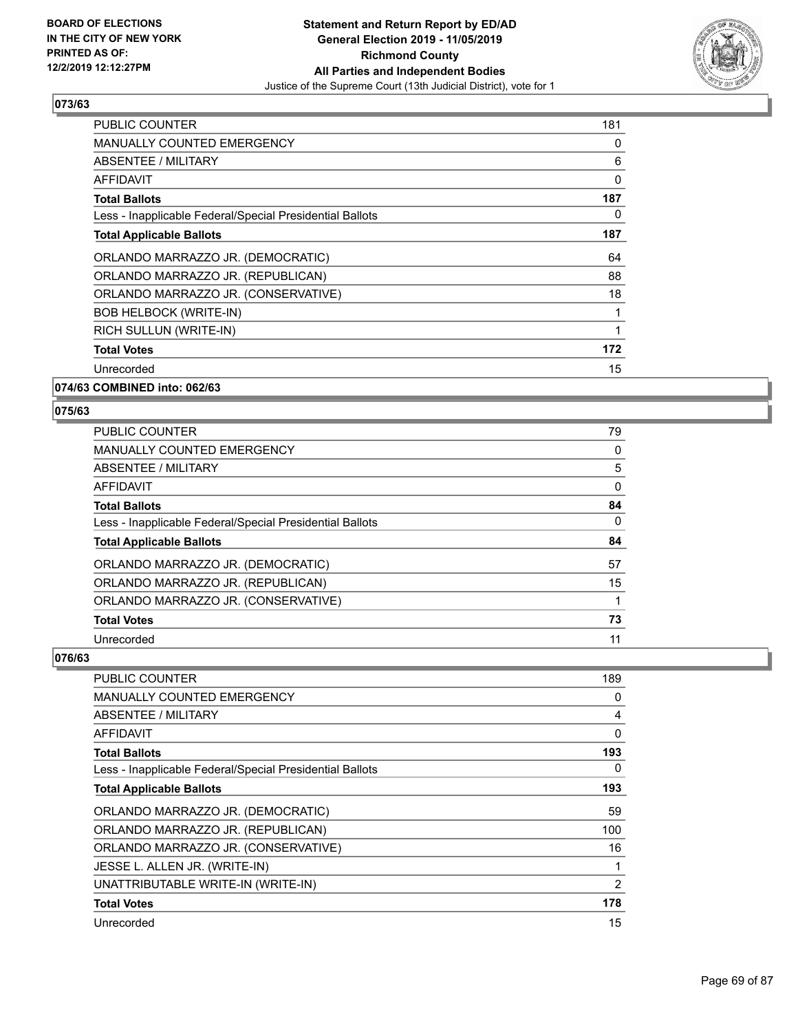## 073/63

| | |
|---|---|
| PUBLIC COUNTER | 181 |
| MANUALLY COUNTED EMERGENCY | 0 |
| ABSENTEE / MILITARY | 6 |
| AFFIDAVIT | 0 |
| **Total Ballots** | **187** |
| Less - Inapplicable Federal/Special Presidential Ballots | 0 |
| **Total Applicable Ballots** | **187** |
| ORLANDO MARRAZZO JR. (DEMOCRATIC) | 64 |
| ORLANDO MARRAZZO JR. (REPUBLICAN) | 88 |
| ORLANDO MARRAZZO JR. (CONSERVATIVE) | 18 |
| BOB HELBOCK (WRITE-IN) | 1 |
| RICH SULLUN (WRITE-IN) | 1 |
| **Total Votes** | **172** |
| Unrecorded | 15 |

## 074/63 COMBINED into: 062/63

## 075/63

| | |
|---|---|
| PUBLIC COUNTER | 79 |
| MANUALLY COUNTED EMERGENCY | 0 |
| ABSENTEE / MILITARY | 5 |
| AFFIDAVIT | 0 |
| **Total Ballots** | **84** |
| Less - Inapplicable Federal/Special Presidential Ballots | 0 |
| **Total Applicable Ballots** | **84** |
| ORLANDO MARRAZZO JR. (DEMOCRATIC) | 57 |
| ORLANDO MARRAZZO JR. (REPUBLICAN) | 15 |
| ORLANDO MARRAZZO JR. (CONSERVATIVE) | 1 |
| **Total Votes** | **73** |
| Unrecorded | 11 |

## 076/63

| | |
|---|---|
| PUBLIC COUNTER | 189 |
| MANUALLY COUNTED EMERGENCY | 0 |
| ABSENTEE / MILITARY | 4 |
| AFFIDAVIT | 0 |
| **Total Ballots** | **193** |
| Less - Inapplicable Federal/Special Presidential Ballots | 0 |
| **Total Applicable Ballots** | **193** |
| ORLANDO MARRAZZO JR. (DEMOCRATIC) | 59 |
| ORLANDO MARRAZZO JR. (REPUBLICAN) | 100 |
| ORLANDO MARRAZZO JR. (CONSERVATIVE) | 16 |
| JESSE L. ALLEN JR. (WRITE-IN) | 1 |
| UNATTRIBUTABLE WRITE-IN (WRITE-IN) | 2 |
| **Total Votes** | **178** |
| Unrecorded | 15 |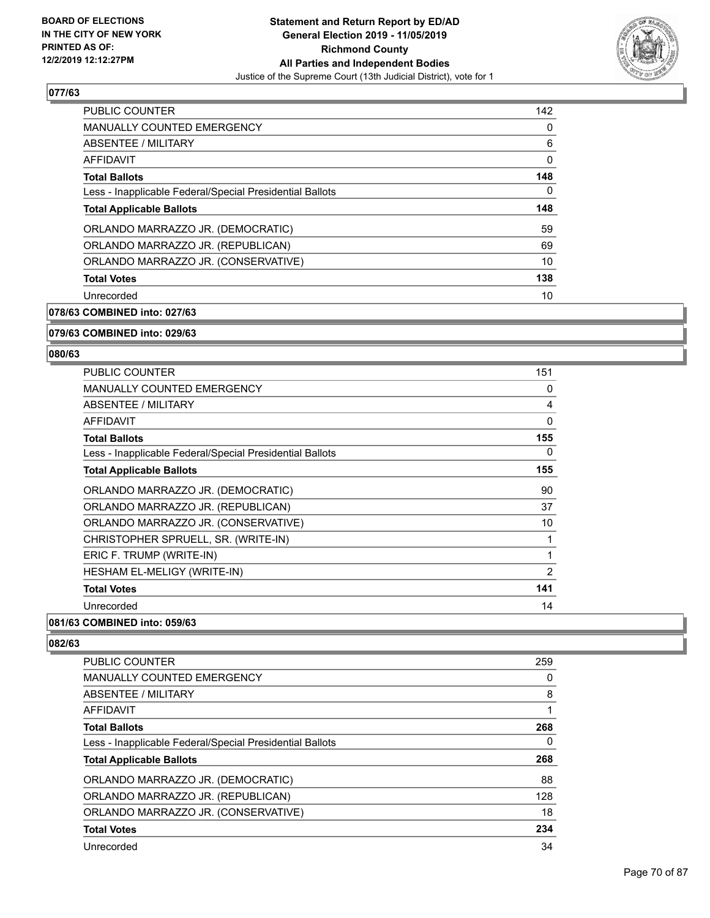## 077/63

| | |
|---|---|
| PUBLIC COUNTER | 142 |
| MANUALLY COUNTED EMERGENCY | 0 |
| ABSENTEE / MILITARY | 6 |
| AFFIDAVIT | 0 |
| **Total Ballots** | **148** |
| Less - Inapplicable Federal/Special Presidential Ballots | 0 |
| **Total Applicable Ballots** | **148** |
| ORLANDO MARRAZZO JR. (DEMOCRATIC) | 59 |
| ORLANDO MARRAZZO JR. (REPUBLICAN) | 69 |
| ORLANDO MARRAZZO JR. (CONSERVATIVE) | 10 |
| **Total Votes** | **138** |
| Unrecorded | 10 |

**078/63 COMBINED into: 027/63**

**079/63 COMBINED into: 029/63**

## 080/63

| | |
|---|---|
| PUBLIC COUNTER | 151 |
| MANUALLY COUNTED EMERGENCY | 0 |
| ABSENTEE / MILITARY | 4 |
| AFFIDAVIT | 0 |
| **Total Ballots** | **155** |
| Less - Inapplicable Federal/Special Presidential Ballots | 0 |
| **Total Applicable Ballots** | **155** |
| ORLANDO MARRAZZO JR. (DEMOCRATIC) | 90 |
| ORLANDO MARRAZZO JR. (REPUBLICAN) | 37 |
| ORLANDO MARRAZZO JR. (CONSERVATIVE) | 10 |
| CHRISTOPHER SPRUELL, SR. (WRITE-IN) | 1 |
| ERIC F. TRUMP (WRITE-IN) | 1 |
| HESHAM EL-MELIGY (WRITE-IN) | 2 |
| **Total Votes** | **141** |
| Unrecorded | 14 |

**081/63 COMBINED into: 059/63**

## 082/63

| | |
|---|---|
| PUBLIC COUNTER | 259 |
| MANUALLY COUNTED EMERGENCY | 0 |
| ABSENTEE / MILITARY | 8 |
| AFFIDAVIT | 1 |
| **Total Ballots** | **268** |
| Less - Inapplicable Federal/Special Presidential Ballots | 0 |
| **Total Applicable Ballots** | **268** |
| ORLANDO MARRAZZO JR. (DEMOCRATIC) | 88 |
| ORLANDO MARRAZZO JR. (REPUBLICAN) | 128 |
| ORLANDO MARRAZZO JR. (CONSERVATIVE) | 18 |
| **Total Votes** | **234** |
| Unrecorded | 34 |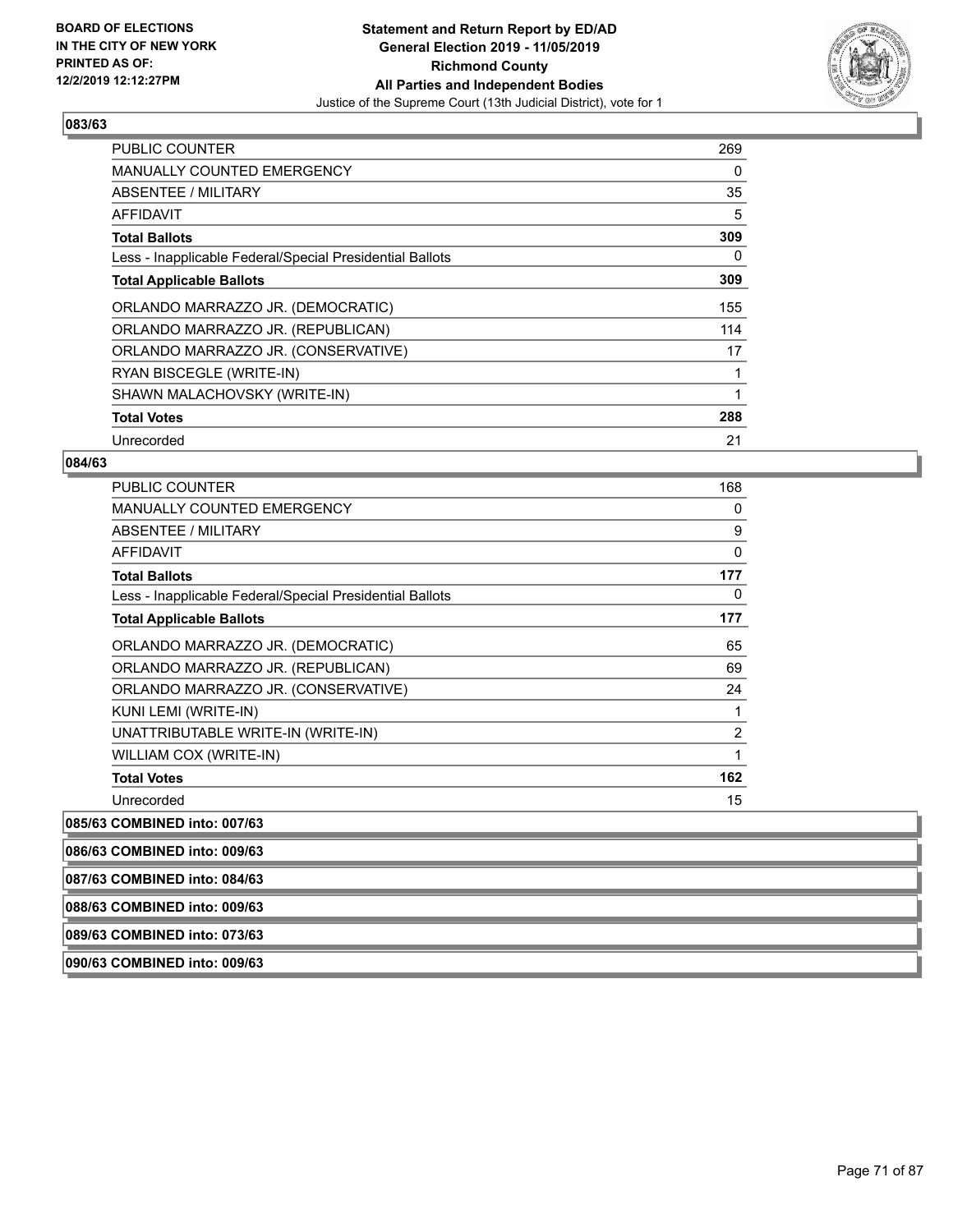## 083/63

| | |
|---|---|
| PUBLIC COUNTER | 269 |
| MANUALLY COUNTED EMERGENCY | 0 |
| ABSENTEE / MILITARY | 35 |
| AFFIDAVIT | 5 |
| **Total Ballots** | **309** |
| Less - Inapplicable Federal/Special Presidential Ballots | 0 |
| **Total Applicable Ballots** | **309** |
| ORLANDO MARRAZZO JR. (DEMOCRATIC) | 155 |
| ORLANDO MARRAZZO JR. (REPUBLICAN) | 114 |
| ORLANDO MARRAZZO JR. (CONSERVATIVE) | 17 |
| RYAN BISCEGLE (WRITE-IN) | 1 |
| SHAWN MALACHOVSKY (WRITE-IN) | 1 |
| **Total Votes** | **288** |
| Unrecorded | 21 |

## 084/63

| | |
|---|---|
| PUBLIC COUNTER | 168 |
| MANUALLY COUNTED EMERGENCY | 0 |
| ABSENTEE / MILITARY | 9 |
| AFFIDAVIT | 0 |
| **Total Ballots** | **177** |
| Less - Inapplicable Federal/Special Presidential Ballots | 0 |
| **Total Applicable Ballots** | **177** |
| ORLANDO MARRAZZO JR. (DEMOCRATIC) | 65 |
| ORLANDO MARRAZZO JR. (REPUBLICAN) | 69 |
| ORLANDO MARRAZZO JR. (CONSERVATIVE) | 24 |
| KUNI LEMI (WRITE-IN) | 1 |
| UNATTRIBUTABLE WRITE-IN (WRITE-IN) | 2 |
| WILLIAM COX (WRITE-IN) | 1 |
| **Total Votes** | **162** |
| Unrecorded | 15 |

## 085/63 COMBINED into: 007/63

## 086/63 COMBINED into: 009/63

## 087/63 COMBINED into: 084/63

## 088/63 COMBINED into: 009/63

## 089/63 COMBINED into: 073/63

## 090/63 COMBINED into: 009/63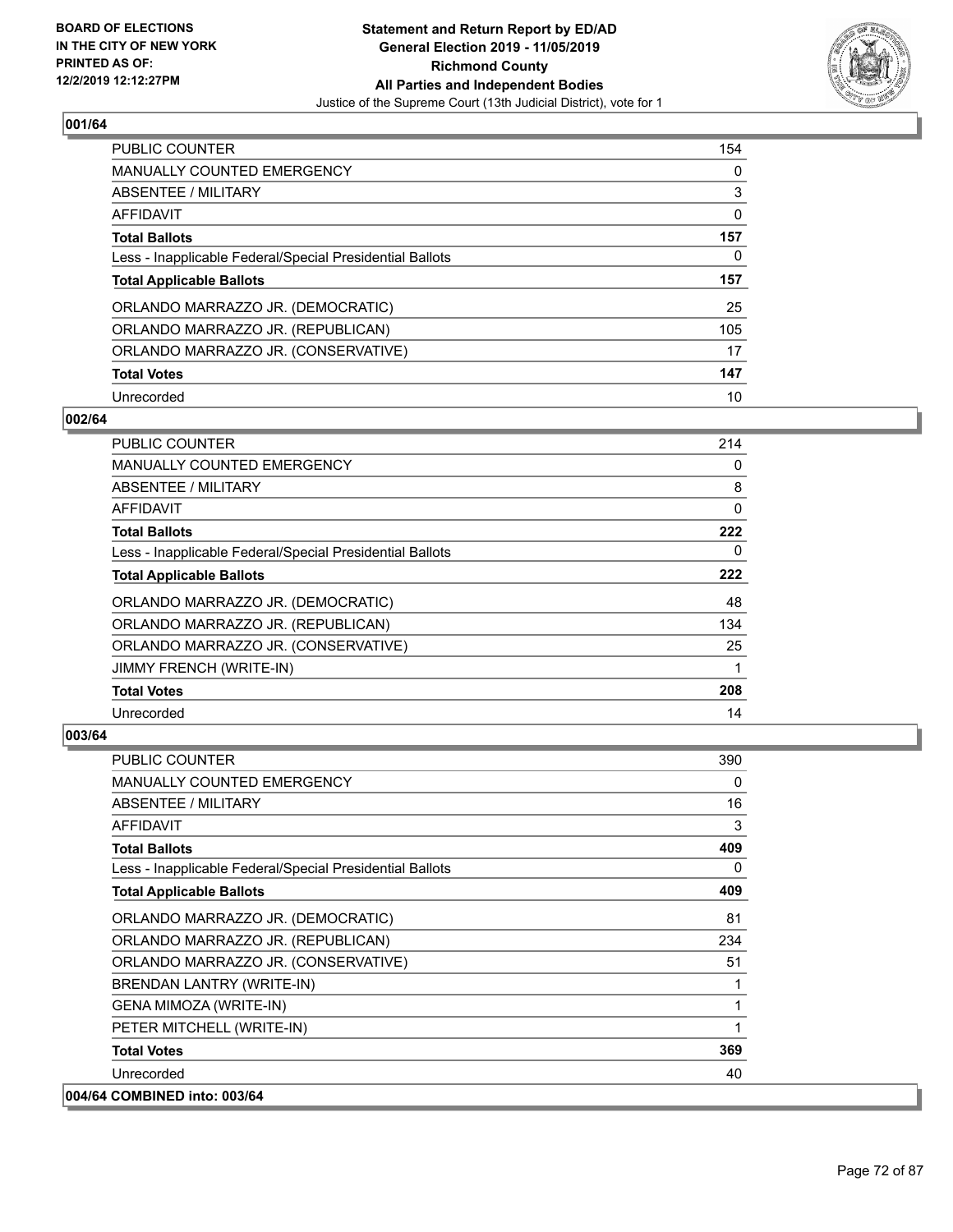**BOARD OF ELECTIONS IN THE CITY OF NEW YORK PRINTED AS OF: 12/2/2019 12:12:27PM**

**Statement and Return Report by ED/AD General Election 2019 - 11/05/2019 Richmond County All Parties and Independent Bodies**

Justice of the Supreme Court (13th Judicial District), vote for 1

### 001/64

| | |
|---|---|
| PUBLIC COUNTER | 154 |
| MANUALLY COUNTED EMERGENCY | 0 |
| ABSENTEE / MILITARY | 3 |
| AFFIDAVIT | 0 |
| **Total Ballots** | **157** |
| Less - Inapplicable Federal/Special Presidential Ballots | 0 |
| **Total Applicable Ballots** | **157** |
| ORLANDO MARRAZZO JR. (DEMOCRATIC) | 25 |
| ORLANDO MARRAZZO JR. (REPUBLICAN) | 105 |
| ORLANDO MARRAZZO JR. (CONSERVATIVE) | 17 |
| **Total Votes** | **147** |
| Unrecorded | 10 |

### 002/64

| | |
|---|---|
| PUBLIC COUNTER | 214 |
| MANUALLY COUNTED EMERGENCY | 0 |
| ABSENTEE / MILITARY | 8 |
| AFFIDAVIT | 0 |
| **Total Ballots** | **222** |
| Less - Inapplicable Federal/Special Presidential Ballots | 0 |
| **Total Applicable Ballots** | **222** |
| ORLANDO MARRAZZO JR. (DEMOCRATIC) | 48 |
| ORLANDO MARRAZZO JR. (REPUBLICAN) | 134 |
| ORLANDO MARRAZZO JR. (CONSERVATIVE) | 25 |
| JIMMY FRENCH (WRITE-IN) | 1 |
| **Total Votes** | **208** |
| Unrecorded | 14 |

### 003/64

| | |
|---|---|
| PUBLIC COUNTER | 390 |
| MANUALLY COUNTED EMERGENCY | 0 |
| ABSENTEE / MILITARY | 16 |
| AFFIDAVIT | 3 |
| **Total Ballots** | **409** |
| Less - Inapplicable Federal/Special Presidential Ballots | 0 |
| **Total Applicable Ballots** | **409** |
| ORLANDO MARRAZZO JR. (DEMOCRATIC) | 81 |
| ORLANDO MARRAZZO JR. (REPUBLICAN) | 234 |
| ORLANDO MARRAZZO JR. (CONSERVATIVE) | 51 |
| BRENDAN LANTRY (WRITE-IN) | 1 |
| GENA MIMOZA (WRITE-IN) | 1 |
| PETER MITCHELL (WRITE-IN) | 1 |
| **Total Votes** | **369** |
| Unrecorded | 40 |

### 004/64 COMBINED into: 003/64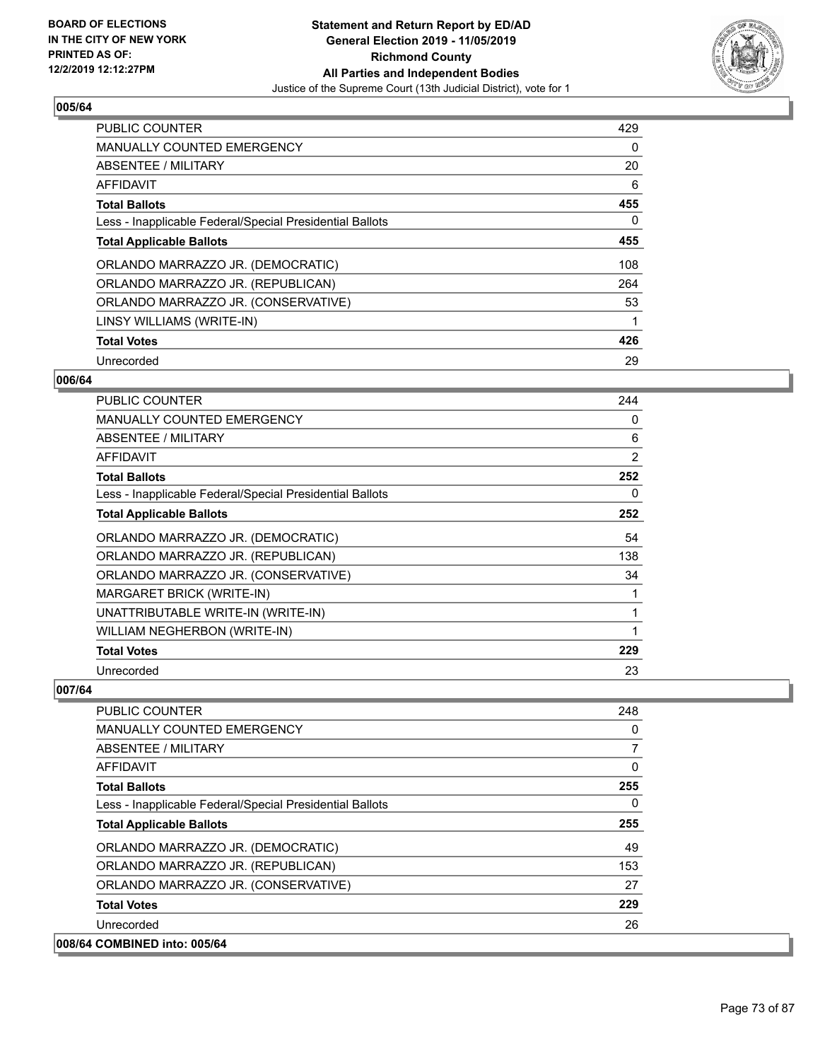**BOARD OF ELECTIONS IN THE CITY OF NEW YORK PRINTED AS OF: 12/2/2019 12:12:27PM**

# Statement and Return Report by ED/AD
## General Election 2019 - 11/05/2019
## Richmond County
## All Parties and Independent Bodies
Justice of the Supreme Court (13th Judicial District), vote for 1

### 005/64

| | |
|---|---|
| PUBLIC COUNTER | 429 |
| MANUALLY COUNTED EMERGENCY | 0 |
| ABSENTEE / MILITARY | 20 |
| AFFIDAVIT | 6 |
| **Total Ballots** | **455** |
| Less - Inapplicable Federal/Special Presidential Ballots | 0 |
| **Total Applicable Ballots** | **455** |
| ORLANDO MARRAZZO JR. (DEMOCRATIC) | 108 |
| ORLANDO MARRAZZO JR. (REPUBLICAN) | 264 |
| ORLANDO MARRAZZO JR. (CONSERVATIVE) | 53 |
| LINSY WILLIAMS (WRITE-IN) | 1 |
| **Total Votes** | **426** |
| Unrecorded | 29 |

### 006/64

| | |
|---|---|
| PUBLIC COUNTER | 244 |
| MANUALLY COUNTED EMERGENCY | 0 |
| ABSENTEE / MILITARY | 6 |
| AFFIDAVIT | 2 |
| **Total Ballots** | **252** |
| Less - Inapplicable Federal/Special Presidential Ballots | 0 |
| **Total Applicable Ballots** | **252** |
| ORLANDO MARRAZZO JR. (DEMOCRATIC) | 54 |
| ORLANDO MARRAZZO JR. (REPUBLICAN) | 138 |
| ORLANDO MARRAZZO JR. (CONSERVATIVE) | 34 |
| MARGARET BRICK (WRITE-IN) | 1 |
| UNATTRIBUTABLE WRITE-IN (WRITE-IN) | 1 |
| WILLIAM NEGHERBON (WRITE-IN) | 1 |
| **Total Votes** | **229** |
| Unrecorded | 23 |

### 007/64

| | |
|---|---|
| PUBLIC COUNTER | 248 |
| MANUALLY COUNTED EMERGENCY | 0 |
| ABSENTEE / MILITARY | 7 |
| AFFIDAVIT | 0 |
| **Total Ballots** | **255** |
| Less - Inapplicable Federal/Special Presidential Ballots | 0 |
| **Total Applicable Ballots** | **255** |
| ORLANDO MARRAZZO JR. (DEMOCRATIC) | 49 |
| ORLANDO MARRAZZO JR. (REPUBLICAN) | 153 |
| ORLANDO MARRAZZO JR. (CONSERVATIVE) | 27 |
| **Total Votes** | **229** |
| Unrecorded | 26 |

### 008/64 COMBINED into: 005/64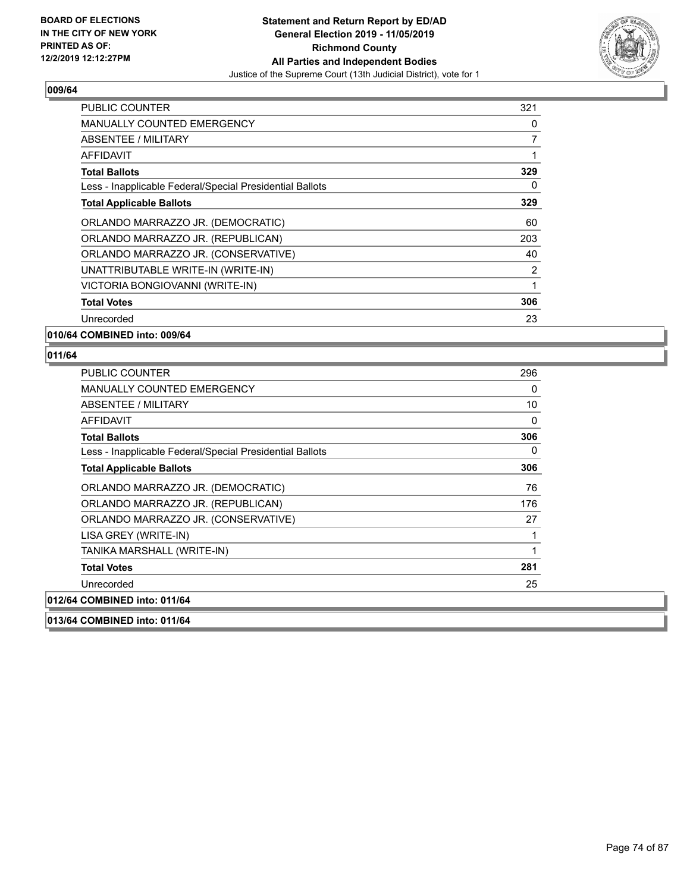**BOARD OF ELECTIONS IN THE CITY OF NEW YORK PRINTED AS OF: 12/2/2019 12:12:27PM**

**Statement and Return Report by ED/AD General Election 2019 - 11/05/2019 Richmond County All Parties and Independent Bodies**
Justice of the Supreme Court (13th Judicial District), vote for 1

## 009/64

| | |
|---|---|
| PUBLIC COUNTER | 321 |
| MANUALLY COUNTED EMERGENCY | 0 |
| ABSENTEE / MILITARY | 7 |
| AFFIDAVIT | 1 |
| **Total Ballots** | **329** |
| Less - Inapplicable Federal/Special Presidential Ballots | 0 |
| **Total Applicable Ballots** | **329** |
| ORLANDO MARRAZZO JR. (DEMOCRATIC) | 60 |
| ORLANDO MARRAZZO JR. (REPUBLICAN) | 203 |
| ORLANDO MARRAZZO JR. (CONSERVATIVE) | 40 |
| UNATTRIBUTABLE WRITE-IN (WRITE-IN) | 2 |
| VICTORIA BONGIOVANNI (WRITE-IN) | 1 |
| **Total Votes** | **306** |
| Unrecorded | 23 |

**010/64 COMBINED into: 009/64**

## 011/64

| | |
|---|---|
| PUBLIC COUNTER | 296 |
| MANUALLY COUNTED EMERGENCY | 0 |
| ABSENTEE / MILITARY | 10 |
| AFFIDAVIT | 0 |
| **Total Ballots** | **306** |
| Less - Inapplicable Federal/Special Presidential Ballots | 0 |
| **Total Applicable Ballots** | **306** |
| ORLANDO MARRAZZO JR. (DEMOCRATIC) | 76 |
| ORLANDO MARRAZZO JR. (REPUBLICAN) | 176 |
| ORLANDO MARRAZZO JR. (CONSERVATIVE) | 27 |
| LISA GREY (WRITE-IN) | 1 |
| TANIKA MARSHALL (WRITE-IN) | 1 |
| **Total Votes** | **281** |
| Unrecorded | 25 |

**012/64 COMBINED into: 011/64**

**013/64 COMBINED into: 011/64**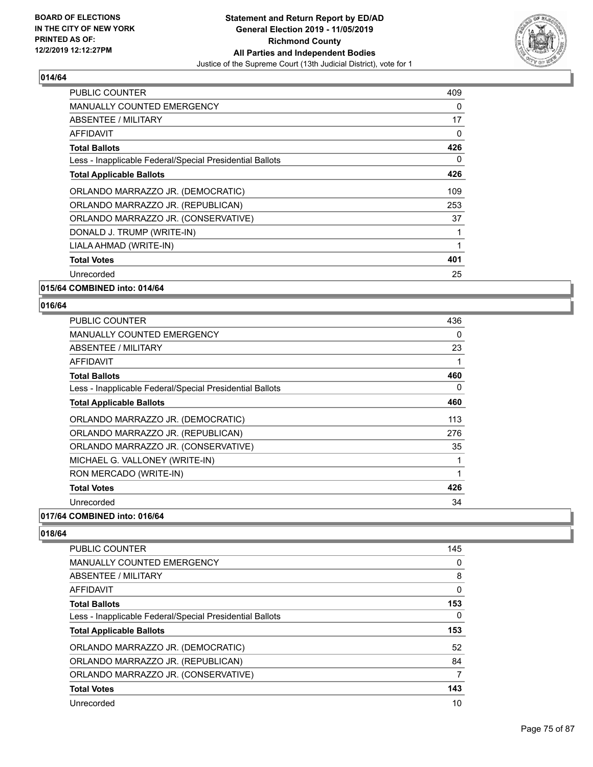### 014/64

| | |
|---|---|
| PUBLIC COUNTER | 409 |
| MANUALLY COUNTED EMERGENCY | 0 |
| ABSENTEE / MILITARY | 17 |
| AFFIDAVIT | 0 |
| **Total Ballots** | **426** |
| Less - Inapplicable Federal/Special Presidential Ballots | 0 |
| **Total Applicable Ballots** | **426** |
| ORLANDO MARRAZZO JR. (DEMOCRATIC) | 109 |
| ORLANDO MARRAZZO JR. (REPUBLICAN) | 253 |
| ORLANDO MARRAZZO JR. (CONSERVATIVE) | 37 |
| DONALD J. TRUMP (WRITE-IN) | 1 |
| LIALA AHMAD (WRITE-IN) | 1 |
| **Total Votes** | **401** |
| Unrecorded | 25 |

### 015/64 COMBINED into: 014/64

### 016/64

| | |
|---|---|
| PUBLIC COUNTER | 436 |
| MANUALLY COUNTED EMERGENCY | 0 |
| ABSENTEE / MILITARY | 23 |
| AFFIDAVIT | 1 |
| **Total Ballots** | **460** |
| Less - Inapplicable Federal/Special Presidential Ballots | 0 |
| **Total Applicable Ballots** | **460** |
| ORLANDO MARRAZZO JR. (DEMOCRATIC) | 113 |
| ORLANDO MARRAZZO JR. (REPUBLICAN) | 276 |
| ORLANDO MARRAZZO JR. (CONSERVATIVE) | 35 |
| MICHAEL G. VALLONEY (WRITE-IN) | 1 |
| RON MERCADO (WRITE-IN) | 1 |
| **Total Votes** | **426** |
| Unrecorded | 34 |

### 017/64 COMBINED into: 016/64

### 018/64

| | |
|---|---|
| PUBLIC COUNTER | 145 |
| MANUALLY COUNTED EMERGENCY | 0 |
| ABSENTEE / MILITARY | 8 |
| AFFIDAVIT | 0 |
| **Total Ballots** | **153** |
| Less - Inapplicable Federal/Special Presidential Ballots | 0 |
| **Total Applicable Ballots** | **153** |
| ORLANDO MARRAZZO JR. (DEMOCRATIC) | 52 |
| ORLANDO MARRAZZO JR. (REPUBLICAN) | 84 |
| ORLANDO MARRAZZO JR. (CONSERVATIVE) | 7 |
| **Total Votes** | **143** |
| Unrecorded | 10 |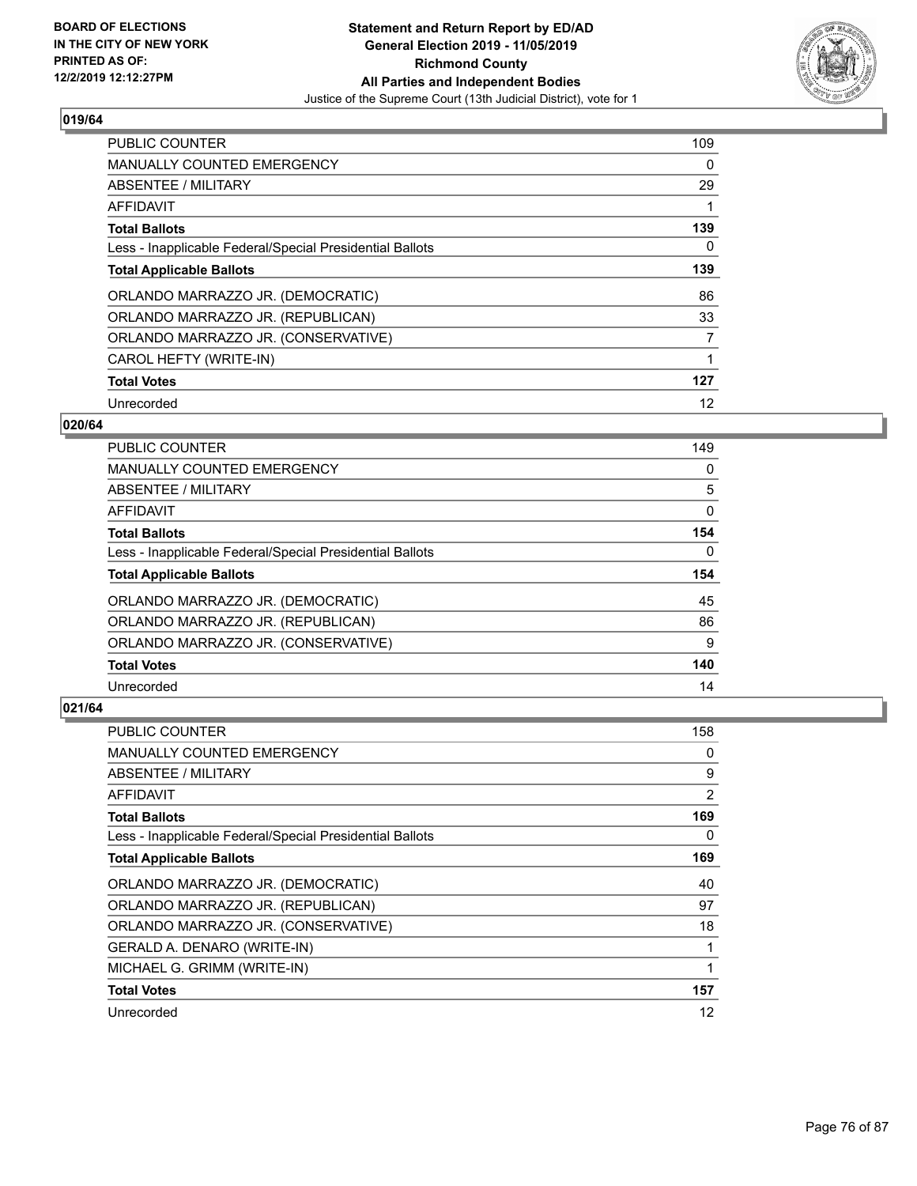## 019/64

| | |
|---|---|
| PUBLIC COUNTER | 109 |
| MANUALLY COUNTED EMERGENCY | 0 |
| ABSENTEE / MILITARY | 29 |
| AFFIDAVIT | 1 |
| **Total Ballots** | **139** |
| Less - Inapplicable Federal/Special Presidential Ballots | 0 |
| **Total Applicable Ballots** | **139** |
| ORLANDO MARRAZZO JR. (DEMOCRATIC) | 86 |
| ORLANDO MARRAZZO JR. (REPUBLICAN) | 33 |
| ORLANDO MARRAZZO JR. (CONSERVATIVE) | 7 |
| CAROL HEFTY (WRITE-IN) | 1 |
| **Total Votes** | **127** |
| Unrecorded | 12 |

## 020/64

| | |
|---|---|
| PUBLIC COUNTER | 149 |
| MANUALLY COUNTED EMERGENCY | 0 |
| ABSENTEE / MILITARY | 5 |
| AFFIDAVIT | 0 |
| **Total Ballots** | **154** |
| Less - Inapplicable Federal/Special Presidential Ballots | 0 |
| **Total Applicable Ballots** | **154** |
| ORLANDO MARRAZZO JR. (DEMOCRATIC) | 45 |
| ORLANDO MARRAZZO JR. (REPUBLICAN) | 86 |
| ORLANDO MARRAZZO JR. (CONSERVATIVE) | 9 |
| **Total Votes** | **140** |
| Unrecorded | 14 |

## 021/64

| | |
|---|---|
| PUBLIC COUNTER | 158 |
| MANUALLY COUNTED EMERGENCY | 0 |
| ABSENTEE / MILITARY | 9 |
| AFFIDAVIT | 2 |
| **Total Ballots** | **169** |
| Less - Inapplicable Federal/Special Presidential Ballots | 0 |
| **Total Applicable Ballots** | **169** |
| ORLANDO MARRAZZO JR. (DEMOCRATIC) | 40 |
| ORLANDO MARRAZZO JR. (REPUBLICAN) | 97 |
| ORLANDO MARRAZZO JR. (CONSERVATIVE) | 18 |
| GERALD A. DENARO (WRITE-IN) | 1 |
| MICHAEL G. GRIMM (WRITE-IN) | 1 |
| **Total Votes** | **157** |
| Unrecorded | 12 |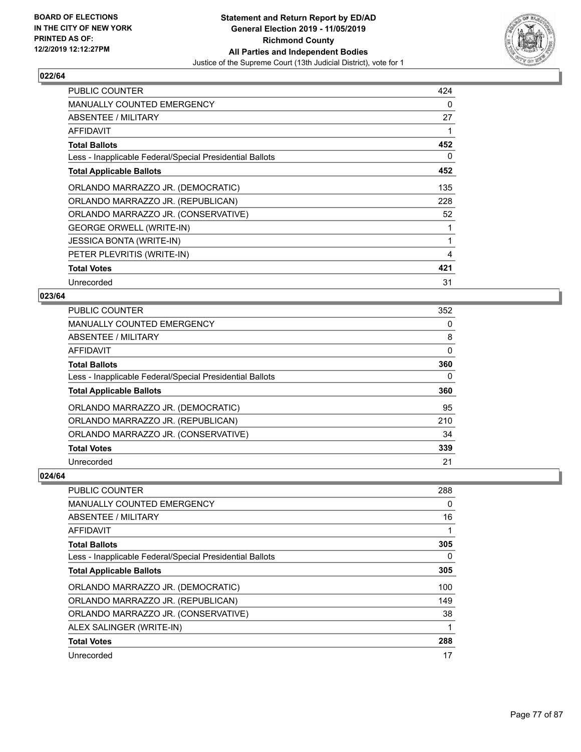**BOARD OF ELECTIONS IN THE CITY OF NEW YORK PRINTED AS OF: 12/2/2019 12:12:27PM**

**Statement and Return Report by ED/AD General Election 2019 - 11/05/2019 Richmond County All Parties and Independent Bodies**
Justice of the Supreme Court (13th Judicial District), vote for 1

## 022/64

| | |
|---|---|
| PUBLIC COUNTER | 424 |
| MANUALLY COUNTED EMERGENCY | 0 |
| ABSENTEE / MILITARY | 27 |
| AFFIDAVIT | 1 |
| **Total Ballots** | **452** |
| Less - Inapplicable Federal/Special Presidential Ballots | 0 |
| **Total Applicable Ballots** | **452** |
| ORLANDO MARRAZZO JR. (DEMOCRATIC) | 135 |
| ORLANDO MARRAZZO JR. (REPUBLICAN) | 228 |
| ORLANDO MARRAZZO JR. (CONSERVATIVE) | 52 |
| GEORGE ORWELL (WRITE-IN) | 1 |
| JESSICA BONTA (WRITE-IN) | 1 |
| PETER PLEVRITIS (WRITE-IN) | 4 |
| **Total Votes** | **421** |
| Unrecorded | 31 |

## 023/64

| | |
|---|---|
| PUBLIC COUNTER | 352 |
| MANUALLY COUNTED EMERGENCY | 0 |
| ABSENTEE / MILITARY | 8 |
| AFFIDAVIT | 0 |
| **Total Ballots** | **360** |
| Less - Inapplicable Federal/Special Presidential Ballots | 0 |
| **Total Applicable Ballots** | **360** |
| ORLANDO MARRAZZO JR. (DEMOCRATIC) | 95 |
| ORLANDO MARRAZZO JR. (REPUBLICAN) | 210 |
| ORLANDO MARRAZZO JR. (CONSERVATIVE) | 34 |
| **Total Votes** | **339** |
| Unrecorded | 21 |

## 024/64

| | |
|---|---|
| PUBLIC COUNTER | 288 |
| MANUALLY COUNTED EMERGENCY | 0 |
| ABSENTEE / MILITARY | 16 |
| AFFIDAVIT | 1 |
| **Total Ballots** | **305** |
| Less - Inapplicable Federal/Special Presidential Ballots | 0 |
| **Total Applicable Ballots** | **305** |
| ORLANDO MARRAZZO JR. (DEMOCRATIC) | 100 |
| ORLANDO MARRAZZO JR. (REPUBLICAN) | 149 |
| ORLANDO MARRAZZO JR. (CONSERVATIVE) | 38 |
| ALEX SALINGER (WRITE-IN) | 1 |
| **Total Votes** | **288** |
| Unrecorded | 17 |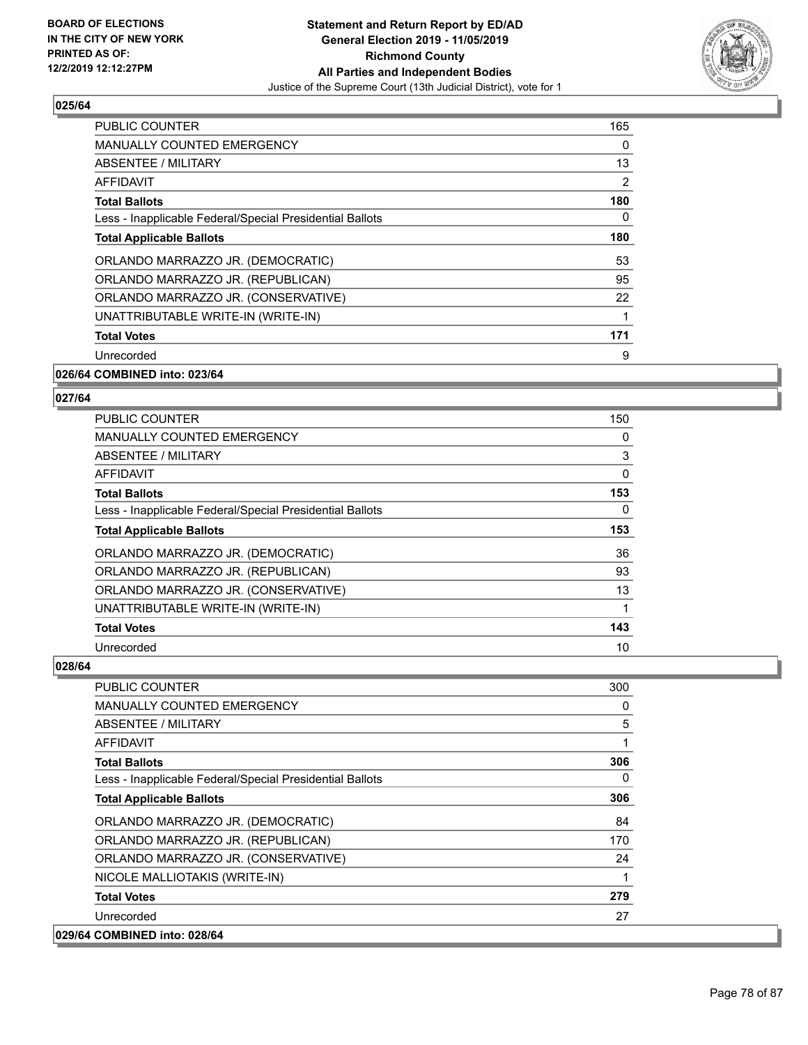### 025/64

| | |
|---|---|
| PUBLIC COUNTER | 165 |
| MANUALLY COUNTED EMERGENCY | 0 |
| ABSENTEE / MILITARY | 13 |
| AFFIDAVIT | 2 |
| **Total Ballots** | **180** |
| Less - Inapplicable Federal/Special Presidential Ballots | 0 |
| **Total Applicable Ballots** | **180** |
| ORLANDO MARRAZZO JR. (DEMOCRATIC) | 53 |
| ORLANDO MARRAZZO JR. (REPUBLICAN) | 95 |
| ORLANDO MARRAZZO JR. (CONSERVATIVE) | 22 |
| UNATTRIBUTABLE WRITE-IN (WRITE-IN) | 1 |
| **Total Votes** | **171** |
| Unrecorded | 9 |

**026/64 COMBINED into: 023/64**

### 027/64

| | |
|---|---|
| PUBLIC COUNTER | 150 |
| MANUALLY COUNTED EMERGENCY | 0 |
| ABSENTEE / MILITARY | 3 |
| AFFIDAVIT | 0 |
| **Total Ballots** | **153** |
| Less - Inapplicable Federal/Special Presidential Ballots | 0 |
| **Total Applicable Ballots** | **153** |
| ORLANDO MARRAZZO JR. (DEMOCRATIC) | 36 |
| ORLANDO MARRAZZO JR. (REPUBLICAN) | 93 |
| ORLANDO MARRAZZO JR. (CONSERVATIVE) | 13 |
| UNATTRIBUTABLE WRITE-IN (WRITE-IN) | 1 |
| **Total Votes** | **143** |
| Unrecorded | 10 |

### 028/64

| | |
|---|---|
| PUBLIC COUNTER | 300 |
| MANUALLY COUNTED EMERGENCY | 0 |
| ABSENTEE / MILITARY | 5 |
| AFFIDAVIT | 1 |
| **Total Ballots** | **306** |
| Less - Inapplicable Federal/Special Presidential Ballots | 0 |
| **Total Applicable Ballots** | **306** |
| ORLANDO MARRAZZO JR. (DEMOCRATIC) | 84 |
| ORLANDO MARRAZZO JR. (REPUBLICAN) | 170 |
| ORLANDO MARRAZZO JR. (CONSERVATIVE) | 24 |
| NICOLE MALLIOTAKIS (WRITE-IN) | 1 |
| **Total Votes** | **279** |
| Unrecorded | 27 |

**029/64 COMBINED into: 028/64**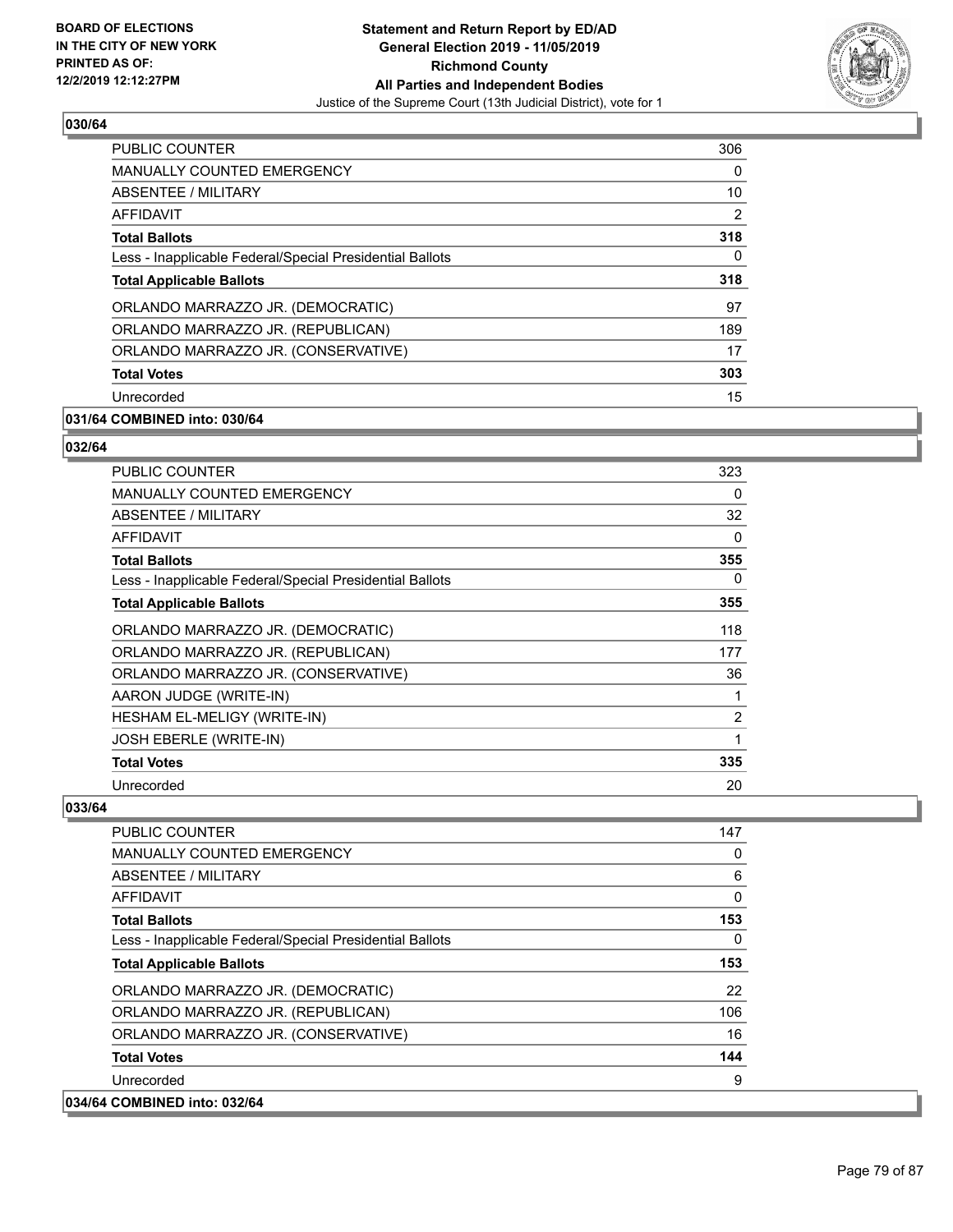### 030/64

| | |
|---|---|
| PUBLIC COUNTER | 306 |
| MANUALLY COUNTED EMERGENCY | 0 |
| ABSENTEE / MILITARY | 10 |
| AFFIDAVIT | 2 |
| **Total Ballots** | **318** |
| Less - Inapplicable Federal/Special Presidential Ballots | 0 |
| **Total Applicable Ballots** | **318** |
| ORLANDO MARRAZZO JR. (DEMOCRATIC) | 97 |
| ORLANDO MARRAZZO JR. (REPUBLICAN) | 189 |
| ORLANDO MARRAZZO JR. (CONSERVATIVE) | 17 |
| **Total Votes** | **303** |
| Unrecorded | 15 |

### 031/64 COMBINED into: 030/64

### 032/64

| | |
|---|---|
| PUBLIC COUNTER | 323 |
| MANUALLY COUNTED EMERGENCY | 0 |
| ABSENTEE / MILITARY | 32 |
| AFFIDAVIT | 0 |
| **Total Ballots** | **355** |
| Less - Inapplicable Federal/Special Presidential Ballots | 0 |
| **Total Applicable Ballots** | **355** |
| ORLANDO MARRAZZO JR. (DEMOCRATIC) | 118 |
| ORLANDO MARRAZZO JR. (REPUBLICAN) | 177 |
| ORLANDO MARRAZZO JR. (CONSERVATIVE) | 36 |
| AARON JUDGE (WRITE-IN) | 1 |
| HESHAM EL-MELIGY (WRITE-IN) | 2 |
| JOSH EBERLE (WRITE-IN) | 1 |
| **Total Votes** | **335** |
| Unrecorded | 20 |

### 033/64

| | |
|---|---|
| PUBLIC COUNTER | 147 |
| MANUALLY COUNTED EMERGENCY | 0 |
| ABSENTEE / MILITARY | 6 |
| AFFIDAVIT | 0 |
| **Total Ballots** | **153** |
| Less - Inapplicable Federal/Special Presidential Ballots | 0 |
| **Total Applicable Ballots** | **153** |
| ORLANDO MARRAZZO JR. (DEMOCRATIC) | 22 |
| ORLANDO MARRAZZO JR. (REPUBLICAN) | 106 |
| ORLANDO MARRAZZO JR. (CONSERVATIVE) | 16 |
| **Total Votes** | **144** |
| Unrecorded | 9 |

### 034/64 COMBINED into: 032/64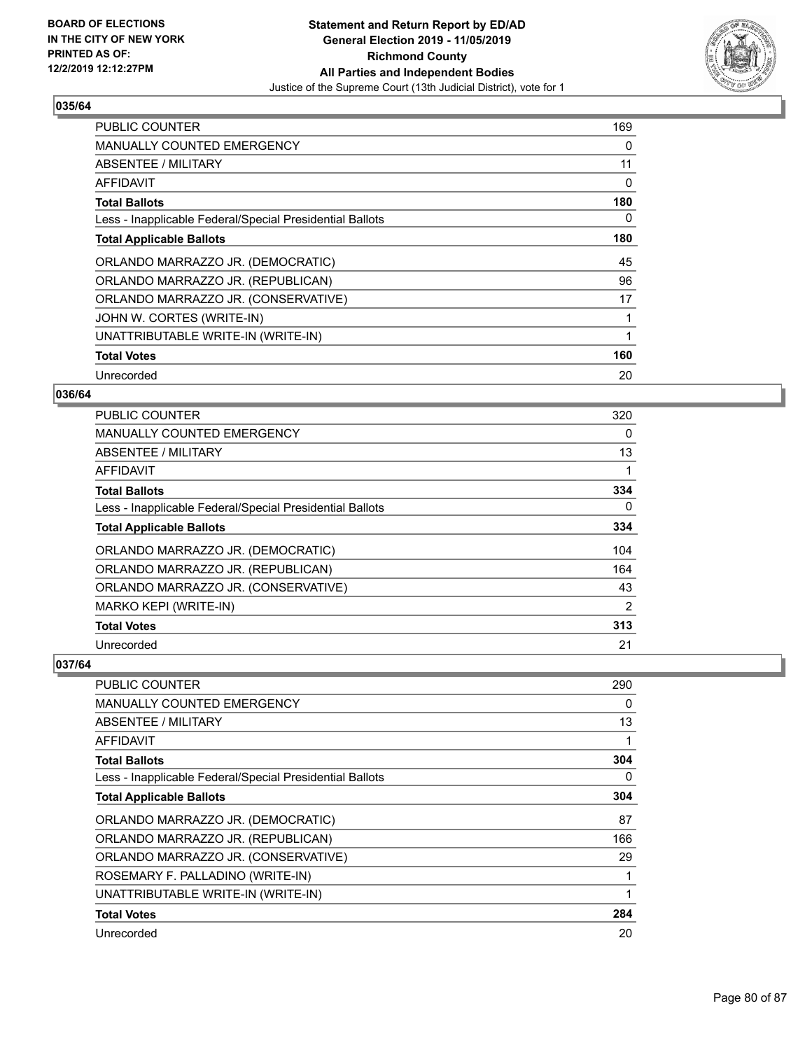**BOARD OF ELECTIONS IN THE CITY OF NEW YORK PRINTED AS OF: 12/2/2019 12:12:27PM**

**Statement and Return Report by ED/AD General Election 2019 - 11/05/2019 Richmond County All Parties and Independent Bodies**

Justice of the Supreme Court (13th Judicial District), vote for 1

### 035/64

| | |
|---|---|
| PUBLIC COUNTER | 169 |
| MANUALLY COUNTED EMERGENCY | 0 |
| ABSENTEE / MILITARY | 11 |
| AFFIDAVIT | 0 |
| **Total Ballots** | **180** |
| Less - Inapplicable Federal/Special Presidential Ballots | 0 |
| **Total Applicable Ballots** | **180** |
| ORLANDO MARRAZZO JR. (DEMOCRATIC) | 45 |
| ORLANDO MARRAZZO JR. (REPUBLICAN) | 96 |
| ORLANDO MARRAZZO JR. (CONSERVATIVE) | 17 |
| JOHN W. CORTES (WRITE-IN) | 1 |
| UNATTRIBUTABLE WRITE-IN (WRITE-IN) | 1 |
| **Total Votes** | **160** |
| Unrecorded | 20 |

### 036/64

| | |
|---|---|
| PUBLIC COUNTER | 320 |
| MANUALLY COUNTED EMERGENCY | 0 |
| ABSENTEE / MILITARY | 13 |
| AFFIDAVIT | 1 |
| **Total Ballots** | **334** |
| Less - Inapplicable Federal/Special Presidential Ballots | 0 |
| **Total Applicable Ballots** | **334** |
| ORLANDO MARRAZZO JR. (DEMOCRATIC) | 104 |
| ORLANDO MARRAZZO JR. (REPUBLICAN) | 164 |
| ORLANDO MARRAZZO JR. (CONSERVATIVE) | 43 |
| MARKO KEPI (WRITE-IN) | 2 |
| **Total Votes** | **313** |
| Unrecorded | 21 |

### 037/64

| | |
|---|---|
| PUBLIC COUNTER | 290 |
| MANUALLY COUNTED EMERGENCY | 0 |
| ABSENTEE / MILITARY | 13 |
| AFFIDAVIT | 1 |
| **Total Ballots** | **304** |
| Less - Inapplicable Federal/Special Presidential Ballots | 0 |
| **Total Applicable Ballots** | **304** |
| ORLANDO MARRAZZO JR. (DEMOCRATIC) | 87 |
| ORLANDO MARRAZZO JR. (REPUBLICAN) | 166 |
| ORLANDO MARRAZZO JR. (CONSERVATIVE) | 29 |
| ROSEMARY F. PALLADINO (WRITE-IN) | 1 |
| UNATTRIBUTABLE WRITE-IN (WRITE-IN) | 1 |
| **Total Votes** | **284** |
| Unrecorded | 20 |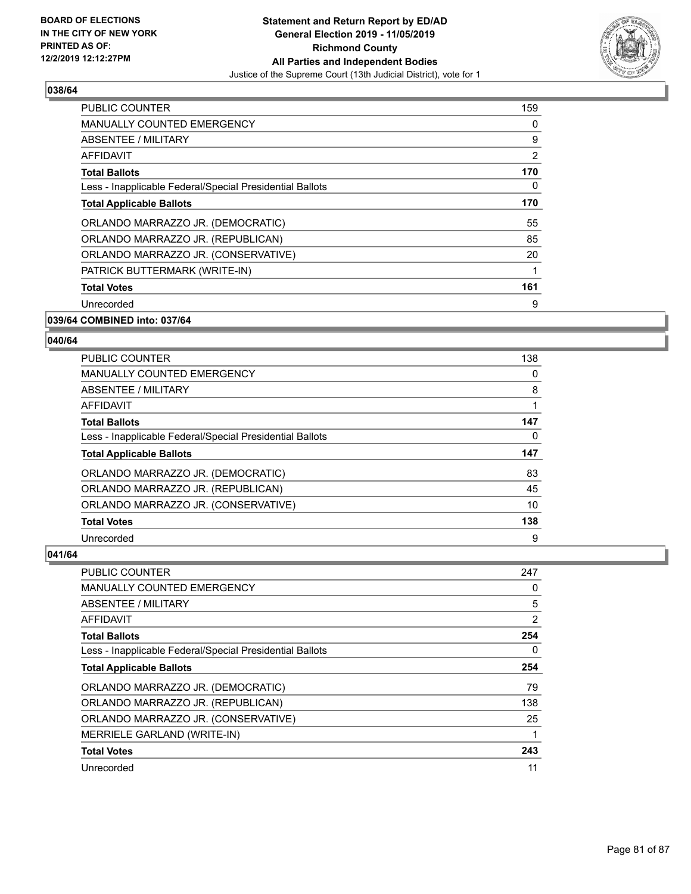**BOARD OF ELECTIONS IN THE CITY OF NEW YORK PRINTED AS OF: 12/2/2019 12:12:27PM**

**Statement and Return Report by ED/AD General Election 2019 - 11/05/2019 Richmond County All Parties and Independent Bodies**

Justice of the Supreme Court (13th Judicial District), vote for 1

### 038/64

| | |
|---|---|
| PUBLIC COUNTER | 159 |
| MANUALLY COUNTED EMERGENCY | 0 |
| ABSENTEE / MILITARY | 9 |
| AFFIDAVIT | 2 |
| **Total Ballots** | **170** |
| Less - Inapplicable Federal/Special Presidential Ballots | 0 |
| **Total Applicable Ballots** | **170** |
| ORLANDO MARRAZZO JR. (DEMOCRATIC) | 55 |
| ORLANDO MARRAZZO JR. (REPUBLICAN) | 85 |
| ORLANDO MARRAZZO JR. (CONSERVATIVE) | 20 |
| PATRICK BUTTERMARK (WRITE-IN) | 1 |
| **Total Votes** | **161** |
| Unrecorded | 9 |

### 039/64 COMBINED into: 037/64

### 040/64

| | |
|---|---|
| PUBLIC COUNTER | 138 |
| MANUALLY COUNTED EMERGENCY | 0 |
| ABSENTEE / MILITARY | 8 |
| AFFIDAVIT | 1 |
| **Total Ballots** | **147** |
| Less - Inapplicable Federal/Special Presidential Ballots | 0 |
| **Total Applicable Ballots** | **147** |
| ORLANDO MARRAZZO JR. (DEMOCRATIC) | 83 |
| ORLANDO MARRAZZO JR. (REPUBLICAN) | 45 |
| ORLANDO MARRAZZO JR. (CONSERVATIVE) | 10 |
| **Total Votes** | **138** |
| Unrecorded | 9 |

### 041/64

| | |
|---|---|
| PUBLIC COUNTER | 247 |
| MANUALLY COUNTED EMERGENCY | 0 |
| ABSENTEE / MILITARY | 5 |
| AFFIDAVIT | 2 |
| **Total Ballots** | **254** |
| Less - Inapplicable Federal/Special Presidential Ballots | 0 |
| **Total Applicable Ballots** | **254** |
| ORLANDO MARRAZZO JR. (DEMOCRATIC) | 79 |
| ORLANDO MARRAZZO JR. (REPUBLICAN) | 138 |
| ORLANDO MARRAZZO JR. (CONSERVATIVE) | 25 |
| MERRIELE GARLAND (WRITE-IN) | 1 |
| **Total Votes** | **243** |
| Unrecorded | 11 |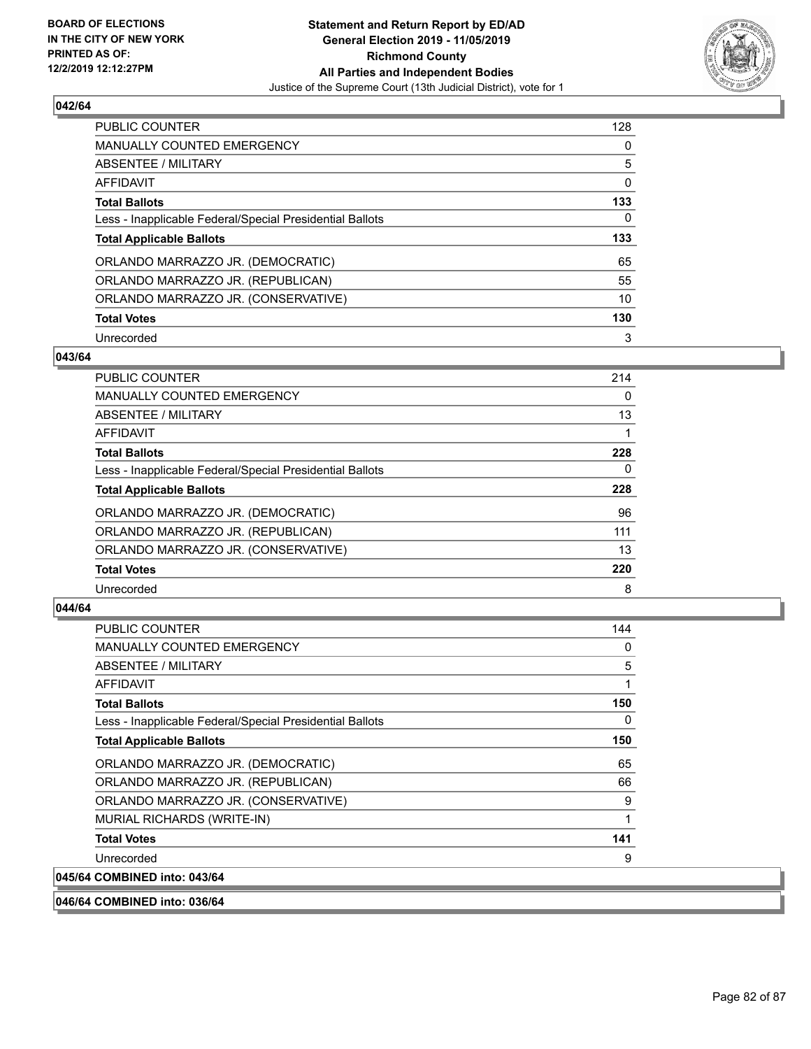**Statement and Return Report by ED/AD**
**General Election 2019 - 11/05/2019**
**Richmond County**
**All Parties and Independent Bodies**
Justice of the Supreme Court (13th Judicial District), vote for 1

BOARD OF ELECTIONS
IN THE CITY OF NEW YORK
PRINTED AS OF:
12/2/2019 12:12:27PM

### 042/64

| | |
|---|---|
| PUBLIC COUNTER | 128 |
| MANUALLY COUNTED EMERGENCY | 0 |
| ABSENTEE / MILITARY | 5 |
| AFFIDAVIT | 0 |
| **Total Ballots** | **133** |
| Less - Inapplicable Federal/Special Presidential Ballots | 0 |
| **Total Applicable Ballots** | **133** |
| ORLANDO MARRAZZO JR. (DEMOCRATIC) | 65 |
| ORLANDO MARRAZZO JR. (REPUBLICAN) | 55 |
| ORLANDO MARRAZZO JR. (CONSERVATIVE) | 10 |
| **Total Votes** | **130** |
| Unrecorded | 3 |

### 043/64

| | |
|---|---|
| PUBLIC COUNTER | 214 |
| MANUALLY COUNTED EMERGENCY | 0 |
| ABSENTEE / MILITARY | 13 |
| AFFIDAVIT | 1 |
| **Total Ballots** | **228** |
| Less - Inapplicable Federal/Special Presidential Ballots | 0 |
| **Total Applicable Ballots** | **228** |
| ORLANDO MARRAZZO JR. (DEMOCRATIC) | 96 |
| ORLANDO MARRAZZO JR. (REPUBLICAN) | 111 |
| ORLANDO MARRAZZO JR. (CONSERVATIVE) | 13 |
| **Total Votes** | **220** |
| Unrecorded | 8 |

### 044/64

| | |
|---|---|
| PUBLIC COUNTER | 144 |
| MANUALLY COUNTED EMERGENCY | 0 |
| ABSENTEE / MILITARY | 5 |
| AFFIDAVIT | 1 |
| **Total Ballots** | **150** |
| Less - Inapplicable Federal/Special Presidential Ballots | 0 |
| **Total Applicable Ballots** | **150** |
| ORLANDO MARRAZZO JR. (DEMOCRATIC) | 65 |
| ORLANDO MARRAZZO JR. (REPUBLICAN) | 66 |
| ORLANDO MARRAZZO JR. (CONSERVATIVE) | 9 |
| MURIAL RICHARDS (WRITE-IN) | 1 |
| **Total Votes** | **141** |
| Unrecorded | 9 |

**045/64 COMBINED into: 043/64**

**046/64 COMBINED into: 036/64**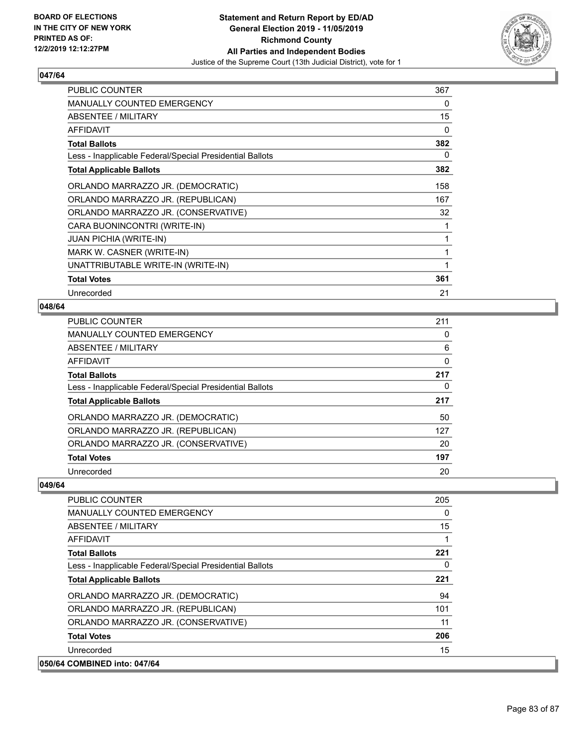### 047/64

| | |
|---|---|
| PUBLIC COUNTER | 367 |
| MANUALLY COUNTED EMERGENCY | 0 |
| ABSENTEE / MILITARY | 15 |
| AFFIDAVIT | 0 |
| **Total Ballots** | **382** |
| Less - Inapplicable Federal/Special Presidential Ballots | 0 |
| **Total Applicable Ballots** | **382** |
| ORLANDO MARRAZZO JR. (DEMOCRATIC) | 158 |
| ORLANDO MARRAZZO JR. (REPUBLICAN) | 167 |
| ORLANDO MARRAZZO JR. (CONSERVATIVE) | 32 |
| CARA BUONINCONTRI (WRITE-IN) | 1 |
| JUAN PICHIA (WRITE-IN) | 1 |
| MARK W. CASNER (WRITE-IN) | 1 |
| UNATTRIBUTABLE WRITE-IN (WRITE-IN) | 1 |
| **Total Votes** | **361** |
| Unrecorded | 21 |

### 048/64

| | |
|---|---|
| PUBLIC COUNTER | 211 |
| MANUALLY COUNTED EMERGENCY | 0 |
| ABSENTEE / MILITARY | 6 |
| AFFIDAVIT | 0 |
| **Total Ballots** | **217** |
| Less - Inapplicable Federal/Special Presidential Ballots | 0 |
| **Total Applicable Ballots** | **217** |
| ORLANDO MARRAZZO JR. (DEMOCRATIC) | 50 |
| ORLANDO MARRAZZO JR. (REPUBLICAN) | 127 |
| ORLANDO MARRAZZO JR. (CONSERVATIVE) | 20 |
| **Total Votes** | **197** |
| Unrecorded | 20 |

### 049/64

| | |
|---|---|
| PUBLIC COUNTER | 205 |
| MANUALLY COUNTED EMERGENCY | 0 |
| ABSENTEE / MILITARY | 15 |
| AFFIDAVIT | 1 |
| **Total Ballots** | **221** |
| Less - Inapplicable Federal/Special Presidential Ballots | 0 |
| **Total Applicable Ballots** | **221** |
| ORLANDO MARRAZZO JR. (DEMOCRATIC) | 94 |
| ORLANDO MARRAZZO JR. (REPUBLICAN) | 101 |
| ORLANDO MARRAZZO JR. (CONSERVATIVE) | 11 |
| **Total Votes** | **206** |
| Unrecorded | 15 |

### 050/64 COMBINED into: 047/64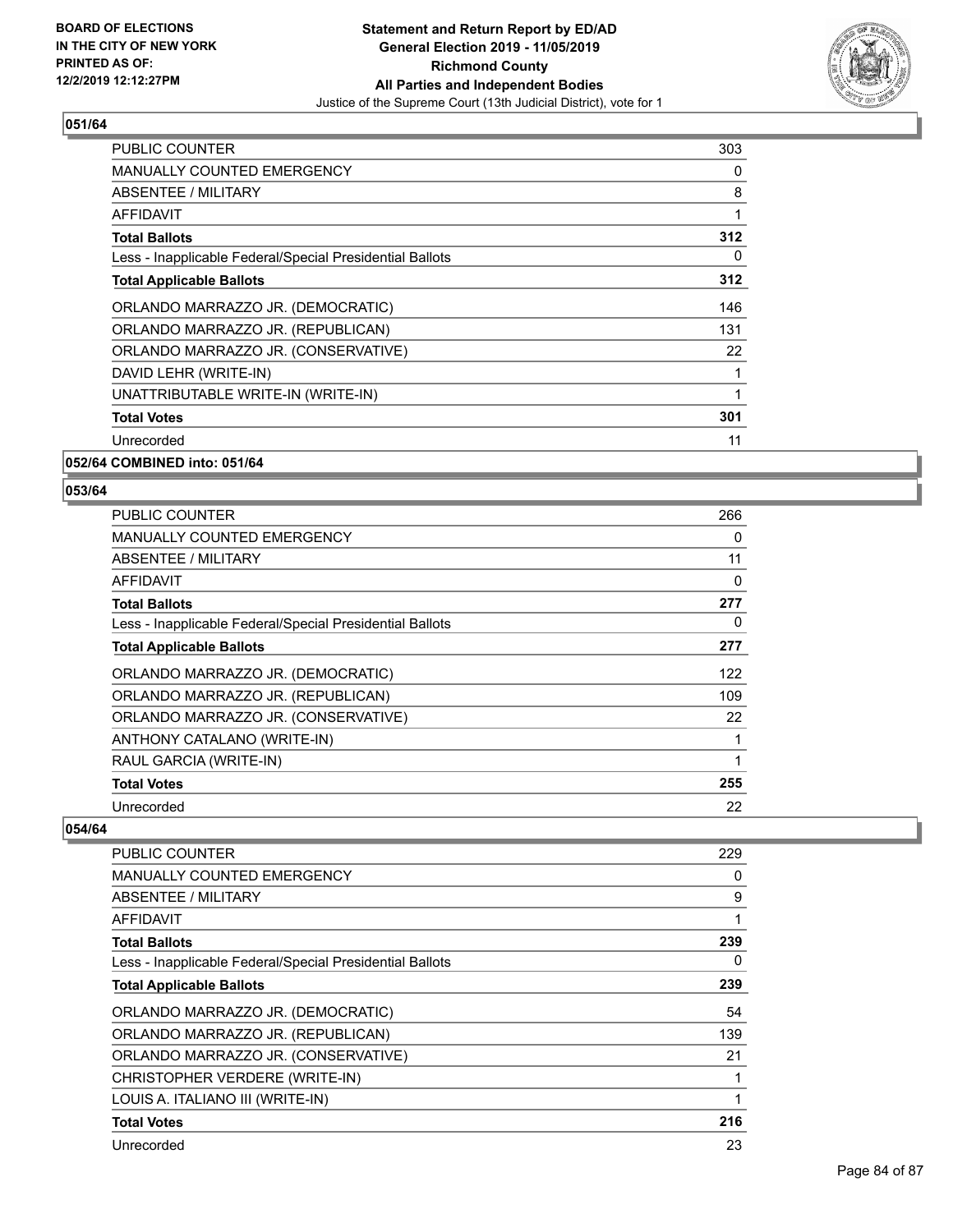## 051/64

| | |
|---|---|
| PUBLIC COUNTER | 303 |
| MANUALLY COUNTED EMERGENCY | 0 |
| ABSENTEE / MILITARY | 8 |
| AFFIDAVIT | 1 |
| **Total Ballots** | **312** |
| Less - Inapplicable Federal/Special Presidential Ballots | 0 |
| **Total Applicable Ballots** | **312** |
| ORLANDO MARRAZZO JR. (DEMOCRATIC) | 146 |
| ORLANDO MARRAZZO JR. (REPUBLICAN) | 131 |
| ORLANDO MARRAZZO JR. (CONSERVATIVE) | 22 |
| DAVID LEHR (WRITE-IN) | 1 |
| UNATTRIBUTABLE WRITE-IN (WRITE-IN) | 1 |
| **Total Votes** | **301** |
| Unrecorded | 11 |

## 052/64 COMBINED into: 051/64

## 053/64

| | |
|---|---|
| PUBLIC COUNTER | 266 |
| MANUALLY COUNTED EMERGENCY | 0 |
| ABSENTEE / MILITARY | 11 |
| AFFIDAVIT | 0 |
| **Total Ballots** | **277** |
| Less - Inapplicable Federal/Special Presidential Ballots | 0 |
| **Total Applicable Ballots** | **277** |
| ORLANDO MARRAZZO JR. (DEMOCRATIC) | 122 |
| ORLANDO MARRAZZO JR. (REPUBLICAN) | 109 |
| ORLANDO MARRAZZO JR. (CONSERVATIVE) | 22 |
| ANTHONY CATALANO (WRITE-IN) | 1 |
| RAUL GARCIA (WRITE-IN) | 1 |
| **Total Votes** | **255** |
| Unrecorded | 22 |

## 054/64

| | |
|---|---|
| PUBLIC COUNTER | 229 |
| MANUALLY COUNTED EMERGENCY | 0 |
| ABSENTEE / MILITARY | 9 |
| AFFIDAVIT | 1 |
| **Total Ballots** | **239** |
| Less - Inapplicable Federal/Special Presidential Ballots | 0 |
| **Total Applicable Ballots** | **239** |
| ORLANDO MARRAZZO JR. (DEMOCRATIC) | 54 |
| ORLANDO MARRAZZO JR. (REPUBLICAN) | 139 |
| ORLANDO MARRAZZO JR. (CONSERVATIVE) | 21 |
| CHRISTOPHER VERDERE (WRITE-IN) | 1 |
| LOUIS A. ITALIANO III (WRITE-IN) | 1 |
| **Total Votes** | **216** |
| Unrecorded | 23 |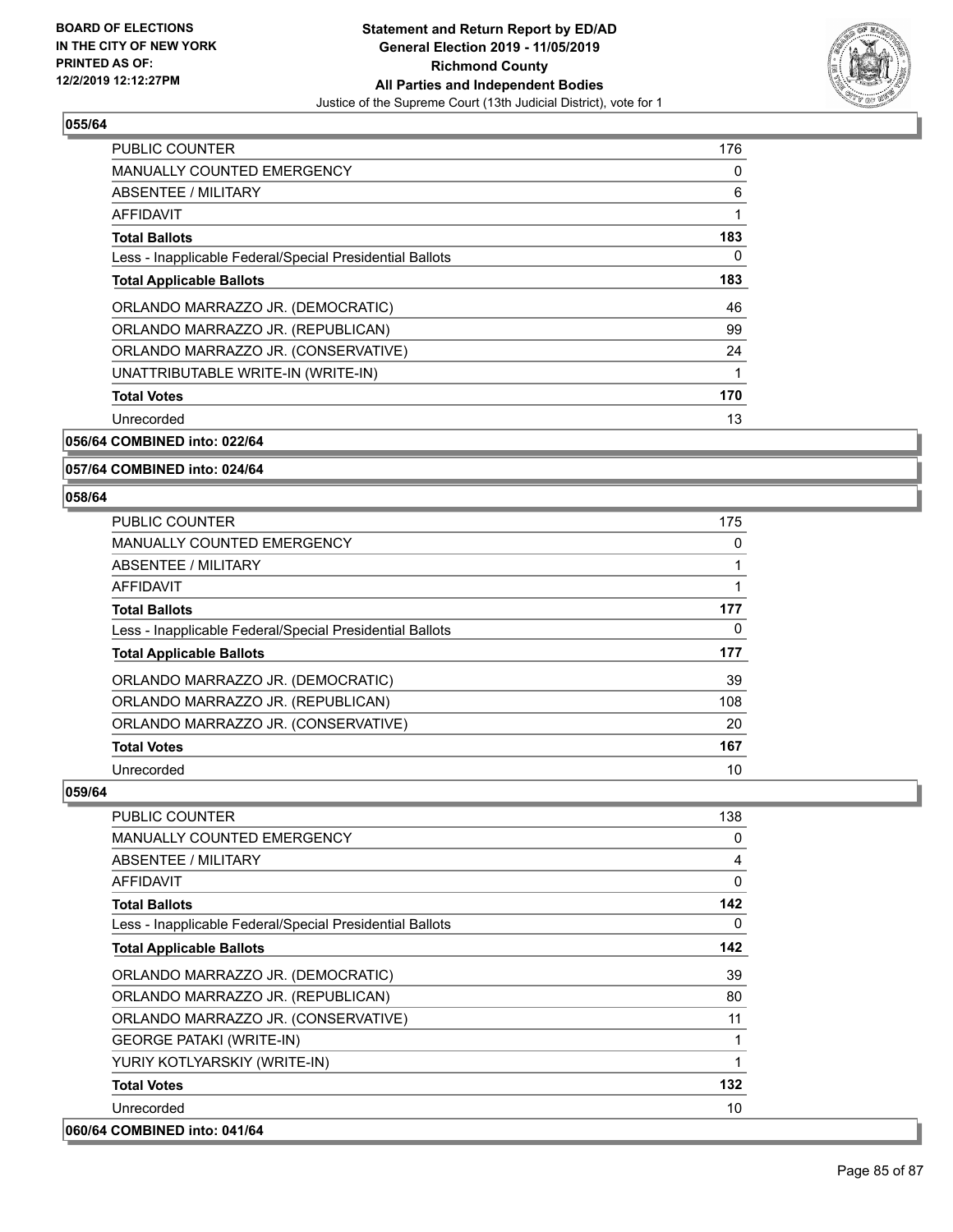### 055/64

| | |
|---|---|
| PUBLIC COUNTER | 176 |
| MANUALLY COUNTED EMERGENCY | 0 |
| ABSENTEE / MILITARY | 6 |
| AFFIDAVIT | 1 |
| **Total Ballots** | **183** |
| Less - Inapplicable Federal/Special Presidential Ballots | 0 |
| **Total Applicable Ballots** | **183** |
| ORLANDO MARRAZZO JR. (DEMOCRATIC) | 46 |
| ORLANDO MARRAZZO JR. (REPUBLICAN) | 99 |
| ORLANDO MARRAZZO JR. (CONSERVATIVE) | 24 |
| UNATTRIBUTABLE WRITE-IN (WRITE-IN) | 1 |
| **Total Votes** | **170** |
| Unrecorded | 13 |

### 056/64 COMBINED into: 022/64

### 057/64 COMBINED into: 024/64

### 058/64

| | |
|---|---|
| PUBLIC COUNTER | 175 |
| MANUALLY COUNTED EMERGENCY | 0 |
| ABSENTEE / MILITARY | 1 |
| AFFIDAVIT | 1 |
| **Total Ballots** | **177** |
| Less - Inapplicable Federal/Special Presidential Ballots | 0 |
| **Total Applicable Ballots** | **177** |
| ORLANDO MARRAZZO JR. (DEMOCRATIC) | 39 |
| ORLANDO MARRAZZO JR. (REPUBLICAN) | 108 |
| ORLANDO MARRAZZO JR. (CONSERVATIVE) | 20 |
| **Total Votes** | **167** |
| Unrecorded | 10 |

### 059/64

| | |
|---|---|
| PUBLIC COUNTER | 138 |
| MANUALLY COUNTED EMERGENCY | 0 |
| ABSENTEE / MILITARY | 4 |
| AFFIDAVIT | 0 |
| **Total Ballots** | **142** |
| Less - Inapplicable Federal/Special Presidential Ballots | 0 |
| **Total Applicable Ballots** | **142** |
| ORLANDO MARRAZZO JR. (DEMOCRATIC) | 39 |
| ORLANDO MARRAZZO JR. (REPUBLICAN) | 80 |
| ORLANDO MARRAZZO JR. (CONSERVATIVE) | 11 |
| GEORGE PATAKI (WRITE-IN) | 1 |
| YURIY KOTLYARSKIY (WRITE-IN) | 1 |
| **Total Votes** | **132** |
| Unrecorded | 10 |

### 060/64 COMBINED into: 041/64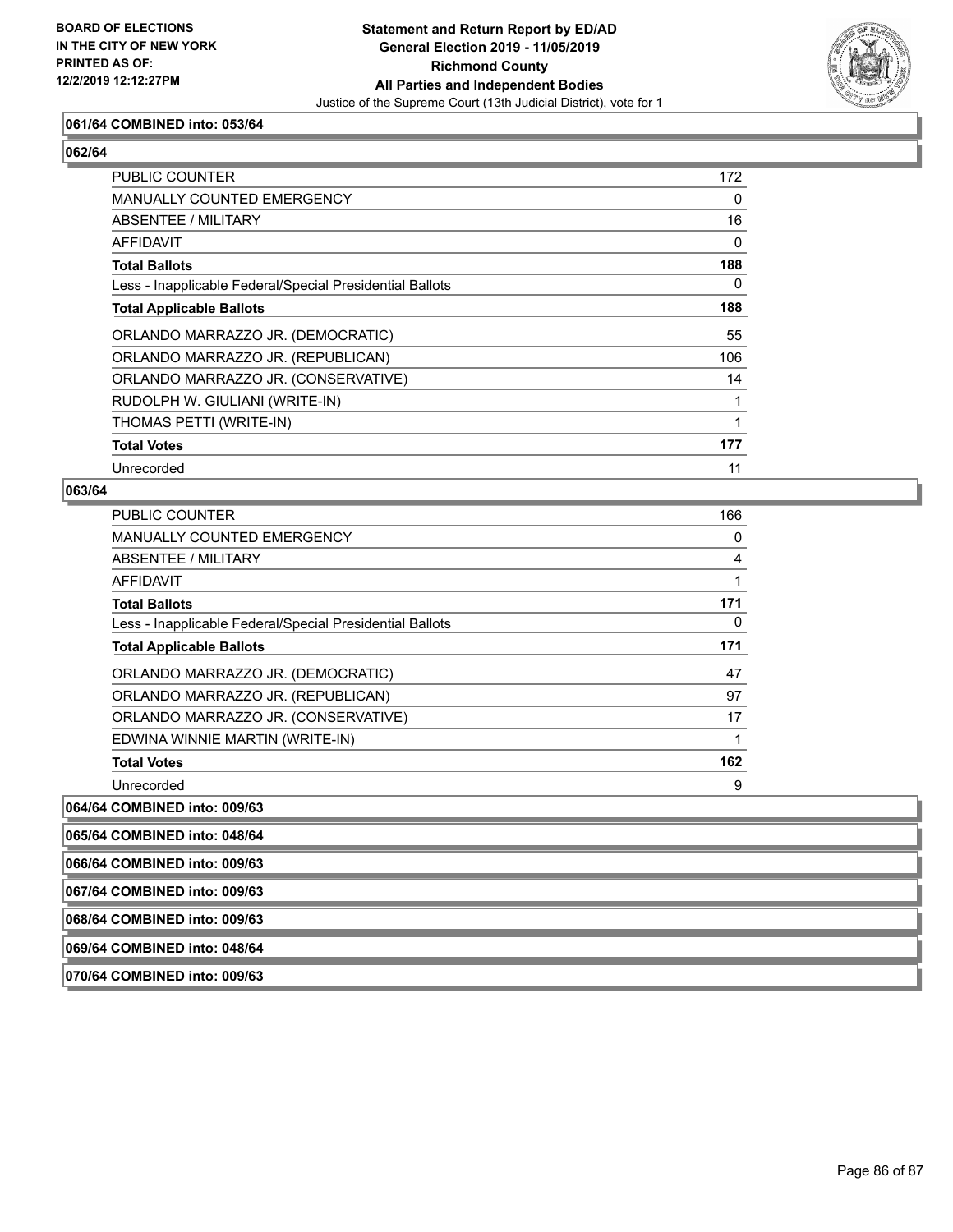**061/64 COMBINED into: 053/64**

**062/64**

| | |
|---|---|
| PUBLIC COUNTER | 172 |
| MANUALLY COUNTED EMERGENCY | 0 |
| ABSENTEE / MILITARY | 16 |
| AFFIDAVIT | 0 |
| **Total Ballots** | **188** |
| Less - Inapplicable Federal/Special Presidential Ballots | 0 |
| **Total Applicable Ballots** | **188** |
| ORLANDO MARRAZZO JR. (DEMOCRATIC) | 55 |
| ORLANDO MARRAZZO JR. (REPUBLICAN) | 106 |
| ORLANDO MARRAZZO JR. (CONSERVATIVE) | 14 |
| RUDOLPH W. GIULIANI (WRITE-IN) | 1 |
| THOMAS PETTI (WRITE-IN) | 1 |
| **Total Votes** | **177** |
| Unrecorded | 11 |

**063/64**

| | |
|---|---|
| PUBLIC COUNTER | 166 |
| MANUALLY COUNTED EMERGENCY | 0 |
| ABSENTEE / MILITARY | 4 |
| AFFIDAVIT | 1 |
| **Total Ballots** | **171** |
| Less - Inapplicable Federal/Special Presidential Ballots | 0 |
| **Total Applicable Ballots** | **171** |
| ORLANDO MARRAZZO JR. (DEMOCRATIC) | 47 |
| ORLANDO MARRAZZO JR. (REPUBLICAN) | 97 |
| ORLANDO MARRAZZO JR. (CONSERVATIVE) | 17 |
| EDWINA WINNIE MARTIN (WRITE-IN) | 1 |
| **Total Votes** | **162** |
| Unrecorded | 9 |

**064/64 COMBINED into: 009/63**

**065/64 COMBINED into: 048/64**

**066/64 COMBINED into: 009/63**

**067/64 COMBINED into: 009/63**

**068/64 COMBINED into: 009/63**

**069/64 COMBINED into: 048/64**

**070/64 COMBINED into: 009/63**